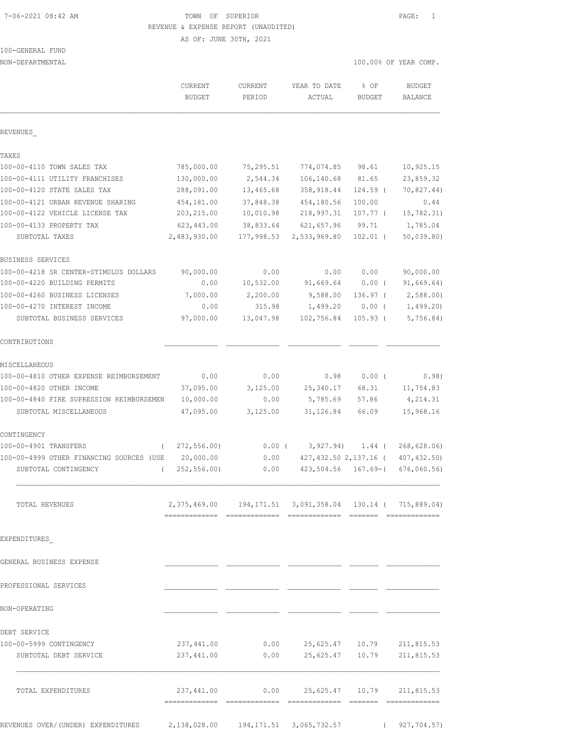TOWN OF SUPERIOR

REVENUE & EXPENSE REPORT (UNAUDITED)

AS OF: JUNE 30TH, 2021

7-06-2021 08:42 AM

100-GENERAL FUND

NON-DEPARTMENTAL

100.00% OF YEAR COMP.

| | CURRENT BUDGET | CURRENT PERIOD | YEAR TO DATE ACTUAL | % OF BUDGET | BUDGET BALANCE |
|---|---|---|---|---|---|
| **REVENUES_** | | | | | |
| **TAXES** | | | | | |
| 100-00-4110 TOWN SALES TAX | 785,000.00 | 75,295.51 | 774,074.85 | 98.61 | 10,925.15 |
| 100-00-4111 UTILITY FRANCHISES | 130,000.00 | 2,544.34 | 106,140.68 | 81.65 | 23,859.32 |
| 100-00-4120 STATE SALES TAX | 288,091.00 | 13,465.68 | 358,918.44 | 124.59 ( | 70,827.44) |
| 100-00-4121 URBAN REVENUE SHARING | 454,181.00 | 37,848.38 | 454,180.56 | 100.00 | 0.44 |
| 100-00-4122 VEHICLE LICENSE TAX | 203,215.00 | 10,010.98 | 218,997.31 | 107.77 ( | 15,782.31) |
| 100-00-4133 PROPERTY TAX | 623,443.00 | 38,833.64 | 621,657.96 | 99.71 | 1,785.04 |
| SUBTOTAL TAXES | 2,483,930.00 | 177,998.53 | 2,533,969.80 | 102.01 ( | 50,039.80) |
| **BUSINESS SERVICES** | | | | | |
| 100-00-4218 SR CENTER-STIMULUS DOLLARS | 90,000.00 | 0.00 | 0.00 | 0.00 | 90,000.00 |
| 100-00-4220 BUILDING PERMITS | 0.00 | 10,532.00 | 91,669.64 | 0.00 ( | 91,669.64) |
| 100-00-4260 BUSINESS LICENSES | 7,000.00 | 2,200.00 | 9,588.00 | 136.97 ( | 2,588.00) |
| 100-00-4270 INTEREST INCOME | 0.00 | 315.98 | 1,499.20 | 0.00 ( | 1,499.20) |
| SUBTOTAL BUSINESS SERVICES | 97,000.00 | 13,047.98 | 102,756.84 | 105.93 ( | 5,756.84) |
| **CONTRIBUTIONS** | | | | | |
| **MISCELLANEOUS** | | | | | |
| 100-00-4810 OTHER EXPENSE REIMBURSEMENT | 0.00 | 0.00 | 0.98 | 0.00 ( | 0.98) |
| 100-00-4820 OTHER INCOME | 37,095.00 | 3,125.00 | 25,340.17 | 68.31 | 11,754.83 |
| 100-00-4840 FIRE SUPRESSION REIMBURSEMEN | 10,000.00 | 0.00 | 5,785.69 | 57.86 | 4,214.31 |
| SUBTOTAL MISCELLANEOUS | 47,095.00 | 3,125.00 | 31,126.84 | 66.09 | 15,968.16 |
| **CONTINGENCY** | | | | | |
| 100-00-4901 TRANSFERS | ( 272,556.00) | 0.00 ( | 3,927.94) | 1.44 ( | 268,628.06) |
| 100-00-4999 OTHER FINANCING SOURCES (USE | 20,000.00 | 0.00 | 427,432.50 | 2,137.16 ( | 407,432.50) |
| SUBTOTAL CONTINGENCY | ( 252,556.00) | 0.00 | 423,504.56 | 167.69-( | 676,060.56) |
| TOTAL REVENUES | 2,375,469.00 | 194,171.51 | 3,091,358.04 | 130.14 ( | 715,889.04) |
| **EXPENDITURES_** | | | | | |
| **GENERAL BUSINESS EXPENSE** | | | | | |
| **PROFESSIONAL SERVICES** | | | | | |
| **NON-OPERATING** | | | | | |
| **DEBT SERVICE** | | | | | |
| 100-00-5999 CONTINGENCY | 237,441.00 | 0.00 | 25,625.47 | 10.79 | 211,815.53 |
| SUBTOTAL DEBT SERVICE | 237,441.00 | 0.00 | 25,625.47 | 10.79 | 211,815.53 |
| TOTAL EXPENDITURES | 237,441.00 | 0.00 | 25,625.47 | 10.79 | 211,815.53 |
| REVENUES OVER/(UNDER) EXPENDITURES | 2,138,028.00 | 194,171.51 | 3,065,732.57 | ( | 927,704.57) |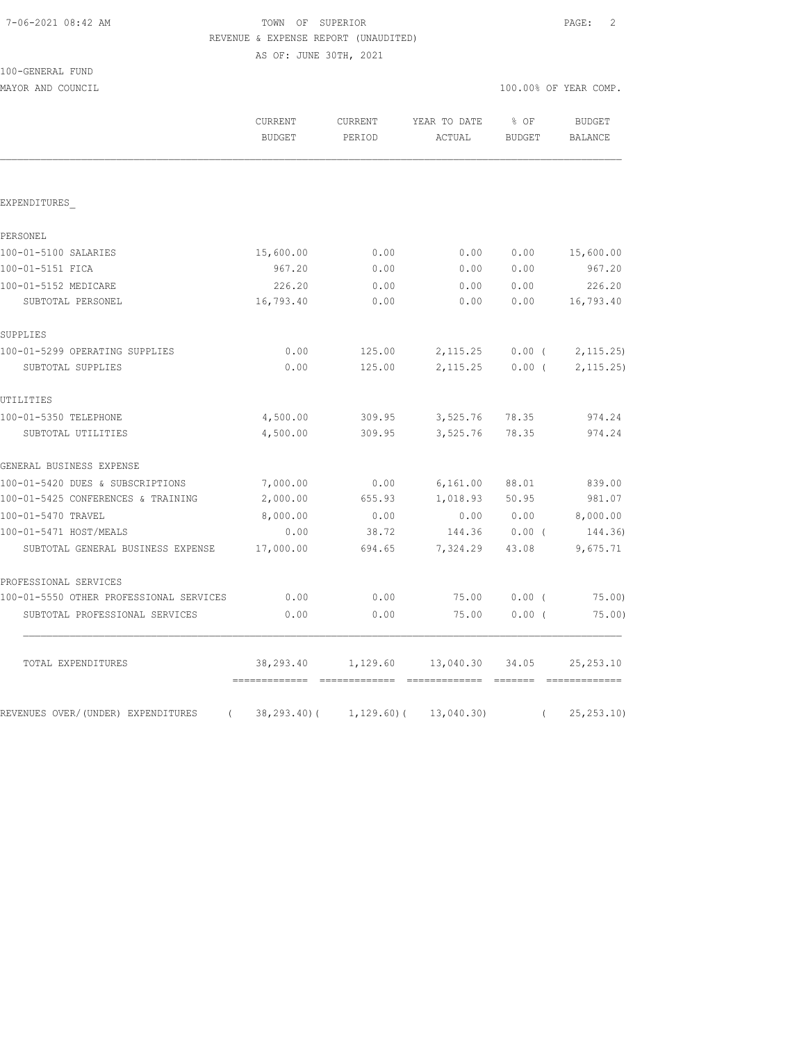TOWN OF SUPERIOR
REVENUE & EXPENSE REPORT (UNAUDITED)
AS OF: JUNE 30TH, 2021

100-GENERAL FUND
MAYOR AND COUNCIL

100.00% OF YEAR COMP.

| | CURRENT BUDGET | CURRENT PERIOD | YEAR TO DATE ACTUAL | % OF BUDGET | BUDGET BALANCE |
|---|---|---|---|---|---|
| EXPENDITURES_ | | | | | |
| PERSONEL | | | | | |
| 100-01-5100 SALARIES | 15,600.00 | 0.00 | 0.00 | 0.00 | 15,600.00 |
| 100-01-5151 FICA | 967.20 | 0.00 | 0.00 | 0.00 | 967.20 |
| 100-01-5152 MEDICARE | 226.20 | 0.00 | 0.00 | 0.00 | 226.20 |
| SUBTOTAL PERSONEL | 16,793.40 | 0.00 | 0.00 | 0.00 | 16,793.40 |
| SUPPLIES | | | | | |
| 100-01-5299 OPERATING SUPPLIES | 0.00 | 125.00 | 2,115.25 | 0.00 ( | 2,115.25) |
| SUBTOTAL SUPPLIES | 0.00 | 125.00 | 2,115.25 | 0.00 ( | 2,115.25) |
| UTILITIES | | | | | |
| 100-01-5350 TELEPHONE | 4,500.00 | 309.95 | 3,525.76 | 78.35 | 974.24 |
| SUBTOTAL UTILITIES | 4,500.00 | 309.95 | 3,525.76 | 78.35 | 974.24 |
| GENERAL BUSINESS EXPENSE | | | | | |
| 100-01-5420 DUES & SUBSCRIPTIONS | 7,000.00 | 0.00 | 6,161.00 | 88.01 | 839.00 |
| 100-01-5425 CONFERENCES & TRAINING | 2,000.00 | 655.93 | 1,018.93 | 50.95 | 981.07 |
| 100-01-5470 TRAVEL | 8,000.00 | 0.00 | 0.00 | 0.00 | 8,000.00 |
| 100-01-5471 HOST/MEALS | 0.00 | 38.72 | 144.36 | 0.00 ( | 144.36) |
| SUBTOTAL GENERAL BUSINESS EXPENSE | 17,000.00 | 694.65 | 7,324.29 | 43.08 | 9,675.71 |
| PROFESSIONAL SERVICES | | | | | |
| 100-01-5550 OTHER PROFESSIONAL SERVICES | 0.00 | 0.00 | 75.00 | 0.00 ( | 75.00) |
| SUBTOTAL PROFESSIONAL SERVICES | 0.00 | 0.00 | 75.00 | 0.00 ( | 75.00) |
| TOTAL EXPENDITURES | 38,293.40 | 1,129.60 | 13,040.30 | 34.05 | 25,253.10 |
| REVENUES OVER/(UNDER) EXPENDITURES | ( 38,293.40)( | 1,129.60)( | 13,040.30) | ( | 25,253.10) |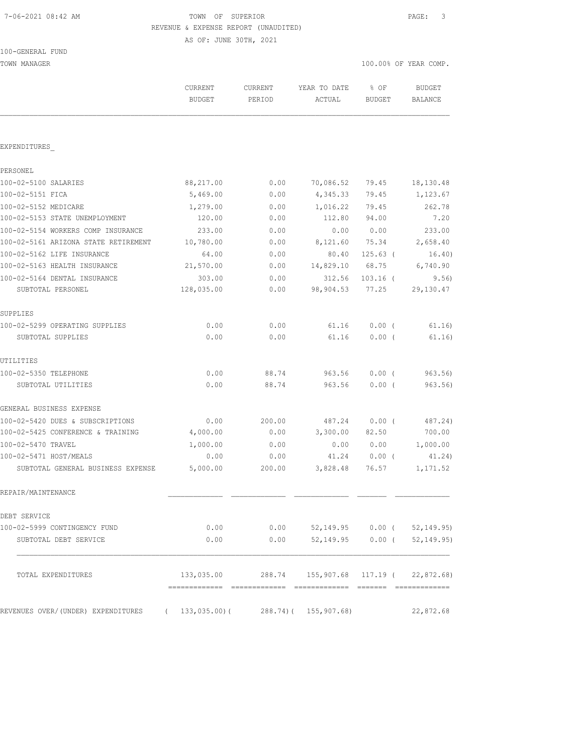7-06-2021 08:42 AM

TOWN OF SUPERIOR

REVENUE & EXPENSE REPORT (UNAUDITED)

AS OF: JUNE 30TH, 2021

100-GENERAL FUND

TOWN MANAGER

100.00% OF YEAR COMP.

| | CURRENT BUDGET | CURRENT PERIOD | YEAR TO DATE ACTUAL | % OF BUDGET | BUDGET BALANCE |
|---|---|---|---|---|---|
| **EXPENDITURES_** | | | | | |
| **PERSONEL** | | | | | |
| 100-02-5100 SALARIES | 88,217.00 | 0.00 | 70,086.52 | 79.45 | 18,130.48 |
| 100-02-5151 FICA | 5,469.00 | 0.00 | 4,345.33 | 79.45 | 1,123.67 |
| 100-02-5152 MEDICARE | 1,279.00 | 0.00 | 1,016.22 | 79.45 | 262.78 |
| 100-02-5153 STATE UNEMPLOYMENT | 120.00 | 0.00 | 112.80 | 94.00 | 7.20 |
| 100-02-5154 WORKERS COMP INSURANCE | 233.00 | 0.00 | 0.00 | 0.00 | 233.00 |
| 100-02-5161 ARIZONA STATE RETIREMENT | 10,780.00 | 0.00 | 8,121.60 | 75.34 | 2,658.40 |
| 100-02-5162 LIFE INSURANCE | 64.00 | 0.00 | 80.40 | 125.63 ( | 16.40) |
| 100-02-5163 HEALTH INSURANCE | 21,570.00 | 0.00 | 14,829.10 | 68.75 | 6,740.90 |
| 100-02-5164 DENTAL INSURANCE | 303.00 | 0.00 | 312.56 | 103.16 ( | 9.56) |
| SUBTOTAL PERSONEL | 128,035.00 | 0.00 | 98,904.53 | 77.25 | 29,130.47 |
| **SUPPLIES** | | | | | |
| 100-02-5299 OPERATING SUPPLIES | 0.00 | 0.00 | 61.16 | 0.00 ( | 61.16) |
| SUBTOTAL SUPPLIES | 0.00 | 0.00 | 61.16 | 0.00 ( | 61.16) |
| **UTILITIES** | | | | | |
| 100-02-5350 TELEPHONE | 0.00 | 88.74 | 963.56 | 0.00 ( | 963.56) |
| SUBTOTAL UTILITIES | 0.00 | 88.74 | 963.56 | 0.00 ( | 963.56) |
| **GENERAL BUSINESS EXPENSE** | | | | | |
| 100-02-5420 DUES & SUBSCRIPTIONS | 0.00 | 200.00 | 487.24 | 0.00 ( | 487.24) |
| 100-02-5425 CONFERENCE & TRAINING | 4,000.00 | 0.00 | 3,300.00 | 82.50 | 700.00 |
| 100-02-5470 TRAVEL | 1,000.00 | 0.00 | 0.00 | 0.00 | 1,000.00 |
| 100-02-5471 HOST/MEALS | 0.00 | 0.00 | 41.24 | 0.00 ( | 41.24) |
| SUBTOTAL GENERAL BUSINESS EXPENSE | 5,000.00 | 200.00 | 3,828.48 | 76.57 | 1,171.52 |
| **REPAIR/MAINTENANCE** | | | | | |
| **DEBT SERVICE** | | | | | |
| 100-02-5999 CONTINGENCY FUND | 0.00 | 0.00 | 52,149.95 | 0.00 ( | 52,149.95) |
| SUBTOTAL DEBT SERVICE | 0.00 | 0.00 | 52,149.95 | 0.00 ( | 52,149.95) |
| TOTAL EXPENDITURES | 133,035.00 | 288.74 | 155,907.68 | 117.19 ( | 22,872.68) |
| REVENUES OVER/(UNDER) EXPENDITURES | ( 133,035.00)( | 288.74)( | 155,907.68) | | 22,872.68 |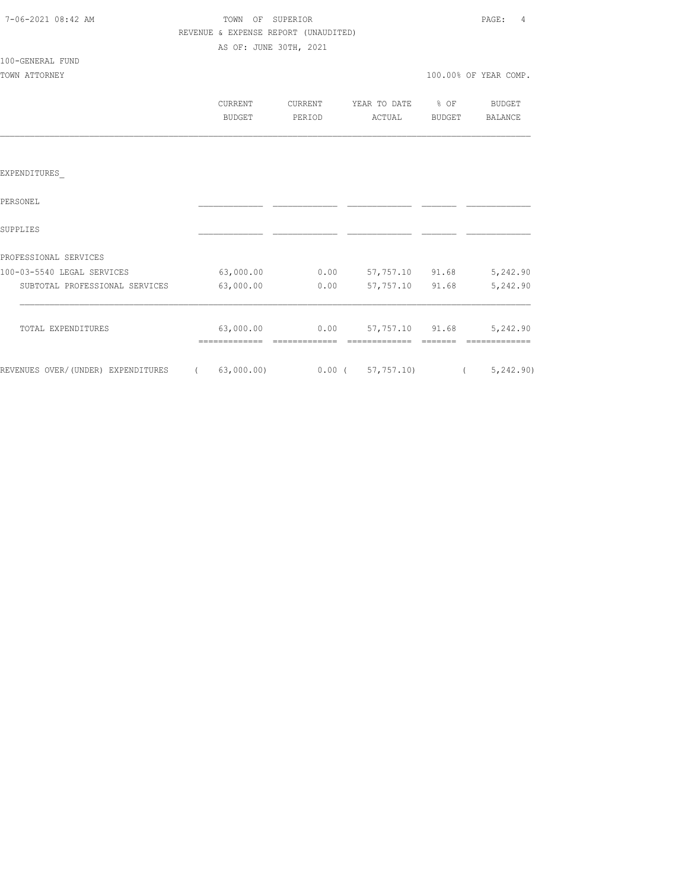TOWN OF SUPERIOR

REVENUE & EXPENSE REPORT (UNAUDITED)

AS OF: JUNE 30TH, 2021

100-GENERAL FUND

TOWN ATTORNEY

100.00% OF YEAR COMP.

| | CURRENT BUDGET | CURRENT PERIOD | YEAR TO DATE ACTUAL | % OF BUDGET | BUDGET BALANCE |
|---|---|---|---|---|---|
| EXPENDITURES_ | | | | | |
| PERSONEL | | | | | |
| SUPPLIES | | | | | |
| PROFESSIONAL SERVICES | | | | | |
| 100-03-5540 LEGAL SERVICES | 63,000.00 | 0.00 | 57,757.10 | 91.68 | 5,242.90 |
| SUBTOTAL PROFESSIONAL SERVICES | 63,000.00 | 0.00 | 57,757.10 | 91.68 | 5,242.90 |
| TOTAL EXPENDITURES | 63,000.00 | 0.00 | 57,757.10 | 91.68 | 5,242.90 |
| REVENUES OVER/(UNDER) EXPENDITURES | ( 63,000.00) | 0.00 | ( 57,757.10) | | ( 5,242.90) |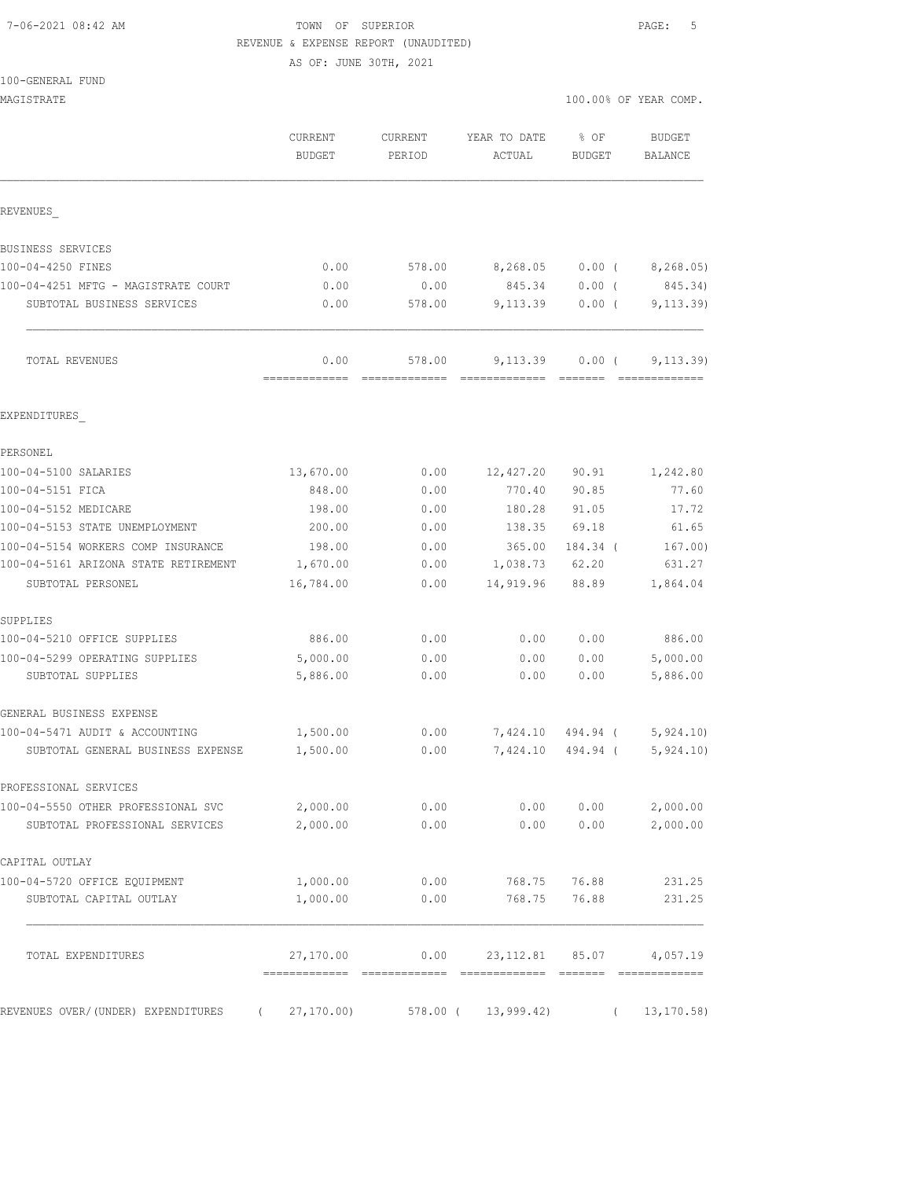TOWN OF SUPERIOR

REVENUE & EXPENSE REPORT (UNAUDITED)

AS OF: JUNE 30TH, 2021

100-GENERAL FUND

MAGISTRATE — 100.00% OF YEAR COMP.

| | CURRENT BUDGET | CURRENT PERIOD | YEAR TO DATE ACTUAL | % OF BUDGET | BUDGET BALANCE |
|---|---|---|---|---|---|
| **REVENUES** | | | | | |
| BUSINESS SERVICES | | | | | |
| 100-04-4250 FINES | 0.00 | 578.00 | 8,268.05 | 0.00 | ( 8,268.05) |
| 100-04-4251 MFTG - MAGISTRATE COURT | 0.00 | 0.00 | 845.34 | 0.00 | ( 845.34) |
| SUBTOTAL BUSINESS SERVICES | 0.00 | 578.00 | 9,113.39 | 0.00 | ( 9,113.39) |
| TOTAL REVENUES | 0.00 | 578.00 | 9,113.39 | 0.00 | ( 9,113.39) |
| **EXPENDITURES** | | | | | |
| PERSONEL | | | | | |
| 100-04-5100 SALARIES | 13,670.00 | 0.00 | 12,427.20 | 90.91 | 1,242.80 |
| 100-04-5151 FICA | 848.00 | 0.00 | 770.40 | 90.85 | 77.60 |
| 100-04-5152 MEDICARE | 198.00 | 0.00 | 180.28 | 91.05 | 17.72 |
| 100-04-5153 STATE UNEMPLOYMENT | 200.00 | 0.00 | 138.35 | 69.18 | 61.65 |
| 100-04-5154 WORKERS COMP INSURANCE | 198.00 | 0.00 | 365.00 | 184.34 | ( 167.00) |
| 100-04-5161 ARIZONA STATE RETIREMENT | 1,670.00 | 0.00 | 1,038.73 | 62.20 | 631.27 |
| SUBTOTAL PERSONEL | 16,784.00 | 0.00 | 14,919.96 | 88.89 | 1,864.04 |
| SUPPLIES | | | | | |
| 100-04-5210 OFFICE SUPPLIES | 886.00 | 0.00 | 0.00 | 0.00 | 886.00 |
| 100-04-5299 OPERATING SUPPLIES | 5,000.00 | 0.00 | 0.00 | 0.00 | 5,000.00 |
| SUBTOTAL SUPPLIES | 5,886.00 | 0.00 | 0.00 | 0.00 | 5,886.00 |
| GENERAL BUSINESS EXPENSE | | | | | |
| 100-04-5471 AUDIT & ACCOUNTING | 1,500.00 | 0.00 | 7,424.10 | 494.94 | ( 5,924.10) |
| SUBTOTAL GENERAL BUSINESS EXPENSE | 1,500.00 | 0.00 | 7,424.10 | 494.94 | ( 5,924.10) |
| PROFESSIONAL SERVICES | | | | | |
| 100-04-5550 OTHER PROFESSIONAL SVC | 2,000.00 | 0.00 | 0.00 | 0.00 | 2,000.00 |
| SUBTOTAL PROFESSIONAL SERVICES | 2,000.00 | 0.00 | 0.00 | 0.00 | 2,000.00 |
| CAPITAL OUTLAY | | | | | |
| 100-04-5720 OFFICE EQUIPMENT | 1,000.00 | 0.00 | 768.75 | 76.88 | 231.25 |
| SUBTOTAL CAPITAL OUTLAY | 1,000.00 | 0.00 | 768.75 | 76.88 | 231.25 |
| TOTAL EXPENDITURES | 27,170.00 | 0.00 | 23,112.81 | 85.07 | 4,057.19 |
| REVENUES OVER/(UNDER) EXPENDITURES | ( 27,170.00) | 578.00 | ( 13,999.42) | | ( 13,170.58) |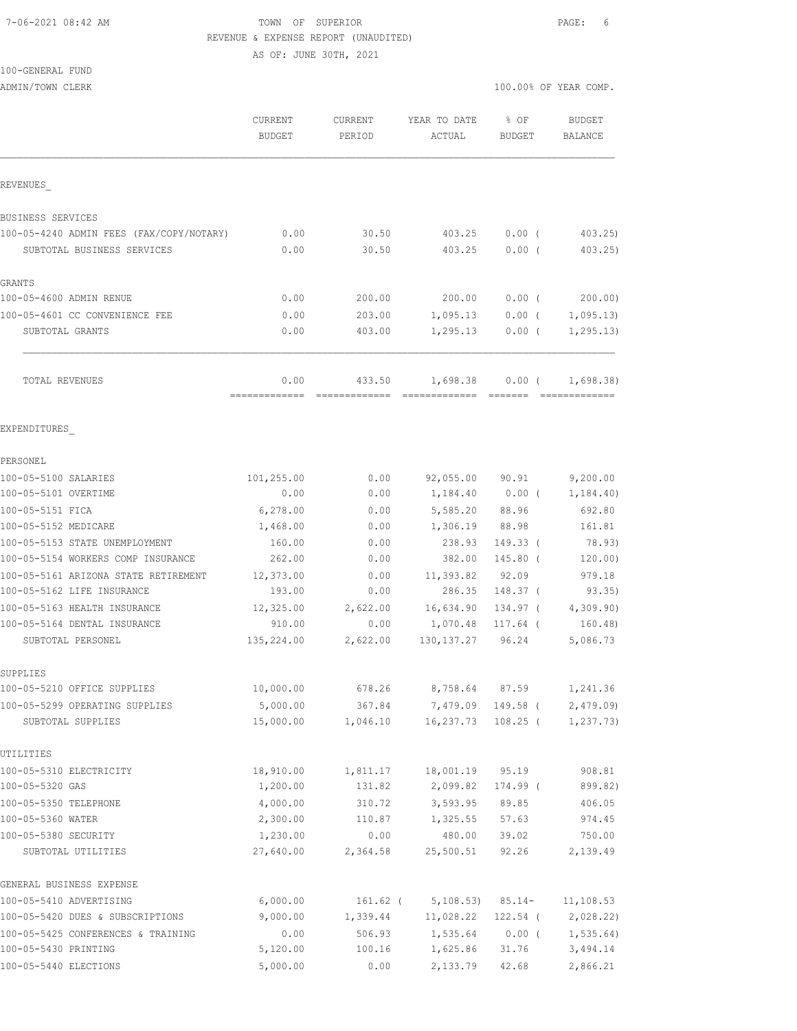7-06-2021 08:42 AM

TOWN OF SUPERIOR

REVENUE & EXPENSE REPORT (UNAUDITED)

AS OF: JUNE 30TH, 2021

100-GENERAL FUND

ADMIN/TOWN CLERK

100.00% OF YEAR COMP.

| | CURRENT BUDGET | CURRENT PERIOD | YEAR TO DATE ACTUAL | % OF BUDGET | BUDGET BALANCE |
|---|---|---|---|---|---|
| **REVENUES** | | | | | |
| BUSINESS SERVICES | | | | | |
| 100-05-4240 ADMIN FEES (FAX/COPY/NOTARY) | 0.00 | 30.50 | 403.25 | 0.00 ( | 403.25) |
| SUBTOTAL BUSINESS SERVICES | 0.00 | 30.50 | 403.25 | 0.00 ( | 403.25) |
| GRANTS | | | | | |
| 100-05-4600 ADMIN RENUE | 0.00 | 200.00 | 200.00 | 0.00 ( | 200.00) |
| 100-05-4601 CC CONVENIENCE FEE | 0.00 | 203.00 | 1,095.13 | 0.00 ( | 1,095.13) |
| SUBTOTAL GRANTS | 0.00 | 403.00 | 1,295.13 | 0.00 ( | 1,295.13) |
| TOTAL REVENUES | 0.00 | 433.50 | 1,698.38 | 0.00 ( | 1,698.38) |
| **EXPENDITURES** | | | | | |
| PERSONEL | | | | | |
| 100-05-5100 SALARIES | 101,255.00 | 0.00 | 92,055.00 | 90.91 | 9,200.00 |
| 100-05-5101 OVERTIME | 0.00 | 0.00 | 1,184.40 | 0.00 ( | 1,184.40) |
| 100-05-5151 FICA | 6,278.00 | 0.00 | 5,585.20 | 88.96 | 692.80 |
| 100-05-5152 MEDICARE | 1,468.00 | 0.00 | 1,306.19 | 88.98 | 161.81 |
| 100-05-5153 STATE UNEMPLOYMENT | 160.00 | 0.00 | 238.93 | 149.33 ( | 78.93) |
| 100-05-5154 WORKERS COMP INSURANCE | 262.00 | 0.00 | 382.00 | 145.80 ( | 120.00) |
| 100-05-5161 ARIZONA STATE RETIREMENT | 12,373.00 | 0.00 | 11,393.82 | 92.09 | 979.18 |
| 100-05-5162 LIFE INSURANCE | 193.00 | 0.00 | 286.35 | 148.37 ( | 93.35) |
| 100-05-5163 HEALTH INSURANCE | 12,325.00 | 2,622.00 | 16,634.90 | 134.97 ( | 4,309.90) |
| 100-05-5164 DENTAL INSURANCE | 910.00 | 0.00 | 1,070.48 | 117.64 ( | 160.48) |
| SUBTOTAL PERSONEL | 135,224.00 | 2,622.00 | 130,137.27 | 96.24 | 5,086.73 |
| SUPPLIES | | | | | |
| 100-05-5210 OFFICE SUPPLIES | 10,000.00 | 678.26 | 8,758.64 | 87.59 | 1,241.36 |
| 100-05-5299 OPERATING SUPPLIES | 5,000.00 | 367.84 | 7,479.09 | 149.58 ( | 2,479.09) |
| SUBTOTAL SUPPLIES | 15,000.00 | 1,046.10 | 16,237.73 | 108.25 ( | 1,237.73) |
| UTILITIES | | | | | |
| 100-05-5310 ELECTRICITY | 18,910.00 | 1,811.17 | 18,001.19 | 95.19 | 908.81 |
| 100-05-5320 GAS | 1,200.00 | 131.82 | 2,099.82 | 174.99 ( | 899.82) |
| 100-05-5350 TELEPHONE | 4,000.00 | 310.72 | 3,593.95 | 89.85 | 406.05 |
| 100-05-5360 WATER | 2,300.00 | 110.87 | 1,325.55 | 57.63 | 974.45 |
| 100-05-5380 SECURITY | 1,230.00 | 0.00 | 480.00 | 39.02 | 750.00 |
| SUBTOTAL UTILITIES | 27,640.00 | 2,364.58 | 25,500.51 | 92.26 | 2,139.49 |
| GENERAL BUSINESS EXPENSE | | | | | |
| 100-05-5410 ADVERTISING | 6,000.00 | 161.62 ( | 5,108.53) | 85.14- | 11,108.53 |
| 100-05-5420 DUES & SUBSCRIPTIONS | 9,000.00 | 1,339.44 | 11,028.22 | 122.54 ( | 2,028.22) |
| 100-05-5425 CONFERENCES & TRAINING | 0.00 | 506.93 | 1,535.64 | 0.00 ( | 1,535.64) |
| 100-05-5430 PRINTING | 5,120.00 | 100.16 | 1,625.86 | 31.76 | 3,494.14 |
| 100-05-5440 ELECTIONS | 5,000.00 | 0.00 | 2,133.79 | 42.68 | 2,866.21 |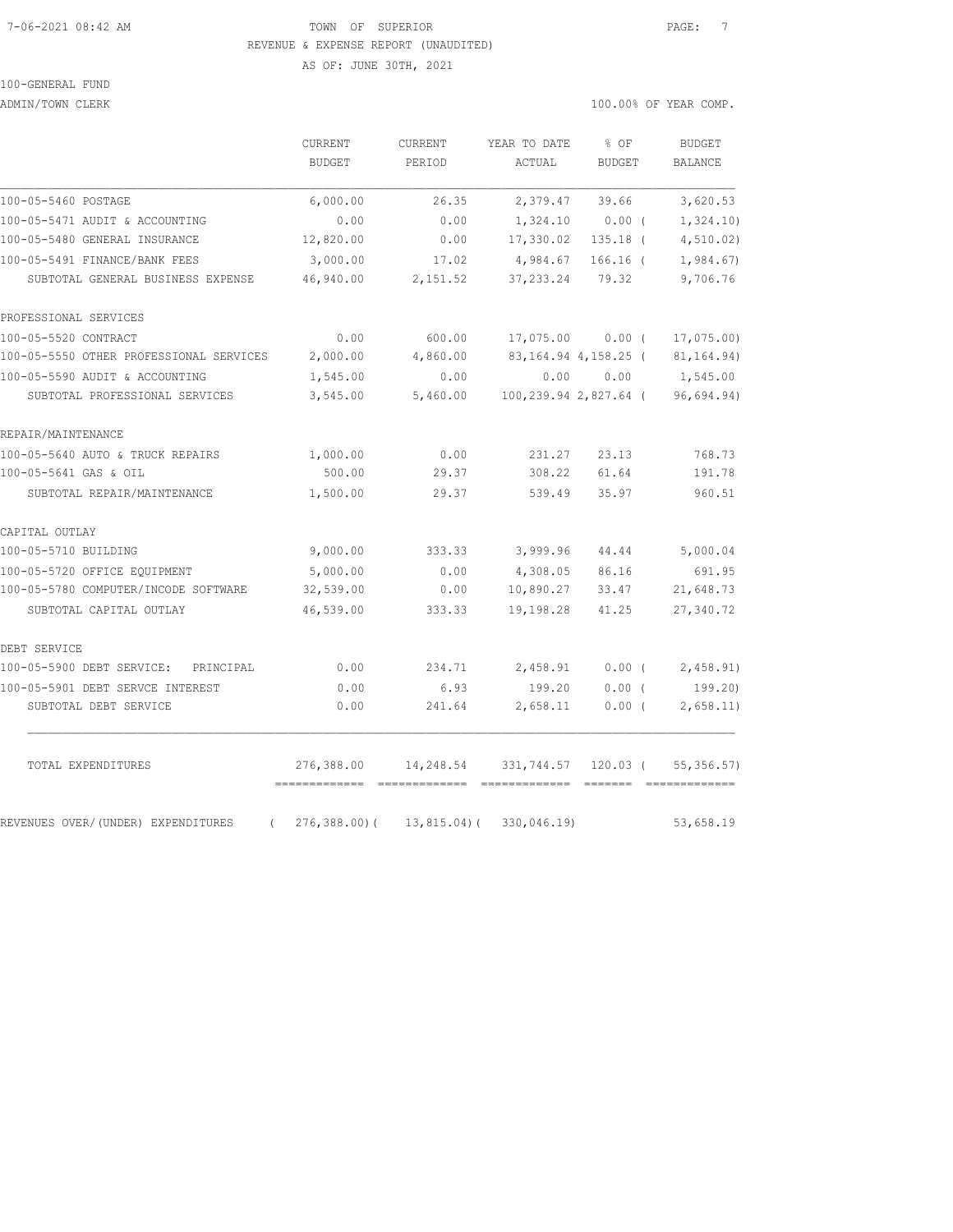TOWN OF SUPERIOR
REVENUE & EXPENSE REPORT (UNAUDITED)
AS OF: JUNE 30TH, 2021

100-GENERAL FUND
ADMIN/TOWN CLERK

100.00% OF YEAR COMP.

| | CURRENT BUDGET | CURRENT PERIOD | YEAR TO DATE ACTUAL | % OF BUDGET | BUDGET BALANCE |
|---|---|---|---|---|---|
| 100-05-5460 POSTAGE | 6,000.00 | 26.35 | 2,379.47 | 39.66 | 3,620.53 |
| 100-05-5471 AUDIT & ACCOUNTING | 0.00 | 0.00 | 1,324.10 | 0.00 ( | 1,324.10) |
| 100-05-5480 GENERAL INSURANCE | 12,820.00 | 0.00 | 17,330.02 | 135.18 ( | 4,510.02) |
| 100-05-5491 FINANCE/BANK FEES | 3,000.00 | 17.02 | 4,984.67 | 166.16 ( | 1,984.67) |
| SUBTOTAL GENERAL BUSINESS EXPENSE | 46,940.00 | 2,151.52 | 37,233.24 | 79.32 | 9,706.76 |
| PROFESSIONAL SERVICES | | | | | |
| 100-05-5520 CONTRACT | 0.00 | 600.00 | 17,075.00 | 0.00 ( | 17,075.00) |
| 100-05-5550 OTHER PROFESSIONAL SERVICES | 2,000.00 | 4,860.00 | 83,164.94 | 4,158.25 ( | 81,164.94) |
| 100-05-5590 AUDIT & ACCOUNTING | 1,545.00 | 0.00 | 0.00 | 0.00 | 1,545.00 |
| SUBTOTAL PROFESSIONAL SERVICES | 3,545.00 | 5,460.00 | 100,239.94 | 2,827.64 ( | 96,694.94) |
| REPAIR/MAINTENANCE | | | | | |
| 100-05-5640 AUTO & TRUCK REPAIRS | 1,000.00 | 0.00 | 231.27 | 23.13 | 768.73 |
| 100-05-5641 GAS & OIL | 500.00 | 29.37 | 308.22 | 61.64 | 191.78 |
| SUBTOTAL REPAIR/MAINTENANCE | 1,500.00 | 29.37 | 539.49 | 35.97 | 960.51 |
| CAPITAL OUTLAY | | | | | |
| 100-05-5710 BUILDING | 9,000.00 | 333.33 | 3,999.96 | 44.44 | 5,000.04 |
| 100-05-5720 OFFICE EQUIPMENT | 5,000.00 | 0.00 | 4,308.05 | 86.16 | 691.95 |
| 100-05-5780 COMPUTER/INCODE SOFTWARE | 32,539.00 | 0.00 | 10,890.27 | 33.47 | 21,648.73 |
| SUBTOTAL CAPITAL OUTLAY | 46,539.00 | 333.33 | 19,198.28 | 41.25 | 27,340.72 |
| DEBT SERVICE | | | | | |
| 100-05-5900 DEBT SERVICE: PRINCIPAL | 0.00 | 234.71 | 2,458.91 | 0.00 ( | 2,458.91) |
| 100-05-5901 DEBT SERVCE INTEREST | 0.00 | 6.93 | 199.20 | 0.00 ( | 199.20) |
| SUBTOTAL DEBT SERVICE | 0.00 | 241.64 | 2,658.11 | 0.00 ( | 2,658.11) |
| TOTAL EXPENDITURES | 276,388.00 | 14,248.54 | 331,744.57 | 120.03 ( | 55,356.57) |
| REVENUES OVER/(UNDER) EXPENDITURES | ( 276,388.00)( | 13,815.04)( | 330,046.19) | | 53,658.19 |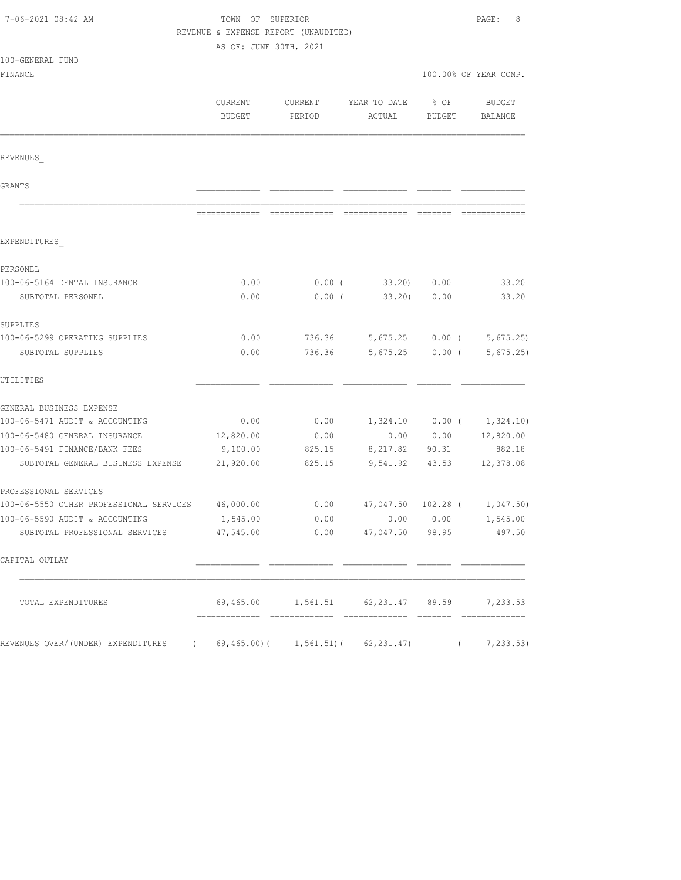7-06-2021 08:42 AM

TOWN OF SUPERIOR
REVENUE & EXPENSE REPORT (UNAUDITED)
AS OF: JUNE 30TH, 2021

100-GENERAL FUND
FINANCE

100.00% OF YEAR COMP.

| | CURRENT BUDGET | CURRENT PERIOD | YEAR TO DATE ACTUAL | % OF BUDGET | BUDGET BALANCE |
|---|---|---|---|---|---|
| REVENUES_ | | | | | |
| GRANTS | | | | | |
| EXPENDITURES_ | | | | | |
| PERSONEL | | | | | |
| 100-06-5164 DENTAL INSURANCE | 0.00 | 0.00 | ( 33.20) | 0.00 | 33.20 |
| SUBTOTAL PERSONEL | 0.00 | 0.00 | ( 33.20) | 0.00 | 33.20 |
| SUPPLIES | | | | | |
| 100-06-5299 OPERATING SUPPLIES | 0.00 | 736.36 | 5,675.25 | 0.00 | ( 5,675.25) |
| SUBTOTAL SUPPLIES | 0.00 | 736.36 | 5,675.25 | 0.00 | ( 5,675.25) |
| UTILITIES | | | | | |
| GENERAL BUSINESS EXPENSE | | | | | |
| 100-06-5471 AUDIT & ACCOUNTING | 0.00 | 0.00 | 1,324.10 | 0.00 | ( 1,324.10) |
| 100-06-5480 GENERAL INSURANCE | 12,820.00 | 0.00 | 0.00 | 0.00 | 12,820.00 |
| 100-06-5491 FINANCE/BANK FEES | 9,100.00 | 825.15 | 8,217.82 | 90.31 | 882.18 |
| SUBTOTAL GENERAL BUSINESS EXPENSE | 21,920.00 | 825.15 | 9,541.92 | 43.53 | 12,378.08 |
| PROFESSIONAL SERVICES | | | | | |
| 100-06-5550 OTHER PROFESSIONAL SERVICES | 46,000.00 | 0.00 | 47,047.50 | 102.28 | ( 1,047.50) |
| 100-06-5590 AUDIT & ACCOUNTING | 1,545.00 | 0.00 | 0.00 | 0.00 | 1,545.00 |
| SUBTOTAL PROFESSIONAL SERVICES | 47,545.00 | 0.00 | 47,047.50 | 98.95 | 497.50 |
| CAPITAL OUTLAY | | | | | |
| TOTAL EXPENDITURES | 69,465.00 | 1,561.51 | 62,231.47 | 89.59 | 7,233.53 |
| REVENUES OVER/(UNDER) EXPENDITURES | ( 69,465.00) | ( 1,561.51) | ( 62,231.47) | | ( 7,233.53) |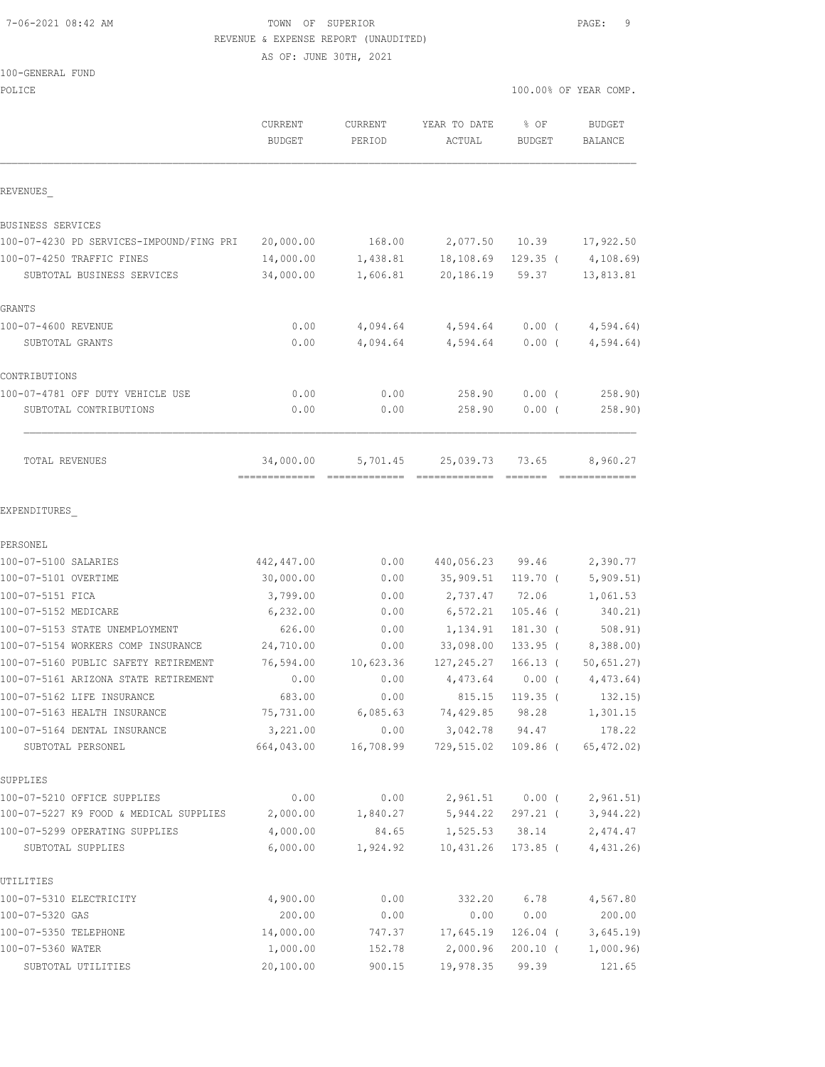TOWN OF SUPERIOR
REVENUE & EXPENSE REPORT (UNAUDITED)
AS OF: JUNE 30TH, 2021

100-GENERAL FUND
POLICE — 100.00% OF YEAR COMP.

| | CURRENT BUDGET | CURRENT PERIOD | YEAR TO DATE ACTUAL | % OF BUDGET | BUDGET BALANCE |
|---|---|---|---|---|---|
| **REVENUES** | | | | | |
| BUSINESS SERVICES | | | | | |
| 100-07-4230 PD SERVICES-IMPOUND/FING PRI | 20,000.00 | 168.00 | 2,077.50 | 10.39 | 17,922.50 |
| 100-07-4250 TRAFFIC FINES | 14,000.00 | 1,438.81 | 18,108.69 | 129.35 ( | 4,108.69) |
| SUBTOTAL BUSINESS SERVICES | 34,000.00 | 1,606.81 | 20,186.19 | 59.37 | 13,813.81 |
| GRANTS | | | | | |
| 100-07-4600 REVENUE | 0.00 | 4,094.64 | 4,594.64 | 0.00 ( | 4,594.64) |
| SUBTOTAL GRANTS | 0.00 | 4,094.64 | 4,594.64 | 0.00 ( | 4,594.64) |
| CONTRIBUTIONS | | | | | |
| 100-07-4781 OFF DUTY VEHICLE USE | 0.00 | 0.00 | 258.90 | 0.00 ( | 258.90) |
| SUBTOTAL CONTRIBUTIONS | 0.00 | 0.00 | 258.90 | 0.00 ( | 258.90) |
| TOTAL REVENUES | 34,000.00 | 5,701.45 | 25,039.73 | 73.65 | 8,960.27 |
| **EXPENDITURES** | | | | | |
| PERSONEL | | | | | |
| 100-07-5100 SALARIES | 442,447.00 | 0.00 | 440,056.23 | 99.46 | 2,390.77 |
| 100-07-5101 OVERTIME | 30,000.00 | 0.00 | 35,909.51 | 119.70 ( | 5,909.51) |
| 100-07-5151 FICA | 3,799.00 | 0.00 | 2,737.47 | 72.06 | 1,061.53 |
| 100-07-5152 MEDICARE | 6,232.00 | 0.00 | 6,572.21 | 105.46 ( | 340.21) |
| 100-07-5153 STATE UNEMPLOYMENT | 626.00 | 0.00 | 1,134.91 | 181.30 ( | 508.91) |
| 100-07-5154 WORKERS COMP INSURANCE | 24,710.00 | 0.00 | 33,098.00 | 133.95 ( | 8,388.00) |
| 100-07-5160 PUBLIC SAFETY RETIREMENT | 76,594.00 | 10,623.36 | 127,245.27 | 166.13 ( | 50,651.27) |
| 100-07-5161 ARIZONA STATE RETIREMENT | 0.00 | 0.00 | 4,473.64 | 0.00 ( | 4,473.64) |
| 100-07-5162 LIFE INSURANCE | 683.00 | 0.00 | 815.15 | 119.35 ( | 132.15) |
| 100-07-5163 HEALTH INSURANCE | 75,731.00 | 6,085.63 | 74,429.85 | 98.28 | 1,301.15 |
| 100-07-5164 DENTAL INSURANCE | 3,221.00 | 0.00 | 3,042.78 | 94.47 | 178.22 |
| SUBTOTAL PERSONEL | 664,043.00 | 16,708.99 | 729,515.02 | 109.86 ( | 65,472.02) |
| SUPPLIES | | | | | |
| 100-07-5210 OFFICE SUPPLIES | 0.00 | 0.00 | 2,961.51 | 0.00 ( | 2,961.51) |
| 100-07-5227 K9 FOOD & MEDICAL SUPPLIES | 2,000.00 | 1,840.27 | 5,944.22 | 297.21 ( | 3,944.22) |
| 100-07-5299 OPERATING SUPPLIES | 4,000.00 | 84.65 | 1,525.53 | 38.14 | 2,474.47 |
| SUBTOTAL SUPPLIES | 6,000.00 | 1,924.92 | 10,431.26 | 173.85 ( | 4,431.26) |
| UTILITIES | | | | | |
| 100-07-5310 ELECTRICITY | 4,900.00 | 0.00 | 332.20 | 6.78 | 4,567.80 |
| 100-07-5320 GAS | 200.00 | 0.00 | 0.00 | 0.00 | 200.00 |
| 100-07-5350 TELEPHONE | 14,000.00 | 747.37 | 17,645.19 | 126.04 ( | 3,645.19) |
| 100-07-5360 WATER | 1,000.00 | 152.78 | 2,000.96 | 200.10 ( | 1,000.96) |
| SUBTOTAL UTILITIES | 20,100.00 | 900.15 | 19,978.35 | 99.39 | 121.65 |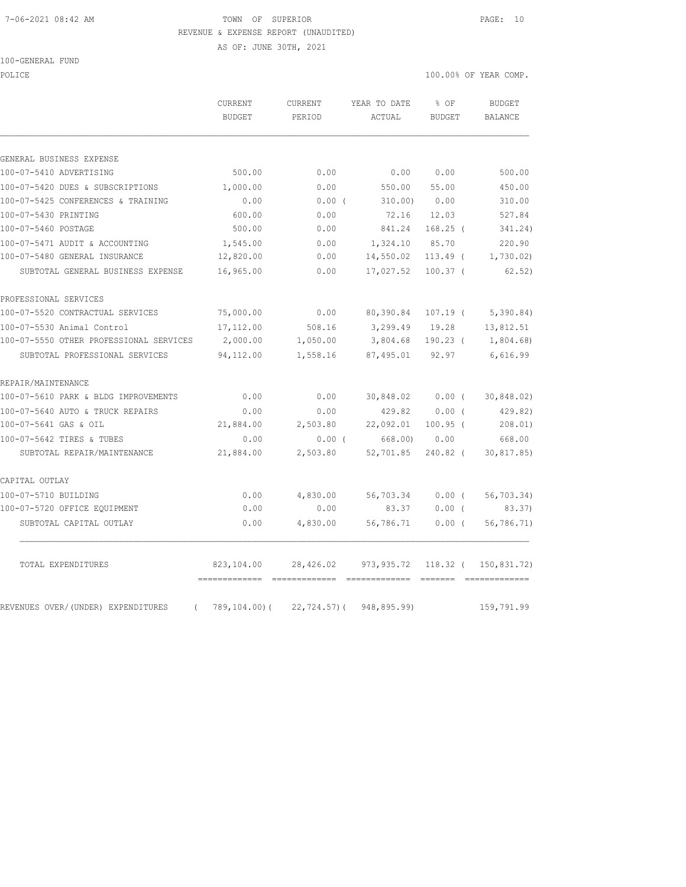7-06-2021 08:42 AM TOWN OF SUPERIOR

REVENUE & EXPENSE REPORT (UNAUDITED)

AS OF: JUNE 30TH, 2021

100-GENERAL FUND

POLICE 100.00% OF YEAR COMP.

| | CURRENT BUDGET | CURRENT PERIOD | YEAR TO DATE ACTUAL | % OF BUDGET | BUDGET BALANCE |
|---|---|---|---|---|---|
| GENERAL BUSINESS EXPENSE | | | | | |
| 100-07-5410 ADVERTISING | 500.00 | 0.00 | 0.00 | 0.00 | 500.00 |
| 100-07-5420 DUES & SUBSCRIPTIONS | 1,000.00 | 0.00 | 550.00 | 55.00 | 450.00 |
| 100-07-5425 CONFERENCES & TRAINING | 0.00 | 0.00 ( | 310.00) | 0.00 | 310.00 |
| 100-07-5430 PRINTING | 600.00 | 0.00 | 72.16 | 12.03 | 527.84 |
| 100-07-5460 POSTAGE | 500.00 | 0.00 | 841.24 | 168.25 ( | 341.24) |
| 100-07-5471 AUDIT & ACCOUNTING | 1,545.00 | 0.00 | 1,324.10 | 85.70 | 220.90 |
| 100-07-5480 GENERAL INSURANCE | 12,820.00 | 0.00 | 14,550.02 | 113.49 ( | 1,730.02) |
| SUBTOTAL GENERAL BUSINESS EXPENSE | 16,965.00 | 0.00 | 17,027.52 | 100.37 ( | 62.52) |
| PROFESSIONAL SERVICES | | | | | |
| 100-07-5520 CONTRACTUAL SERVICES | 75,000.00 | 0.00 | 80,390.84 | 107.19 ( | 5,390.84) |
| 100-07-5530 Animal Control | 17,112.00 | 508.16 | 3,299.49 | 19.28 | 13,812.51 |
| 100-07-5550 OTHER PROFESSIONAL SERVICES | 2,000.00 | 1,050.00 | 3,804.68 | 190.23 ( | 1,804.68) |
| SUBTOTAL PROFESSIONAL SERVICES | 94,112.00 | 1,558.16 | 87,495.01 | 92.97 | 6,616.99 |
| REPAIR/MAINTENANCE | | | | | |
| 100-07-5610 PARK & BLDG IMPROVEMENTS | 0.00 | 0.00 | 30,848.02 | 0.00 ( | 30,848.02) |
| 100-07-5640 AUTO & TRUCK REPAIRS | 0.00 | 0.00 | 429.82 | 0.00 ( | 429.82) |
| 100-07-5641 GAS & OIL | 21,884.00 | 2,503.80 | 22,092.01 | 100.95 ( | 208.01) |
| 100-07-5642 TIRES & TUBES | 0.00 | 0.00 ( | 668.00) | 0.00 | 668.00 |
| SUBTOTAL REPAIR/MAINTENANCE | 21,884.00 | 2,503.80 | 52,701.85 | 240.82 ( | 30,817.85) |
| CAPITAL OUTLAY | | | | | |
| 100-07-5710 BUILDING | 0.00 | 4,830.00 | 56,703.34 | 0.00 ( | 56,703.34) |
| 100-07-5720 OFFICE EQUIPMENT | 0.00 | 0.00 | 83.37 | 0.00 ( | 83.37) |
| SUBTOTAL CAPITAL OUTLAY | 0.00 | 4,830.00 | 56,786.71 | 0.00 ( | 56,786.71) |
| TOTAL EXPENDITURES | 823,104.00 | 28,426.02 | 973,935.72 | 118.32 ( | 150,831.72) |
| REVENUES OVER/(UNDER) EXPENDITURES | ( 789,104.00)( | 22,724.57)( | 948,895.99) | | 159,791.99 |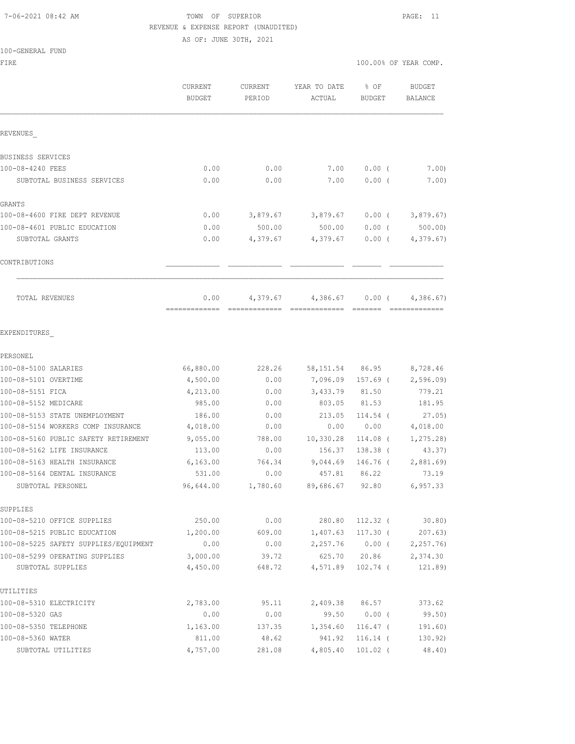7-06-2021 08:42 AM TOWN OF SUPERIOR

REVENUE & EXPENSE REPORT (UNAUDITED)

AS OF: JUNE 30TH, 2021

100-GENERAL FUND

FIRE 100.00% OF YEAR COMP.

| | CURRENT BUDGET | CURRENT PERIOD | YEAR TO DATE ACTUAL | % OF BUDGET | BUDGET BALANCE |
|---|---|---|---|---|---|
| REVENUES_ | | | | | |
| BUSINESS SERVICES | | | | | |
| 100-08-4240 FEES | 0.00 | 0.00 | 7.00 | 0.00 ( | 7.00) |
| SUBTOTAL BUSINESS SERVICES | 0.00 | 0.00 | 7.00 | 0.00 ( | 7.00) |
| GRANTS | | | | | |
| 100-08-4600 FIRE DEPT REVENUE | 0.00 | 3,879.67 | 3,879.67 | 0.00 ( | 3,879.67) |
| 100-08-4601 PUBLIC EDUCATION | 0.00 | 500.00 | 500.00 | 0.00 ( | 500.00) |
| SUBTOTAL GRANTS | 0.00 | 4,379.67 | 4,379.67 | 0.00 ( | 4,379.67) |
| CONTRIBUTIONS | | | | | |
| TOTAL REVENUES | 0.00 | 4,379.67 | 4,386.67 | 0.00 ( | 4,386.67) |
| EXPENDITURES_ | | | | | |
| PERSONEL | | | | | |
| 100-08-5100 SALARIES | 66,880.00 | 228.26 | 58,151.54 | 86.95 | 8,728.46 |
| 100-08-5101 OVERTIME | 4,500.00 | 0.00 | 7,096.09 | 157.69 ( | 2,596.09) |
| 100-08-5151 FICA | 4,213.00 | 0.00 | 3,433.79 | 81.50 | 779.21 |
| 100-08-5152 MEDICARE | 985.00 | 0.00 | 803.05 | 81.53 | 181.95 |
| 100-08-5153 STATE UNEMPLOYMENT | 186.00 | 0.00 | 213.05 | 114.54 ( | 27.05) |
| 100-08-5154 WORKERS COMP INSURANCE | 4,018.00 | 0.00 | 0.00 | 0.00 | 4,018.00 |
| 100-08-5160 PUBLIC SAFETY RETIREMENT | 9,055.00 | 788.00 | 10,330.28 | 114.08 ( | 1,275.28) |
| 100-08-5162 LIFE INSURANCE | 113.00 | 0.00 | 156.37 | 138.38 ( | 43.37) |
| 100-08-5163 HEALTH INSURANCE | 6,163.00 | 764.34 | 9,044.69 | 146.76 ( | 2,881.69) |
| 100-08-5164 DENTAL INSURANCE | 531.00 | 0.00 | 457.81 | 86.22 | 73.19 |
| SUBTOTAL PERSONEL | 96,644.00 | 1,780.60 | 89,686.67 | 92.80 | 6,957.33 |
| SUPPLIES | | | | | |
| 100-08-5210 OFFICE SUPPLIES | 250.00 | 0.00 | 280.80 | 112.32 ( | 30.80) |
| 100-08-5215 PUBLIC EDUCATION | 1,200.00 | 609.00 | 1,407.63 | 117.30 ( | 207.63) |
| 100-08-5225 SAFETY SUPPLIES/EQUIPMENT | 0.00 | 0.00 | 2,257.76 | 0.00 ( | 2,257.76) |
| 100-08-5299 OPERATING SUPPLIES | 3,000.00 | 39.72 | 625.70 | 20.86 | 2,374.30 |
| SUBTOTAL SUPPLIES | 4,450.00 | 648.72 | 4,571.89 | 102.74 ( | 121.89) |
| UTILITIES | | | | | |
| 100-08-5310 ELECTRICITY | 2,783.00 | 95.11 | 2,409.38 | 86.57 | 373.62 |
| 100-08-5320 GAS | 0.00 | 0.00 | 99.50 | 0.00 ( | 99.50) |
| 100-08-5350 TELEPHONE | 1,163.00 | 137.35 | 1,354.60 | 116.47 ( | 191.60) |
| 100-08-5360 WATER | 811.00 | 48.62 | 941.92 | 116.14 ( | 130.92) |
| SUBTOTAL UTILITIES | 4,757.00 | 281.08 | 4,805.40 | 101.02 ( | 48.40) |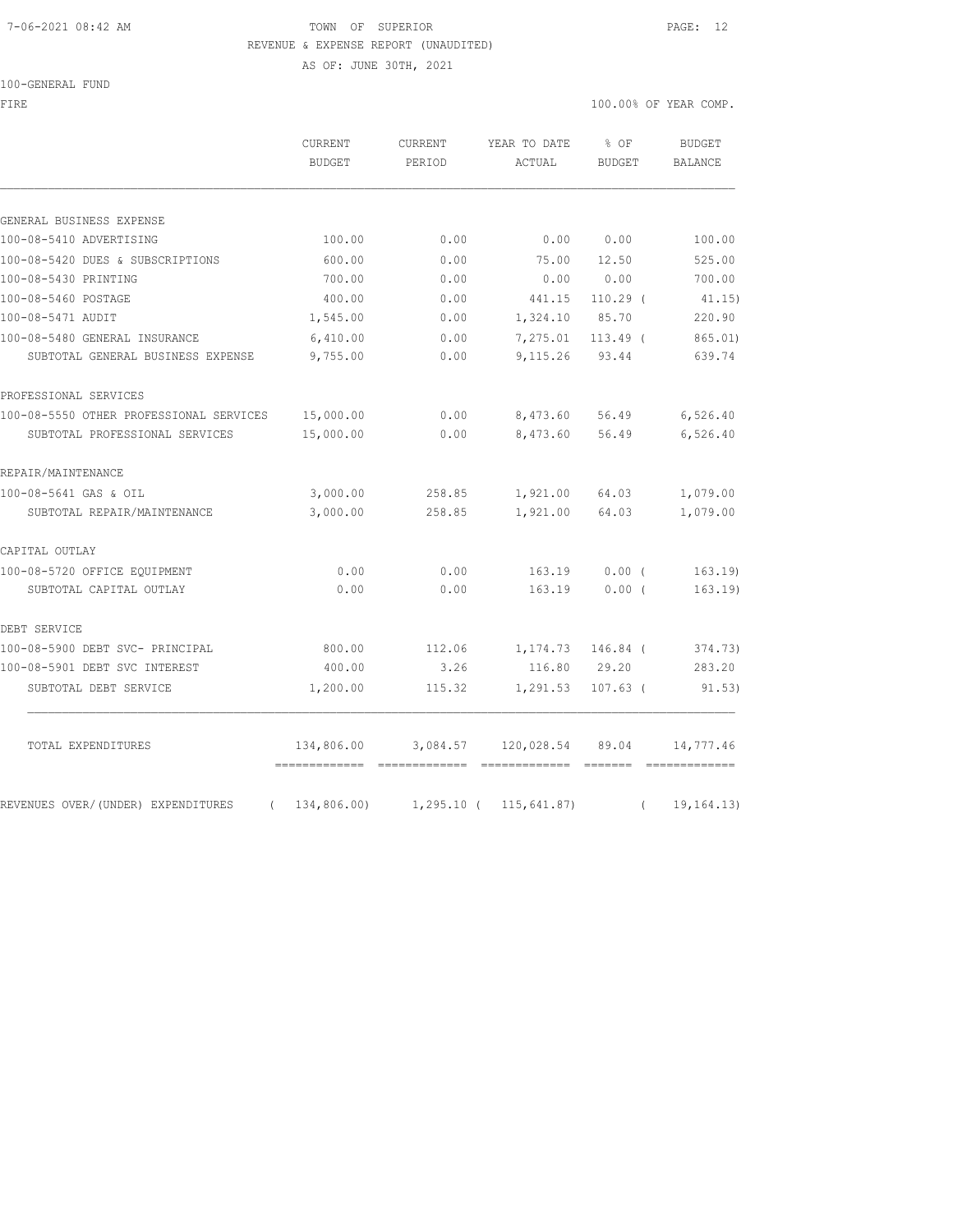7-06-2021 08:42 AM TOWN OF SUPERIOR

REVENUE & EXPENSE REPORT (UNAUDITED)

AS OF: JUNE 30TH, 2021

100-GENERAL FUND

FIRE 100.00% OF YEAR COMP.

| | CURRENT BUDGET | CURRENT PERIOD | YEAR TO DATE ACTUAL | % OF BUDGET | BUDGET BALANCE |
|---|---|---|---|---|---|
| GENERAL BUSINESS EXPENSE | | | | | |
| 100-08-5410 ADVERTISING | 100.00 | 0.00 | 0.00 | 0.00 | 100.00 |
| 100-08-5420 DUES & SUBSCRIPTIONS | 600.00 | 0.00 | 75.00 | 12.50 | 525.00 |
| 100-08-5430 PRINTING | 700.00 | 0.00 | 0.00 | 0.00 | 700.00 |
| 100-08-5460 POSTAGE | 400.00 | 0.00 | 441.15 | 110.29 ( | 41.15) |
| 100-08-5471 AUDIT | 1,545.00 | 0.00 | 1,324.10 | 85.70 | 220.90 |
| 100-08-5480 GENERAL INSURANCE | 6,410.00 | 0.00 | 7,275.01 | 113.49 ( | 865.01) |
| SUBTOTAL GENERAL BUSINESS EXPENSE | 9,755.00 | 0.00 | 9,115.26 | 93.44 | 639.74 |
| PROFESSIONAL SERVICES | | | | | |
| 100-08-5550 OTHER PROFESSIONAL SERVICES | 15,000.00 | 0.00 | 8,473.60 | 56.49 | 6,526.40 |
| SUBTOTAL PROFESSIONAL SERVICES | 15,000.00 | 0.00 | 8,473.60 | 56.49 | 6,526.40 |
| REPAIR/MAINTENANCE | | | | | |
| 100-08-5641 GAS & OIL | 3,000.00 | 258.85 | 1,921.00 | 64.03 | 1,079.00 |
| SUBTOTAL REPAIR/MAINTENANCE | 3,000.00 | 258.85 | 1,921.00 | 64.03 | 1,079.00 |
| CAPITAL OUTLAY | | | | | |
| 100-08-5720 OFFICE EQUIPMENT | 0.00 | 0.00 | 163.19 | 0.00 ( | 163.19) |
| SUBTOTAL CAPITAL OUTLAY | 0.00 | 0.00 | 163.19 | 0.00 ( | 163.19) |
| DEBT SERVICE | | | | | |
| 100-08-5900 DEBT SVC- PRINCIPAL | 800.00 | 112.06 | 1,174.73 | 146.84 ( | 374.73) |
| 100-08-5901 DEBT SVC INTEREST | 400.00 | 3.26 | 116.80 | 29.20 | 283.20 |
| SUBTOTAL DEBT SERVICE | 1,200.00 | 115.32 | 1,291.53 | 107.63 ( | 91.53) |
| TOTAL EXPENDITURES | 134,806.00 | 3,084.57 | 120,028.54 | 89.04 | 14,777.46 |
| REVENUES OVER/(UNDER) EXPENDITURES | ( 134,806.00) | 1,295.10 | ( 115,641.87) | ( | 19,164.13) |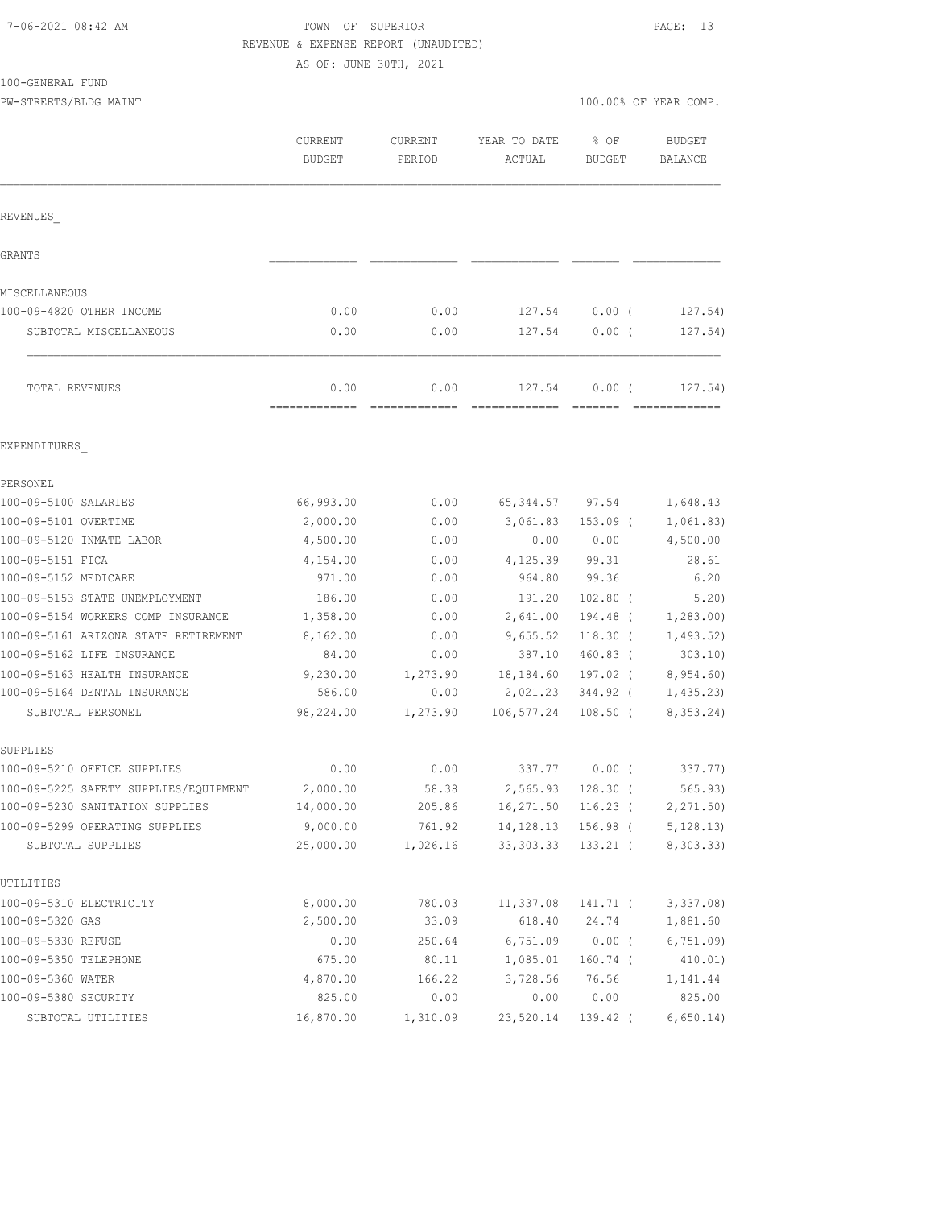7-06-2021 08:42 AM

TOWN OF SUPERIOR

REVENUE & EXPENSE REPORT (UNAUDITED)

AS OF: JUNE 30TH, 2021

100-GENERAL FUND

PW-STREETS/BLDG MAINT

100.00% OF YEAR COMP.

| | CURRENT BUDGET | CURRENT PERIOD | YEAR TO DATE ACTUAL | % OF BUDGET | BUDGET BALANCE |
|---|---|---|---|---|---|
| REVENUES_ | | | | | |
| GRANTS | | | | | |
| MISCELLANEOUS | | | | | |
| 100-09-4820 OTHER INCOME | 0.00 | 0.00 | 127.54 | 0.00 ( | 127.54) |
| SUBTOTAL MISCELLANEOUS | 0.00 | 0.00 | 127.54 | 0.00 ( | 127.54) |
| TOTAL REVENUES | 0.00 | 0.00 | 127.54 | 0.00 ( | 127.54) |
| EXPENDITURES_ | | | | | |
| PERSONEL | | | | | |
| 100-09-5100 SALARIES | 66,993.00 | 0.00 | 65,344.57 | 97.54 | 1,648.43 |
| 100-09-5101 OVERTIME | 2,000.00 | 0.00 | 3,061.83 | 153.09 ( | 1,061.83) |
| 100-09-5120 INMATE LABOR | 4,500.00 | 0.00 | 0.00 | 0.00 | 4,500.00 |
| 100-09-5151 FICA | 4,154.00 | 0.00 | 4,125.39 | 99.31 | 28.61 |
| 100-09-5152 MEDICARE | 971.00 | 0.00 | 964.80 | 99.36 | 6.20 |
| 100-09-5153 STATE UNEMPLOYMENT | 186.00 | 0.00 | 191.20 | 102.80 ( | 5.20) |
| 100-09-5154 WORKERS COMP INSURANCE | 1,358.00 | 0.00 | 2,641.00 | 194.48 ( | 1,283.00) |
| 100-09-5161 ARIZONA STATE RETIREMENT | 8,162.00 | 0.00 | 9,655.52 | 118.30 ( | 1,493.52) |
| 100-09-5162 LIFE INSURANCE | 84.00 | 0.00 | 387.10 | 460.83 ( | 303.10) |
| 100-09-5163 HEALTH INSURANCE | 9,230.00 | 1,273.90 | 18,184.60 | 197.02 ( | 8,954.60) |
| 100-09-5164 DENTAL INSURANCE | 586.00 | 0.00 | 2,021.23 | 344.92 ( | 1,435.23) |
| SUBTOTAL PERSONEL | 98,224.00 | 1,273.90 | 106,577.24 | 108.50 ( | 8,353.24) |
| SUPPLIES | | | | | |
| 100-09-5210 OFFICE SUPPLIES | 0.00 | 0.00 | 337.77 | 0.00 ( | 337.77) |
| 100-09-5225 SAFETY SUPPLIES/EQUIPMENT | 2,000.00 | 58.38 | 2,565.93 | 128.30 ( | 565.93) |
| 100-09-5230 SANITATION SUPPLIES | 14,000.00 | 205.86 | 16,271.50 | 116.23 ( | 2,271.50) |
| 100-09-5299 OPERATING SUPPLIES | 9,000.00 | 761.92 | 14,128.13 | 156.98 ( | 5,128.13) |
| SUBTOTAL SUPPLIES | 25,000.00 | 1,026.16 | 33,303.33 | 133.21 ( | 8,303.33) |
| UTILITIES | | | | | |
| 100-09-5310 ELECTRICITY | 8,000.00 | 780.03 | 11,337.08 | 141.71 ( | 3,337.08) |
| 100-09-5320 GAS | 2,500.00 | 33.09 | 618.40 | 24.74 | 1,881.60 |
| 100-09-5330 REFUSE | 0.00 | 250.64 | 6,751.09 | 0.00 ( | 6,751.09) |
| 100-09-5350 TELEPHONE | 675.00 | 80.11 | 1,085.01 | 160.74 ( | 410.01) |
| 100-09-5360 WATER | 4,870.00 | 166.22 | 3,728.56 | 76.56 | 1,141.44 |
| 100-09-5380 SECURITY | 825.00 | 0.00 | 0.00 | 0.00 | 825.00 |
| SUBTOTAL UTILITIES | 16,870.00 | 1,310.09 | 23,520.14 | 139.42 ( | 6,650.14) |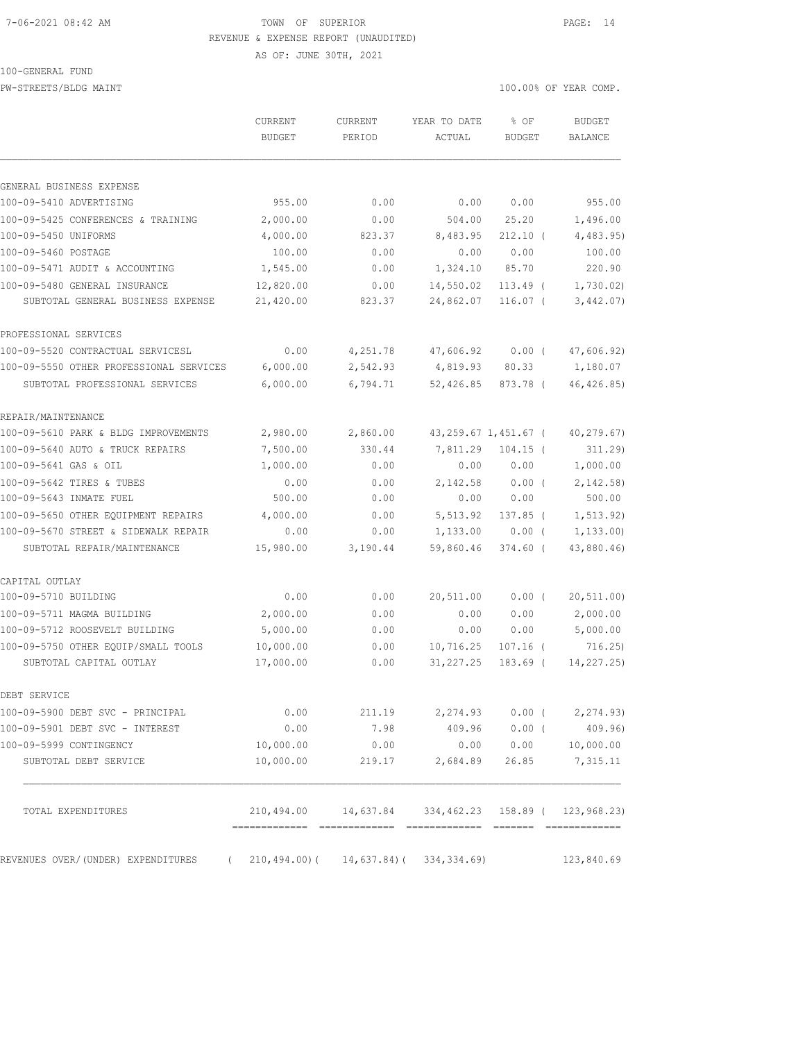7-06-2021 08:42 AM

TOWN OF SUPERIOR

REVENUE & EXPENSE REPORT (UNAUDITED)

AS OF: JUNE 30TH, 2021

100-GENERAL FUND

PW-STREETS/BLDG MAINT

100.00% OF YEAR COMP.

| | CURRENT BUDGET | CURRENT PERIOD | YEAR TO DATE ACTUAL | % OF BUDGET | BUDGET BALANCE |
|---|---|---|---|---|---|
| **GENERAL BUSINESS EXPENSE** | | | | | |
| 100-09-5410 ADVERTISING | 955.00 | 0.00 | 0.00 | 0.00 | 955.00 |
| 100-09-5425 CONFERENCES & TRAINING | 2,000.00 | 0.00 | 504.00 | 25.20 | 1,496.00 |
| 100-09-5450 UNIFORMS | 4,000.00 | 823.37 | 8,483.95 | 212.10 ( | 4,483.95) |
| 100-09-5460 POSTAGE | 100.00 | 0.00 | 0.00 | 0.00 | 100.00 |
| 100-09-5471 AUDIT & ACCOUNTING | 1,545.00 | 0.00 | 1,324.10 | 85.70 | 220.90 |
| 100-09-5480 GENERAL INSURANCE | 12,820.00 | 0.00 | 14,550.02 | 113.49 ( | 1,730.02) |
| SUBTOTAL GENERAL BUSINESS EXPENSE | 21,420.00 | 823.37 | 24,862.07 | 116.07 ( | 3,442.07) |
| **PROFESSIONAL SERVICES** | | | | | |
| 100-09-5520 CONTRACTUAL SERVICESL | 0.00 | 4,251.78 | 47,606.92 | 0.00 ( | 47,606.92) |
| 100-09-5550 OTHER PROFESSIONAL SERVICES | 6,000.00 | 2,542.93 | 4,819.93 | 80.33 | 1,180.07 |
| SUBTOTAL PROFESSIONAL SERVICES | 6,000.00 | 6,794.71 | 52,426.85 | 873.78 ( | 46,426.85) |
| **REPAIR/MAINTENANCE** | | | | | |
| 100-09-5610 PARK & BLDG IMPROVEMENTS | 2,980.00 | 2,860.00 | 43,259.67 | 1,451.67 ( | 40,279.67) |
| 100-09-5640 AUTO & TRUCK REPAIRS | 7,500.00 | 330.44 | 7,811.29 | 104.15 ( | 311.29) |
| 100-09-5641 GAS & OIL | 1,000.00 | 0.00 | 0.00 | 0.00 | 1,000.00 |
| 100-09-5642 TIRES & TUBES | 0.00 | 0.00 | 2,142.58 | 0.00 ( | 2,142.58) |
| 100-09-5643 INMATE FUEL | 500.00 | 0.00 | 0.00 | 0.00 | 500.00 |
| 100-09-5650 OTHER EQUIPMENT REPAIRS | 4,000.00 | 0.00 | 5,513.92 | 137.85 ( | 1,513.92) |
| 100-09-5670 STREET & SIDEWALK REPAIR | 0.00 | 0.00 | 1,133.00 | 0.00 ( | 1,133.00) |
| SUBTOTAL REPAIR/MAINTENANCE | 15,980.00 | 3,190.44 | 59,860.46 | 374.60 ( | 43,880.46) |
| **CAPITAL OUTLAY** | | | | | |
| 100-09-5710 BUILDING | 0.00 | 0.00 | 20,511.00 | 0.00 ( | 20,511.00) |
| 100-09-5711 MAGMA BUILDING | 2,000.00 | 0.00 | 0.00 | 0.00 | 2,000.00 |
| 100-09-5712 ROOSEVELT BUILDING | 5,000.00 | 0.00 | 0.00 | 0.00 | 5,000.00 |
| 100-09-5750 OTHER EQUIP/SMALL TOOLS | 10,000.00 | 0.00 | 10,716.25 | 107.16 ( | 716.25) |
| SUBTOTAL CAPITAL OUTLAY | 17,000.00 | 0.00 | 31,227.25 | 183.69 ( | 14,227.25) |
| **DEBT SERVICE** | | | | | |
| 100-09-5900 DEBT SVC - PRINCIPAL | 0.00 | 211.19 | 2,274.93 | 0.00 ( | 2,274.93) |
| 100-09-5901 DEBT SVC - INTEREST | 0.00 | 7.98 | 409.96 | 0.00 ( | 409.96) |
| 100-09-5999 CONTINGENCY | 10,000.00 | 0.00 | 0.00 | 0.00 | 10,000.00 |
| SUBTOTAL DEBT SERVICE | 10,000.00 | 219.17 | 2,684.89 | 26.85 | 7,315.11 |
| TOTAL EXPENDITURES | 210,494.00 | 14,637.84 | 334,462.23 | 158.89 ( | 123,968.23) |
| REVENUES OVER/(UNDER) EXPENDITURES | ( 210,494.00)( | 14,637.84)( | 334,334.69) | | 123,840.69 |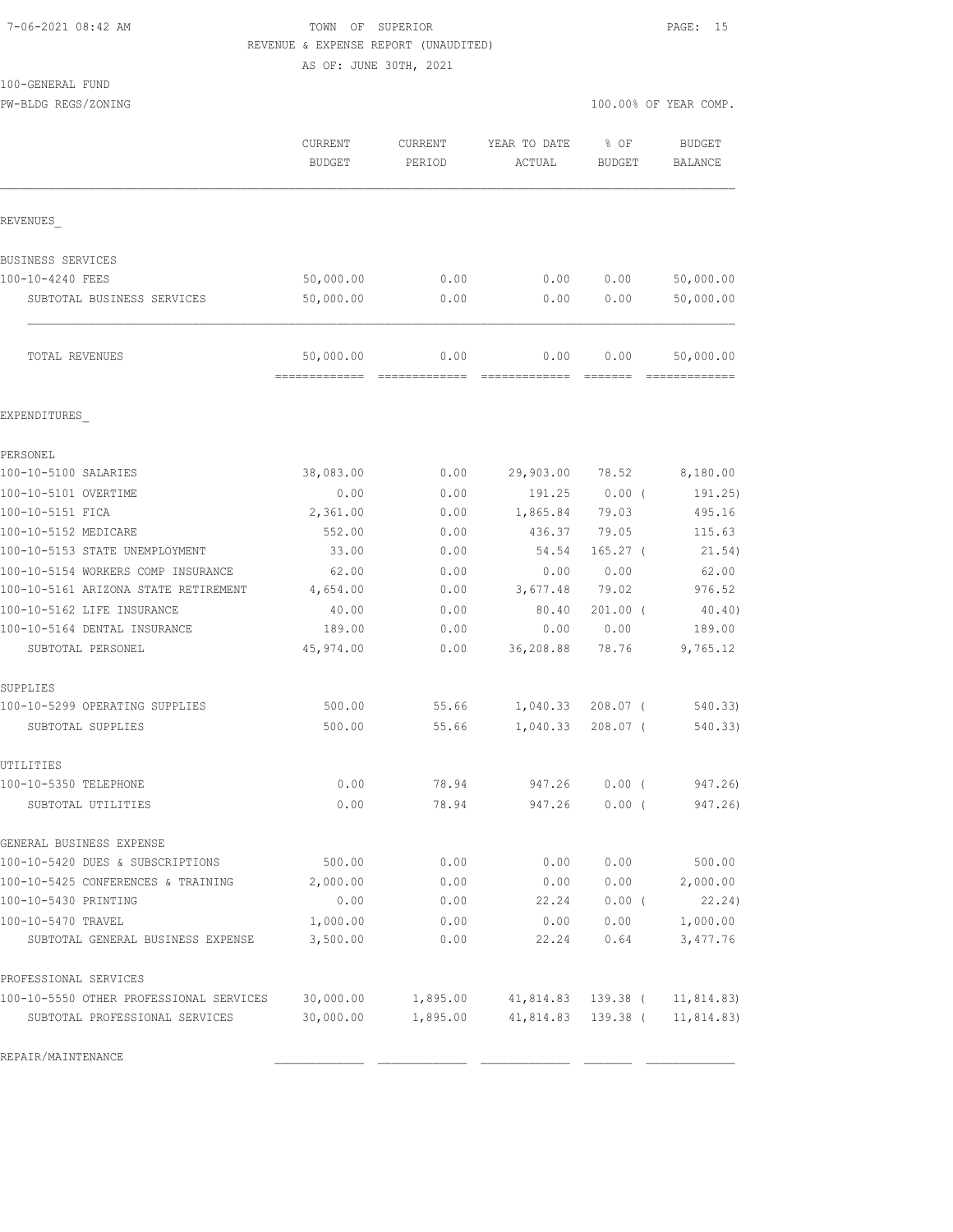7-06-2021 08:42 AM

TOWN OF SUPERIOR

REVENUE & EXPENSE REPORT (UNAUDITED)

AS OF: JUNE 30TH, 2021

100-GENERAL FUND

PW-BLDG REGS/ZONING

100.00% OF YEAR COMP.

| | CURRENT BUDGET | CURRENT PERIOD | YEAR TO DATE ACTUAL | % OF BUDGET | BUDGET BALANCE |
|---|---|---|---|---|---|
| **REVENUES** | | | | | |
| BUSINESS SERVICES | | | | | |
| 100-10-4240 FEES | 50,000.00 | 0.00 | 0.00 | 0.00 | 50,000.00 |
| SUBTOTAL BUSINESS SERVICES | 50,000.00 | 0.00 | 0.00 | 0.00 | 50,000.00 |
| TOTAL REVENUES | 50,000.00 | 0.00 | 0.00 | 0.00 | 50,000.00 |
| **EXPENDITURES** | | | | | |
| PERSONEL | | | | | |
| 100-10-5100 SALARIES | 38,083.00 | 0.00 | 29,903.00 | 78.52 | 8,180.00 |
| 100-10-5101 OVERTIME | 0.00 | 0.00 | 191.25 | 0.00 ( | 191.25) |
| 100-10-5151 FICA | 2,361.00 | 0.00 | 1,865.84 | 79.03 | 495.16 |
| 100-10-5152 MEDICARE | 552.00 | 0.00 | 436.37 | 79.05 | 115.63 |
| 100-10-5153 STATE UNEMPLOYMENT | 33.00 | 0.00 | 54.54 | 165.27 ( | 21.54) |
| 100-10-5154 WORKERS COMP INSURANCE | 62.00 | 0.00 | 0.00 | 0.00 | 62.00 |
| 100-10-5161 ARIZONA STATE RETIREMENT | 4,654.00 | 0.00 | 3,677.48 | 79.02 | 976.52 |
| 100-10-5162 LIFE INSURANCE | 40.00 | 0.00 | 80.40 | 201.00 ( | 40.40) |
| 100-10-5164 DENTAL INSURANCE | 189.00 | 0.00 | 0.00 | 0.00 | 189.00 |
| SUBTOTAL PERSONEL | 45,974.00 | 0.00 | 36,208.88 | 78.76 | 9,765.12 |
| SUPPLIES | | | | | |
| 100-10-5299 OPERATING SUPPLIES | 500.00 | 55.66 | 1,040.33 | 208.07 ( | 540.33) |
| SUBTOTAL SUPPLIES | 500.00 | 55.66 | 1,040.33 | 208.07 ( | 540.33) |
| UTILITIES | | | | | |
| 100-10-5350 TELEPHONE | 0.00 | 78.94 | 947.26 | 0.00 ( | 947.26) |
| SUBTOTAL UTILITIES | 0.00 | 78.94 | 947.26 | 0.00 ( | 947.26) |
| GENERAL BUSINESS EXPENSE | | | | | |
| 100-10-5420 DUES & SUBSCRIPTIONS | 500.00 | 0.00 | 0.00 | 0.00 | 500.00 |
| 100-10-5425 CONFERENCES & TRAINING | 2,000.00 | 0.00 | 0.00 | 0.00 | 2,000.00 |
| 100-10-5430 PRINTING | 0.00 | 0.00 | 22.24 | 0.00 ( | 22.24) |
| 100-10-5470 TRAVEL | 1,000.00 | 0.00 | 0.00 | 0.00 | 1,000.00 |
| SUBTOTAL GENERAL BUSINESS EXPENSE | 3,500.00 | 0.00 | 22.24 | 0.64 | 3,477.76 |
| PROFESSIONAL SERVICES | | | | | |
| 100-10-5550 OTHER PROFESSIONAL SERVICES | 30,000.00 | 1,895.00 | 41,814.83 | 139.38 ( | 11,814.83) |
| SUBTOTAL PROFESSIONAL SERVICES | 30,000.00 | 1,895.00 | 41,814.83 | 139.38 ( | 11,814.83) |
| REPAIR/MAINTENANCE | | | | | |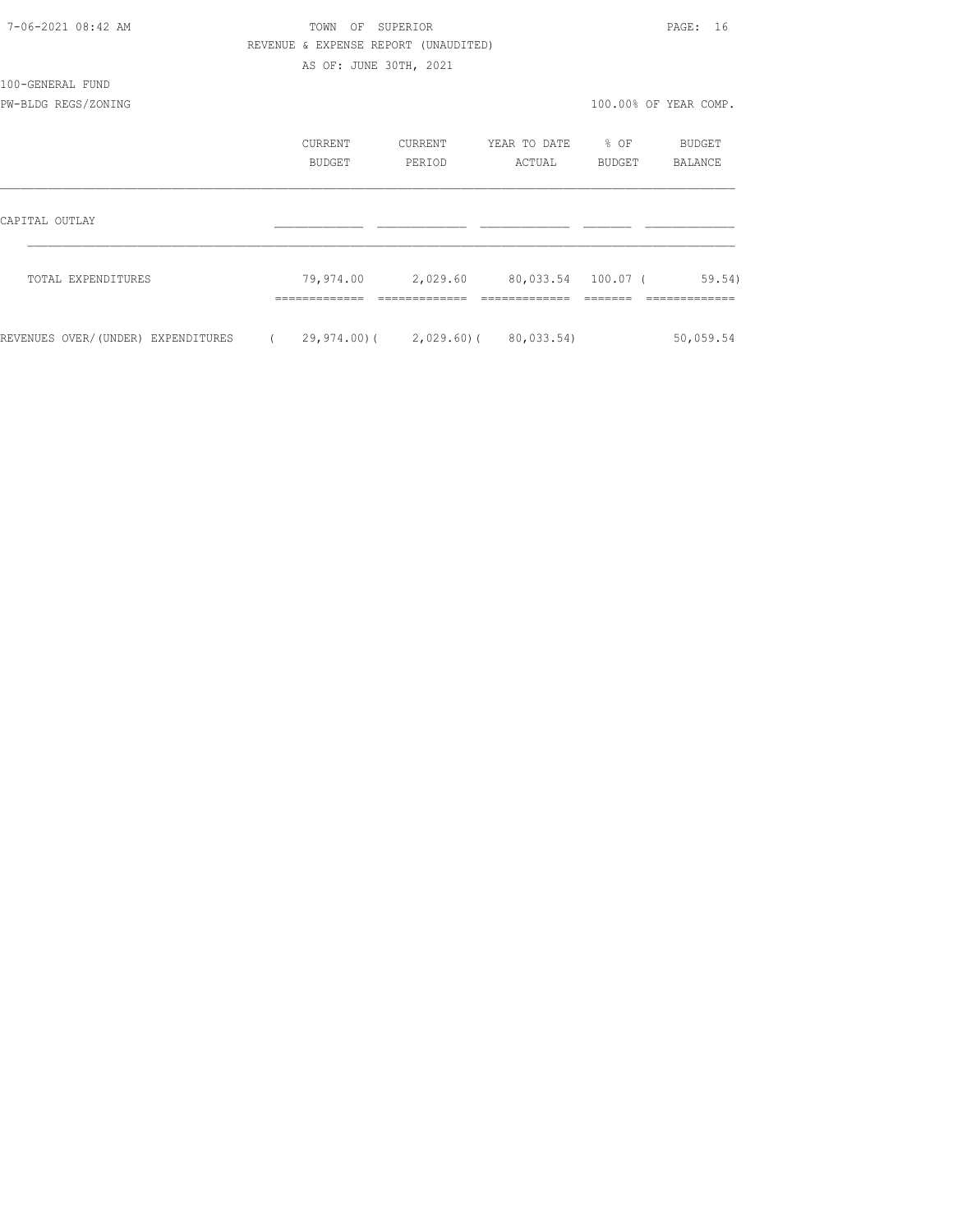TOWN OF SUPERIOR

REVENUE & EXPENSE REPORT (UNAUDITED)

AS OF: JUNE 30TH, 2021

100-GENERAL FUND

PW-BLDG REGS/ZONING

100.00% OF YEAR COMP.

| | CURRENT BUDGET | CURRENT PERIOD | YEAR TO DATE ACTUAL | % OF BUDGET | BUDGET BALANCE |
|---|---|---|---|---|---|
| CAPITAL OUTLAY | | | | | |
| TOTAL EXPENDITURES | 79,974.00 | 2,029.60 | 80,033.54 | 100.07 | ( 59.54) |
| REVENUES OVER/(UNDER) EXPENDITURES | ( 29,974.00) | ( 2,029.60) | ( 80,033.54) | | 50,059.54 |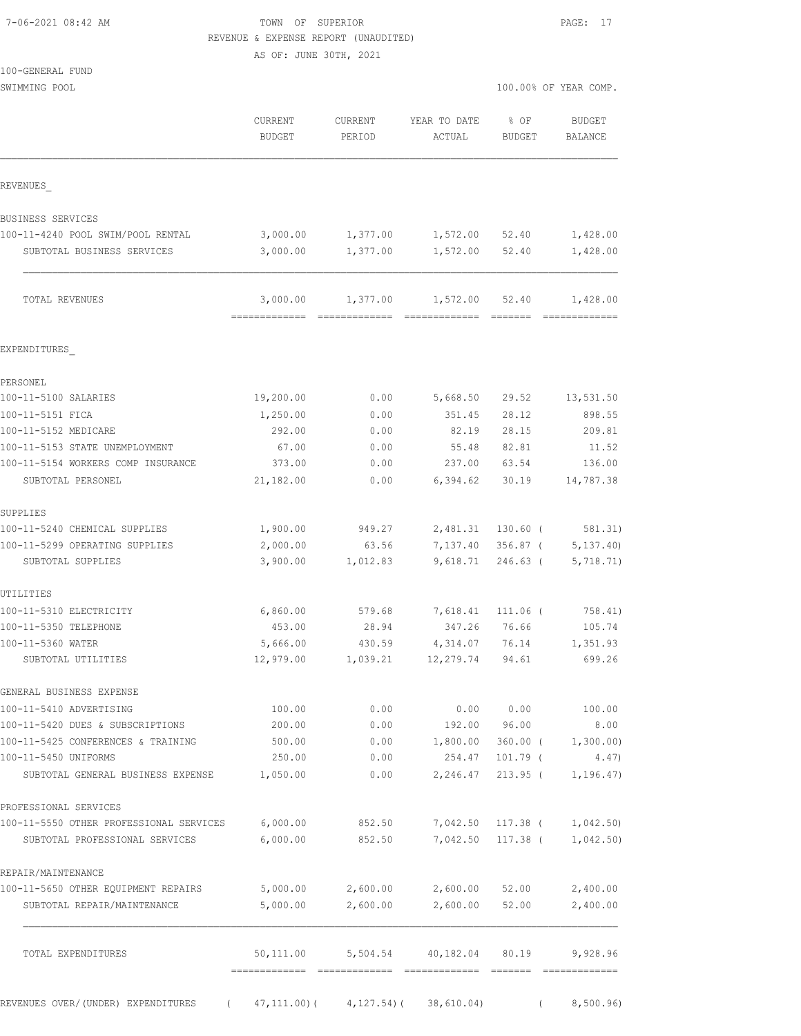7-06-2021 08:42 AM TOWN OF SUPERIOR

REVENUE & EXPENSE REPORT (UNAUDITED)

AS OF: JUNE 30TH, 2021

100-GENERAL FUND

SWIMMING POOL — 100.00% OF YEAR COMP.

| | CURRENT BUDGET | CURRENT PERIOD | YEAR TO DATE ACTUAL | % OF BUDGET | BUDGET BALANCE |
|---|---|---|---|---|---|
| **REVENUES** | | | | | |
| BUSINESS SERVICES | | | | | |
| 100-11-4240 POOL SWIM/POOL RENTAL | 3,000.00 | 1,377.00 | 1,572.00 | 52.40 | 1,428.00 |
| SUBTOTAL BUSINESS SERVICES | 3,000.00 | 1,377.00 | 1,572.00 | 52.40 | 1,428.00 |
| TOTAL REVENUES | 3,000.00 | 1,377.00 | 1,572.00 | 52.40 | 1,428.00 |
| **EXPENDITURES** | | | | | |
| PERSONEL | | | | | |
| 100-11-5100 SALARIES | 19,200.00 | 0.00 | 5,668.50 | 29.52 | 13,531.50 |
| 100-11-5151 FICA | 1,250.00 | 0.00 | 351.45 | 28.12 | 898.55 |
| 100-11-5152 MEDICARE | 292.00 | 0.00 | 82.19 | 28.15 | 209.81 |
| 100-11-5153 STATE UNEMPLOYMENT | 67.00 | 0.00 | 55.48 | 82.81 | 11.52 |
| 100-11-5154 WORKERS COMP INSURANCE | 373.00 | 0.00 | 237.00 | 63.54 | 136.00 |
| SUBTOTAL PERSONEL | 21,182.00 | 0.00 | 6,394.62 | 30.19 | 14,787.38 |
| SUPPLIES | | | | | |
| 100-11-5240 CHEMICAL SUPPLIES | 1,900.00 | 949.27 | 2,481.31 | 130.60 | ( 581.31) |
| 100-11-5299 OPERATING SUPPLIES | 2,000.00 | 63.56 | 7,137.40 | 356.87 | ( 5,137.40) |
| SUBTOTAL SUPPLIES | 3,900.00 | 1,012.83 | 9,618.71 | 246.63 | ( 5,718.71) |
| UTILITIES | | | | | |
| 100-11-5310 ELECTRICITY | 6,860.00 | 579.68 | 7,618.41 | 111.06 | ( 758.41) |
| 100-11-5350 TELEPHONE | 453.00 | 28.94 | 347.26 | 76.66 | 105.74 |
| 100-11-5360 WATER | 5,666.00 | 430.59 | 4,314.07 | 76.14 | 1,351.93 |
| SUBTOTAL UTILITIES | 12,979.00 | 1,039.21 | 12,279.74 | 94.61 | 699.26 |
| GENERAL BUSINESS EXPENSE | | | | | |
| 100-11-5410 ADVERTISING | 100.00 | 0.00 | 0.00 | 0.00 | 100.00 |
| 100-11-5420 DUES & SUBSCRIPTIONS | 200.00 | 0.00 | 192.00 | 96.00 | 8.00 |
| 100-11-5425 CONFERENCES & TRAINING | 500.00 | 0.00 | 1,800.00 | 360.00 | ( 1,300.00) |
| 100-11-5450 UNIFORMS | 250.00 | 0.00 | 254.47 | 101.79 | ( 4.47) |
| SUBTOTAL GENERAL BUSINESS EXPENSE | 1,050.00 | 0.00 | 2,246.47 | 213.95 | ( 1,196.47) |
| PROFESSIONAL SERVICES | | | | | |
| 100-11-5550 OTHER PROFESSIONAL SERVICES | 6,000.00 | 852.50 | 7,042.50 | 117.38 | ( 1,042.50) |
| SUBTOTAL PROFESSIONAL SERVICES | 6,000.00 | 852.50 | 7,042.50 | 117.38 | ( 1,042.50) |
| REPAIR/MAINTENANCE | | | | | |
| 100-11-5650 OTHER EQUIPMENT REPAIRS | 5,000.00 | 2,600.00 | 2,600.00 | 52.00 | 2,400.00 |
| SUBTOTAL REPAIR/MAINTENANCE | 5,000.00 | 2,600.00 | 2,600.00 | 52.00 | 2,400.00 |
| TOTAL EXPENDITURES | 50,111.00 | 5,504.54 | 40,182.04 | 80.19 | 9,928.96 |
| REVENUES OVER/(UNDER) EXPENDITURES | ( 47,111.00) | ( 4,127.54) | ( 38,610.04) | | ( 8,500.96) |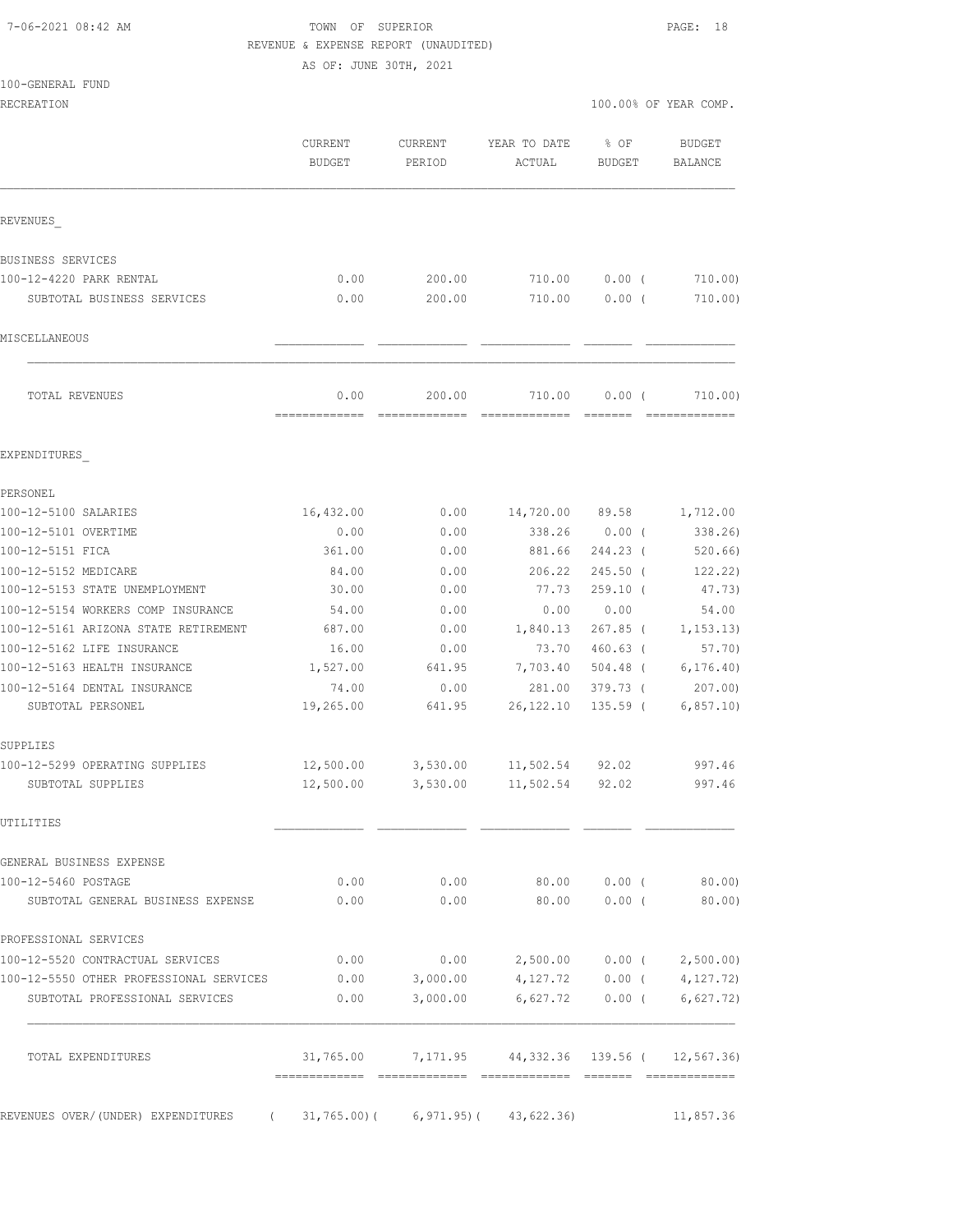7-06-2021 08:42 AM

TOWN OF SUPERIOR

REVENUE & EXPENSE REPORT (UNAUDITED)

AS OF: JUNE 30TH, 2021

100-GENERAL FUND

RECREATION

100.00% OF YEAR COMP.

| | CURRENT BUDGET | CURRENT PERIOD | YEAR TO DATE ACTUAL | % OF BUDGET | BUDGET BALANCE |
|---|---|---|---|---|---|
| **REVENUES_** | | | | | |
| BUSINESS SERVICES | | | | | |
| 100-12-4220 PARK RENTAL | 0.00 | 200.00 | 710.00 | 0.00 ( | 710.00) |
| SUBTOTAL BUSINESS SERVICES | 0.00 | 200.00 | 710.00 | 0.00 ( | 710.00) |
| MISCELLANEOUS | | | | | |
| TOTAL REVENUES | 0.00 | 200.00 | 710.00 | 0.00 ( | 710.00) |
| **EXPENDITURES_** | | | | | |
| PERSONEL | | | | | |
| 100-12-5100 SALARIES | 16,432.00 | 0.00 | 14,720.00 | 89.58 | 1,712.00 |
| 100-12-5101 OVERTIME | 0.00 | 0.00 | 338.26 | 0.00 ( | 338.26) |
| 100-12-5151 FICA | 361.00 | 0.00 | 881.66 | 244.23 ( | 520.66) |
| 100-12-5152 MEDICARE | 84.00 | 0.00 | 206.22 | 245.50 ( | 122.22) |
| 100-12-5153 STATE UNEMPLOYMENT | 30.00 | 0.00 | 77.73 | 259.10 ( | 47.73) |
| 100-12-5154 WORKERS COMP INSURANCE | 54.00 | 0.00 | 0.00 | 0.00 | 54.00 |
| 100-12-5161 ARIZONA STATE RETIREMENT | 687.00 | 0.00 | 1,840.13 | 267.85 ( | 1,153.13) |
| 100-12-5162 LIFE INSURANCE | 16.00 | 0.00 | 73.70 | 460.63 ( | 57.70) |
| 100-12-5163 HEALTH INSURANCE | 1,527.00 | 641.95 | 7,703.40 | 504.48 ( | 6,176.40) |
| 100-12-5164 DENTAL INSURANCE | 74.00 | 0.00 | 281.00 | 379.73 ( | 207.00) |
| SUBTOTAL PERSONEL | 19,265.00 | 641.95 | 26,122.10 | 135.59 ( | 6,857.10) |
| SUPPLIES | | | | | |
| 100-12-5299 OPERATING SUPPLIES | 12,500.00 | 3,530.00 | 11,502.54 | 92.02 | 997.46 |
| SUBTOTAL SUPPLIES | 12,500.00 | 3,530.00 | 11,502.54 | 92.02 | 997.46 |
| UTILITIES | | | | | |
| GENERAL BUSINESS EXPENSE | | | | | |
| 100-12-5460 POSTAGE | 0.00 | 0.00 | 80.00 | 0.00 ( | 80.00) |
| SUBTOTAL GENERAL BUSINESS EXPENSE | 0.00 | 0.00 | 80.00 | 0.00 ( | 80.00) |
| PROFESSIONAL SERVICES | | | | | |
| 100-12-5520 CONTRACTUAL SERVICES | 0.00 | 0.00 | 2,500.00 | 0.00 ( | 2,500.00) |
| 100-12-5550 OTHER PROFESSIONAL SERVICES | 0.00 | 3,000.00 | 4,127.72 | 0.00 ( | 4,127.72) |
| SUBTOTAL PROFESSIONAL SERVICES | 0.00 | 3,000.00 | 6,627.72 | 0.00 ( | 6,627.72) |
| TOTAL EXPENDITURES | 31,765.00 | 7,171.95 | 44,332.36 | 139.56 ( | 12,567.36) |
| REVENUES OVER/(UNDER) EXPENDITURES | ( 31,765.00)( | 6,971.95)( | 43,622.36) | | 11,857.36 |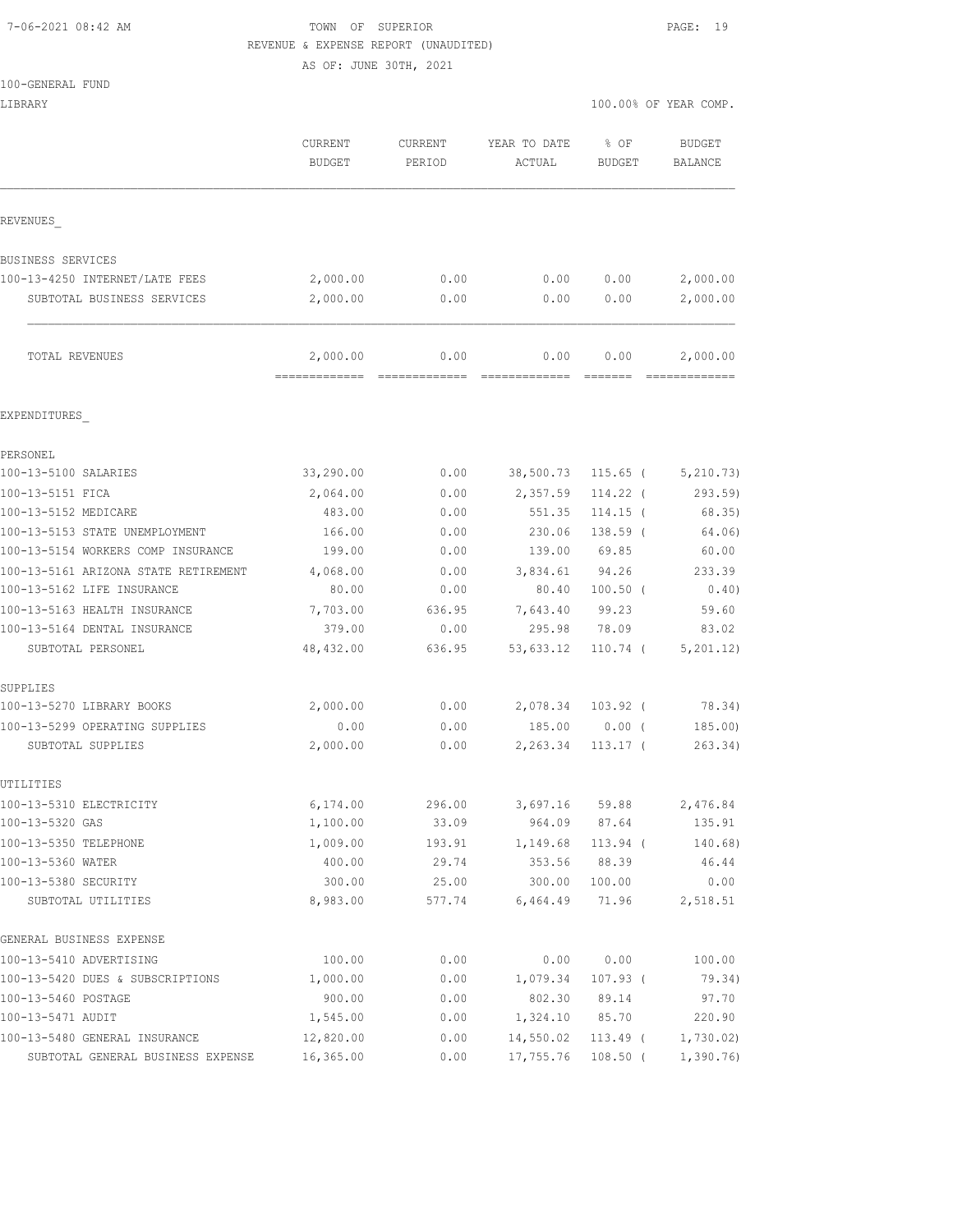7-06-2021 08:42 AM

TOWN OF SUPERIOR

REVENUE & EXPENSE REPORT (UNAUDITED)

AS OF: JUNE 30TH, 2021

100-GENERAL FUND

LIBRARY

100.00% OF YEAR COMP.

| | CURRENT BUDGET | CURRENT PERIOD | YEAR TO DATE ACTUAL | % OF BUDGET | BUDGET BALANCE |
|---|---|---|---|---|---|
| **REVENUES** | | | | | |
| BUSINESS SERVICES | | | | | |
| 100-13-4250 INTERNET/LATE FEES | 2,000.00 | 0.00 | 0.00 | 0.00 | 2,000.00 |
| SUBTOTAL BUSINESS SERVICES | 2,000.00 | 0.00 | 0.00 | 0.00 | 2,000.00 |
| TOTAL REVENUES | 2,000.00 | 0.00 | 0.00 | 0.00 | 2,000.00 |
| **EXPENDITURES** | | | | | |
| PERSONEL | | | | | |
| 100-13-5100 SALARIES | 33,290.00 | 0.00 | 38,500.73 | 115.65 ( | 5,210.73) |
| 100-13-5151 FICA | 2,064.00 | 0.00 | 2,357.59 | 114.22 ( | 293.59) |
| 100-13-5152 MEDICARE | 483.00 | 0.00 | 551.35 | 114.15 ( | 68.35) |
| 100-13-5153 STATE UNEMPLOYMENT | 166.00 | 0.00 | 230.06 | 138.59 ( | 64.06) |
| 100-13-5154 WORKERS COMP INSURANCE | 199.00 | 0.00 | 139.00 | 69.85 | 60.00 |
| 100-13-5161 ARIZONA STATE RETIREMENT | 4,068.00 | 0.00 | 3,834.61 | 94.26 | 233.39 |
| 100-13-5162 LIFE INSURANCE | 80.00 | 0.00 | 80.40 | 100.50 ( | 0.40) |
| 100-13-5163 HEALTH INSURANCE | 7,703.00 | 636.95 | 7,643.40 | 99.23 | 59.60 |
| 100-13-5164 DENTAL INSURANCE | 379.00 | 0.00 | 295.98 | 78.09 | 83.02 |
| SUBTOTAL PERSONEL | 48,432.00 | 636.95 | 53,633.12 | 110.74 ( | 5,201.12) |
| SUPPLIES | | | | | |
| 100-13-5270 LIBRARY BOOKS | 2,000.00 | 0.00 | 2,078.34 | 103.92 ( | 78.34) |
| 100-13-5299 OPERATING SUPPLIES | 0.00 | 0.00 | 185.00 | 0.00 ( | 185.00) |
| SUBTOTAL SUPPLIES | 2,000.00 | 0.00 | 2,263.34 | 113.17 ( | 263.34) |
| UTILITIES | | | | | |
| 100-13-5310 ELECTRICITY | 6,174.00 | 296.00 | 3,697.16 | 59.88 | 2,476.84 |
| 100-13-5320 GAS | 1,100.00 | 33.09 | 964.09 | 87.64 | 135.91 |
| 100-13-5350 TELEPHONE | 1,009.00 | 193.91 | 1,149.68 | 113.94 ( | 140.68) |
| 100-13-5360 WATER | 400.00 | 29.74 | 353.56 | 88.39 | 46.44 |
| 100-13-5380 SECURITY | 300.00 | 25.00 | 300.00 | 100.00 | 0.00 |
| SUBTOTAL UTILITIES | 8,983.00 | 577.74 | 6,464.49 | 71.96 | 2,518.51 |
| GENERAL BUSINESS EXPENSE | | | | | |
| 100-13-5410 ADVERTISING | 100.00 | 0.00 | 0.00 | 0.00 | 100.00 |
| 100-13-5420 DUES & SUBSCRIPTIONS | 1,000.00 | 0.00 | 1,079.34 | 107.93 ( | 79.34) |
| 100-13-5460 POSTAGE | 900.00 | 0.00 | 802.30 | 89.14 | 97.70 |
| 100-13-5471 AUDIT | 1,545.00 | 0.00 | 1,324.10 | 85.70 | 220.90 |
| 100-13-5480 GENERAL INSURANCE | 12,820.00 | 0.00 | 14,550.02 | 113.49 ( | 1,730.02) |
| SUBTOTAL GENERAL BUSINESS EXPENSE | 16,365.00 | 0.00 | 17,755.76 | 108.50 ( | 1,390.76) |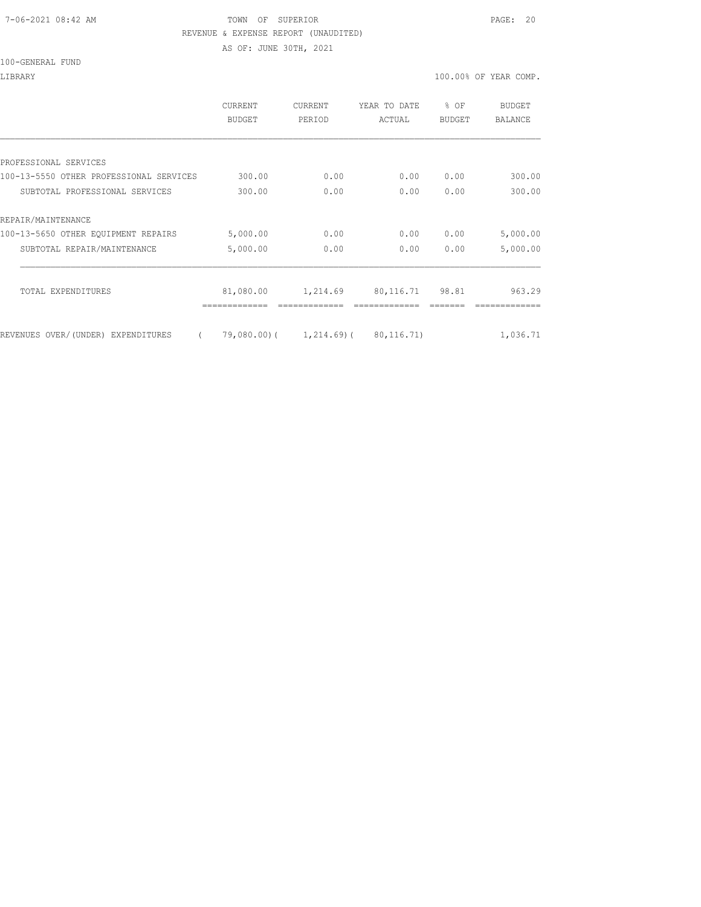TOWN OF SUPERIOR

REVENUE & EXPENSE REPORT (UNAUDITED)

AS OF: JUNE 30TH, 2021

100-GENERAL FUND

LIBRARY

100.00% OF YEAR COMP.

| | CURRENT BUDGET | CURRENT PERIOD | YEAR TO DATE ACTUAL | % OF BUDGET | BUDGET BALANCE |
|---|---|---|---|---|---|
| PROFESSIONAL SERVICES | | | | | |
| 100-13-5550 OTHER PROFESSIONAL SERVICES | 300.00 | 0.00 | 0.00 | 0.00 | 300.00 |
| SUBTOTAL PROFESSIONAL SERVICES | 300.00 | 0.00 | 0.00 | 0.00 | 300.00 |
| REPAIR/MAINTENANCE | | | | | |
| 100-13-5650 OTHER EQUIPMENT REPAIRS | 5,000.00 | 0.00 | 0.00 | 0.00 | 5,000.00 |
| SUBTOTAL REPAIR/MAINTENANCE | 5,000.00 | 0.00 | 0.00 | 0.00 | 5,000.00 |
| TOTAL EXPENDITURES | 81,080.00 | 1,214.69 | 80,116.71 | 98.81 | 963.29 |
| REVENUES OVER/(UNDER) EXPENDITURES | ( 79,080.00) | ( 1,214.69) | ( 80,116.71) | | 1,036.71 |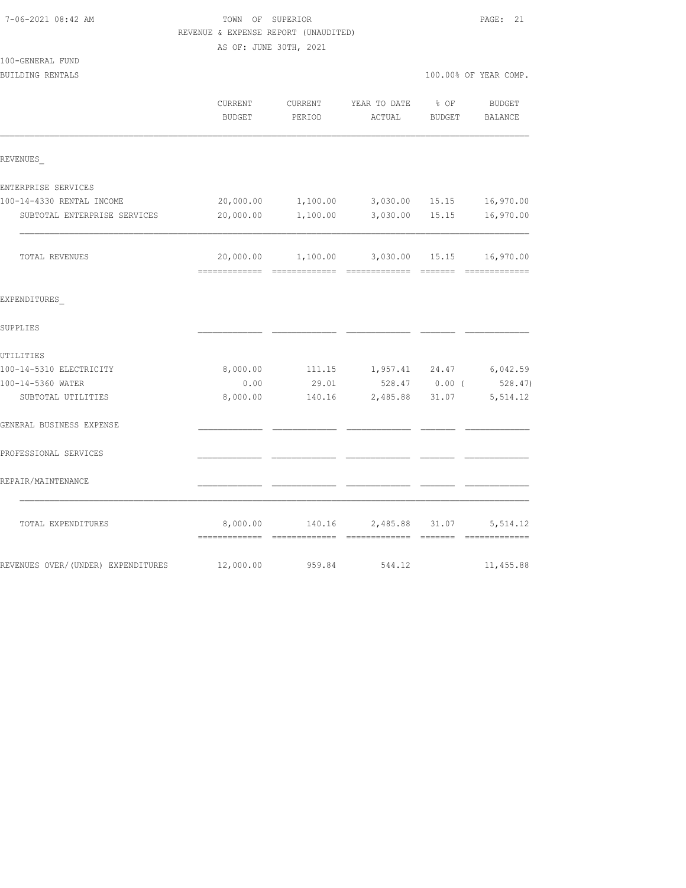TOWN OF SUPERIOR
REVENUE & EXPENSE REPORT (UNAUDITED)
AS OF: JUNE 30TH, 2021

100-GENERAL FUND
BUILDING RENTALS

100.00% OF YEAR COMP.

| | CURRENT BUDGET | CURRENT PERIOD | YEAR TO DATE ACTUAL | % OF BUDGET | BUDGET BALANCE |
|---|---|---|---|---|---|
| REVENUES_ | | | | | |
| ENTERPRISE SERVICES | | | | | |
| 100-14-4330 RENTAL INCOME | 20,000.00 | 1,100.00 | 3,030.00 | 15.15 | 16,970.00 |
| SUBTOTAL ENTERPRISE SERVICES | 20,000.00 | 1,100.00 | 3,030.00 | 15.15 | 16,970.00 |
| TOTAL REVENUES | 20,000.00 | 1,100.00 | 3,030.00 | 15.15 | 16,970.00 |
| EXPENDITURES_ | | | | | |
| SUPPLIES | | | | | |
| UTILITIES | | | | | |
| 100-14-5310 ELECTRICITY | 8,000.00 | 111.15 | 1,957.41 | 24.47 | 6,042.59 |
| 100-14-5360 WATER | 0.00 | 29.01 | 528.47 | 0.00 | ( 528.47) |
| SUBTOTAL UTILITIES | 8,000.00 | 140.16 | 2,485.88 | 31.07 | 5,514.12 |
| GENERAL BUSINESS EXPENSE | | | | | |
| PROFESSIONAL SERVICES | | | | | |
| REPAIR/MAINTENANCE | | | | | |
| TOTAL EXPENDITURES | 8,000.00 | 140.16 | 2,485.88 | 31.07 | 5,514.12 |
| REVENUES OVER/(UNDER) EXPENDITURES | 12,000.00 | 959.84 | 544.12 | | 11,455.88 |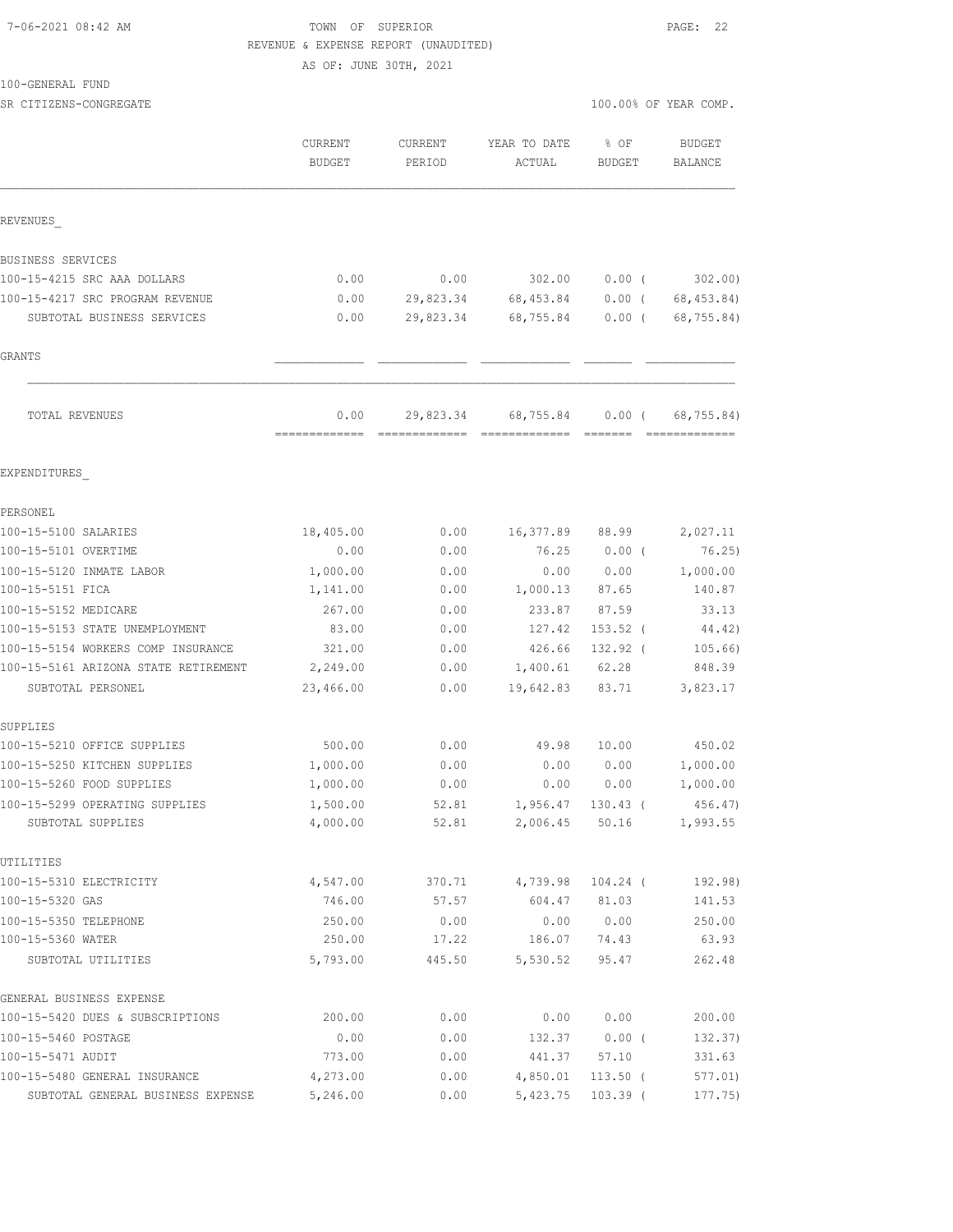7-06-2021 08:42 AM TOWN OF SUPERIOR

REVENUE & EXPENSE REPORT (UNAUDITED)

AS OF: JUNE 30TH, 2021

100-GENERAL FUND

SR CITIZENS-CONGREGATE 100.00% OF YEAR COMP.

| | CURRENT BUDGET | CURRENT PERIOD | YEAR TO DATE ACTUAL | % OF BUDGET | BUDGET BALANCE |
|---|---|---|---|---|---|
| REVENUES_ | | | | | |
| BUSINESS SERVICES | | | | | |
| 100-15-4215 SRC AAA DOLLARS | 0.00 | 0.00 | 302.00 | 0.00 ( | 302.00) |
| 100-15-4217 SRC PROGRAM REVENUE | 0.00 | 29,823.34 | 68,453.84 | 0.00 ( | 68,453.84) |
| SUBTOTAL BUSINESS SERVICES | 0.00 | 29,823.34 | 68,755.84 | 0.00 ( | 68,755.84) |
| GRANTS | | | | | |
| TOTAL REVENUES | 0.00 | 29,823.34 | 68,755.84 | 0.00 ( | 68,755.84) |
| EXPENDITURES_ | | | | | |
| PERSONEL | | | | | |
| 100-15-5100 SALARIES | 18,405.00 | 0.00 | 16,377.89 | 88.99 | 2,027.11 |
| 100-15-5101 OVERTIME | 0.00 | 0.00 | 76.25 | 0.00 ( | 76.25) |
| 100-15-5120 INMATE LABOR | 1,000.00 | 0.00 | 0.00 | 0.00 | 1,000.00 |
| 100-15-5151 FICA | 1,141.00 | 0.00 | 1,000.13 | 87.65 | 140.87 |
| 100-15-5152 MEDICARE | 267.00 | 0.00 | 233.87 | 87.59 | 33.13 |
| 100-15-5153 STATE UNEMPLOYMENT | 83.00 | 0.00 | 127.42 | 153.52 ( | 44.42) |
| 100-15-5154 WORKERS COMP INSURANCE | 321.00 | 0.00 | 426.66 | 132.92 ( | 105.66) |
| 100-15-5161 ARIZONA STATE RETIREMENT | 2,249.00 | 0.00 | 1,400.61 | 62.28 | 848.39 |
| SUBTOTAL PERSONEL | 23,466.00 | 0.00 | 19,642.83 | 83.71 | 3,823.17 |
| SUPPLIES | | | | | |
| 100-15-5210 OFFICE SUPPLIES | 500.00 | 0.00 | 49.98 | 10.00 | 450.02 |
| 100-15-5250 KITCHEN SUPPLIES | 1,000.00 | 0.00 | 0.00 | 0.00 | 1,000.00 |
| 100-15-5260 FOOD SUPPLIES | 1,000.00 | 0.00 | 0.00 | 0.00 | 1,000.00 |
| 100-15-5299 OPERATING SUPPLIES | 1,500.00 | 52.81 | 1,956.47 | 130.43 ( | 456.47) |
| SUBTOTAL SUPPLIES | 4,000.00 | 52.81 | 2,006.45 | 50.16 | 1,993.55 |
| UTILITIES | | | | | |
| 100-15-5310 ELECTRICITY | 4,547.00 | 370.71 | 4,739.98 | 104.24 ( | 192.98) |
| 100-15-5320 GAS | 746.00 | 57.57 | 604.47 | 81.03 | 141.53 |
| 100-15-5350 TELEPHONE | 250.00 | 0.00 | 0.00 | 0.00 | 250.00 |
| 100-15-5360 WATER | 250.00 | 17.22 | 186.07 | 74.43 | 63.93 |
| SUBTOTAL UTILITIES | 5,793.00 | 445.50 | 5,530.52 | 95.47 | 262.48 |
| GENERAL BUSINESS EXPENSE | | | | | |
| 100-15-5420 DUES & SUBSCRIPTIONS | 200.00 | 0.00 | 0.00 | 0.00 | 200.00 |
| 100-15-5460 POSTAGE | 0.00 | 0.00 | 132.37 | 0.00 ( | 132.37) |
| 100-15-5471 AUDIT | 773.00 | 0.00 | 441.37 | 57.10 | 331.63 |
| 100-15-5480 GENERAL INSURANCE | 4,273.00 | 0.00 | 4,850.01 | 113.50 ( | 577.01) |
| SUBTOTAL GENERAL BUSINESS EXPENSE | 5,246.00 | 0.00 | 5,423.75 | 103.39 ( | 177.75) |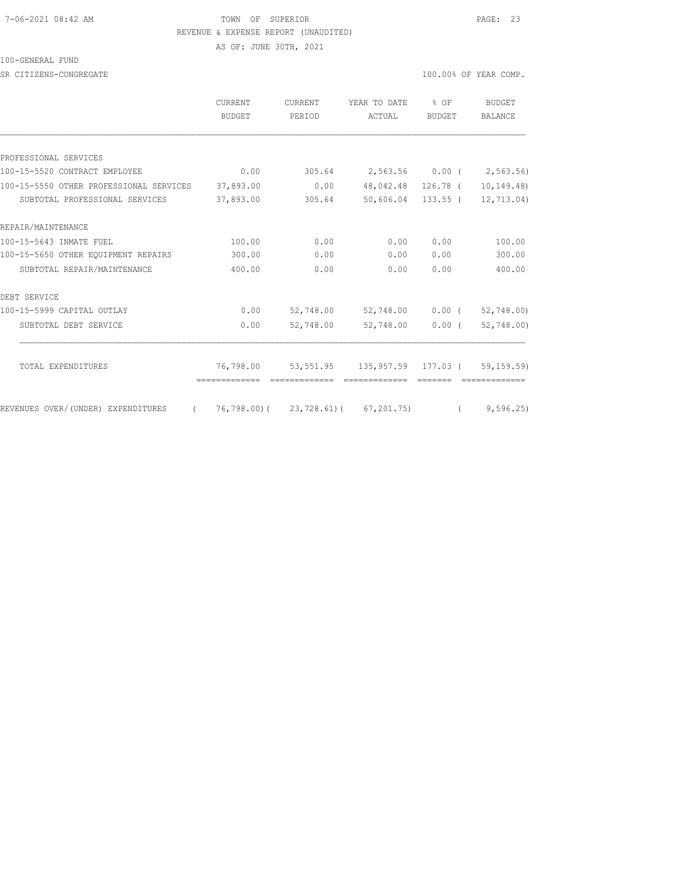TOWN OF SUPERIOR

REVENUE & EXPENSE REPORT (UNAUDITED)

AS OF: JUNE 30TH, 2021

100-GENERAL FUND

SR CITIZENS-CONGREGATE — 100.00% OF YEAR COMP.

| | CURRENT BUDGET | CURRENT PERIOD | YEAR TO DATE ACTUAL | % OF BUDGET | BUDGET BALANCE |
|---|---|---|---|---|---|
| PROFESSIONAL SERVICES | | | | | |
| 100-15-5520 CONTRACT EMPLOYEE | 0.00 | 305.64 | 2,563.56 | 0.00 ( | 2,563.56) |
| 100-15-5550 OTHER PROFESSIONAL SERVICES | 37,893.00 | 0.00 | 48,042.48 | 126.78 ( | 10,149.48) |
| SUBTOTAL PROFESSIONAL SERVICES | 37,893.00 | 305.64 | 50,606.04 | 133.55 ( | 12,713.04) |
| REPAIR/MAINTENANCE | | | | | |
| 100-15-5643 INMATE FUEL | 100.00 | 0.00 | 0.00 | 0.00 | 100.00 |
| 100-15-5650 OTHER EQUIPMENT REPAIRS | 300.00 | 0.00 | 0.00 | 0.00 | 300.00 |
| SUBTOTAL REPAIR/MAINTENANCE | 400.00 | 0.00 | 0.00 | 0.00 | 400.00 |
| DEBT SERVICE | | | | | |
| 100-15-5999 CAPITAL OUTLAY | 0.00 | 52,748.00 | 52,748.00 | 0.00 ( | 52,748.00) |
| SUBTOTAL DEBT SERVICE | 0.00 | 52,748.00 | 52,748.00 | 0.00 ( | 52,748.00) |
| TOTAL EXPENDITURES | 76,798.00 | 53,551.95 | 135,957.59 | 177.03 ( | 59,159.59) |
| REVENUES OVER/(UNDER) EXPENDITURES | ( 76,798.00)( | 23,728.61)( | 67,201.75) | ( | 9,596.25) |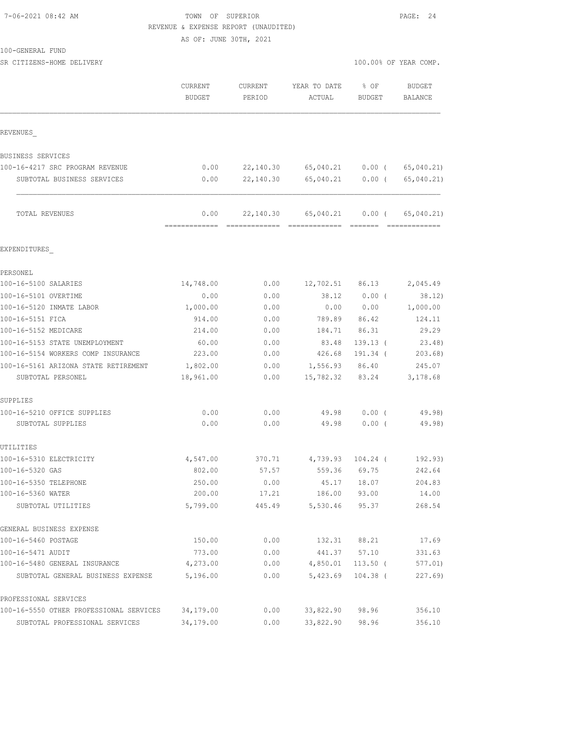7-06-2021 08:42 AM

TOWN OF SUPERIOR
REVENUE & EXPENSE REPORT (UNAUDITED)
AS OF: JUNE 30TH, 2021

100-GENERAL FUND
SR CITIZENS-HOME DELIVERY

100.00% OF YEAR COMP.

| | CURRENT BUDGET | CURRENT PERIOD | YEAR TO DATE ACTUAL | % OF BUDGET | BUDGET BALANCE |
|---|---|---|---|---|---|
| REVENUES_ | | | | | |
| BUSINESS SERVICES | | | | | |
| 100-16-4217 SRC PROGRAM REVENUE | 0.00 | 22,140.30 | 65,040.21 | 0.00 ( | 65,040.21) |
| SUBTOTAL BUSINESS SERVICES | 0.00 | 22,140.30 | 65,040.21 | 0.00 ( | 65,040.21) |
| TOTAL REVENUES | 0.00 | 22,140.30 | 65,040.21 | 0.00 ( | 65,040.21) |
| EXPENDITURES_ | | | | | |
| PERSONEL | | | | | |
| 100-16-5100 SALARIES | 14,748.00 | 0.00 | 12,702.51 | 86.13 | 2,045.49 |
| 100-16-5101 OVERTIME | 0.00 | 0.00 | 38.12 | 0.00 ( | 38.12) |
| 100-16-5120 INMATE LABOR | 1,000.00 | 0.00 | 0.00 | 0.00 | 1,000.00 |
| 100-16-5151 FICA | 914.00 | 0.00 | 789.89 | 86.42 | 124.11 |
| 100-16-5152 MEDICARE | 214.00 | 0.00 | 184.71 | 86.31 | 29.29 |
| 100-16-5153 STATE UNEMPLOYMENT | 60.00 | 0.00 | 83.48 | 139.13 ( | 23.48) |
| 100-16-5154 WORKERS COMP INSURANCE | 223.00 | 0.00 | 426.68 | 191.34 ( | 203.68) |
| 100-16-5161 ARIZONA STATE RETIREMENT | 1,802.00 | 0.00 | 1,556.93 | 86.40 | 245.07 |
| SUBTOTAL PERSONEL | 18,961.00 | 0.00 | 15,782.32 | 83.24 | 3,178.68 |
| SUPPLIES | | | | | |
| 100-16-5210 OFFICE SUPPLIES | 0.00 | 0.00 | 49.98 | 0.00 ( | 49.98) |
| SUBTOTAL SUPPLIES | 0.00 | 0.00 | 49.98 | 0.00 ( | 49.98) |
| UTILITIES | | | | | |
| 100-16-5310 ELECTRICITY | 4,547.00 | 370.71 | 4,739.93 | 104.24 ( | 192.93) |
| 100-16-5320 GAS | 802.00 | 57.57 | 559.36 | 69.75 | 242.64 |
| 100-16-5350 TELEPHONE | 250.00 | 0.00 | 45.17 | 18.07 | 204.83 |
| 100-16-5360 WATER | 200.00 | 17.21 | 186.00 | 93.00 | 14.00 |
| SUBTOTAL UTILITIES | 5,799.00 | 445.49 | 5,530.46 | 95.37 | 268.54 |
| GENERAL BUSINESS EXPENSE | | | | | |
| 100-16-5460 POSTAGE | 150.00 | 0.00 | 132.31 | 88.21 | 17.69 |
| 100-16-5471 AUDIT | 773.00 | 0.00 | 441.37 | 57.10 | 331.63 |
| 100-16-5480 GENERAL INSURANCE | 4,273.00 | 0.00 | 4,850.01 | 113.50 ( | 577.01) |
| SUBTOTAL GENERAL BUSINESS EXPENSE | 5,196.00 | 0.00 | 5,423.69 | 104.38 ( | 227.69) |
| PROFESSIONAL SERVICES | | | | | |
| 100-16-5550 OTHER PROFESSIONAL SERVICES | 34,179.00 | 0.00 | 33,822.90 | 98.96 | 356.10 |
| SUBTOTAL PROFESSIONAL SERVICES | 34,179.00 | 0.00 | 33,822.90 | 98.96 | 356.10 |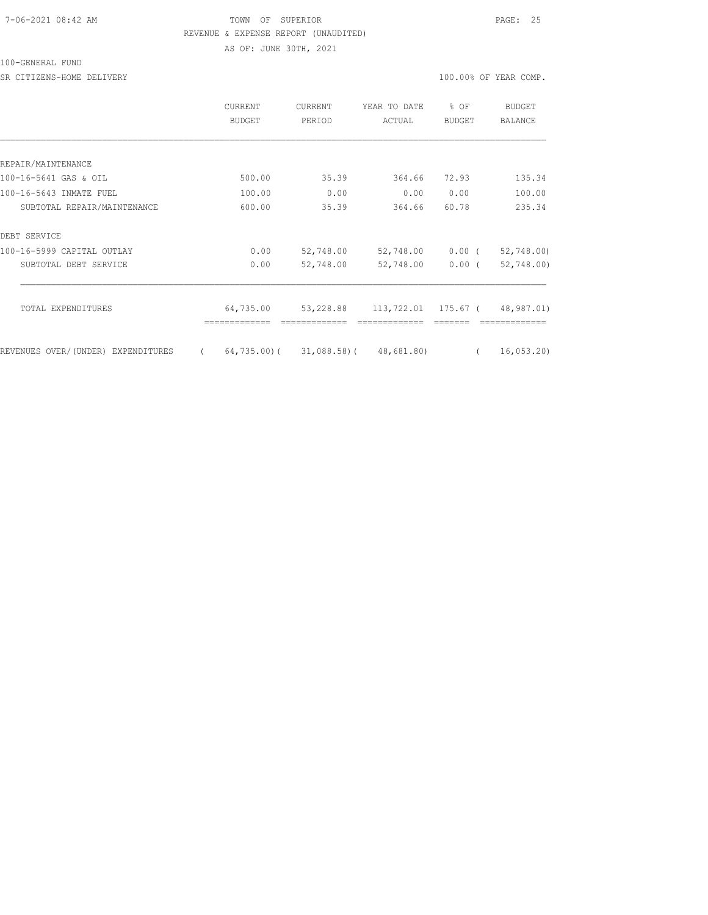TOWN OF SUPERIOR
REVENUE & EXPENSE REPORT (UNAUDITED)
AS OF: JUNE 30TH, 2021

100-GENERAL FUND

SR CITIZENS-HOME DELIVERY

100.00% OF YEAR COMP.

| | CURRENT BUDGET | CURRENT PERIOD | YEAR TO DATE ACTUAL | % OF BUDGET | BUDGET BALANCE |
|---|---|---|---|---|---|
| REPAIR/MAINTENANCE | | | | | |
| 100-16-5641 GAS & OIL | 500.00 | 35.39 | 364.66 | 72.93 | 135.34 |
| 100-16-5643 INMATE FUEL | 100.00 | 0.00 | 0.00 | 0.00 | 100.00 |
| SUBTOTAL REPAIR/MAINTENANCE | 600.00 | 35.39 | 364.66 | 60.78 | 235.34 |
| DEBT SERVICE | | | | | |
| 100-16-5999 CAPITAL OUTLAY | 0.00 | 52,748.00 | 52,748.00 | 0.00 | ( 52,748.00) |
| SUBTOTAL DEBT SERVICE | 0.00 | 52,748.00 | 52,748.00 | 0.00 | ( 52,748.00) |
| TOTAL EXPENDITURES | 64,735.00 | 53,228.88 | 113,722.01 | 175.67 | ( 48,987.01) |
| REVENUES OVER/(UNDER) EXPENDITURES | ( 64,735.00) | ( 31,088.58) | ( 48,681.80) | | ( 16,053.20) |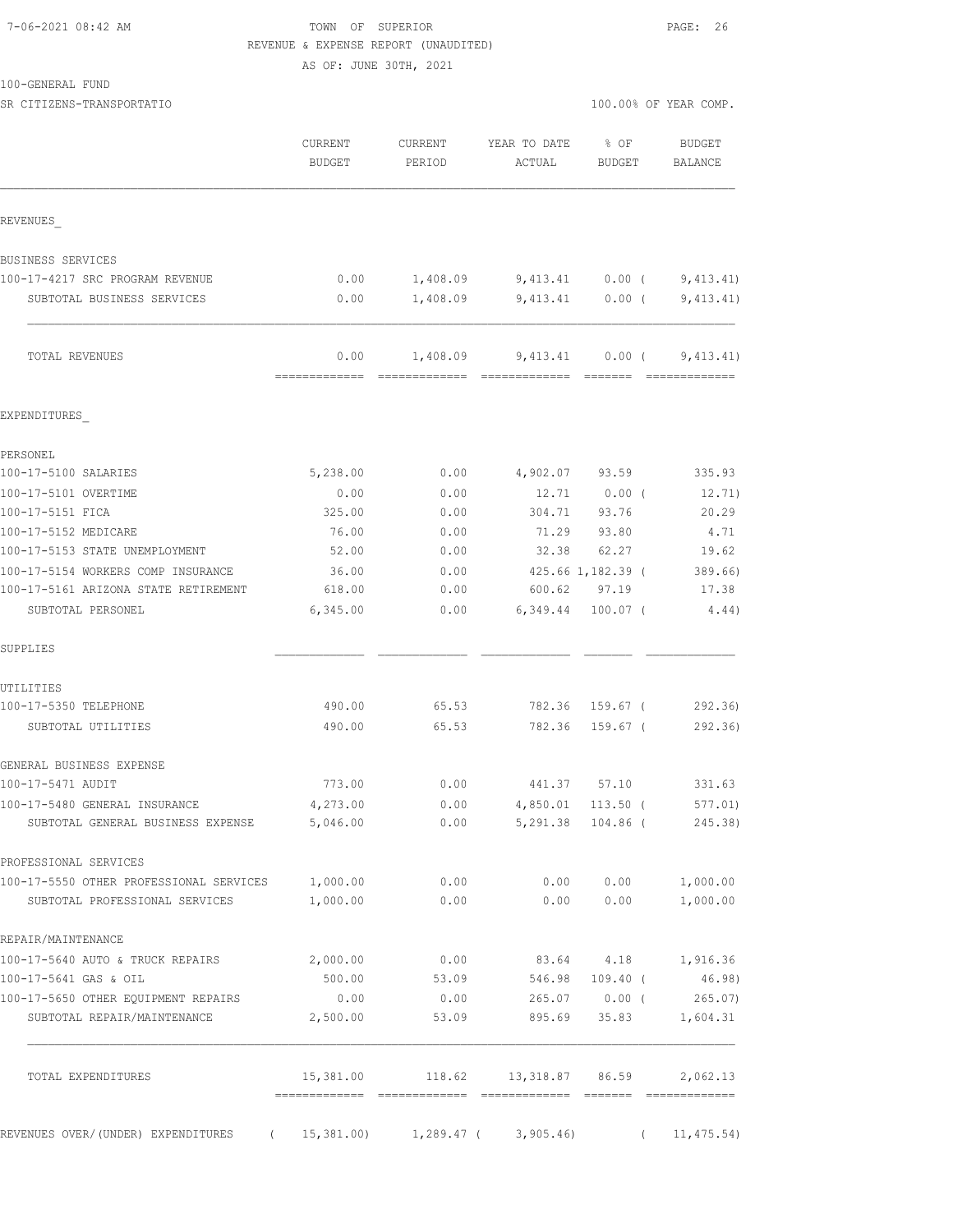7-06-2021 08:42 AM

TOWN OF SUPERIOR

REVENUE & EXPENSE REPORT (UNAUDITED)

AS OF: JUNE 30TH, 2021

100-GENERAL FUND

SR CITIZENS-TRANSPORTATIO

100.00% OF YEAR COMP.

| | CURRENT BUDGET | CURRENT PERIOD | YEAR TO DATE ACTUAL | % OF BUDGET | BUDGET BALANCE |
|---|---|---|---|---|---|
| REVENUES_ | | | | | |
| BUSINESS SERVICES | | | | | |
| 100-17-4217 SRC PROGRAM REVENUE | 0.00 | 1,408.09 | 9,413.41 | 0.00 ( | 9,413.41) |
| SUBTOTAL BUSINESS SERVICES | 0.00 | 1,408.09 | 9,413.41 | 0.00 ( | 9,413.41) |
| TOTAL REVENUES | 0.00 | 1,408.09 | 9,413.41 | 0.00 ( | 9,413.41) |
| EXPENDITURES_ | | | | | |
| PERSONEL | | | | | |
| 100-17-5100 SALARIES | 5,238.00 | 0.00 | 4,902.07 | 93.59 | 335.93 |
| 100-17-5101 OVERTIME | 0.00 | 0.00 | 12.71 | 0.00 ( | 12.71) |
| 100-17-5151 FICA | 325.00 | 0.00 | 304.71 | 93.76 | 20.29 |
| 100-17-5152 MEDICARE | 76.00 | 0.00 | 71.29 | 93.80 | 4.71 |
| 100-17-5153 STATE UNEMPLOYMENT | 52.00 | 0.00 | 32.38 | 62.27 | 19.62 |
| 100-17-5154 WORKERS COMP INSURANCE | 36.00 | 0.00 | 425.66 | 1,182.39 ( | 389.66) |
| 100-17-5161 ARIZONA STATE RETIREMENT | 618.00 | 0.00 | 600.62 | 97.19 | 17.38 |
| SUBTOTAL PERSONEL | 6,345.00 | 0.00 | 6,349.44 | 100.07 ( | 4.44) |
| SUPPLIES | | | | | |
| UTILITIES | | | | | |
| 100-17-5350 TELEPHONE | 490.00 | 65.53 | 782.36 | 159.67 ( | 292.36) |
| SUBTOTAL UTILITIES | 490.00 | 65.53 | 782.36 | 159.67 ( | 292.36) |
| GENERAL BUSINESS EXPENSE | | | | | |
| 100-17-5471 AUDIT | 773.00 | 0.00 | 441.37 | 57.10 | 331.63 |
| 100-17-5480 GENERAL INSURANCE | 4,273.00 | 0.00 | 4,850.01 | 113.50 ( | 577.01) |
| SUBTOTAL GENERAL BUSINESS EXPENSE | 5,046.00 | 0.00 | 5,291.38 | 104.86 ( | 245.38) |
| PROFESSIONAL SERVICES | | | | | |
| 100-17-5550 OTHER PROFESSIONAL SERVICES | 1,000.00 | 0.00 | 0.00 | 0.00 | 1,000.00 |
| SUBTOTAL PROFESSIONAL SERVICES | 1,000.00 | 0.00 | 0.00 | 0.00 | 1,000.00 |
| REPAIR/MAINTENANCE | | | | | |
| 100-17-5640 AUTO & TRUCK REPAIRS | 2,000.00 | 0.00 | 83.64 | 4.18 | 1,916.36 |
| 100-17-5641 GAS & OIL | 500.00 | 53.09 | 546.98 | 109.40 ( | 46.98) |
| 100-17-5650 OTHER EQUIPMENT REPAIRS | 0.00 | 0.00 | 265.07 | 0.00 ( | 265.07) |
| SUBTOTAL REPAIR/MAINTENANCE | 2,500.00 | 53.09 | 895.69 | 35.83 | 1,604.31 |
| TOTAL EXPENDITURES | 15,381.00 | 118.62 | 13,318.87 | 86.59 | 2,062.13 |
| REVENUES OVER/(UNDER) EXPENDITURES | ( 15,381.00) | 1,289.47 ( | 3,905.46) | ( | 11,475.54) |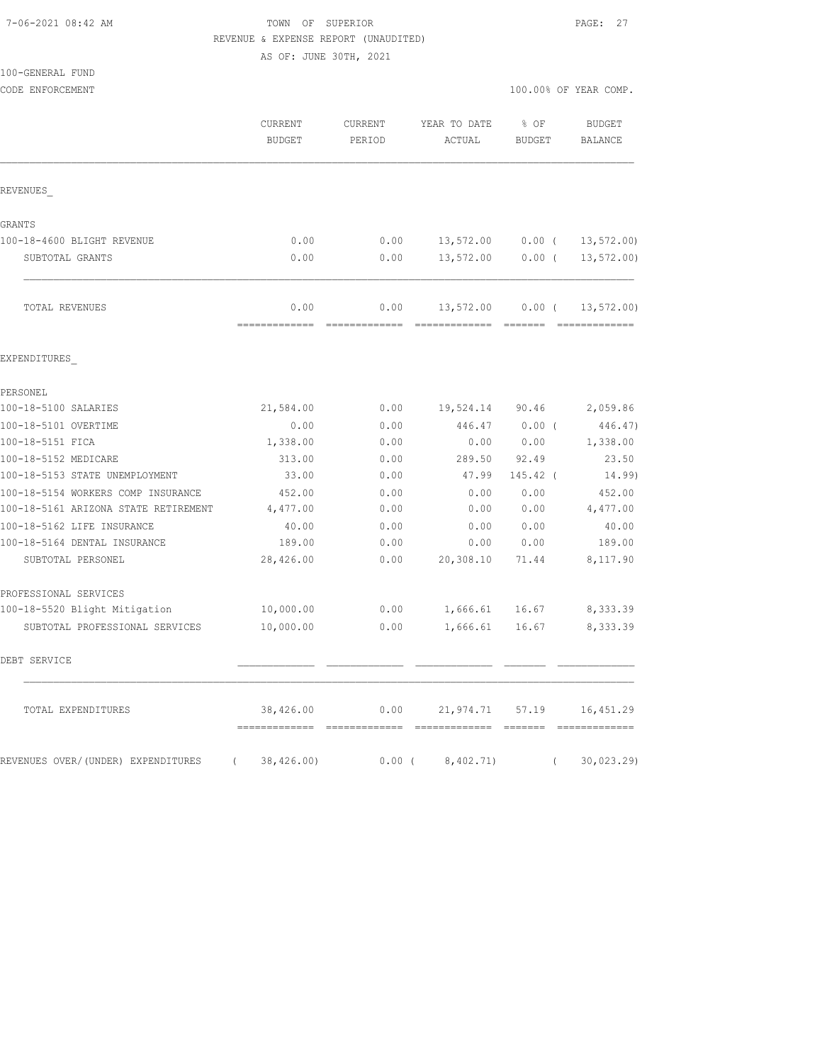7-06-2021 08:42 AM — TOWN OF SUPERIOR

REVENUE & EXPENSE REPORT (UNAUDITED)

AS OF: JUNE 30TH, 2021

100-GENERAL FUND

CODE ENFORCEMENT — 100.00% OF YEAR COMP.

| | CURRENT BUDGET | CURRENT PERIOD | YEAR TO DATE ACTUAL | % OF BUDGET | BUDGET BALANCE |
|---|---|---|---|---|---|
| REVENUES_ | | | | | |
| GRANTS | | | | | |
| 100-18-4600 BLIGHT REVENUE | 0.00 | 0.00 | 13,572.00 | 0.00 ( | 13,572.00) |
| SUBTOTAL GRANTS | 0.00 | 0.00 | 13,572.00 | 0.00 ( | 13,572.00) |
| TOTAL REVENUES | 0.00 | 0.00 | 13,572.00 | 0.00 ( | 13,572.00) |
| EXPENDITURES_ | | | | | |
| PERSONEL | | | | | |
| 100-18-5100 SALARIES | 21,584.00 | 0.00 | 19,524.14 | 90.46 | 2,059.86 |
| 100-18-5101 OVERTIME | 0.00 | 0.00 | 446.47 | 0.00 ( | 446.47) |
| 100-18-5151 FICA | 1,338.00 | 0.00 | 0.00 | 0.00 | 1,338.00 |
| 100-18-5152 MEDICARE | 313.00 | 0.00 | 289.50 | 92.49 | 23.50 |
| 100-18-5153 STATE UNEMPLOYMENT | 33.00 | 0.00 | 47.99 | 145.42 ( | 14.99) |
| 100-18-5154 WORKERS COMP INSURANCE | 452.00 | 0.00 | 0.00 | 0.00 | 452.00 |
| 100-18-5161 ARIZONA STATE RETIREMENT | 4,477.00 | 0.00 | 0.00 | 0.00 | 4,477.00 |
| 100-18-5162 LIFE INSURANCE | 40.00 | 0.00 | 0.00 | 0.00 | 40.00 |
| 100-18-5164 DENTAL INSURANCE | 189.00 | 0.00 | 0.00 | 0.00 | 189.00 |
| SUBTOTAL PERSONEL | 28,426.00 | 0.00 | 20,308.10 | 71.44 | 8,117.90 |
| PROFESSIONAL SERVICES | | | | | |
| 100-18-5520 Blight Mitigation | 10,000.00 | 0.00 | 1,666.61 | 16.67 | 8,333.39 |
| SUBTOTAL PROFESSIONAL SERVICES | 10,000.00 | 0.00 | 1,666.61 | 16.67 | 8,333.39 |
| DEBT SERVICE | | | | | |
| TOTAL EXPENDITURES | 38,426.00 | 0.00 | 21,974.71 | 57.19 | 16,451.29 |
| REVENUES OVER/(UNDER) EXPENDITURES | ( 38,426.00) | 0.00 | ( 8,402.71) | | ( 30,023.29) |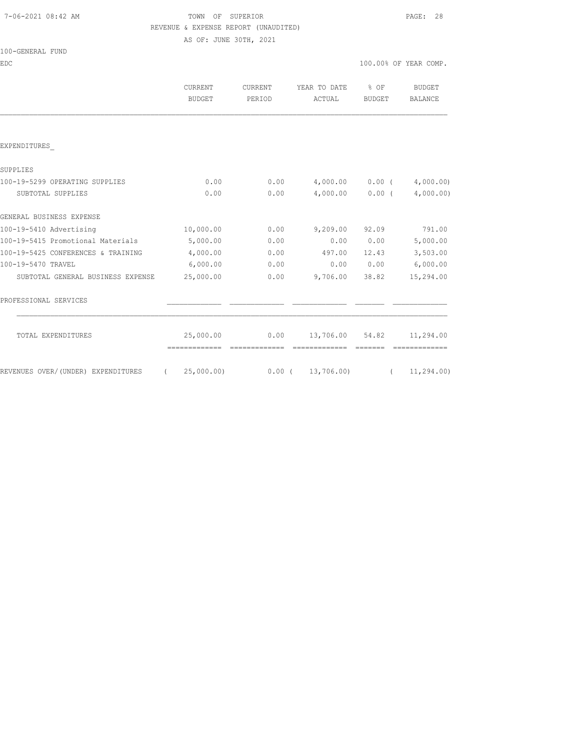7-06-2021 08:42 AM

TOWN OF SUPERIOR

REVENUE & EXPENSE REPORT (UNAUDITED)

AS OF: JUNE 30TH, 2021

100-GENERAL FUND

EDC

100.00% OF YEAR COMP.

| | CURRENT BUDGET | CURRENT PERIOD | YEAR TO DATE ACTUAL | % OF BUDGET | BUDGET BALANCE |
|---|---|---|---|---|---|
| EXPENDITURES_ | | | | | |
| SUPPLIES | | | | | |
| 100-19-5299 OPERATING SUPPLIES | 0.00 | 0.00 | 4,000.00 | 0.00 | ( 4,000.00) |
| SUBTOTAL SUPPLIES | 0.00 | 0.00 | 4,000.00 | 0.00 | ( 4,000.00) |
| GENERAL BUSINESS EXPENSE | | | | | |
| 100-19-5410 Advertising | 10,000.00 | 0.00 | 9,209.00 | 92.09 | 791.00 |
| 100-19-5415 Promotional Materials | 5,000.00 | 0.00 | 0.00 | 0.00 | 5,000.00 |
| 100-19-5425 CONFERENCES & TRAINING | 4,000.00 | 0.00 | 497.00 | 12.43 | 3,503.00 |
| 100-19-5470 TRAVEL | 6,000.00 | 0.00 | 0.00 | 0.00 | 6,000.00 |
| SUBTOTAL GENERAL BUSINESS EXPENSE | 25,000.00 | 0.00 | 9,706.00 | 38.82 | 15,294.00 |
| PROFESSIONAL SERVICES | | | | | |
| TOTAL EXPENDITURES | 25,000.00 | 0.00 | 13,706.00 | 54.82 | 11,294.00 |
| REVENUES OVER/(UNDER) EXPENDITURES | ( 25,000.00) | 0.00 | ( 13,706.00) | | ( 11,294.00) |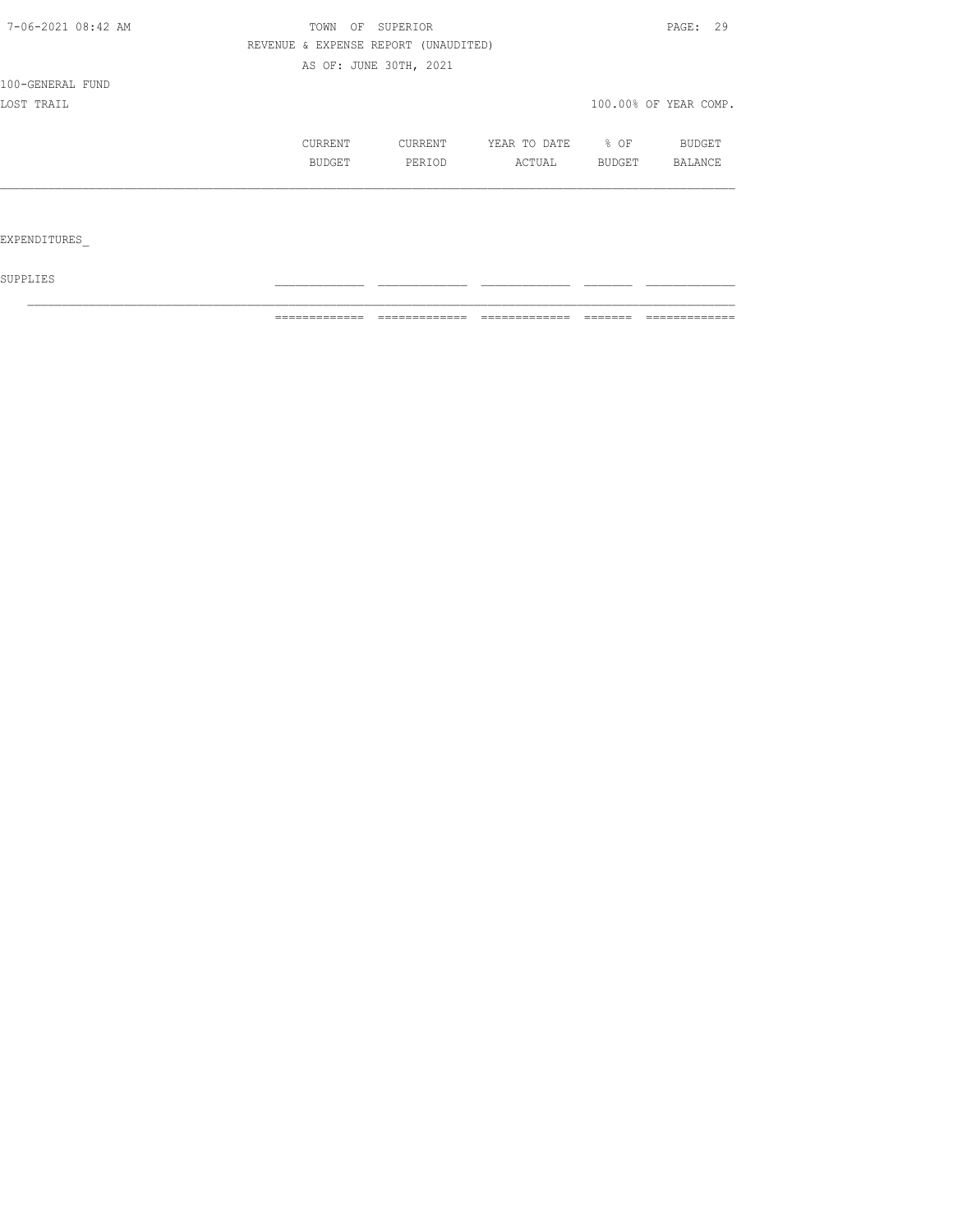100-GENERAL FUND

LOST TRAIL

100.00% OF YEAR COMP.

| | CURRENT BUDGET | CURRENT PERIOD | YEAR TO DATE ACTUAL | % OF BUDGET | BUDGET BALANCE |
|---|---|---|---|---|---|
| EXPENDITURES | | | | | |
| SUPPLIES | | | | | |
| | | | | | |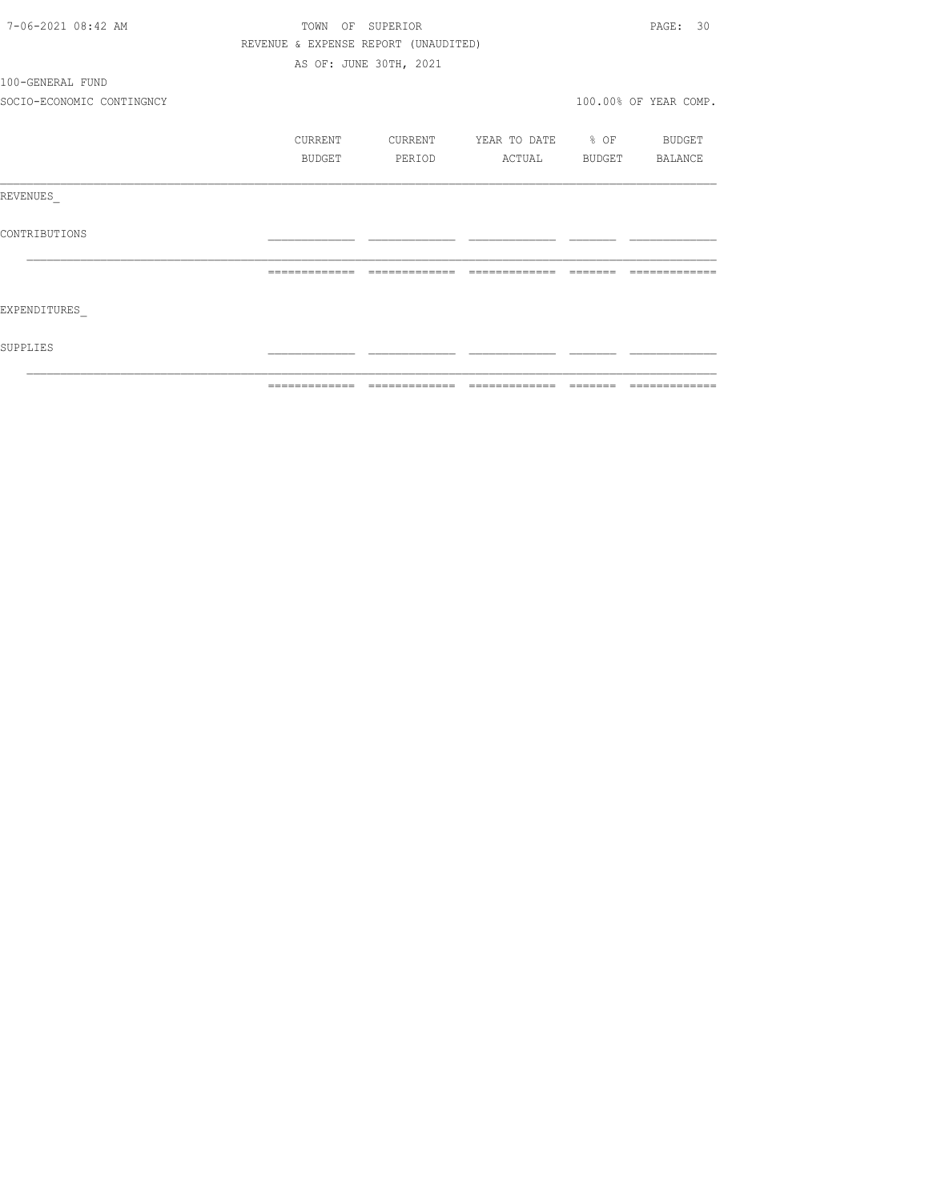TOWN OF SUPERIOR

REVENUE & EXPENSE REPORT (UNAUDITED)

AS OF: JUNE 30TH, 2021

100-GENERAL FUND

SOCIO-ECONOMIC CONTINGNCY

100.00% OF YEAR COMP.

| | CURRENT BUDGET | CURRENT PERIOD | YEAR TO DATE ACTUAL | % OF BUDGET | BUDGET BALANCE |
|---|---|---|---|---|---|
| REVENUES_ | | | | | |
| CONTRIBUTIONS | | | | | |
| EXPENDITURES_ | | | | | |
| SUPPLIES | | | | | |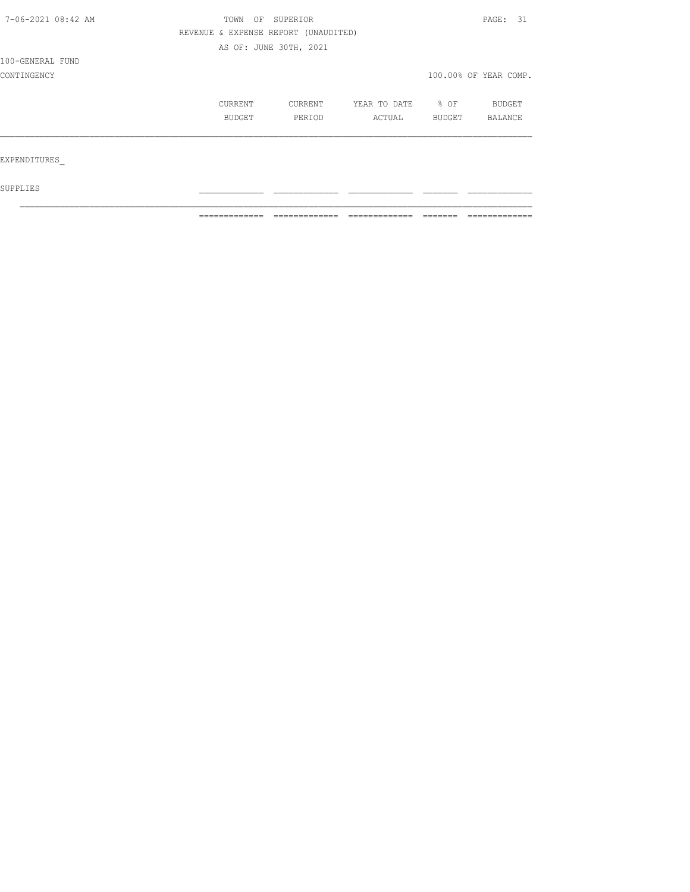7-06-2021 08:42 AM TOWN OF SUPERIOR

REVENUE & EXPENSE REPORT (UNAUDITED)

AS OF: JUNE 30TH, 2021

100-GENERAL FUND

CONTINGENCY

100.00% OF YEAR COMP.

| | CURRENT BUDGET | CURRENT PERIOD | YEAR TO DATE ACTUAL | % OF BUDGET | BUDGET BALANCE |
|---|---|---|---|---|---|
| EXPENDITURES_ | | | | | |
| SUPPLIES | | | | | |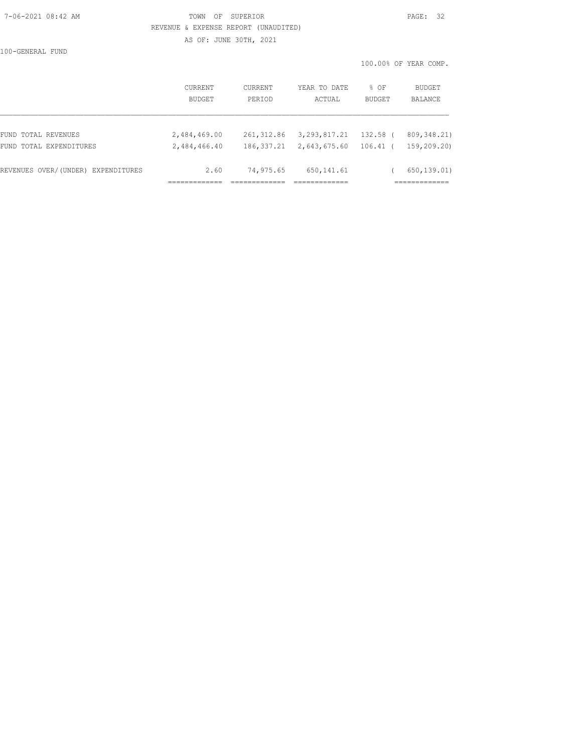TOWN OF SUPERIOR
REVENUE & EXPENSE REPORT (UNAUDITED)
AS OF: JUNE 30TH, 2021

7-06-2021 08:42 AM

100-GENERAL FUND

100.00% OF YEAR COMP.

| | CURRENT BUDGET | CURRENT PERIOD | YEAR TO DATE ACTUAL | % OF BUDGET | BUDGET BALANCE |
|---|---|---|---|---|---|
| FUND TOTAL REVENUES | 2,484,469.00 | 261,312.86 | 3,293,817.21 | 132.58 | ( 809,348.21) |
| FUND TOTAL EXPENDITURES | 2,484,466.40 | 186,337.21 | 2,643,675.60 | 106.41 | ( 159,209.20) |
| REVENUES OVER/(UNDER) EXPENDITURES | 2.60 | 74,975.65 | 650,141.61 | | ( 650,139.01) |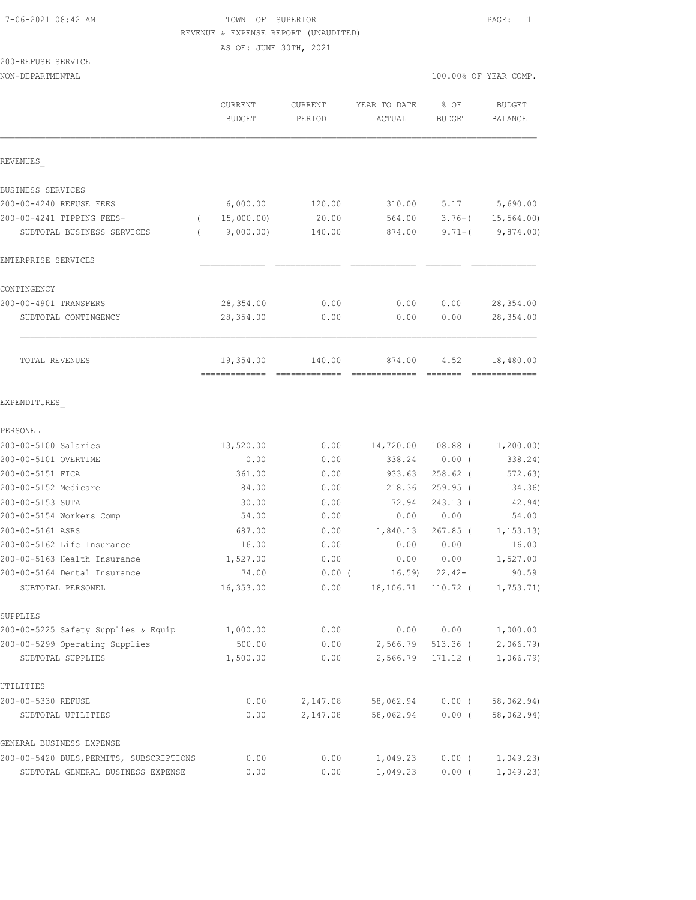7-06-2021 08:42 AM

TOWN OF SUPERIOR
REVENUE & EXPENSE REPORT (UNAUDITED)
AS OF: JUNE 30TH, 2021

200-REFUSE SERVICE
NON-DEPARTMENTAL

100.00% OF YEAR COMP.

| | CURRENT BUDGET | CURRENT PERIOD | YEAR TO DATE ACTUAL | % OF BUDGET | BUDGET BALANCE |
|---|---|---|---|---|---|
| **REVENUES** | | | | | |
| BUSINESS SERVICES | | | | | |
| 200-00-4240 REFUSE FEES | 6,000.00 | 120.00 | 310.00 | 5.17 | 5,690.00 |
| 200-00-4241 TIPPING FEES- | ( 15,000.00) | 20.00 | 564.00 | 3.76-( | 15,564.00) |
| SUBTOTAL BUSINESS SERVICES | ( 9,000.00) | 140.00 | 874.00 | 9.71-( | 9,874.00) |
| ENTERPRISE SERVICES | | | | | |
| CONTINGENCY | | | | | |
| 200-00-4901 TRANSFERS | 28,354.00 | 0.00 | 0.00 | 0.00 | 28,354.00 |
| SUBTOTAL CONTINGENCY | 28,354.00 | 0.00 | 0.00 | 0.00 | 28,354.00 |
| TOTAL REVENUES | 19,354.00 | 140.00 | 874.00 | 4.52 | 18,480.00 |
| **EXPENDITURES** | | | | | |
| PERSONEL | | | | | |
| 200-00-5100 Salaries | 13,520.00 | 0.00 | 14,720.00 | 108.88 ( | 1,200.00) |
| 200-00-5101 OVERTIME | 0.00 | 0.00 | 338.24 | 0.00 ( | 338.24) |
| 200-00-5151 FICA | 361.00 | 0.00 | 933.63 | 258.62 ( | 572.63) |
| 200-00-5152 Medicare | 84.00 | 0.00 | 218.36 | 259.95 ( | 134.36) |
| 200-00-5153 SUTA | 30.00 | 0.00 | 72.94 | 243.13 ( | 42.94) |
| 200-00-5154 Workers Comp | 54.00 | 0.00 | 0.00 | 0.00 | 54.00 |
| 200-00-5161 ASRS | 687.00 | 0.00 | 1,840.13 | 267.85 ( | 1,153.13) |
| 200-00-5162 Life Insurance | 16.00 | 0.00 | 0.00 | 0.00 | 16.00 |
| 200-00-5163 Health Insurance | 1,527.00 | 0.00 | 0.00 | 0.00 | 1,527.00 |
| 200-00-5164 Dental Insurance | 74.00 | 0.00 ( | 16.59) | 22.42- | 90.59 |
| SUBTOTAL PERSONEL | 16,353.00 | 0.00 | 18,106.71 | 110.72 ( | 1,753.71) |
| SUPPLIES | | | | | |
| 200-00-5225 Safety Supplies & Equip | 1,000.00 | 0.00 | 0.00 | 0.00 | 1,000.00 |
| 200-00-5299 Operating Supplies | 500.00 | 0.00 | 2,566.79 | 513.36 ( | 2,066.79) |
| SUBTOTAL SUPPLIES | 1,500.00 | 0.00 | 2,566.79 | 171.12 ( | 1,066.79) |
| UTILITIES | | | | | |
| 200-00-5330 REFUSE | 0.00 | 2,147.08 | 58,062.94 | 0.00 ( | 58,062.94) |
| SUBTOTAL UTILITIES | 0.00 | 2,147.08 | 58,062.94 | 0.00 ( | 58,062.94) |
| GENERAL BUSINESS EXPENSE | | | | | |
| 200-00-5420 DUES,PERMITS, SUBSCRIPTIONS | 0.00 | 0.00 | 1,049.23 | 0.00 ( | 1,049.23) |
| SUBTOTAL GENERAL BUSINESS EXPENSE | 0.00 | 0.00 | 1,049.23 | 0.00 ( | 1,049.23) |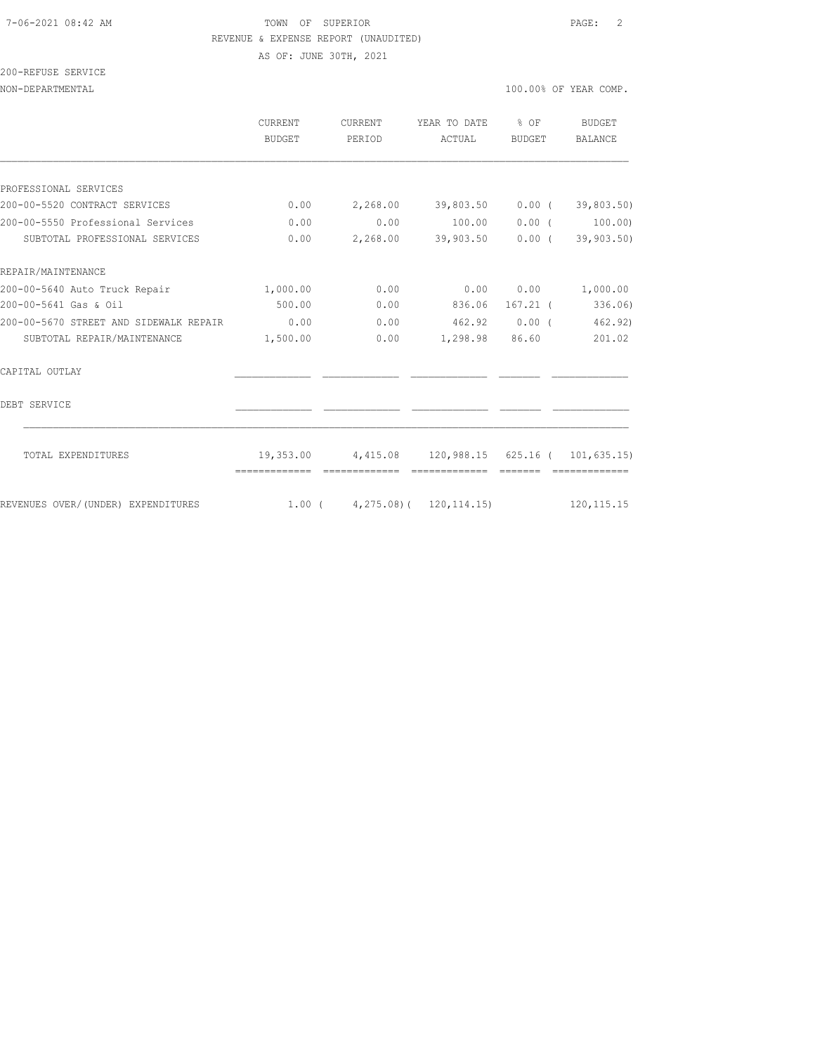TOWN OF SUPERIOR
REVENUE & EXPENSE REPORT (UNAUDITED)
AS OF: JUNE 30TH, 2021

200-REFUSE SERVICE
NON-DEPARTMENTAL — 100.00% OF YEAR COMP.

| | CURRENT BUDGET | CURRENT PERIOD | YEAR TO DATE ACTUAL | % OF BUDGET | BUDGET BALANCE |
|---|---|---|---|---|---|
| PROFESSIONAL SERVICES | | | | | |
| 200-00-5520 CONTRACT SERVICES | 0.00 | 2,268.00 | 39,803.50 | 0.00 | ( 39,803.50) |
| 200-00-5550 Professional Services | 0.00 | 0.00 | 100.00 | 0.00 | ( 100.00) |
| SUBTOTAL PROFESSIONAL SERVICES | 0.00 | 2,268.00 | 39,903.50 | 0.00 | ( 39,903.50) |
| REPAIR/MAINTENANCE | | | | | |
| 200-00-5640 Auto Truck Repair | 1,000.00 | 0.00 | 0.00 | 0.00 | 1,000.00 |
| 200-00-5641 Gas & Oil | 500.00 | 0.00 | 836.06 | 167.21 | ( 336.06) |
| 200-00-5670 STREET AND SIDEWALK REPAIR | 0.00 | 0.00 | 462.92 | 0.00 | ( 462.92) |
| SUBTOTAL REPAIR/MAINTENANCE | 1,500.00 | 0.00 | 1,298.98 | 86.60 | 201.02 |
| CAPITAL OUTLAY | | | | | |
| DEBT SERVICE | | | | | |
| TOTAL EXPENDITURES | 19,353.00 | 4,415.08 | 120,988.15 | 625.16 | ( 101,635.15) |
| REVENUES OVER/(UNDER) EXPENDITURES | 1.00 | ( 4,275.08) | ( 120,114.15) | | 120,115.15 |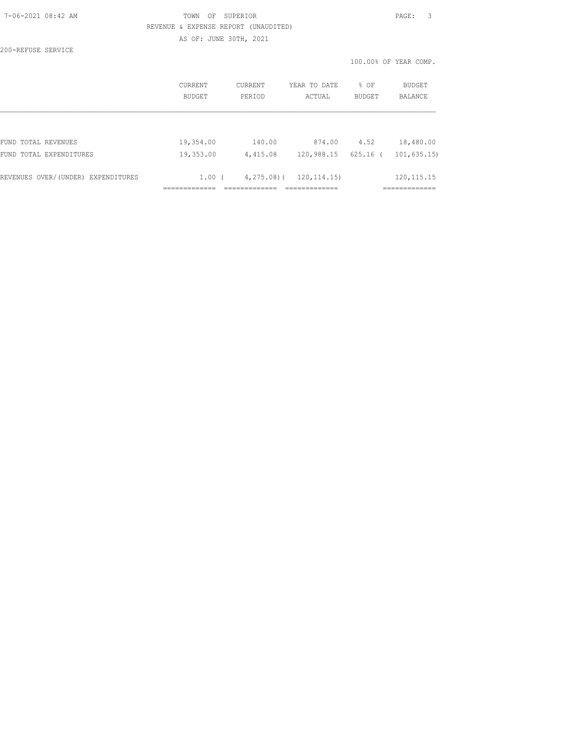TOWN OF SUPERIOR

REVENUE & EXPENSE REPORT (UNAUDITED)

AS OF: JUNE 30TH, 2021

200-REFUSE SERVICE

100.00% OF YEAR COMP.

| | CURRENT BUDGET | CURRENT PERIOD | YEAR TO DATE ACTUAL | % OF BUDGET | BUDGET BALANCE |
|---|---|---|---|---|---|
| FUND TOTAL REVENUES | 19,354.00 | 140.00 | 874.00 | 4.52 | 18,480.00 |
| FUND TOTAL EXPENDITURES | 19,353.00 | 4,415.08 | 120,988.15 | 625.16 | ( 101,635.15) |
| REVENUES OVER/(UNDER) EXPENDITURES | 1.00 | ( 4,275.08) | ( 120,114.15) | | 120,115.15 |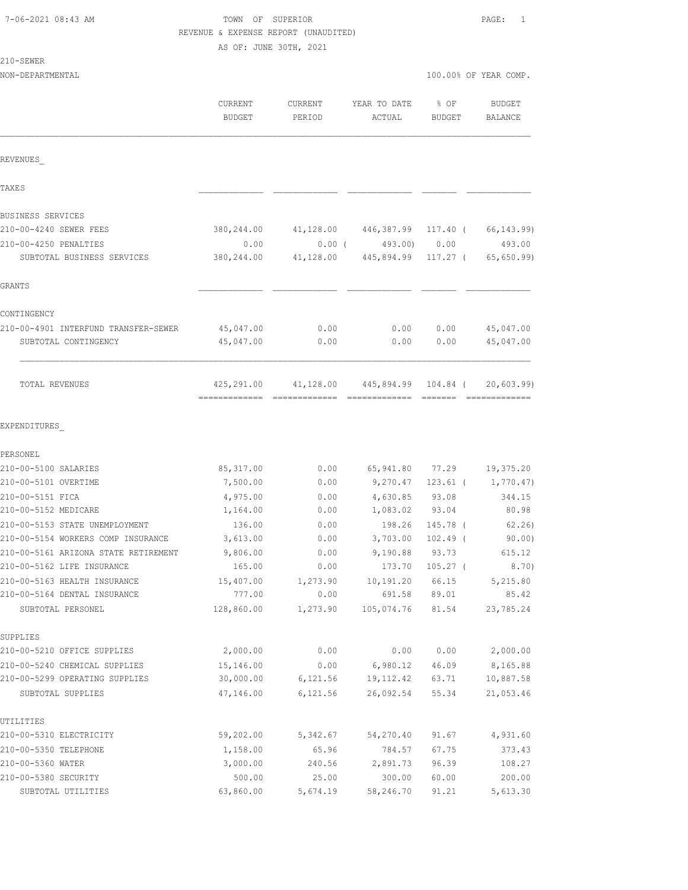TOWN OF SUPERIOR
REVENUE & EXPENSE REPORT (UNAUDITED)
AS OF: JUNE 30TH, 2021

210-SEWER
NON-DEPARTMENTAL

100.00% OF YEAR COMP.

| | CURRENT BUDGET | CURRENT PERIOD | YEAR TO DATE ACTUAL | % OF BUDGET | BUDGET BALANCE |
|---|---|---|---|---|---|
| **REVENUES** | | | | | |
| **TAXES** | | | | | |
| **BUSINESS SERVICES** | | | | | |
| 210-00-4240 SEWER FEES | 380,244.00 | 41,128.00 | 446,387.99 | 117.40 | ( 66,143.99) |
| 210-00-4250 PENALTIES | 0.00 | 0.00 | ( 493.00) | 0.00 | 493.00 |
| SUBTOTAL BUSINESS SERVICES | 380,244.00 | 41,128.00 | 445,894.99 | 117.27 | ( 65,650.99) |
| **GRANTS** | | | | | |
| **CONTINGENCY** | | | | | |
| 210-00-4901 INTERFUND TRANSFER-SEWER | 45,047.00 | 0.00 | 0.00 | 0.00 | 45,047.00 |
| SUBTOTAL CONTINGENCY | 45,047.00 | 0.00 | 0.00 | 0.00 | 45,047.00 |
| TOTAL REVENUES | 425,291.00 | 41,128.00 | 445,894.99 | 104.84 | ( 20,603.99) |
| **EXPENDITURES** | | | | | |
| **PERSONEL** | | | | | |
| 210-00-5100 SALARIES | 85,317.00 | 0.00 | 65,941.80 | 77.29 | 19,375.20 |
| 210-00-5101 OVERTIME | 7,500.00 | 0.00 | 9,270.47 | 123.61 | ( 1,770.47) |
| 210-00-5151 FICA | 4,975.00 | 0.00 | 4,630.85 | 93.08 | 344.15 |
| 210-00-5152 MEDICARE | 1,164.00 | 0.00 | 1,083.02 | 93.04 | 80.98 |
| 210-00-5153 STATE UNEMPLOYMENT | 136.00 | 0.00 | 198.26 | 145.78 | ( 62.26) |
| 210-00-5154 WORKERS COMP INSURANCE | 3,613.00 | 0.00 | 3,703.00 | 102.49 | ( 90.00) |
| 210-00-5161 ARIZONA STATE RETIREMENT | 9,806.00 | 0.00 | 9,190.88 | 93.73 | 615.12 |
| 210-00-5162 LIFE INSURANCE | 165.00 | 0.00 | 173.70 | 105.27 | ( 8.70) |
| 210-00-5163 HEALTH INSURANCE | 15,407.00 | 1,273.90 | 10,191.20 | 66.15 | 5,215.80 |
| 210-00-5164 DENTAL INSURANCE | 777.00 | 0.00 | 691.58 | 89.01 | 85.42 |
| SUBTOTAL PERSONEL | 128,860.00 | 1,273.90 | 105,074.76 | 81.54 | 23,785.24 |
| **SUPPLIES** | | | | | |
| 210-00-5210 OFFICE SUPPLIES | 2,000.00 | 0.00 | 0.00 | 0.00 | 2,000.00 |
| 210-00-5240 CHEMICAL SUPPLIES | 15,146.00 | 0.00 | 6,980.12 | 46.09 | 8,165.88 |
| 210-00-5299 OPERATING SUPPLIES | 30,000.00 | 6,121.56 | 19,112.42 | 63.71 | 10,887.58 |
| SUBTOTAL SUPPLIES | 47,146.00 | 6,121.56 | 26,092.54 | 55.34 | 21,053.46 |
| **UTILITIES** | | | | | |
| 210-00-5310 ELECTRICITY | 59,202.00 | 5,342.67 | 54,270.40 | 91.67 | 4,931.60 |
| 210-00-5350 TELEPHONE | 1,158.00 | 65.96 | 784.57 | 67.75 | 373.43 |
| 210-00-5360 WATER | 3,000.00 | 240.56 | 2,891.73 | 96.39 | 108.27 |
| 210-00-5380 SECURITY | 500.00 | 25.00 | 300.00 | 60.00 | 200.00 |
| SUBTOTAL UTILITIES | 63,860.00 | 5,674.19 | 58,246.70 | 91.21 | 5,613.30 |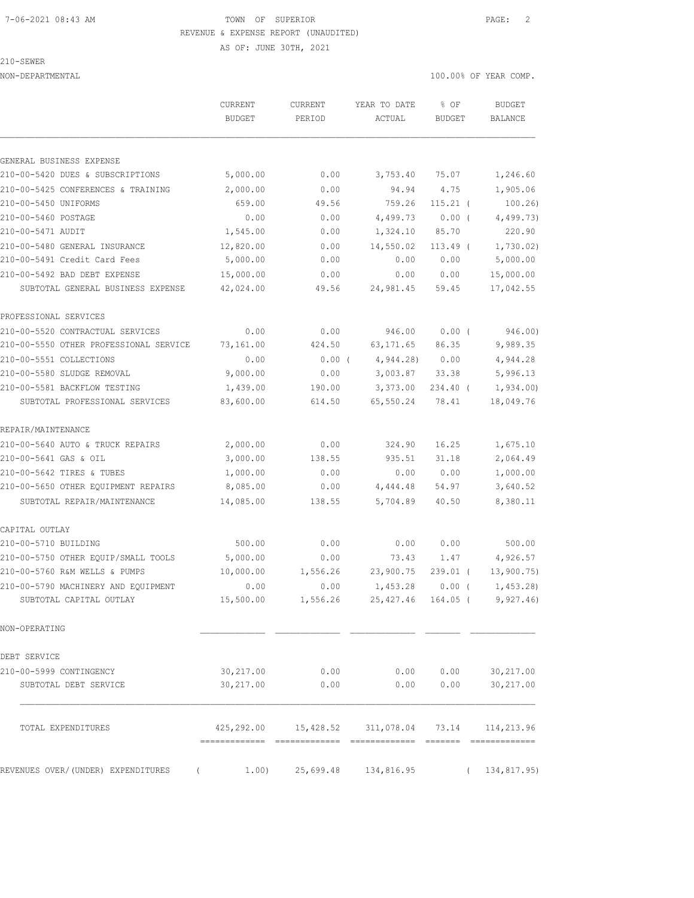TOWN OF SUPERIOR
REVENUE & EXPENSE REPORT (UNAUDITED)
AS OF: JUNE 30TH, 2021

210-SEWER
NON-DEPARTMENTAL

100.00% OF YEAR COMP.

| | CURRENT BUDGET | CURRENT PERIOD | YEAR TO DATE ACTUAL | % OF BUDGET | BUDGET BALANCE |
|---|---|---|---|---|---|
| **GENERAL BUSINESS EXPENSE** | | | | | |
| 210-00-5420 DUES & SUBSCRIPTIONS | 5,000.00 | 0.00 | 3,753.40 | 75.07 | 1,246.60 |
| 210-00-5425 CONFERENCES & TRAINING | 2,000.00 | 0.00 | 94.94 | 4.75 | 1,905.06 |
| 210-00-5450 UNIFORMS | 659.00 | 49.56 | 759.26 | 115.21 ( | 100.26) |
| 210-00-5460 POSTAGE | 0.00 | 0.00 | 4,499.73 | 0.00 ( | 4,499.73) |
| 210-00-5471 AUDIT | 1,545.00 | 0.00 | 1,324.10 | 85.70 | 220.90 |
| 210-00-5480 GENERAL INSURANCE | 12,820.00 | 0.00 | 14,550.02 | 113.49 ( | 1,730.02) |
| 210-00-5491 Credit Card Fees | 5,000.00 | 0.00 | 0.00 | 0.00 | 5,000.00 |
| 210-00-5492 BAD DEBT EXPENSE | 15,000.00 | 0.00 | 0.00 | 0.00 | 15,000.00 |
| SUBTOTAL GENERAL BUSINESS EXPENSE | 42,024.00 | 49.56 | 24,981.45 | 59.45 | 17,042.55 |
| **PROFESSIONAL SERVICES** | | | | | |
| 210-00-5520 CONTRACTUAL SERVICES | 0.00 | 0.00 | 946.00 | 0.00 ( | 946.00) |
| 210-00-5550 OTHER PROFESSIONAL SERVICE | 73,161.00 | 424.50 | 63,171.65 | 86.35 | 9,989.35 |
| 210-00-5551 COLLECTIONS | 0.00 | 0.00 ( | 4,944.28) | 0.00 | 4,944.28 |
| 210-00-5580 SLUDGE REMOVAL | 9,000.00 | 0.00 | 3,003.87 | 33.38 | 5,996.13 |
| 210-00-5581 BACKFLOW TESTING | 1,439.00 | 190.00 | 3,373.00 | 234.40 ( | 1,934.00) |
| SUBTOTAL PROFESSIONAL SERVICES | 83,600.00 | 614.50 | 65,550.24 | 78.41 | 18,049.76 |
| **REPAIR/MAINTENANCE** | | | | | |
| 210-00-5640 AUTO & TRUCK REPAIRS | 2,000.00 | 0.00 | 324.90 | 16.25 | 1,675.10 |
| 210-00-5641 GAS & OIL | 3,000.00 | 138.55 | 935.51 | 31.18 | 2,064.49 |
| 210-00-5642 TIRES & TUBES | 1,000.00 | 0.00 | 0.00 | 0.00 | 1,000.00 |
| 210-00-5650 OTHER EQUIPMENT REPAIRS | 8,085.00 | 0.00 | 4,444.48 | 54.97 | 3,640.52 |
| SUBTOTAL REPAIR/MAINTENANCE | 14,085.00 | 138.55 | 5,704.89 | 40.50 | 8,380.11 |
| **CAPITAL OUTLAY** | | | | | |
| 210-00-5710 BUILDING | 500.00 | 0.00 | 0.00 | 0.00 | 500.00 |
| 210-00-5750 OTHER EQUIP/SMALL TOOLS | 5,000.00 | 0.00 | 73.43 | 1.47 | 4,926.57 |
| 210-00-5760 R&M WELLS & PUMPS | 10,000.00 | 1,556.26 | 23,900.75 | 239.01 ( | 13,900.75) |
| 210-00-5790 MACHINERY AND EQUIPMENT | 0.00 | 0.00 | 1,453.28 | 0.00 ( | 1,453.28) |
| SUBTOTAL CAPITAL OUTLAY | 15,500.00 | 1,556.26 | 25,427.46 | 164.05 ( | 9,927.46) |
| **NON-OPERATING** | | | | | |
| **DEBT SERVICE** | | | | | |
| 210-00-5999 CONTINGENCY | 30,217.00 | 0.00 | 0.00 | 0.00 | 30,217.00 |
| SUBTOTAL DEBT SERVICE | 30,217.00 | 0.00 | 0.00 | 0.00 | 30,217.00 |
| TOTAL EXPENDITURES | 425,292.00 | 15,428.52 | 311,078.04 | 73.14 | 114,213.96 |
| REVENUES OVER/(UNDER) EXPENDITURES | ( 1.00) | 25,699.48 | 134,816.95 | | ( 134,817.95) |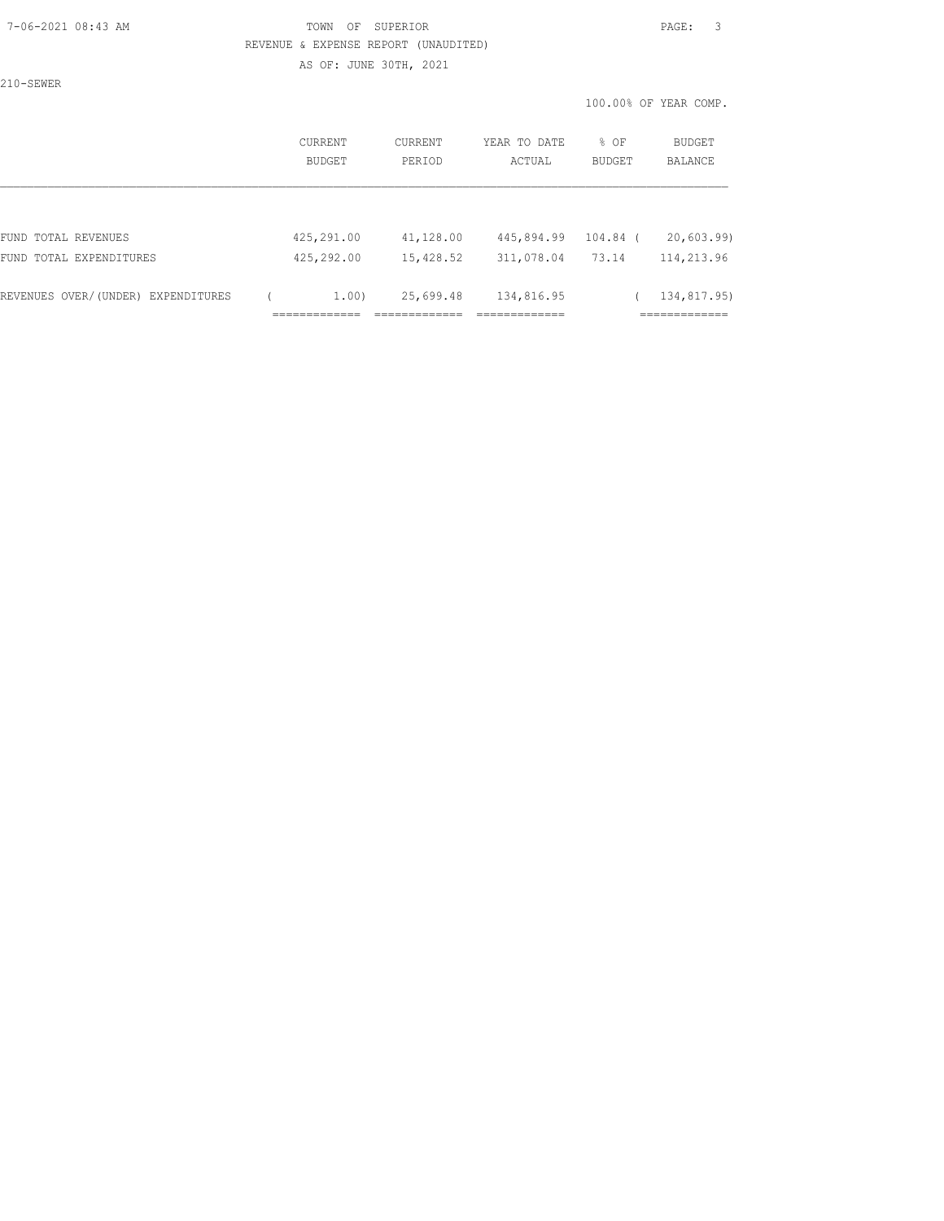TOWN OF SUPERIOR

REVENUE & EXPENSE REPORT (UNAUDITED)

AS OF: JUNE 30TH, 2021

210-SEWER

100.00% OF YEAR COMP.

| | CURRENT BUDGET | CURRENT PERIOD | YEAR TO DATE ACTUAL | % OF BUDGET | BUDGET BALANCE |
|---|---|---|---|---|---|
| FUND TOTAL REVENUES | 425,291.00 | 41,128.00 | 445,894.99 | 104.84 | ( 20,603.99) |
| FUND TOTAL EXPENDITURES | 425,292.00 | 15,428.52 | 311,078.04 | 73.14 | 114,213.96 |
| REVENUES OVER/(UNDER) EXPENDITURES | ( 1.00) | 25,699.48 | 134,816.95 | | ( 134,817.95) |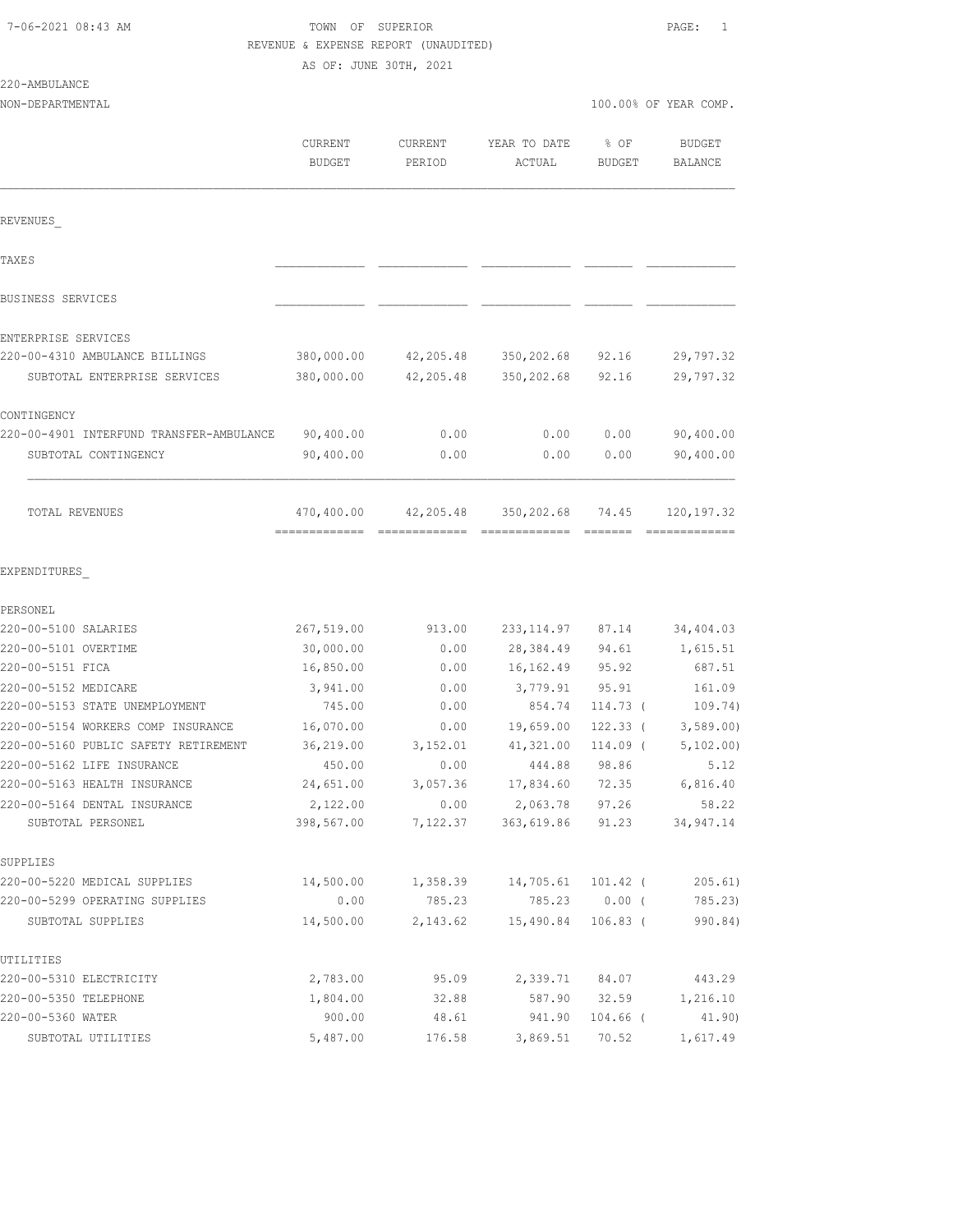7-06-2021 08:43 AM TOWN OF SUPERIOR

REVENUE & EXPENSE REPORT (UNAUDITED)

AS OF: JUNE 30TH, 2021

220-AMBULANCE

NON-DEPARTMENTAL 100.00% OF YEAR COMP.

| | CURRENT BUDGET | CURRENT PERIOD | YEAR TO DATE ACTUAL | % OF BUDGET | BUDGET BALANCE |
|---|---|---|---|---|---|
| REVENUES_ | | | | | |
| TAXES | | | | | |
| BUSINESS SERVICES | | | | | |
| ENTERPRISE SERVICES | | | | | |
| 220-00-4310 AMBULANCE BILLINGS | 380,000.00 | 42,205.48 | 350,202.68 | 92.16 | 29,797.32 |
| SUBTOTAL ENTERPRISE SERVICES | 380,000.00 | 42,205.48 | 350,202.68 | 92.16 | 29,797.32 |
| CONTINGENCY | | | | | |
| 220-00-4901 INTERFUND TRANSFER-AMBULANCE | 90,400.00 | 0.00 | 0.00 | 0.00 | 90,400.00 |
| SUBTOTAL CONTINGENCY | 90,400.00 | 0.00 | 0.00 | 0.00 | 90,400.00 |
| TOTAL REVENUES | 470,400.00 | 42,205.48 | 350,202.68 | 74.45 | 120,197.32 |
| EXPENDITURES_ | | | | | |
| PERSONEL | | | | | |
| 220-00-5100 SALARIES | 267,519.00 | 913.00 | 233,114.97 | 87.14 | 34,404.03 |
| 220-00-5101 OVERTIME | 30,000.00 | 0.00 | 28,384.49 | 94.61 | 1,615.51 |
| 220-00-5151 FICA | 16,850.00 | 0.00 | 16,162.49 | 95.92 | 687.51 |
| 220-00-5152 MEDICARE | 3,941.00 | 0.00 | 3,779.91 | 95.91 | 161.09 |
| 220-00-5153 STATE UNEMPLOYMENT | 745.00 | 0.00 | 854.74 | 114.73 | ( 109.74) |
| 220-00-5154 WORKERS COMP INSURANCE | 16,070.00 | 0.00 | 19,659.00 | 122.33 | ( 3,589.00) |
| 220-00-5160 PUBLIC SAFETY RETIREMENT | 36,219.00 | 3,152.01 | 41,321.00 | 114.09 | ( 5,102.00) |
| 220-00-5162 LIFE INSURANCE | 450.00 | 0.00 | 444.88 | 98.86 | 5.12 |
| 220-00-5163 HEALTH INSURANCE | 24,651.00 | 3,057.36 | 17,834.60 | 72.35 | 6,816.40 |
| 220-00-5164 DENTAL INSURANCE | 2,122.00 | 0.00 | 2,063.78 | 97.26 | 58.22 |
| SUBTOTAL PERSONEL | 398,567.00 | 7,122.37 | 363,619.86 | 91.23 | 34,947.14 |
| SUPPLIES | | | | | |
| 220-00-5220 MEDICAL SUPPLIES | 14,500.00 | 1,358.39 | 14,705.61 | 101.42 | ( 205.61) |
| 220-00-5299 OPERATING SUPPLIES | 0.00 | 785.23 | 785.23 | 0.00 | ( 785.23) |
| SUBTOTAL SUPPLIES | 14,500.00 | 2,143.62 | 15,490.84 | 106.83 | ( 990.84) |
| UTILITIES | | | | | |
| 220-00-5310 ELECTRICITY | 2,783.00 | 95.09 | 2,339.71 | 84.07 | 443.29 |
| 220-00-5350 TELEPHONE | 1,804.00 | 32.88 | 587.90 | 32.59 | 1,216.10 |
| 220-00-5360 WATER | 900.00 | 48.61 | 941.90 | 104.66 | ( 41.90) |
| SUBTOTAL UTILITIES | 5,487.00 | 176.58 | 3,869.51 | 70.52 | 1,617.49 |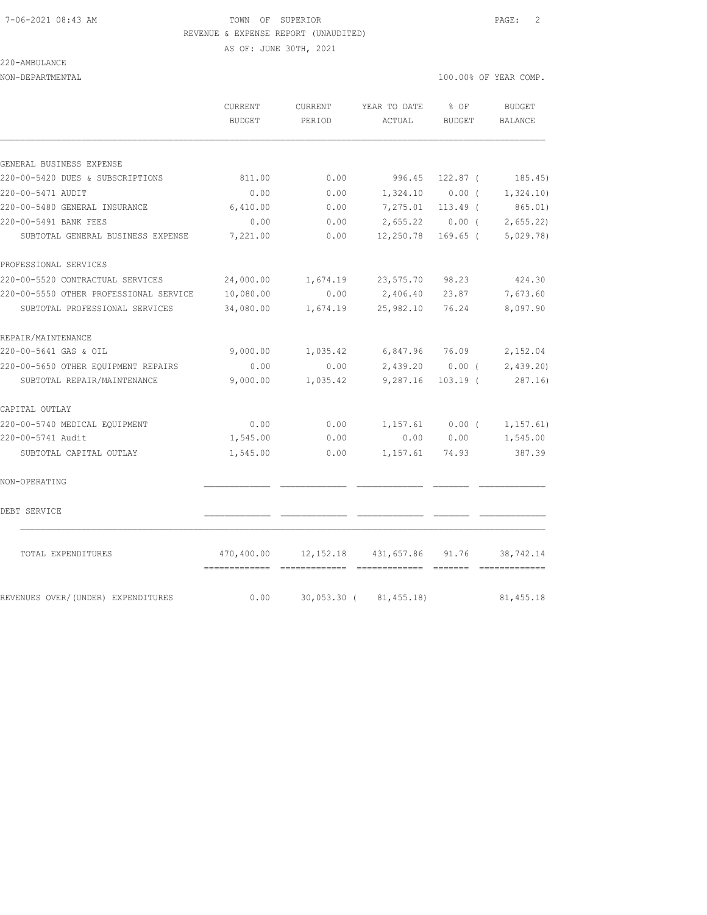TOWN OF SUPERIOR

REVENUE & EXPENSE REPORT (UNAUDITED)

AS OF: JUNE 30TH, 2021

220-AMBULANCE

NON-DEPARTMENTAL — 100.00% OF YEAR COMP.

| | CURRENT BUDGET | CURRENT PERIOD | YEAR TO DATE ACTUAL | % OF BUDGET | BUDGET BALANCE |
|---|---|---|---|---|---|
| GENERAL BUSINESS EXPENSE | | | | | |
| 220-00-5420 DUES & SUBSCRIPTIONS | 811.00 | 0.00 | 996.45 | 122.87 | ( 185.45) |
| 220-00-5471 AUDIT | 0.00 | 0.00 | 1,324.10 | 0.00 | ( 1,324.10) |
| 220-00-5480 GENERAL INSURANCE | 6,410.00 | 0.00 | 7,275.01 | 113.49 | ( 865.01) |
| 220-00-5491 BANK FEES | 0.00 | 0.00 | 2,655.22 | 0.00 | ( 2,655.22) |
| SUBTOTAL GENERAL BUSINESS EXPENSE | 7,221.00 | 0.00 | 12,250.78 | 169.65 | ( 5,029.78) |
| PROFESSIONAL SERVICES | | | | | |
| 220-00-5520 CONTRACTUAL SERVICES | 24,000.00 | 1,674.19 | 23,575.70 | 98.23 | 424.30 |
| 220-00-5550 OTHER PROFESSIONAL SERVICE | 10,080.00 | 0.00 | 2,406.40 | 23.87 | 7,673.60 |
| SUBTOTAL PROFESSIONAL SERVICES | 34,080.00 | 1,674.19 | 25,982.10 | 76.24 | 8,097.90 |
| REPAIR/MAINTENANCE | | | | | |
| 220-00-5641 GAS & OIL | 9,000.00 | 1,035.42 | 6,847.96 | 76.09 | 2,152.04 |
| 220-00-5650 OTHER EQUIPMENT REPAIRS | 0.00 | 0.00 | 2,439.20 | 0.00 | ( 2,439.20) |
| SUBTOTAL REPAIR/MAINTENANCE | 9,000.00 | 1,035.42 | 9,287.16 | 103.19 | ( 287.16) |
| CAPITAL OUTLAY | | | | | |
| 220-00-5740 MEDICAL EQUIPMENT | 0.00 | 0.00 | 1,157.61 | 0.00 | ( 1,157.61) |
| 220-00-5741 Audit | 1,545.00 | 0.00 | 0.00 | 0.00 | 1,545.00 |
| SUBTOTAL CAPITAL OUTLAY | 1,545.00 | 0.00 | 1,157.61 | 74.93 | 387.39 |
| NON-OPERATING | | | | | |
| DEBT SERVICE | | | | | |
| TOTAL EXPENDITURES | 470,400.00 | 12,152.18 | 431,657.86 | 91.76 | 38,742.14 |
| REVENUES OVER/(UNDER) EXPENDITURES | 0.00 | 30,053.30 | ( 81,455.18) | | 81,455.18 |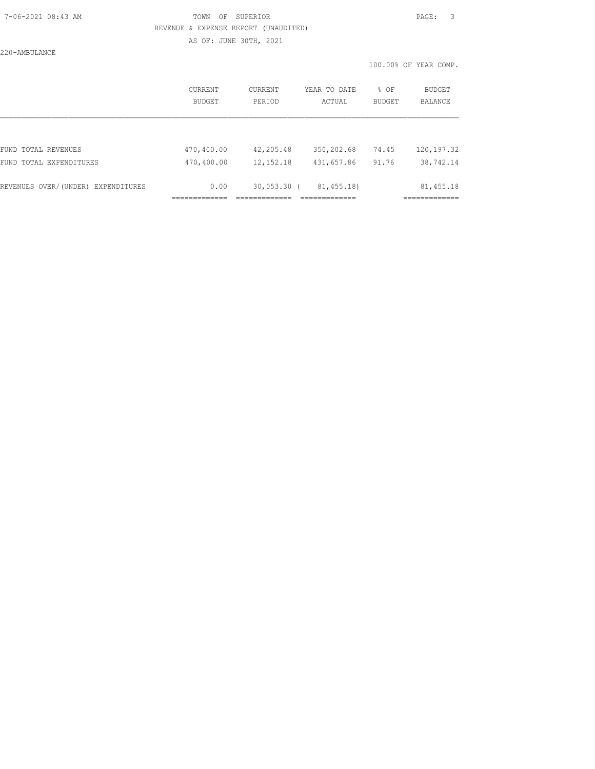TOWN OF SUPERIOR

REVENUE & EXPENSE REPORT (UNAUDITED)

AS OF: JUNE 30TH, 2021

220-AMBULANCE

100.00% OF YEAR COMP.

| | CURRENT BUDGET | CURRENT PERIOD | YEAR TO DATE ACTUAL | % OF BUDGET | BUDGET BALANCE |
|---|---|---|---|---|---|
| FUND TOTAL REVENUES | 470,400.00 | 42,205.48 | 350,202.68 | 74.45 | 120,197.32 |
| FUND TOTAL EXPENDITURES | 470,400.00 | 12,152.18 | 431,657.86 | 91.76 | 38,742.14 |
| REVENUES OVER/(UNDER) EXPENDITURES | 0.00 | 30,053.30 | ( 81,455.18) | | 81,455.18 |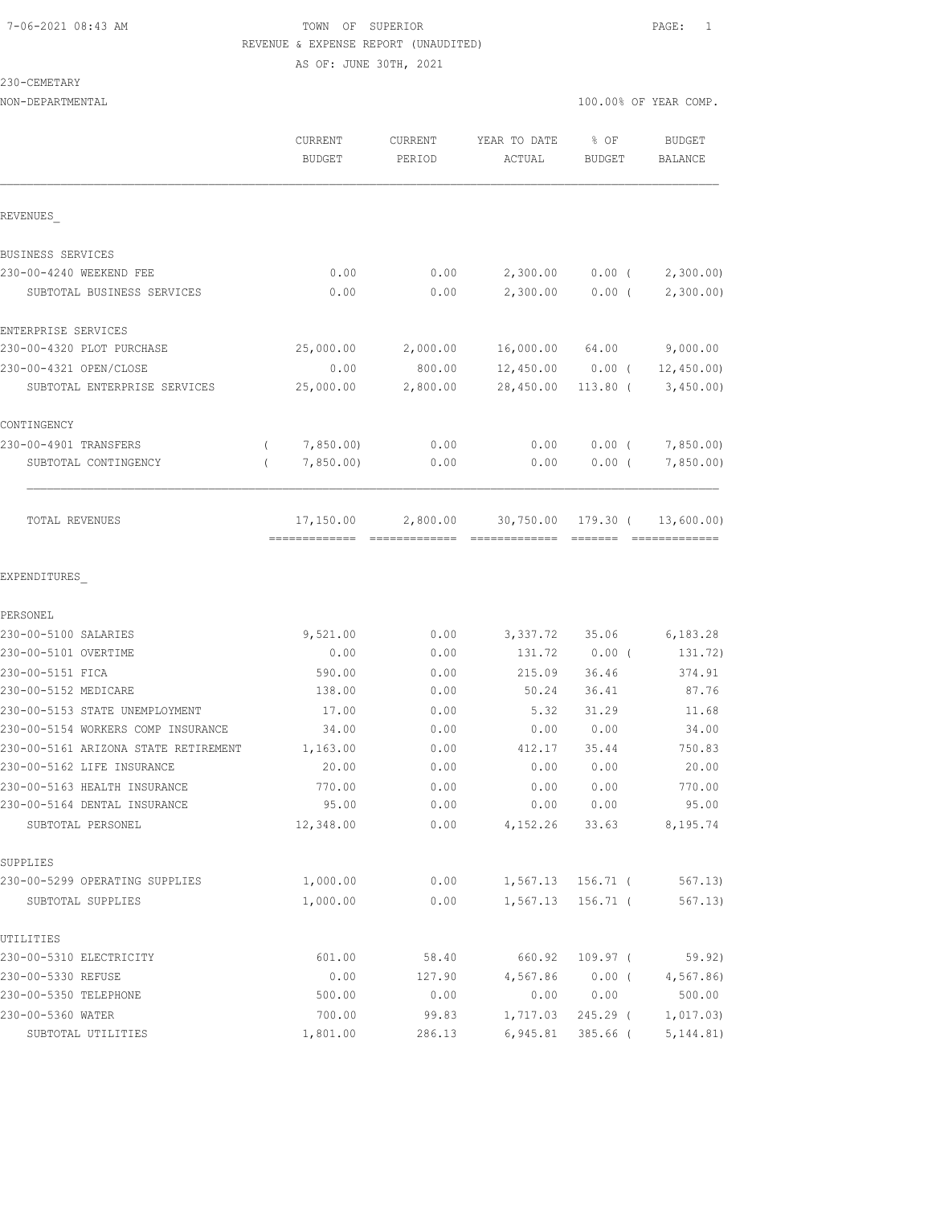7-06-2021 08:43 AM — TOWN OF SUPERIOR — REVENUE & EXPENSE REPORT (UNAUDITED) — AS OF: JUNE 30TH, 2021

230-CEMETARY
NON-DEPARTMENTAL — 100.00% OF YEAR COMP.

| | CURRENT BUDGET | CURRENT PERIOD | YEAR TO DATE ACTUAL | % OF BUDGET | BUDGET BALANCE |
|---|---|---|---|---|---|
| **REVENUES** | | | | | |
| BUSINESS SERVICES | | | | | |
| 230-00-4240 WEEKEND FEE | 0.00 | 0.00 | 2,300.00 | 0.00 | ( 2,300.00) |
| SUBTOTAL BUSINESS SERVICES | 0.00 | 0.00 | 2,300.00 | 0.00 | ( 2,300.00) |
| ENTERPRISE SERVICES | | | | | |
| 230-00-4320 PLOT PURCHASE | 25,000.00 | 2,000.00 | 16,000.00 | 64.00 | 9,000.00 |
| 230-00-4321 OPEN/CLOSE | 0.00 | 800.00 | 12,450.00 | 0.00 | ( 12,450.00) |
| SUBTOTAL ENTERPRISE SERVICES | 25,000.00 | 2,800.00 | 28,450.00 | 113.80 | ( 3,450.00) |
| CONTINGENCY | | | | | |
| 230-00-4901 TRANSFERS | ( 7,850.00) | 0.00 | 0.00 | 0.00 | ( 7,850.00) |
| SUBTOTAL CONTINGENCY | ( 7,850.00) | 0.00 | 0.00 | 0.00 | ( 7,850.00) |
| TOTAL REVENUES | 17,150.00 | 2,800.00 | 30,750.00 | 179.30 | ( 13,600.00) |
| **EXPENDITURES** | | | | | |
| PERSONEL | | | | | |
| 230-00-5100 SALARIES | 9,521.00 | 0.00 | 3,337.72 | 35.06 | 6,183.28 |
| 230-00-5101 OVERTIME | 0.00 | 0.00 | 131.72 | 0.00 | ( 131.72) |
| 230-00-5151 FICA | 590.00 | 0.00 | 215.09 | 36.46 | 374.91 |
| 230-00-5152 MEDICARE | 138.00 | 0.00 | 50.24 | 36.41 | 87.76 |
| 230-00-5153 STATE UNEMPLOYMENT | 17.00 | 0.00 | 5.32 | 31.29 | 11.68 |
| 230-00-5154 WORKERS COMP INSURANCE | 34.00 | 0.00 | 0.00 | 0.00 | 34.00 |
| 230-00-5161 ARIZONA STATE RETIREMENT | 1,163.00 | 0.00 | 412.17 | 35.44 | 750.83 |
| 230-00-5162 LIFE INSURANCE | 20.00 | 0.00 | 0.00 | 0.00 | 20.00 |
| 230-00-5163 HEALTH INSURANCE | 770.00 | 0.00 | 0.00 | 0.00 | 770.00 |
| 230-00-5164 DENTAL INSURANCE | 95.00 | 0.00 | 0.00 | 0.00 | 95.00 |
| SUBTOTAL PERSONEL | 12,348.00 | 0.00 | 4,152.26 | 33.63 | 8,195.74 |
| SUPPLIES | | | | | |
| 230-00-5299 OPERATING SUPPLIES | 1,000.00 | 0.00 | 1,567.13 | 156.71 | ( 567.13) |
| SUBTOTAL SUPPLIES | 1,000.00 | 0.00 | 1,567.13 | 156.71 | ( 567.13) |
| UTILITIES | | | | | |
| 230-00-5310 ELECTRICITY | 601.00 | 58.40 | 660.92 | 109.97 | ( 59.92) |
| 230-00-5330 REFUSE | 0.00 | 127.90 | 4,567.86 | 0.00 | ( 4,567.86) |
| 230-00-5350 TELEPHONE | 500.00 | 0.00 | 0.00 | 0.00 | 500.00 |
| 230-00-5360 WATER | 700.00 | 99.83 | 1,717.03 | 245.29 | ( 1,017.03) |
| SUBTOTAL UTILITIES | 1,801.00 | 286.13 | 6,945.81 | 385.66 | ( 5,144.81) |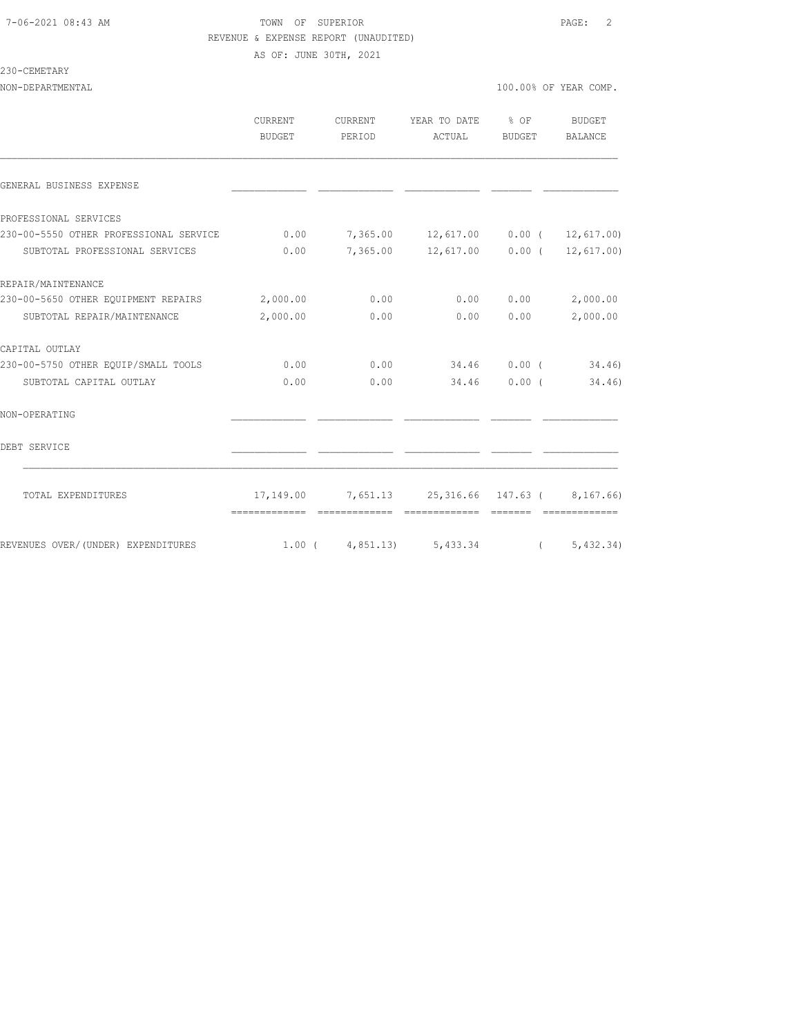7-06-2021 08:43 AM TOWN OF SUPERIOR

REVENUE & EXPENSE REPORT (UNAUDITED)

AS OF: JUNE 30TH, 2021

230-CEMETARY

NON-DEPARTMENTAL 100.00% OF YEAR COMP.

| | CURRENT BUDGET | CURRENT PERIOD | YEAR TO DATE ACTUAL | % OF BUDGET | BUDGET BALANCE |
|---|---|---|---|---|---|
| GENERAL BUSINESS EXPENSE | | | | | |
| PROFESSIONAL SERVICES | | | | | |
| 230-00-5550 OTHER PROFESSIONAL SERVICE | 0.00 | 7,365.00 | 12,617.00 | 0.00 | ( 12,617.00) |
| SUBTOTAL PROFESSIONAL SERVICES | 0.00 | 7,365.00 | 12,617.00 | 0.00 | ( 12,617.00) |
| REPAIR/MAINTENANCE | | | | | |
| 230-00-5650 OTHER EQUIPMENT REPAIRS | 2,000.00 | 0.00 | 0.00 | 0.00 | 2,000.00 |
| SUBTOTAL REPAIR/MAINTENANCE | 2,000.00 | 0.00 | 0.00 | 0.00 | 2,000.00 |
| CAPITAL OUTLAY | | | | | |
| 230-00-5750 OTHER EQUIP/SMALL TOOLS | 0.00 | 0.00 | 34.46 | 0.00 | ( 34.46) |
| SUBTOTAL CAPITAL OUTLAY | 0.00 | 0.00 | 34.46 | 0.00 | ( 34.46) |
| NON-OPERATING | | | | | |
| DEBT SERVICE | | | | | |
| TOTAL EXPENDITURES | 17,149.00 | 7,651.13 | 25,316.66 | 147.63 | ( 8,167.66) |
| REVENUES OVER/(UNDER) EXPENDITURES | 1.00 | ( 4,851.13) | 5,433.34 | | ( 5,432.34) |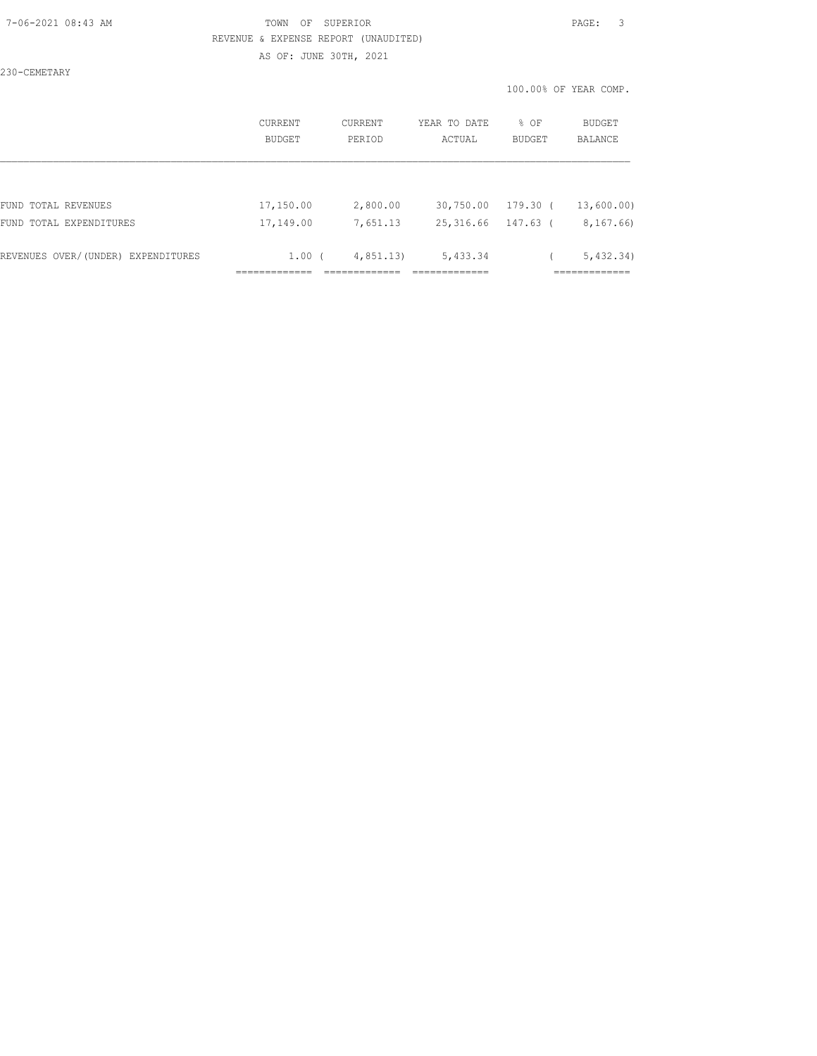TOWN OF SUPERIOR

REVENUE & EXPENSE REPORT (UNAUDITED)

AS OF: JUNE 30TH, 2021

230-CEMETARY

100.00% OF YEAR COMP.

| | CURRENT BUDGET | CURRENT PERIOD | YEAR TO DATE ACTUAL | % OF BUDGET | BUDGET BALANCE |
|---|---|---|---|---|---|
| FUND TOTAL REVENUES | 17,150.00 | 2,800.00 | 30,750.00 | 179.30 | ( 13,600.00) |
| FUND TOTAL EXPENDITURES | 17,149.00 | 7,651.13 | 25,316.66 | 147.63 | ( 8,167.66) |
| REVENUES OVER/(UNDER) EXPENDITURES | 1.00 | ( 4,851.13) | 5,433.34 | | ( 5,432.34) |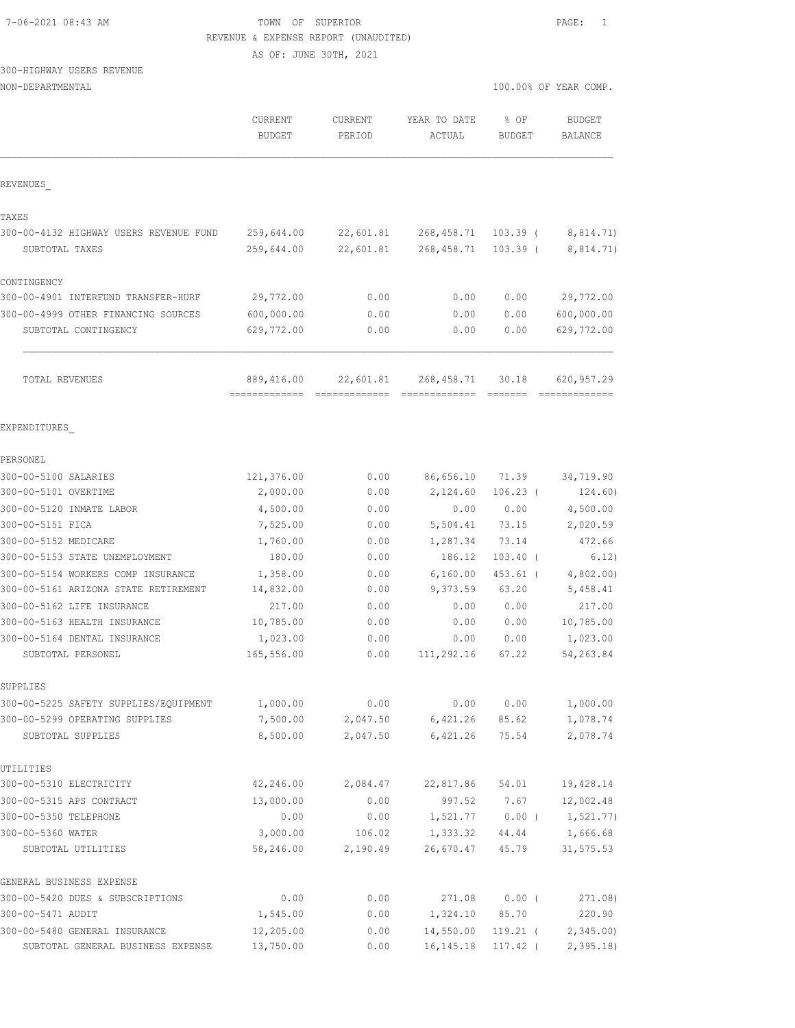TOWN OF SUPERIOR
REVENUE & EXPENSE REPORT (UNAUDITED)
AS OF: JUNE 30TH, 2021

300-HIGHWAY USERS REVENUE
NON-DEPARTMENTAL

100.00% OF YEAR COMP.

| | CURRENT BUDGET | CURRENT PERIOD | YEAR TO DATE ACTUAL | % OF BUDGET | BUDGET BALANCE |
|---|---|---|---|---|---|
| **REVENUES** | | | | | |
| **TAXES** | | | | | |
| 300-00-4132 HIGHWAY USERS REVENUE FUND | 259,644.00 | 22,601.81 | 268,458.71 | 103.39 ( | 8,814.71) |
| SUBTOTAL TAXES | 259,644.00 | 22,601.81 | 268,458.71 | 103.39 ( | 8,814.71) |
| **CONTINGENCY** | | | | | |
| 300-00-4901 INTERFUND TRANSFER-HURF | 29,772.00 | 0.00 | 0.00 | 0.00 | 29,772.00 |
| 300-00-4999 OTHER FINANCING SOURCES | 600,000.00 | 0.00 | 0.00 | 0.00 | 600,000.00 |
| SUBTOTAL CONTINGENCY | 629,772.00 | 0.00 | 0.00 | 0.00 | 629,772.00 |
| TOTAL REVENUES | 889,416.00 | 22,601.81 | 268,458.71 | 30.18 | 620,957.29 |
| **EXPENDITURES** | | | | | |
| **PERSONEL** | | | | | |
| 300-00-5100 SALARIES | 121,376.00 | 0.00 | 86,656.10 | 71.39 | 34,719.90 |
| 300-00-5101 OVERTIME | 2,000.00 | 0.00 | 2,124.60 | 106.23 ( | 124.60) |
| 300-00-5120 INMATE LABOR | 4,500.00 | 0.00 | 0.00 | 0.00 | 4,500.00 |
| 300-00-5151 FICA | 7,525.00 | 0.00 | 5,504.41 | 73.15 | 2,020.59 |
| 300-00-5152 MEDICARE | 1,760.00 | 0.00 | 1,287.34 | 73.14 | 472.66 |
| 300-00-5153 STATE UNEMPLOYMENT | 180.00 | 0.00 | 186.12 | 103.40 ( | 6.12) |
| 300-00-5154 WORKERS COMP INSURANCE | 1,358.00 | 0.00 | 6,160.00 | 453.61 ( | 4,802.00) |
| 300-00-5161 ARIZONA STATE RETIREMENT | 14,832.00 | 0.00 | 9,373.59 | 63.20 | 5,458.41 |
| 300-00-5162 LIFE INSURANCE | 217.00 | 0.00 | 0.00 | 0.00 | 217.00 |
| 300-00-5163 HEALTH INSURANCE | 10,785.00 | 0.00 | 0.00 | 0.00 | 10,785.00 |
| 300-00-5164 DENTAL INSURANCE | 1,023.00 | 0.00 | 0.00 | 0.00 | 1,023.00 |
| SUBTOTAL PERSONEL | 165,556.00 | 0.00 | 111,292.16 | 67.22 | 54,263.84 |
| **SUPPLIES** | | | | | |
| 300-00-5225 SAFETY SUPPLIES/EQUIPMENT | 1,000.00 | 0.00 | 0.00 | 0.00 | 1,000.00 |
| 300-00-5299 OPERATING SUPPLIES | 7,500.00 | 2,047.50 | 6,421.26 | 85.62 | 1,078.74 |
| SUBTOTAL SUPPLIES | 8,500.00 | 2,047.50 | 6,421.26 | 75.54 | 2,078.74 |
| **UTILITIES** | | | | | |
| 300-00-5310 ELECTRICITY | 42,246.00 | 2,084.47 | 22,817.86 | 54.01 | 19,428.14 |
| 300-00-5315 APS CONTRACT | 13,000.00 | 0.00 | 997.52 | 7.67 | 12,002.48 |
| 300-00-5350 TELEPHONE | 0.00 | 0.00 | 1,521.77 | 0.00 ( | 1,521.77) |
| 300-00-5360 WATER | 3,000.00 | 106.02 | 1,333.32 | 44.44 | 1,666.68 |
| SUBTOTAL UTILITIES | 58,246.00 | 2,190.49 | 26,670.47 | 45.79 | 31,575.53 |
| **GENERAL BUSINESS EXPENSE** | | | | | |
| 300-00-5420 DUES & SUBSCRIPTIONS | 0.00 | 0.00 | 271.08 | 0.00 ( | 271.08) |
| 300-00-5471 AUDIT | 1,545.00 | 0.00 | 1,324.10 | 85.70 | 220.90 |
| 300-00-5480 GENERAL INSURANCE | 12,205.00 | 0.00 | 14,550.00 | 119.21 ( | 2,345.00) |
| SUBTOTAL GENERAL BUSINESS EXPENSE | 13,750.00 | 0.00 | 16,145.18 | 117.42 ( | 2,395.18) |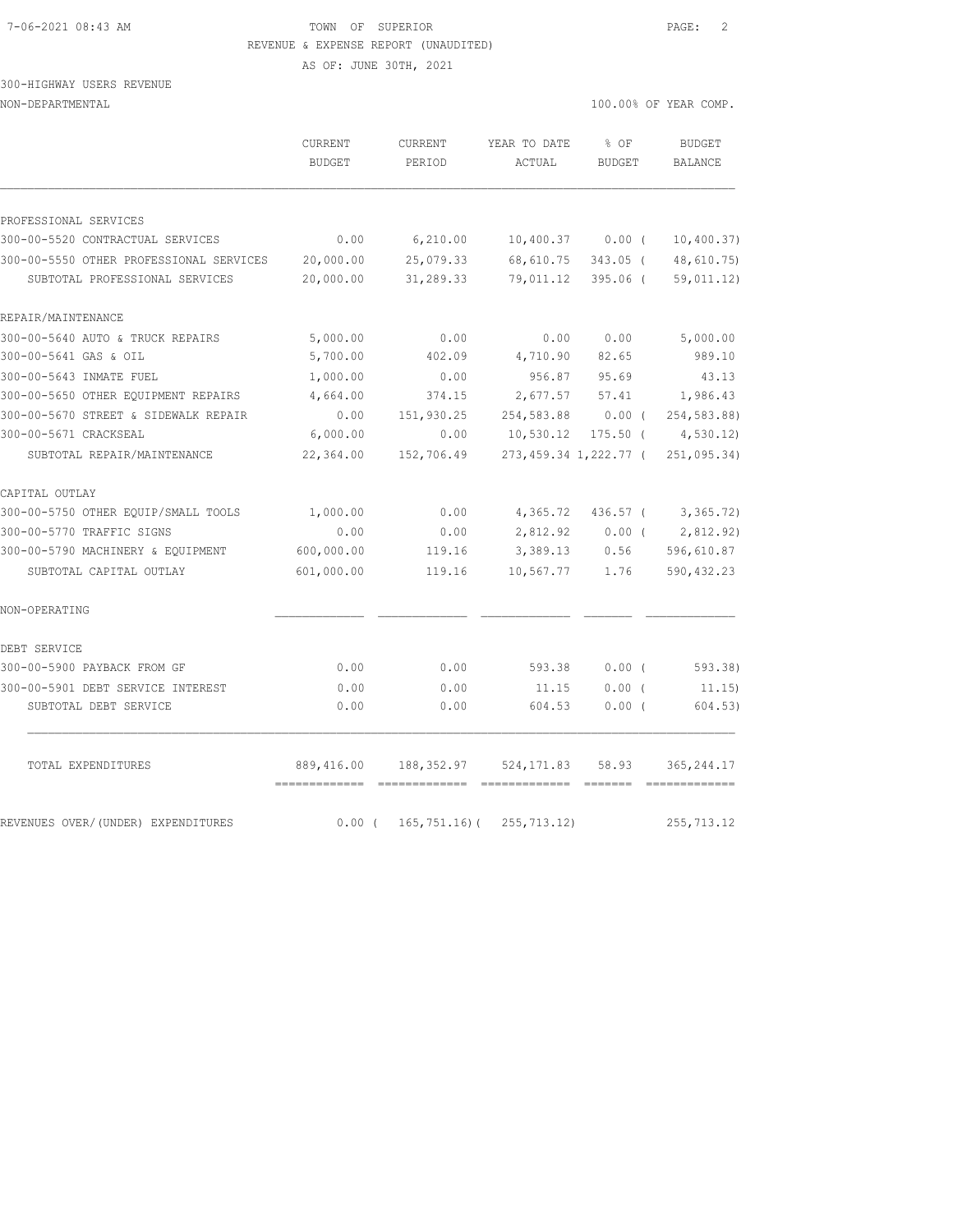TOWN OF SUPERIOR
REVENUE & EXPENSE REPORT (UNAUDITED)
AS OF: JUNE 30TH, 2021

300-HIGHWAY USERS REVENUE
NON-DEPARTMENTAL

100.00% OF YEAR COMP.

| | CURRENT BUDGET | CURRENT PERIOD | YEAR TO DATE ACTUAL | % OF BUDGET | BUDGET BALANCE |
|---|---|---|---|---|---|
| PROFESSIONAL SERVICES | | | | | |
| 300-00-5520 CONTRACTUAL SERVICES | 0.00 | 6,210.00 | 10,400.37 | 0.00 ( | 10,400.37) |
| 300-00-5550 OTHER PROFESSIONAL SERVICES | 20,000.00 | 25,079.33 | 68,610.75 | 343.05 ( | 48,610.75) |
| SUBTOTAL PROFESSIONAL SERVICES | 20,000.00 | 31,289.33 | 79,011.12 | 395.06 ( | 59,011.12) |
| REPAIR/MAINTENANCE | | | | | |
| 300-00-5640 AUTO & TRUCK REPAIRS | 5,000.00 | 0.00 | 0.00 | 0.00 | 5,000.00 |
| 300-00-5641 GAS & OIL | 5,700.00 | 402.09 | 4,710.90 | 82.65 | 989.10 |
| 300-00-5643 INMATE FUEL | 1,000.00 | 0.00 | 956.87 | 95.69 | 43.13 |
| 300-00-5650 OTHER EQUIPMENT REPAIRS | 4,664.00 | 374.15 | 2,677.57 | 57.41 | 1,986.43 |
| 300-00-5670 STREET & SIDEWALK REPAIR | 0.00 | 151,930.25 | 254,583.88 | 0.00 ( | 254,583.88) |
| 300-00-5671 CRACKSEAL | 6,000.00 | 0.00 | 10,530.12 | 175.50 ( | 4,530.12) |
| SUBTOTAL REPAIR/MAINTENANCE | 22,364.00 | 152,706.49 | 273,459.34 | 1,222.77 ( | 251,095.34) |
| CAPITAL OUTLAY | | | | | |
| 300-00-5750 OTHER EQUIP/SMALL TOOLS | 1,000.00 | 0.00 | 4,365.72 | 436.57 ( | 3,365.72) |
| 300-00-5770 TRAFFIC SIGNS | 0.00 | 0.00 | 2,812.92 | 0.00 ( | 2,812.92) |
| 300-00-5790 MACHINERY & EQUIPMENT | 600,000.00 | 119.16 | 3,389.13 | 0.56 | 596,610.87 |
| SUBTOTAL CAPITAL OUTLAY | 601,000.00 | 119.16 | 10,567.77 | 1.76 | 590,432.23 |
| NON-OPERATING | | | | | |
| DEBT SERVICE | | | | | |
| 300-00-5900 PAYBACK FROM GF | 0.00 | 0.00 | 593.38 | 0.00 ( | 593.38) |
| 300-00-5901 DEBT SERVICE INTEREST | 0.00 | 0.00 | 11.15 | 0.00 ( | 11.15) |
| SUBTOTAL DEBT SERVICE | 0.00 | 0.00 | 604.53 | 0.00 ( | 604.53) |
| TOTAL EXPENDITURES | 889,416.00 | 188,352.97 | 524,171.83 | 58.93 | 365,244.17 |
| REVENUES OVER/(UNDER) EXPENDITURES | 0.00 ( | 165,751.16)( | 255,713.12) | | 255,713.12 |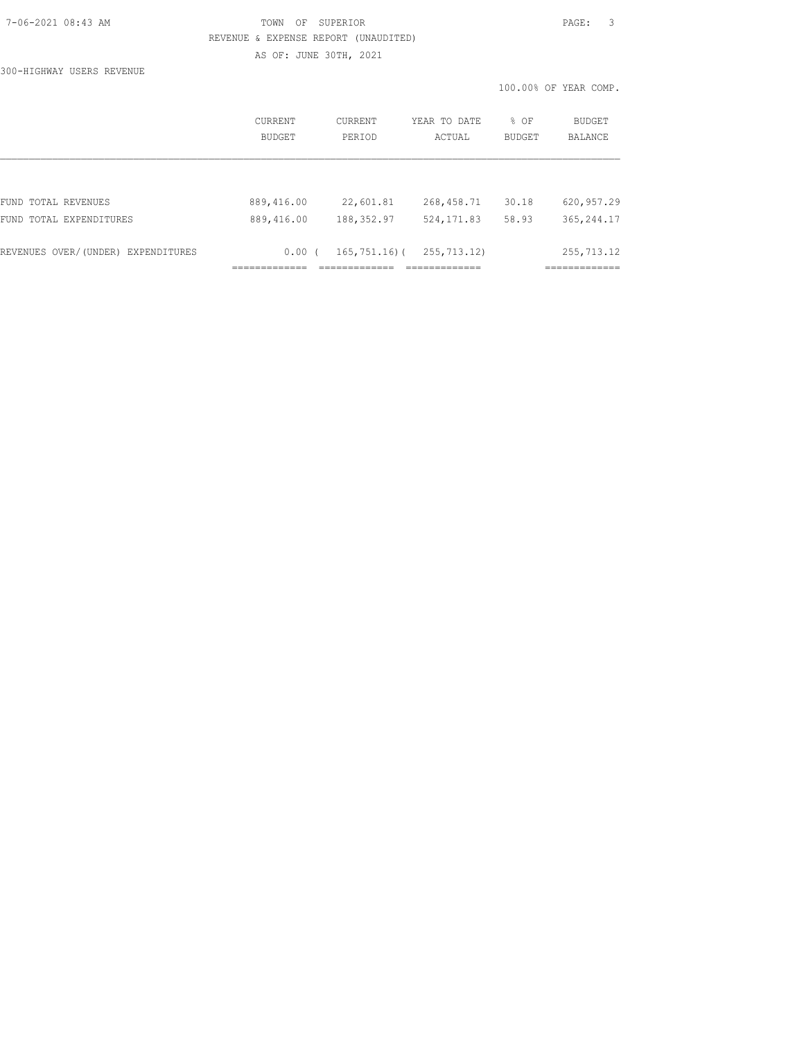TOWN OF SUPERIOR

REVENUE & EXPENSE REPORT (UNAUDITED)

AS OF: JUNE 30TH, 2021

300-HIGHWAY USERS REVENUE

100.00% OF YEAR COMP.

| | CURRENT BUDGET | CURRENT PERIOD | YEAR TO DATE ACTUAL | % OF BUDGET | BUDGET BALANCE |
|---|---|---|---|---|---|
| FUND TOTAL REVENUES | 889,416.00 | 22,601.81 | 268,458.71 | 30.18 | 620,957.29 |
| FUND TOTAL EXPENDITURES | 889,416.00 | 188,352.97 | 524,171.83 | 58.93 | 365,244.17 |
| REVENUES OVER/(UNDER) EXPENDITURES | 0.00 | ( 165,751.16) | ( 255,713.12) | | 255,713.12 |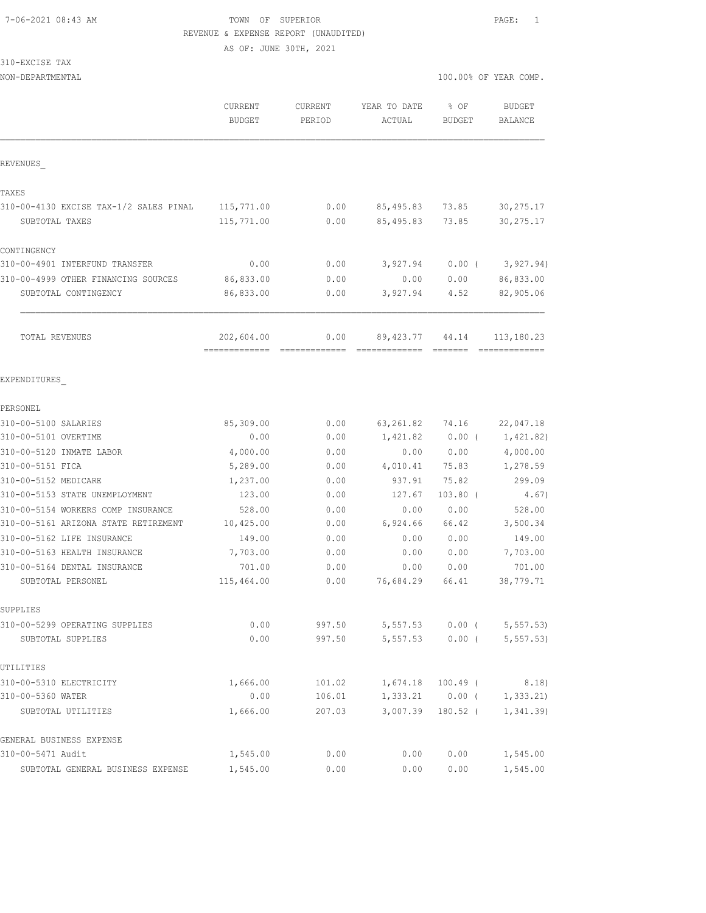7-06-2021 08:43 AM

TOWN OF SUPERIOR

REVENUE & EXPENSE REPORT (UNAUDITED)

AS OF: JUNE 30TH, 2021

310-EXCISE TAX

NON-DEPARTMENTAL — 100.00% OF YEAR COMP.

| | CURRENT BUDGET | CURRENT PERIOD | YEAR TO DATE ACTUAL | % OF BUDGET | BUDGET BALANCE |
|---|---|---|---|---|---|
| **REVENUES** | | | | | |
| **TAXES** | | | | | |
| 310-00-4130 EXCISE TAX-1/2 SALES PINAL | 115,771.00 | 0.00 | 85,495.83 | 73.85 | 30,275.17 |
| SUBTOTAL TAXES | 115,771.00 | 0.00 | 85,495.83 | 73.85 | 30,275.17 |
| **CONTINGENCY** | | | | | |
| 310-00-4901 INTERFUND TRANSFER | 0.00 | 0.00 | 3,927.94 | 0.00 ( | 3,927.94) |
| 310-00-4999 OTHER FINANCING SOURCES | 86,833.00 | 0.00 | 0.00 | 0.00 | 86,833.00 |
| SUBTOTAL CONTINGENCY | 86,833.00 | 0.00 | 3,927.94 | 4.52 | 82,905.06 |
| TOTAL REVENUES | 202,604.00 | 0.00 | 89,423.77 | 44.14 | 113,180.23 |
| **EXPENDITURES** | | | | | |
| **PERSONEL** | | | | | |
| 310-00-5100 SALARIES | 85,309.00 | 0.00 | 63,261.82 | 74.16 | 22,047.18 |
| 310-00-5101 OVERTIME | 0.00 | 0.00 | 1,421.82 | 0.00 ( | 1,421.82) |
| 310-00-5120 INMATE LABOR | 4,000.00 | 0.00 | 0.00 | 0.00 | 4,000.00 |
| 310-00-5151 FICA | 5,289.00 | 0.00 | 4,010.41 | 75.83 | 1,278.59 |
| 310-00-5152 MEDICARE | 1,237.00 | 0.00 | 937.91 | 75.82 | 299.09 |
| 310-00-5153 STATE UNEMPLOYMENT | 123.00 | 0.00 | 127.67 | 103.80 ( | 4.67) |
| 310-00-5154 WORKERS COMP INSURANCE | 528.00 | 0.00 | 0.00 | 0.00 | 528.00 |
| 310-00-5161 ARIZONA STATE RETIREMENT | 10,425.00 | 0.00 | 6,924.66 | 66.42 | 3,500.34 |
| 310-00-5162 LIFE INSURANCE | 149.00 | 0.00 | 0.00 | 0.00 | 149.00 |
| 310-00-5163 HEALTH INSURANCE | 7,703.00 | 0.00 | 0.00 | 0.00 | 7,703.00 |
| 310-00-5164 DENTAL INSURANCE | 701.00 | 0.00 | 0.00 | 0.00 | 701.00 |
| SUBTOTAL PERSONEL | 115,464.00 | 0.00 | 76,684.29 | 66.41 | 38,779.71 |
| **SUPPLIES** | | | | | |
| 310-00-5299 OPERATING SUPPLIES | 0.00 | 997.50 | 5,557.53 | 0.00 ( | 5,557.53) |
| SUBTOTAL SUPPLIES | 0.00 | 997.50 | 5,557.53 | 0.00 ( | 5,557.53) |
| **UTILITIES** | | | | | |
| 310-00-5310 ELECTRICITY | 1,666.00 | 101.02 | 1,674.18 | 100.49 ( | 8.18) |
| 310-00-5360 WATER | 0.00 | 106.01 | 1,333.21 | 0.00 ( | 1,333.21) |
| SUBTOTAL UTILITIES | 1,666.00 | 207.03 | 3,007.39 | 180.52 ( | 1,341.39) |
| **GENERAL BUSINESS EXPENSE** | | | | | |
| 310-00-5471 Audit | 1,545.00 | 0.00 | 0.00 | 0.00 | 1,545.00 |
| SUBTOTAL GENERAL BUSINESS EXPENSE | 1,545.00 | 0.00 | 0.00 | 0.00 | 1,545.00 |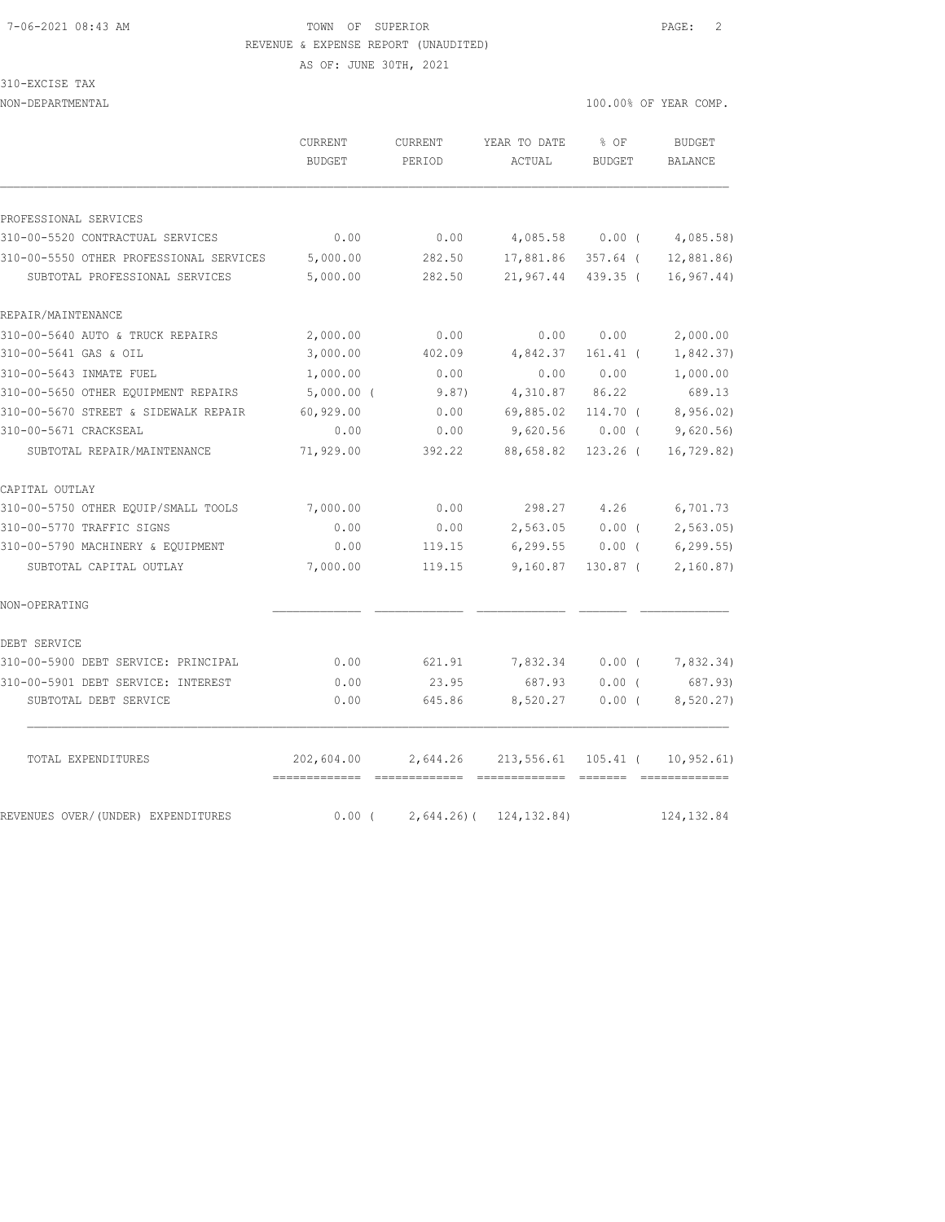TOWN OF SUPERIOR

REVENUE & EXPENSE REPORT (UNAUDITED)

AS OF: JUNE 30TH, 2021

310-EXCISE TAX

NON-DEPARTMENTAL — 100.00% OF YEAR COMP.

| | CURRENT BUDGET | CURRENT PERIOD | YEAR TO DATE ACTUAL | % OF BUDGET | BUDGET BALANCE |
|---|---|---|---|---|---|
| PROFESSIONAL SERVICES | | | | | |
| 310-00-5520 CONTRACTUAL SERVICES | 0.00 | 0.00 | 4,085.58 | 0.00 ( | 4,085.58) |
| 310-00-5550 OTHER PROFESSIONAL SERVICES | 5,000.00 | 282.50 | 17,881.86 | 357.64 ( | 12,881.86) |
| SUBTOTAL PROFESSIONAL SERVICES | 5,000.00 | 282.50 | 21,967.44 | 439.35 ( | 16,967.44) |
| REPAIR/MAINTENANCE | | | | | |
| 310-00-5640 AUTO & TRUCK REPAIRS | 2,000.00 | 0.00 | 0.00 | 0.00 | 2,000.00 |
| 310-00-5641 GAS & OIL | 3,000.00 | 402.09 | 4,842.37 | 161.41 ( | 1,842.37) |
| 310-00-5643 INMATE FUEL | 1,000.00 | 0.00 | 0.00 | 0.00 | 1,000.00 |
| 310-00-5650 OTHER EQUIPMENT REPAIRS | 5,000.00 ( | 9.87) | 4,310.87 | 86.22 | 689.13 |
| 310-00-5670 STREET & SIDEWALK REPAIR | 60,929.00 | 0.00 | 69,885.02 | 114.70 ( | 8,956.02) |
| 310-00-5671 CRACKSEAL | 0.00 | 0.00 | 9,620.56 | 0.00 ( | 9,620.56) |
| SUBTOTAL REPAIR/MAINTENANCE | 71,929.00 | 392.22 | 88,658.82 | 123.26 ( | 16,729.82) |
| CAPITAL OUTLAY | | | | | |
| 310-00-5750 OTHER EQUIP/SMALL TOOLS | 7,000.00 | 0.00 | 298.27 | 4.26 | 6,701.73 |
| 310-00-5770 TRAFFIC SIGNS | 0.00 | 0.00 | 2,563.05 | 0.00 ( | 2,563.05) |
| 310-00-5790 MACHINERY & EQUIPMENT | 0.00 | 119.15 | 6,299.55 | 0.00 ( | 6,299.55) |
| SUBTOTAL CAPITAL OUTLAY | 7,000.00 | 119.15 | 9,160.87 | 130.87 ( | 2,160.87) |
| NON-OPERATING | | | | | |
| DEBT SERVICE | | | | | |
| 310-00-5900 DEBT SERVICE: PRINCIPAL | 0.00 | 621.91 | 7,832.34 | 0.00 ( | 7,832.34) |
| 310-00-5901 DEBT SERVICE: INTEREST | 0.00 | 23.95 | 687.93 | 0.00 ( | 687.93) |
| SUBTOTAL DEBT SERVICE | 0.00 | 645.86 | 8,520.27 | 0.00 ( | 8,520.27) |
| TOTAL EXPENDITURES | 202,604.00 | 2,644.26 | 213,556.61 | 105.41 ( | 10,952.61) |
| REVENUES OVER/(UNDER) EXPENDITURES | 0.00 ( | 2,644.26)( | 124,132.84) | | 124,132.84 |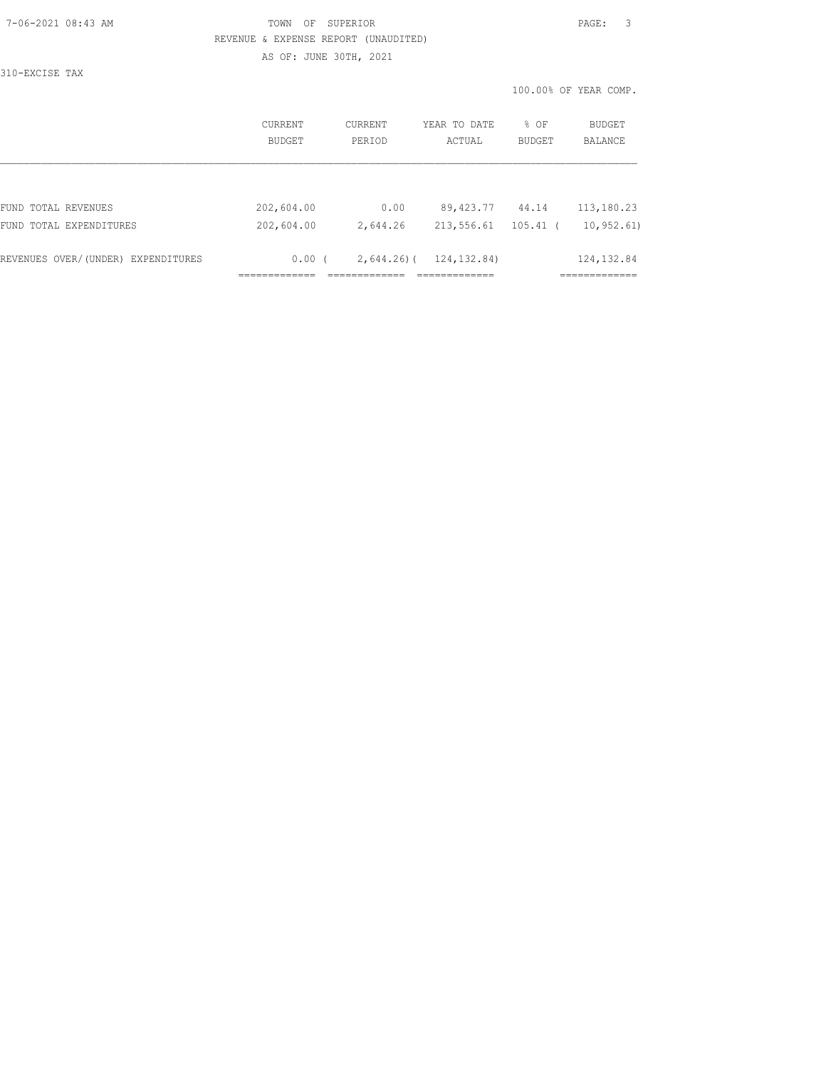TOWN OF SUPERIOR

REVENUE & EXPENSE REPORT (UNAUDITED)

AS OF: JUNE 30TH, 2021

310-EXCISE TAX

100.00% OF YEAR COMP.

| | CURRENT BUDGET | CURRENT PERIOD | YEAR TO DATE ACTUAL | % OF BUDGET | BUDGET BALANCE |
|---|---|---|---|---|---|
| FUND TOTAL REVENUES | 202,604.00 | 0.00 | 89,423.77 | 44.14 | 113,180.23 |
| FUND TOTAL EXPENDITURES | 202,604.00 | 2,644.26 | 213,556.61 | 105.41 | ( 10,952.61) |
| REVENUES OVER/(UNDER) EXPENDITURES | 0.00 | ( 2,644.26) | ( 124,132.84) | | 124,132.84 |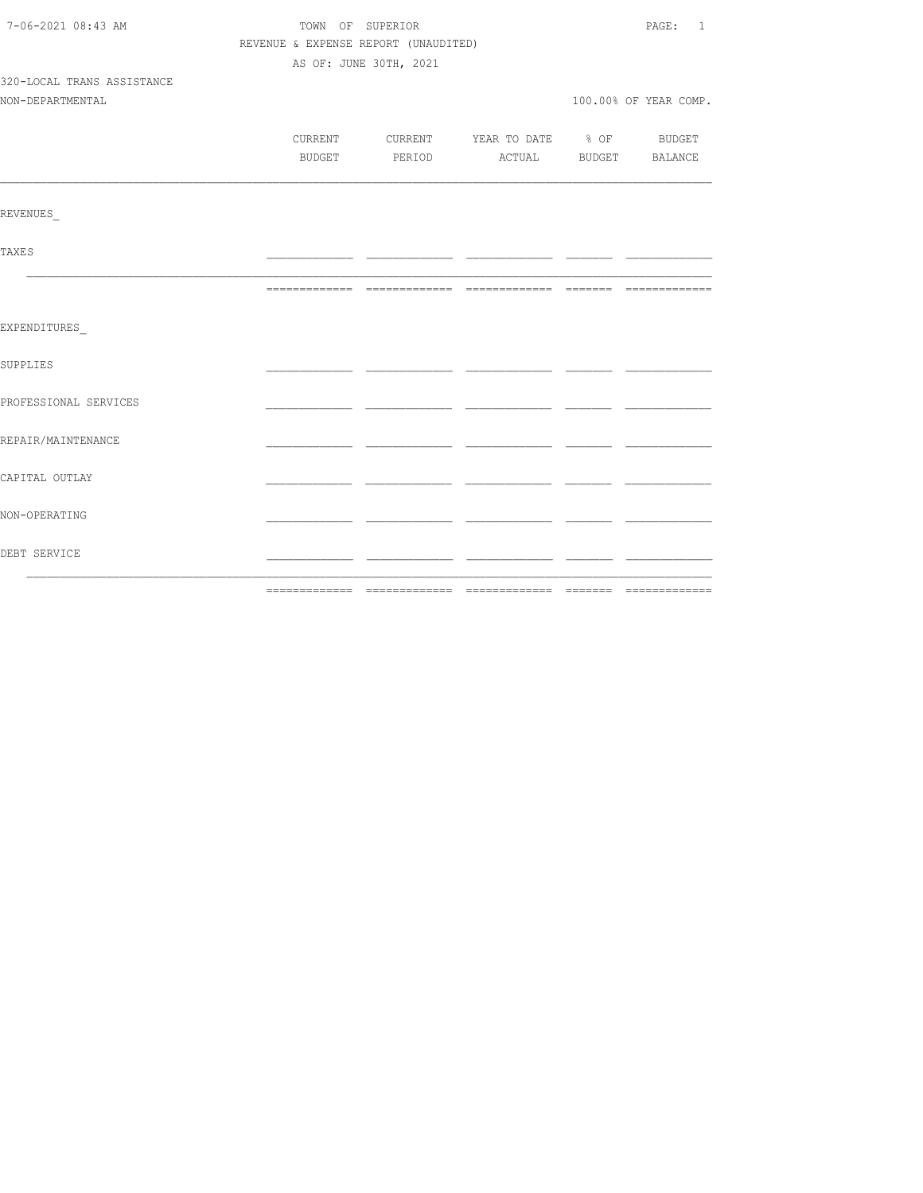TOWN OF SUPERIOR

REVENUE & EXPENSE REPORT (UNAUDITED)

AS OF: JUNE 30TH, 2021

320-LOCAL TRANS ASSISTANCE

NON-DEPARTMENTAL

100.00% OF YEAR COMP.

| | CURRENT BUDGET | CURRENT PERIOD | YEAR TO DATE ACTUAL | % OF BUDGET | BUDGET BALANCE |
|---|---|---|---|---|---|
| REVENUES_ | | | | | |
| TAXES | | | | | |
| EXPENDITURES_ | | | | | |
| SUPPLIES | | | | | |
| PROFESSIONAL SERVICES | | | | | |
| REPAIR/MAINTENANCE | | | | | |
| CAPITAL OUTLAY | | | | | |
| NON-OPERATING | | | | | |
| DEBT SERVICE | | | | | |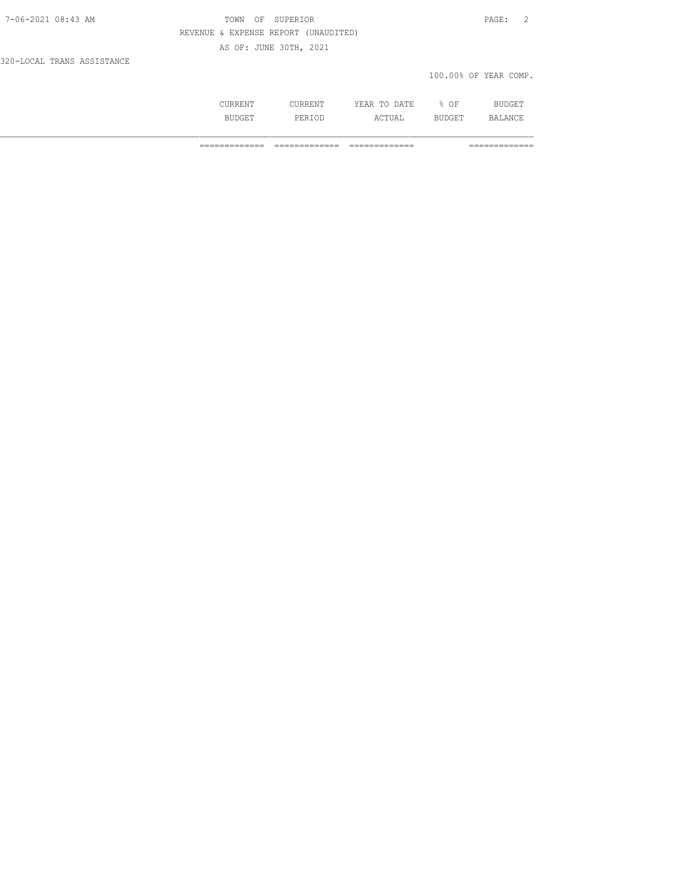TOWN OF SUPERIOR

REVENUE & EXPENSE REPORT (UNAUDITED)

AS OF: JUNE 30TH, 2021

320-LOCAL TRANS ASSISTANCE

100.00% OF YEAR COMP.

| CURRENT BUDGET | CURRENT PERIOD | YEAR TO DATE ACTUAL | % OF BUDGET | BUDGET BALANCE |
|---|---|---|---|---|
| ============= | ============= | ============= | | ============= |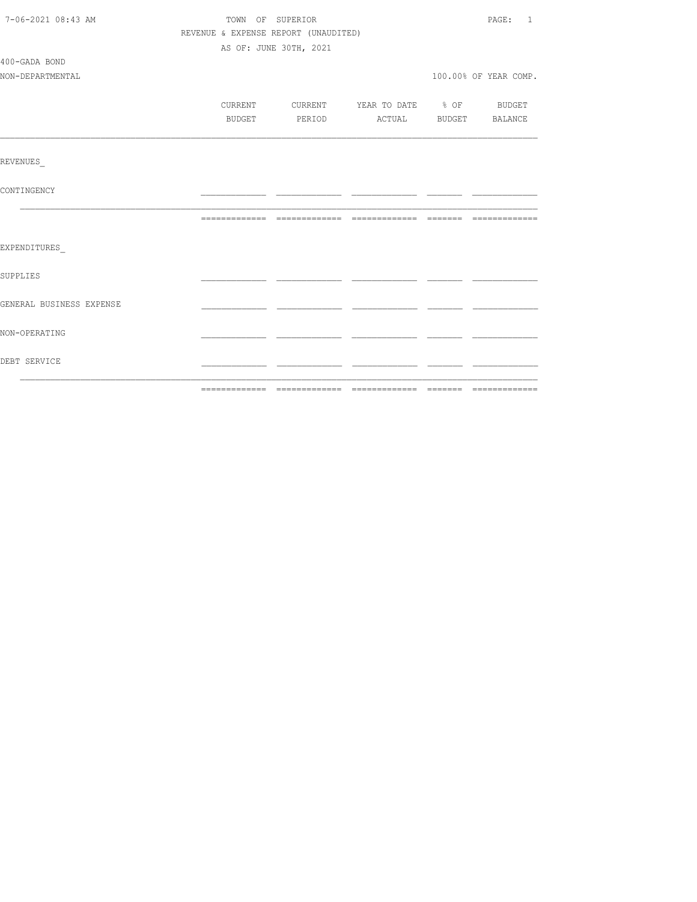TOWN OF SUPERIOR

REVENUE & EXPENSE REPORT (UNAUDITED)

AS OF: JUNE 30TH, 2021

400-GADA BOND

NON-DEPARTMENTAL

100.00% OF YEAR COMP.

| | CURRENT BUDGET | CURRENT PERIOD | YEAR TO DATE ACTUAL | % OF BUDGET | BUDGET BALANCE |
|---|---|---|---|---|---|
| REVENUES_ | | | | | |
| CONTINGENCY | | | | | |
| EXPENDITURES_ | | | | | |
| SUPPLIES | | | | | |
| GENERAL BUSINESS EXPENSE | | | | | |
| NON-OPERATING | | | | | |
| DEBT SERVICE | | | | | |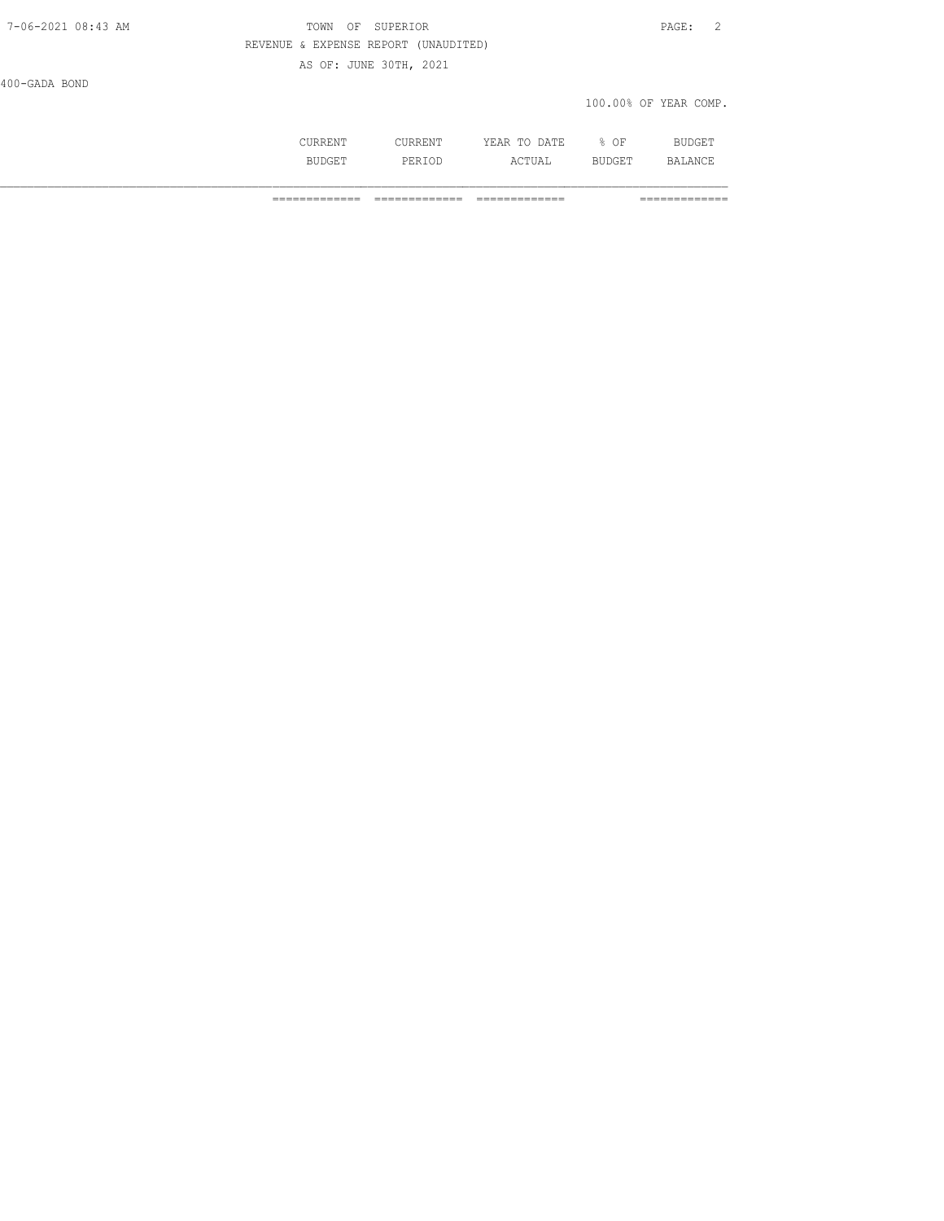TOWN OF SUPERIOR

REVENUE & EXPENSE REPORT (UNAUDITED)

AS OF: JUNE 30TH, 2021

400-GADA BOND

100.00% OF YEAR COMP.

| | CURRENT BUDGET | CURRENT PERIOD | YEAR TO DATE ACTUAL | % OF BUDGET | BUDGET BALANCE |
|---|---|---|---|---|---|
| | ============= | ============= | ============= | | ============= |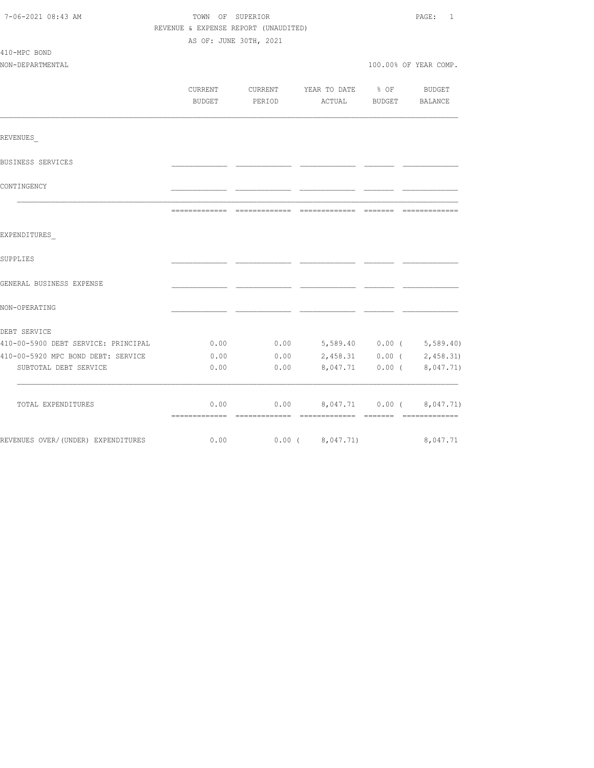TOWN OF SUPERIOR

REVENUE & EXPENSE REPORT (UNAUDITED)

AS OF: JUNE 30TH, 2021

410-MPC BOND

NON-DEPARTMENTAL

100.00% OF YEAR COMP.

| | CURRENT BUDGET | CURRENT PERIOD | YEAR TO DATE ACTUAL | % OF BUDGET | BUDGET BALANCE |
|---|---|---|---|---|---|
| **REVENUES** | | | | | |
| BUSINESS SERVICES | | | | | |
| CONTINGENCY | | | | | |
| **EXPENDITURES** | | | | | |
| SUPPLIES | | | | | |
| GENERAL BUSINESS EXPENSE | | | | | |
| NON-OPERATING | | | | | |
| DEBT SERVICE | | | | | |
| 410-00-5900 DEBT SERVICE: PRINCIPAL | 0.00 | 0.00 | 5,589.40 | 0.00 | ( 5,589.40) |
| 410-00-5920 MPC BOND DEBT: SERVICE | 0.00 | 0.00 | 2,458.31 | 0.00 | ( 2,458.31) |
| SUBTOTAL DEBT SERVICE | 0.00 | 0.00 | 8,047.71 | 0.00 | ( 8,047.71) |
| TOTAL EXPENDITURES | 0.00 | 0.00 | 8,047.71 | 0.00 | ( 8,047.71) |
| REVENUES OVER/(UNDER) EXPENDITURES | 0.00 | 0.00 | ( 8,047.71) | | 8,047.71 |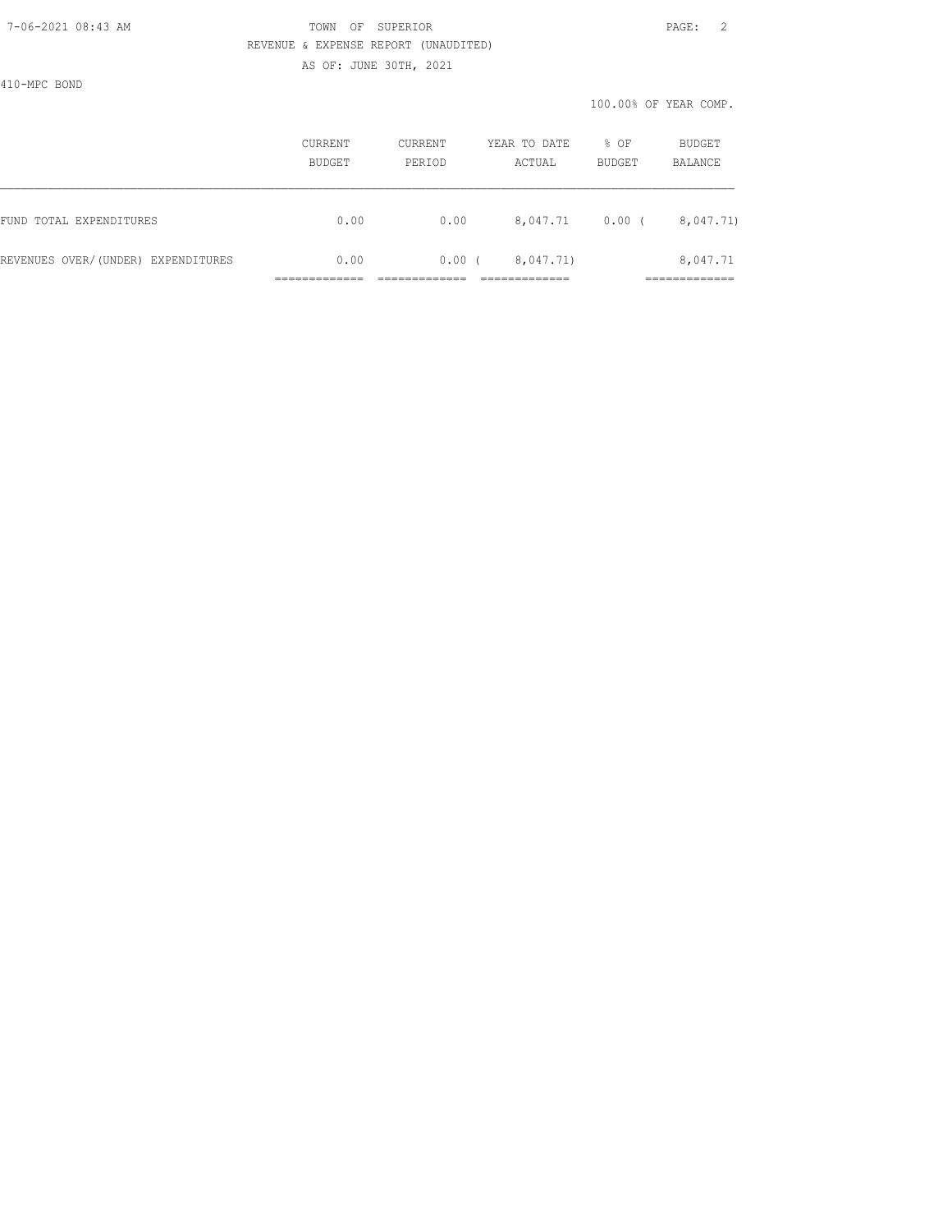TOWN OF SUPERIOR

REVENUE & EXPENSE REPORT (UNAUDITED)

AS OF: JUNE 30TH, 2021

410-MPC BOND

100.00% OF YEAR COMP.

| | CURRENT BUDGET | CURRENT PERIOD | YEAR TO DATE ACTUAL | % OF BUDGET | BUDGET BALANCE |
|---|---|---|---|---|---|
| FUND TOTAL EXPENDITURES | 0.00 | 0.00 | 8,047.71 | 0.00 | ( 8,047.71) |
| REVENUES OVER/(UNDER) EXPENDITURES | 0.00 | 0.00 | ( 8,047.71) | | 8,047.71 |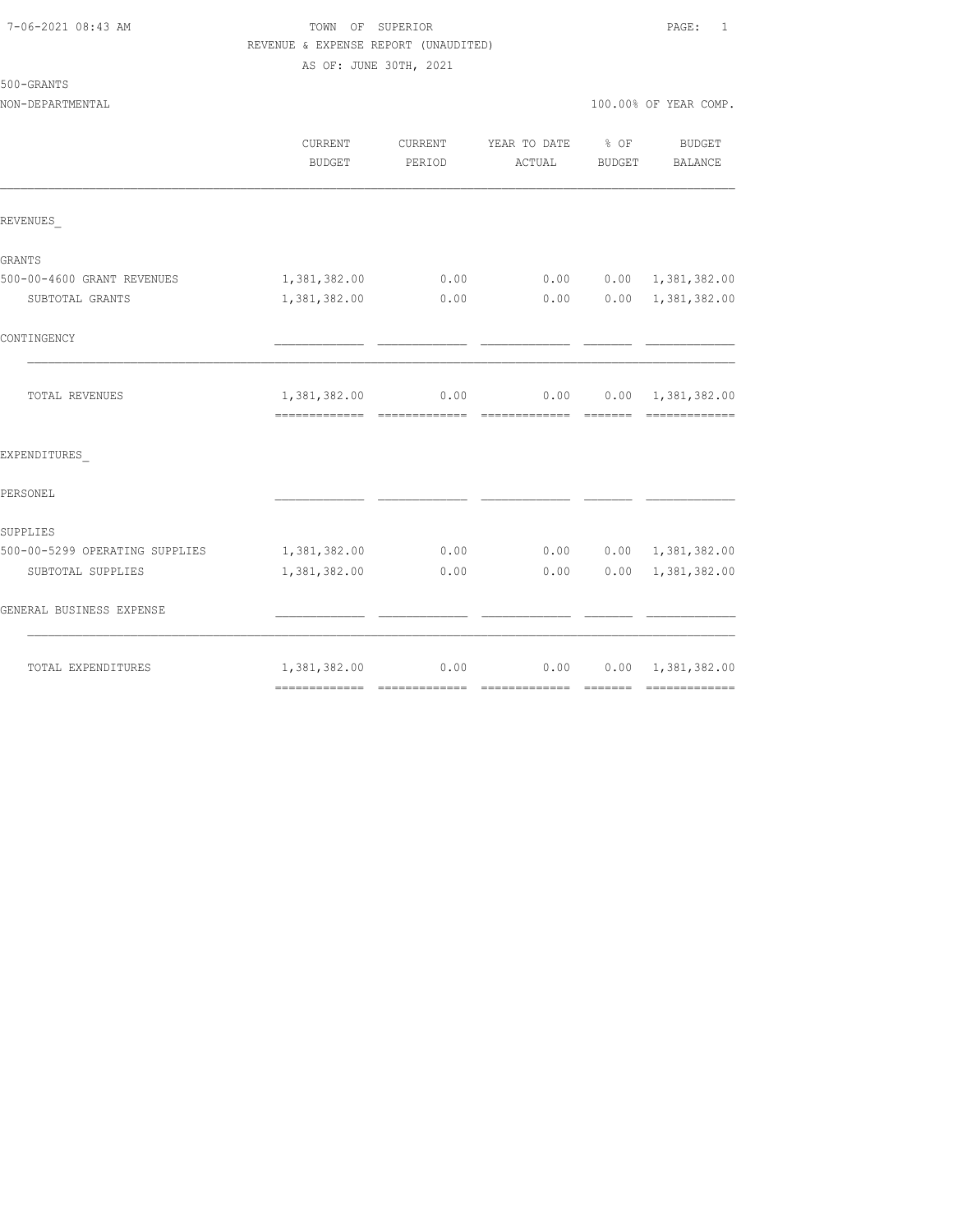7-06-2021 08:43 AM

TOWN OF SUPERIOR

REVENUE & EXPENSE REPORT (UNAUDITED)

AS OF: JUNE 30TH, 2021

500-GRANTS

NON-DEPARTMENTAL — 100.00% OF YEAR COMP.

| | CURRENT BUDGET | CURRENT PERIOD | YEAR TO DATE ACTUAL | % OF BUDGET | BUDGET BALANCE |
|---|---|---|---|---|---|
| REVENUES_ | | | | | |
| GRANTS | | | | | |
| 500-00-4600 GRANT REVENUES | 1,381,382.00 | 0.00 | 0.00 | 0.00 | 1,381,382.00 |
| SUBTOTAL GRANTS | 1,381,382.00 | 0.00 | 0.00 | 0.00 | 1,381,382.00 |
| CONTINGENCY | | | | | |
| TOTAL REVENUES | 1,381,382.00 | 0.00 | 0.00 | 0.00 | 1,381,382.00 |
| EXPENDITURES_ | | | | | |
| PERSONEL | | | | | |
| SUPPLIES | | | | | |
| 500-00-5299 OPERATING SUPPLIES | 1,381,382.00 | 0.00 | 0.00 | 0.00 | 1,381,382.00 |
| SUBTOTAL SUPPLIES | 1,381,382.00 | 0.00 | 0.00 | 0.00 | 1,381,382.00 |
| GENERAL BUSINESS EXPENSE | | | | | |
| TOTAL EXPENDITURES | 1,381,382.00 | 0.00 | 0.00 | 0.00 | 1,381,382.00 |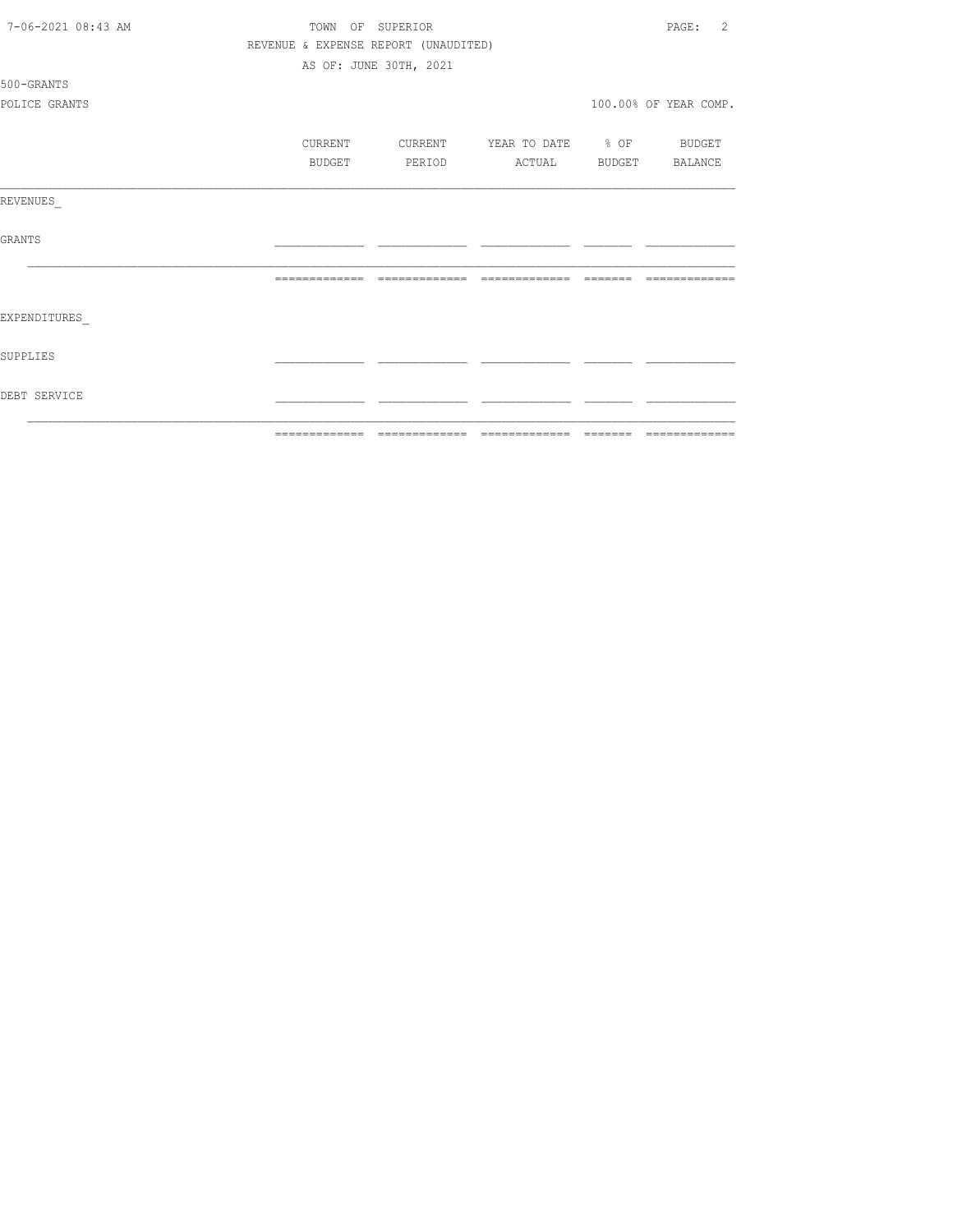TOWN OF SUPERIOR

REVENUE & EXPENSE REPORT (UNAUDITED)

AS OF: JUNE 30TH, 2021

500-GRANTS

POLICE GRANTS

100.00% OF YEAR COMP.

| | CURRENT BUDGET | CURRENT PERIOD | YEAR TO DATE ACTUAL | % OF BUDGET | BUDGET BALANCE |
|---|---|---|---|---|---|
| REVENUES_ | | | | | |
| GRANTS | | | | | |
| | | | | | |
| EXPENDITURES_ | | | | | |
| SUPPLIES | | | | | |
| DEBT SERVICE | | | | | |
| | | | | | |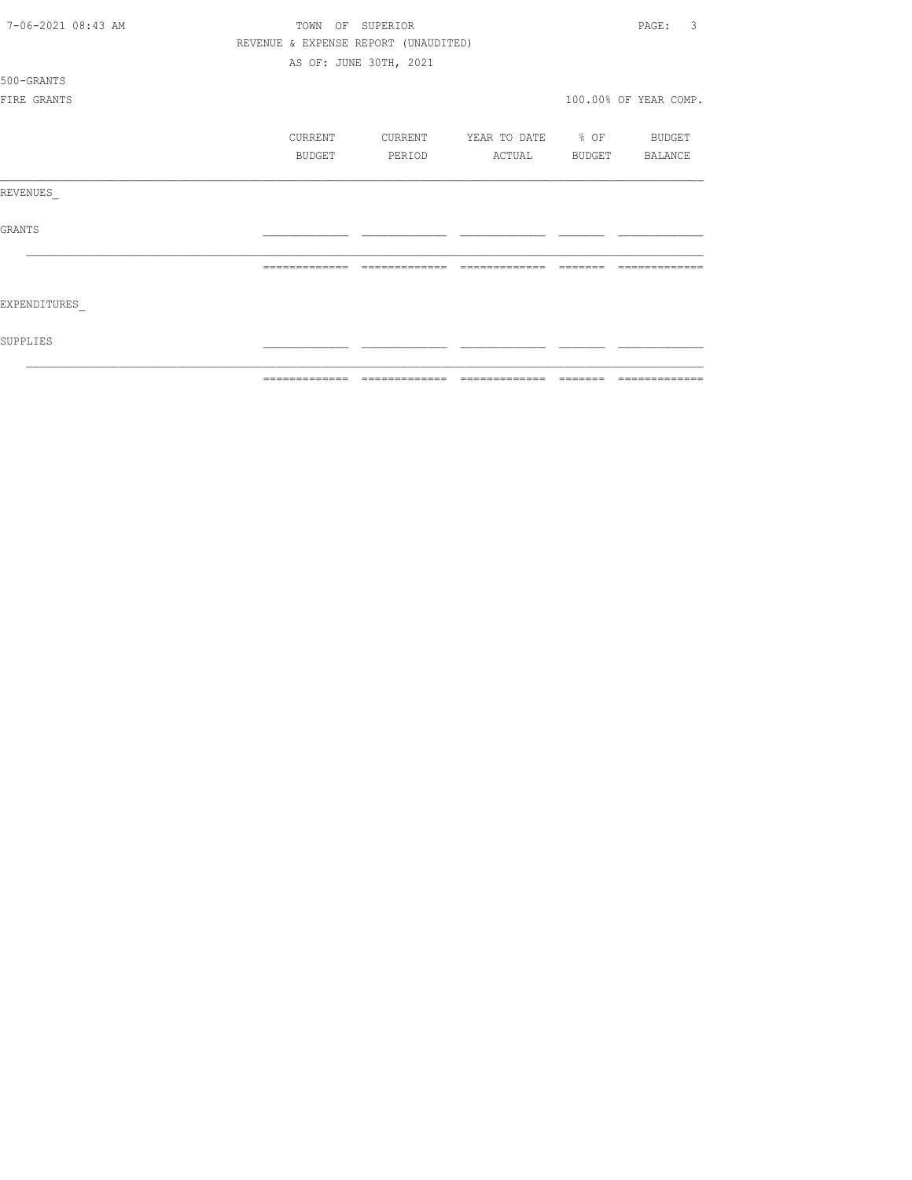TOWN OF SUPERIOR

REVENUE & EXPENSE REPORT (UNAUDITED)

AS OF: JUNE 30TH, 2021

500-GRANTS

FIRE GRANTS

100.00% OF YEAR COMP.

| | CURRENT BUDGET | CURRENT PERIOD | YEAR TO DATE ACTUAL | % OF BUDGET | BUDGET BALANCE |
|---|---|---|---|---|---|
| REVENUES_ | | | | | |
| GRANTS | | | | | |
| | | | | | |
| EXPENDITURES_ | | | | | |
| SUPPLIES | | | | | |
| | | | | | |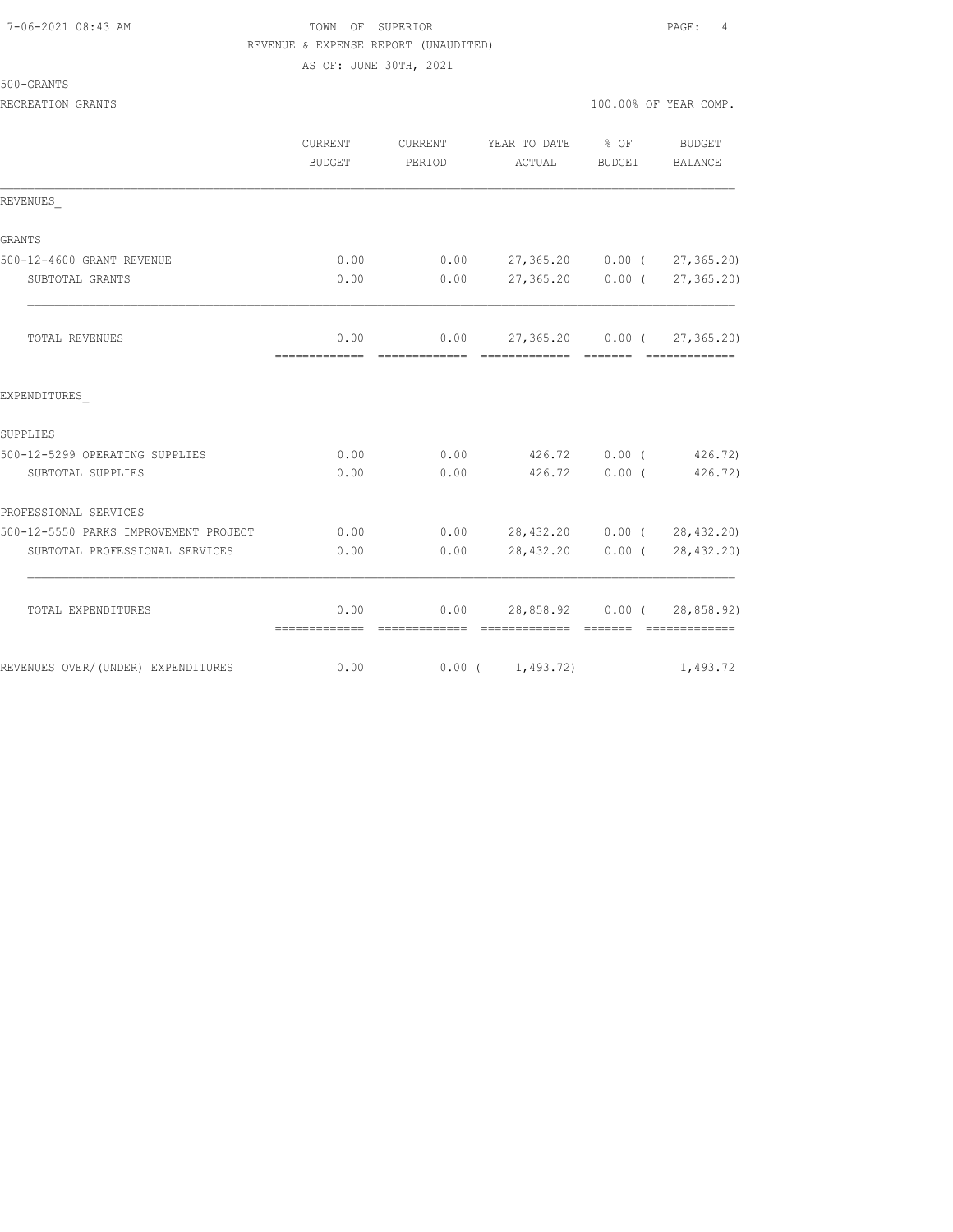TOWN OF SUPERIOR

REVENUE & EXPENSE REPORT (UNAUDITED)

AS OF: JUNE 30TH, 2021

500-GRANTS

RECREATION GRANTS — 100.00% OF YEAR COMP.

| | CURRENT BUDGET | CURRENT PERIOD | YEAR TO DATE ACTUAL | % OF BUDGET | BUDGET BALANCE |
|---|---|---|---|---|---|
| **REVENUES_** | | | | | |
| **GRANTS** | | | | | |
| 500-12-4600 GRANT REVENUE | 0.00 | 0.00 | 27,365.20 | 0.00 | ( 27,365.20) |
| SUBTOTAL GRANTS | 0.00 | 0.00 | 27,365.20 | 0.00 | ( 27,365.20) |
| TOTAL REVENUES | 0.00 | 0.00 | 27,365.20 | 0.00 | ( 27,365.20) |
| **EXPENDITURES_** | | | | | |
| **SUPPLIES** | | | | | |
| 500-12-5299 OPERATING SUPPLIES | 0.00 | 0.00 | 426.72 | 0.00 | ( 426.72) |
| SUBTOTAL SUPPLIES | 0.00 | 0.00 | 426.72 | 0.00 | ( 426.72) |
| **PROFESSIONAL SERVICES** | | | | | |
| 500-12-5550 PARKS IMPROVEMENT PROJECT | 0.00 | 0.00 | 28,432.20 | 0.00 | ( 28,432.20) |
| SUBTOTAL PROFESSIONAL SERVICES | 0.00 | 0.00 | 28,432.20 | 0.00 | ( 28,432.20) |
| TOTAL EXPENDITURES | 0.00 | 0.00 | 28,858.92 | 0.00 | ( 28,858.92) |
| REVENUES OVER/(UNDER) EXPENDITURES | 0.00 | 0.00 | ( 1,493.72) | | 1,493.72 |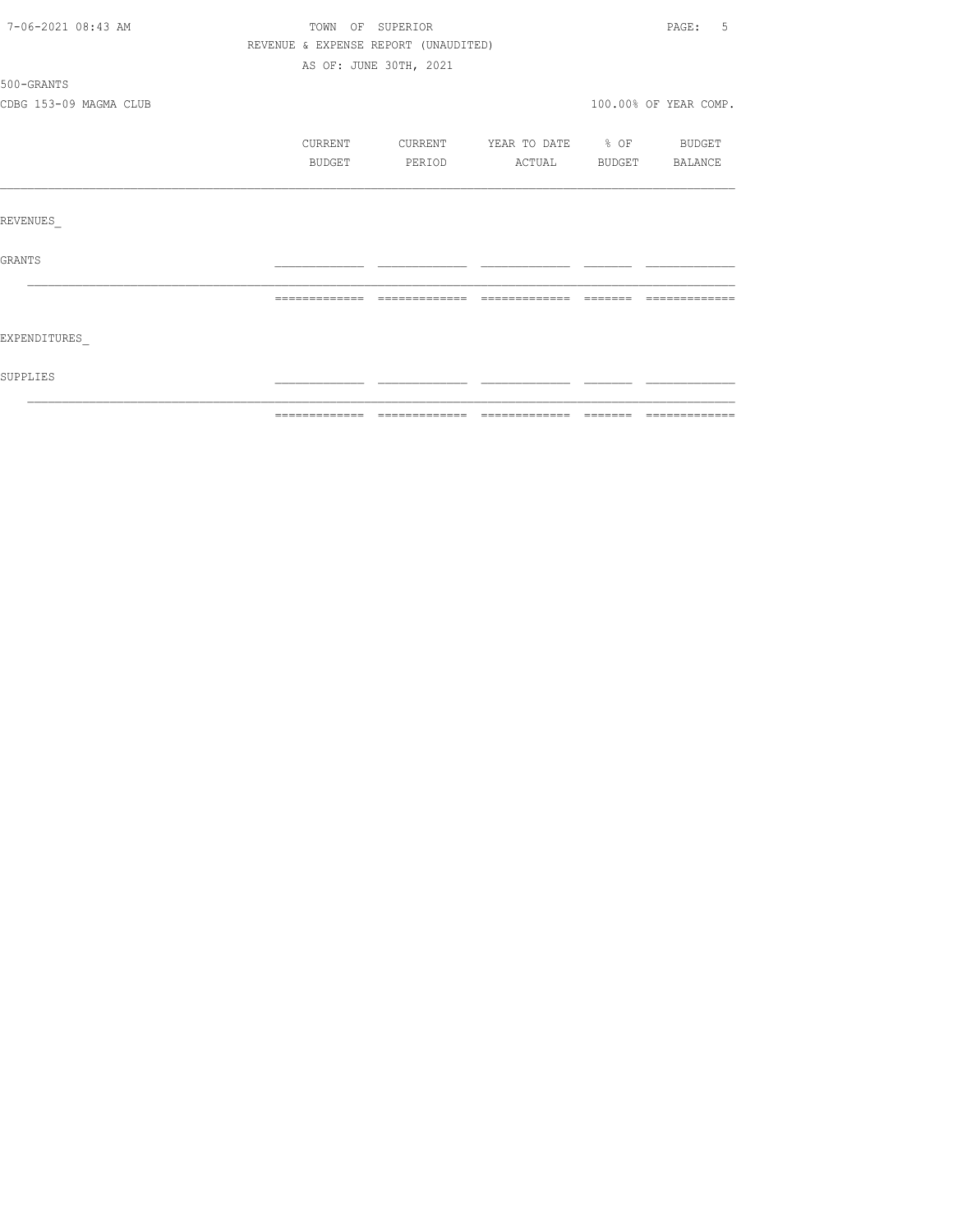TOWN OF SUPERIOR

REVENUE & EXPENSE REPORT (UNAUDITED)

AS OF: JUNE 30TH, 2021

500-GRANTS

CDBG 153-09 MAGMA CLUB

100.00% OF YEAR COMP.

| | CURRENT BUDGET | CURRENT PERIOD | YEAR TO DATE ACTUAL | % OF BUDGET | BUDGET BALANCE |
|---|---|---|---|---|---|
| REVENUES_ | | | | | |
| GRANTS | | | | | |
| | | | | | |
| EXPENDITURES_ | | | | | |
| SUPPLIES | | | | | |
| | | | | | |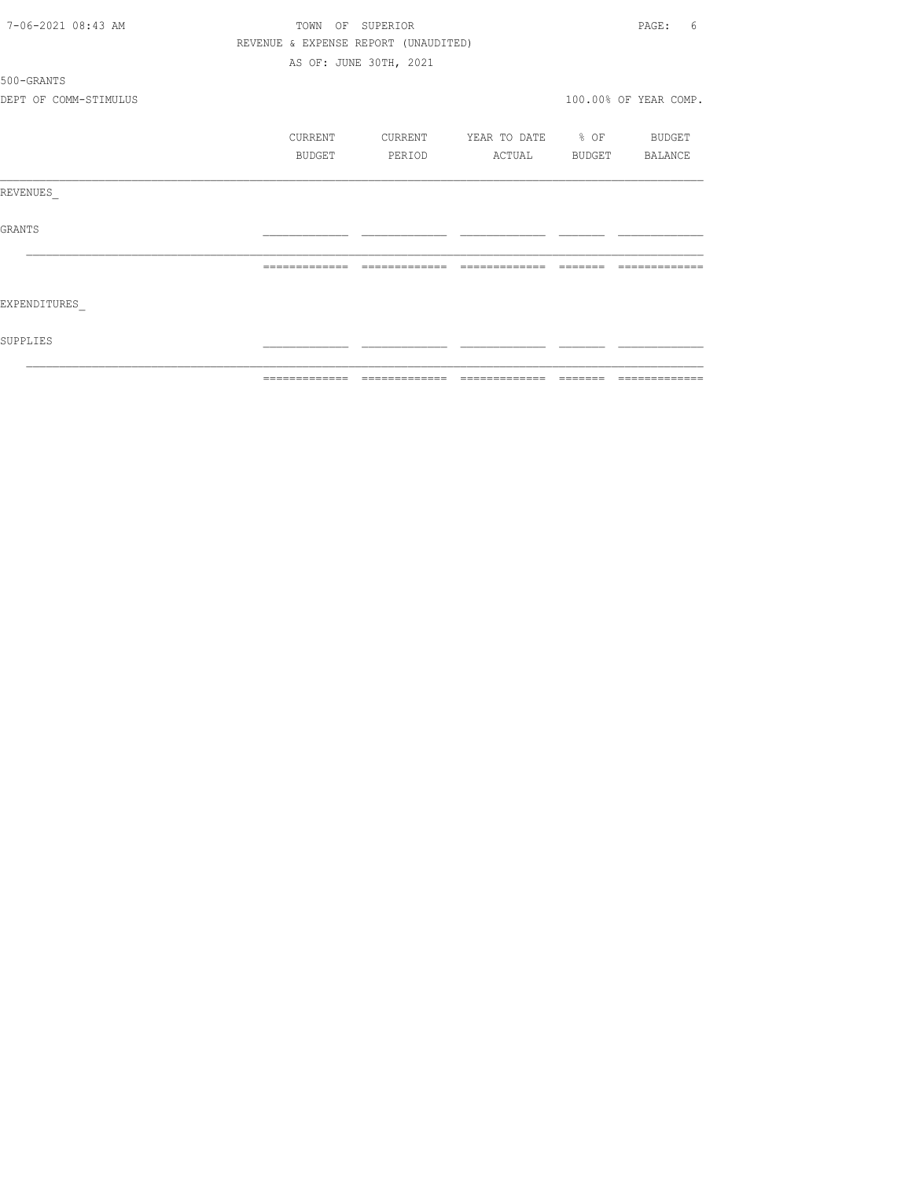TOWN OF SUPERIOR

REVENUE & EXPENSE REPORT (UNAUDITED)

AS OF: JUNE 30TH, 2021

500-GRANTS

DEPT OF COMM-STIMULUS

100.00% OF YEAR COMP.

| | CURRENT BUDGET | CURRENT PERIOD | YEAR TO DATE ACTUAL | % OF BUDGET | BUDGET BALANCE |
|---|---|---|---|---|---|
| REVENUES_ | | | | | |
| GRANTS | | | | | |
| EXPENDITURES_ | | | | | |
| SUPPLIES | | | | | |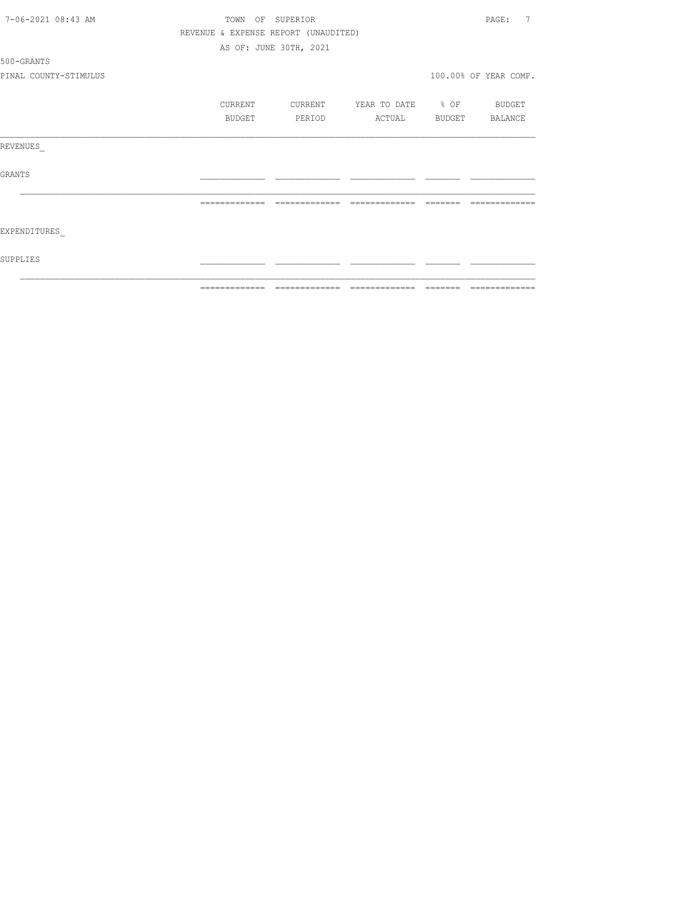TOWN OF SUPERIOR

REVENUE & EXPENSE REPORT (UNAUDITED)

AS OF: JUNE 30TH, 2021

500-GRANTS

PINAL COUNTY-STIMULUS

100.00% OF YEAR COMP.

| | CURRENT BUDGET | CURRENT PERIOD | YEAR TO DATE ACTUAL | % OF BUDGET | BUDGET BALANCE |
|---|---|---|---|---|---|
| REVENUES_ | | | | | |
| GRANTS | | | | | |
| | | | | | |
| EXPENDITURES_ | | | | | |
| SUPPLIES | | | | | |
| | | | | | |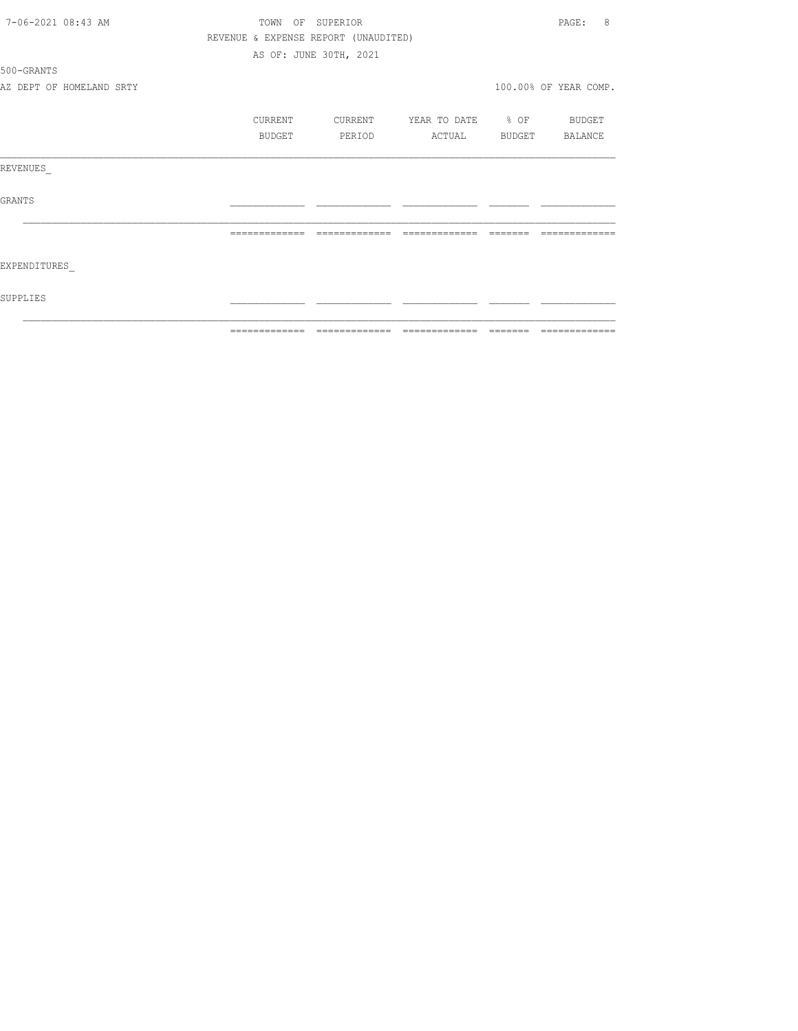TOWN OF SUPERIOR

REVENUE & EXPENSE REPORT (UNAUDITED)

AS OF: JUNE 30TH, 2021

500-GRANTS

AZ DEPT OF HOMELAND SRTY

100.00% OF YEAR COMP.

| | CURRENT BUDGET | CURRENT PERIOD | YEAR TO DATE ACTUAL | % OF BUDGET | BUDGET BALANCE |
|---|---|---|---|---|---|
| REVENUES_ | | | | | |
| GRANTS | | | | | |
| | | | | | |
| EXPENDITURES_ | | | | | |
| SUPPLIES | | | | | |
| | | | | | |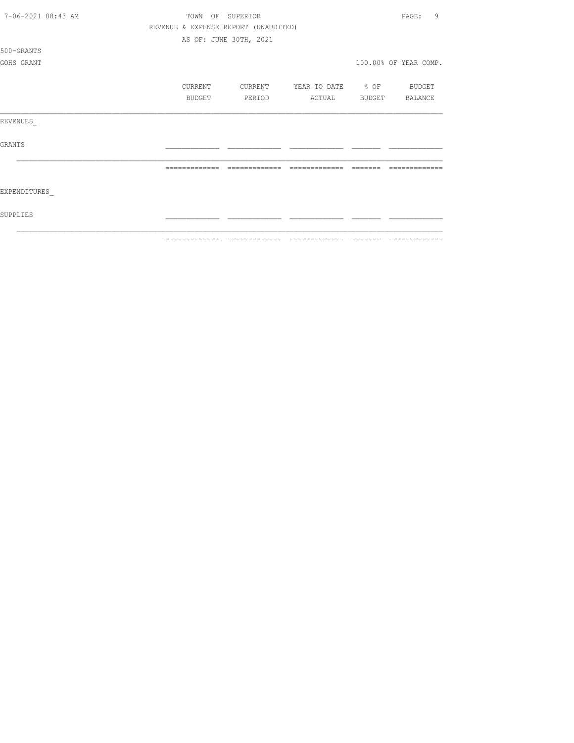TOWN OF SUPERIOR

REVENUE & EXPENSE REPORT (UNAUDITED)

AS OF: JUNE 30TH, 2021

500-GRANTS

GOHS GRANT

100.00% OF YEAR COMP.

| | CURRENT BUDGET | CURRENT PERIOD | YEAR TO DATE ACTUAL | % OF BUDGET | BUDGET BALANCE |
|---|---|---|---|---|---|
| REVENUES_ | | | | | |
| GRANTS | | | | | |
| | | | | | |
| EXPENDITURES_ | | | | | |
| SUPPLIES | | | | | |
| | | | | | |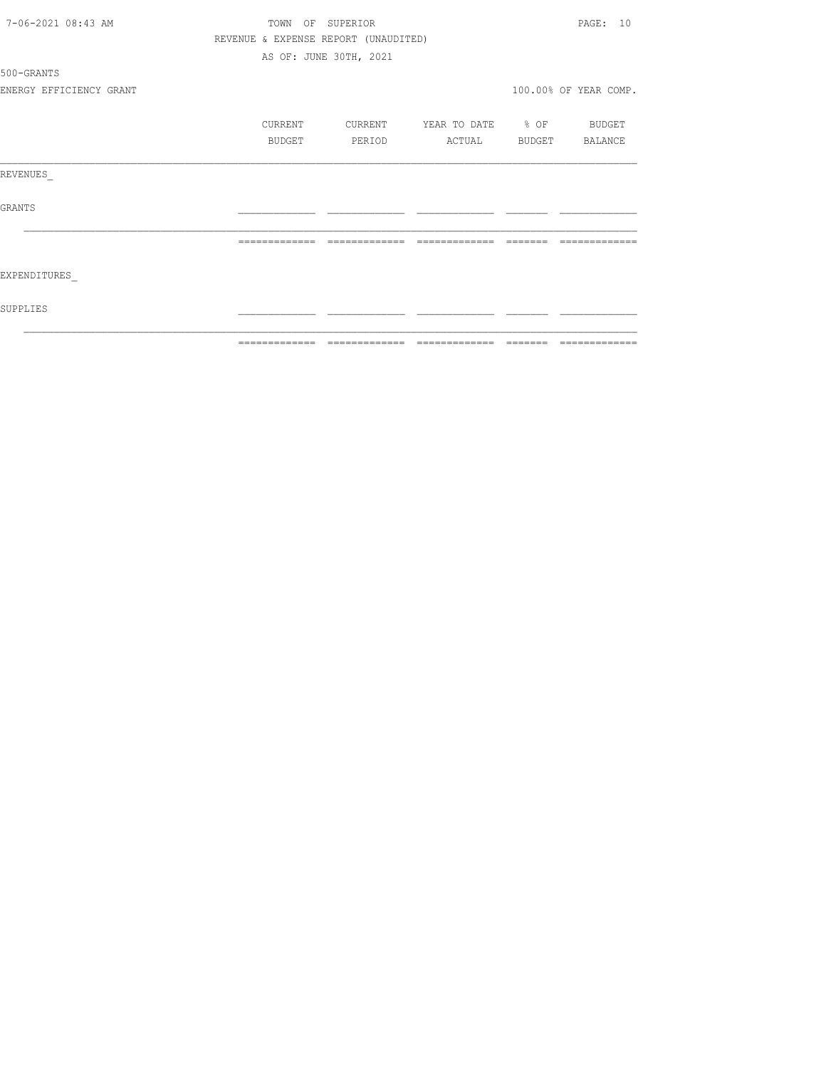TOWN OF SUPERIOR
REVENUE & EXPENSE REPORT (UNAUDITED)
AS OF: JUNE 30TH, 2021

500-GRANTS

ENERGY EFFICIENCY GRANT

100.00% OF YEAR COMP.

| | CURRENT BUDGET | CURRENT PERIOD | YEAR TO DATE ACTUAL | % OF BUDGET | BUDGET BALANCE |
|---|---|---|---|---|---|
| REVENUES_ | | | | | |
| GRANTS | | | | | |
| EXPENDITURES_ | | | | | |
| SUPPLIES | | | | | |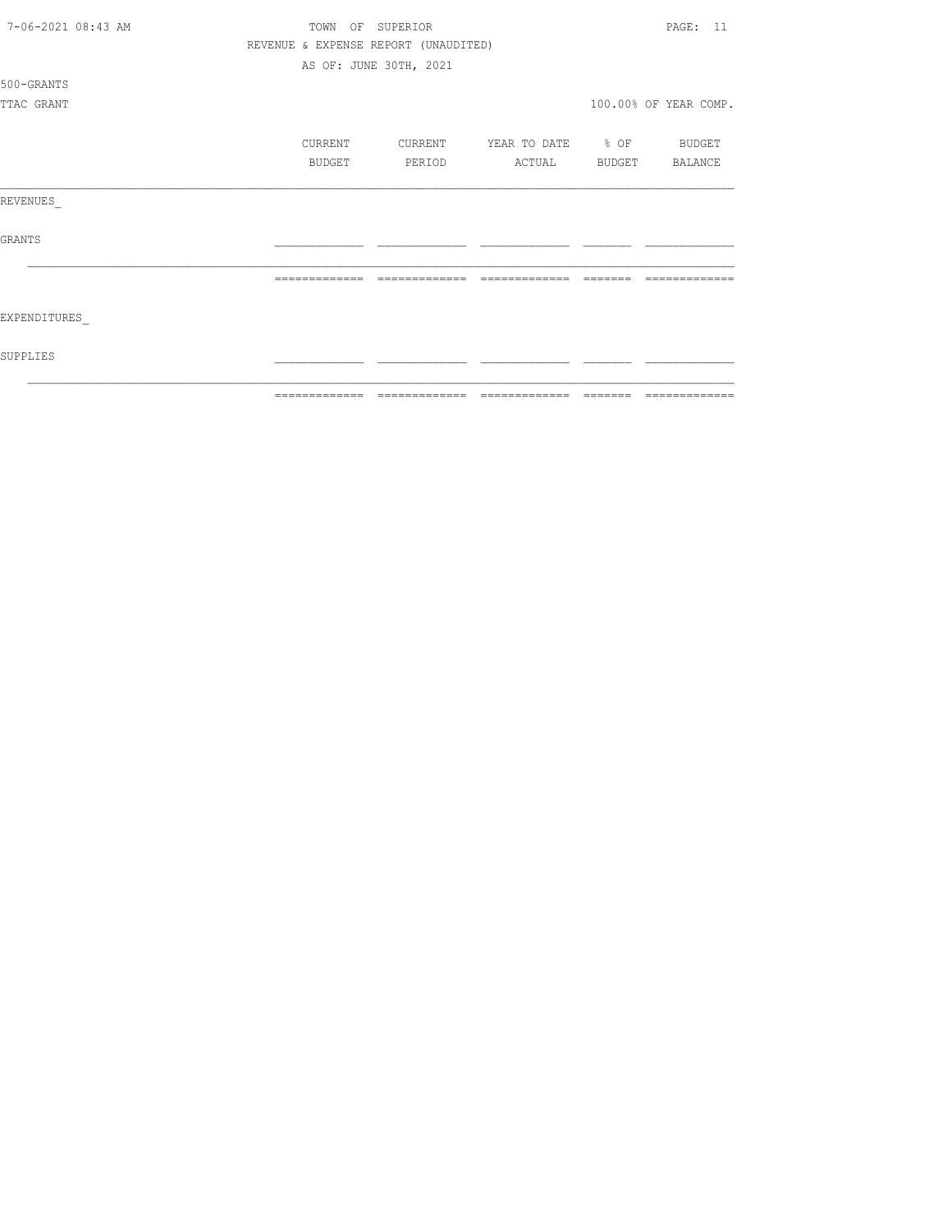TOWN OF SUPERIOR

REVENUE & EXPENSE REPORT (UNAUDITED)

AS OF: JUNE 30TH, 2021

500-GRANTS

TTAC GRANT

100.00% OF YEAR COMP.

| | CURRENT BUDGET | CURRENT PERIOD | YEAR TO DATE ACTUAL | % OF BUDGET | BUDGET BALANCE |
|---|---|---|---|---|---|
| REVENUES_ | | | | | |
| GRANTS | | | | | |
| EXPENDITURES_ | | | | | |
| SUPPLIES | | | | | |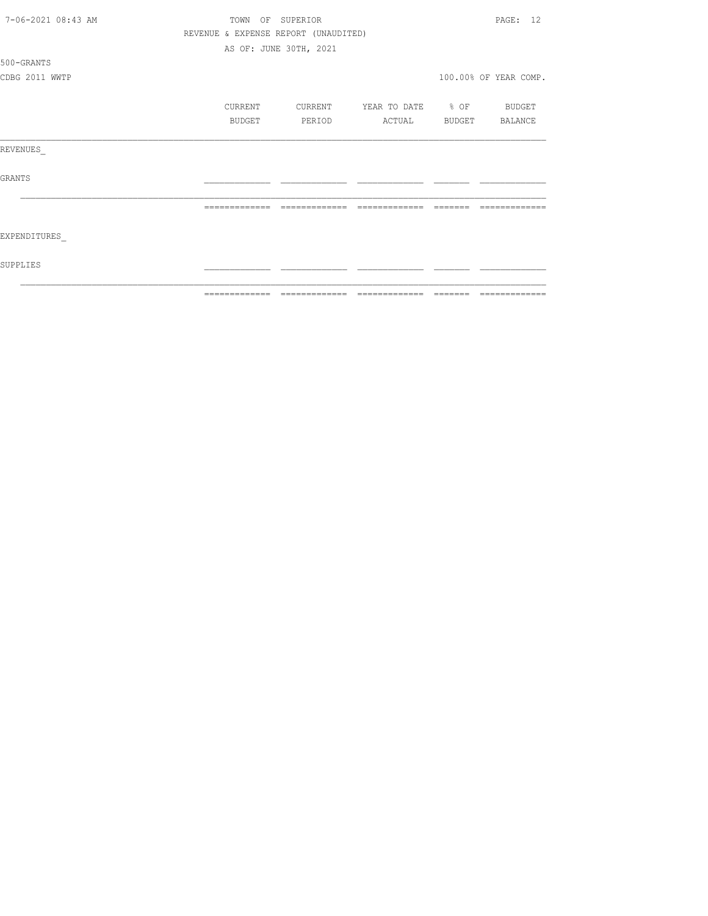TOWN OF SUPERIOR

REVENUE & EXPENSE REPORT (UNAUDITED)

AS OF: JUNE 30TH, 2021

500-GRANTS

CDBG 2011 WWTP

100.00% OF YEAR COMP.

| | CURRENT BUDGET | CURRENT PERIOD | YEAR TO DATE ACTUAL | % OF BUDGET | BUDGET BALANCE |
|---|---|---|---|---|---|
| REVENUES_ | | | | | |
| GRANTS | | | | | |
| | | | | | |
| EXPENDITURES_ | | | | | |
| SUPPLIES | | | | | |
| | | | | | |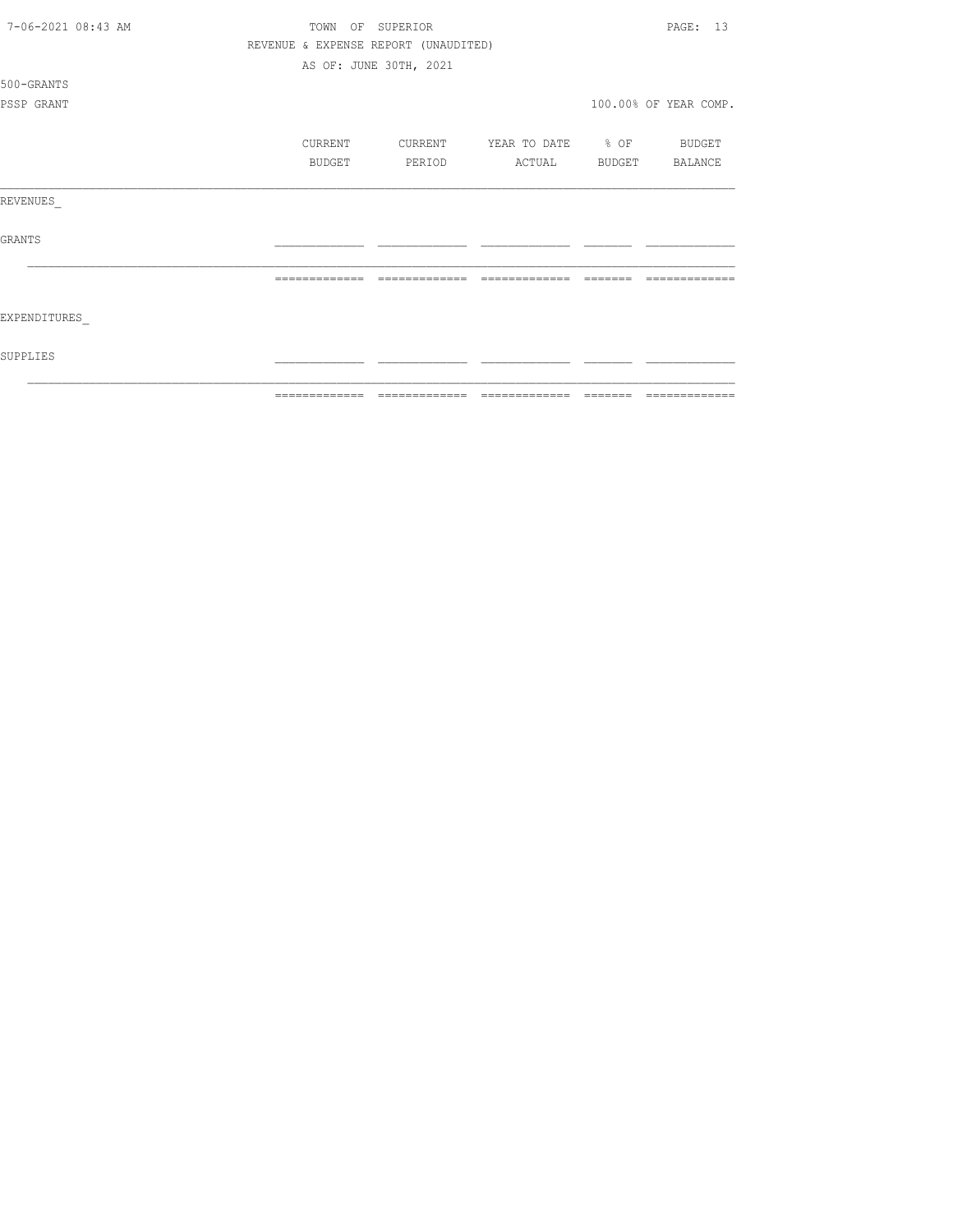TOWN OF SUPERIOR

REVENUE & EXPENSE REPORT (UNAUDITED)

AS OF: JUNE 30TH, 2021

500-GRANTS

PSSP GRANT

100.00% OF YEAR COMP.

| | CURRENT BUDGET | CURRENT PERIOD | YEAR TO DATE ACTUAL | % OF BUDGET | BUDGET BALANCE |
|---|---|---|---|---|---|
| REVENUES_ | | | | | |
| GRANTS | | | | | |
| EXPENDITURES_ | | | | | |
| SUPPLIES | | | | | |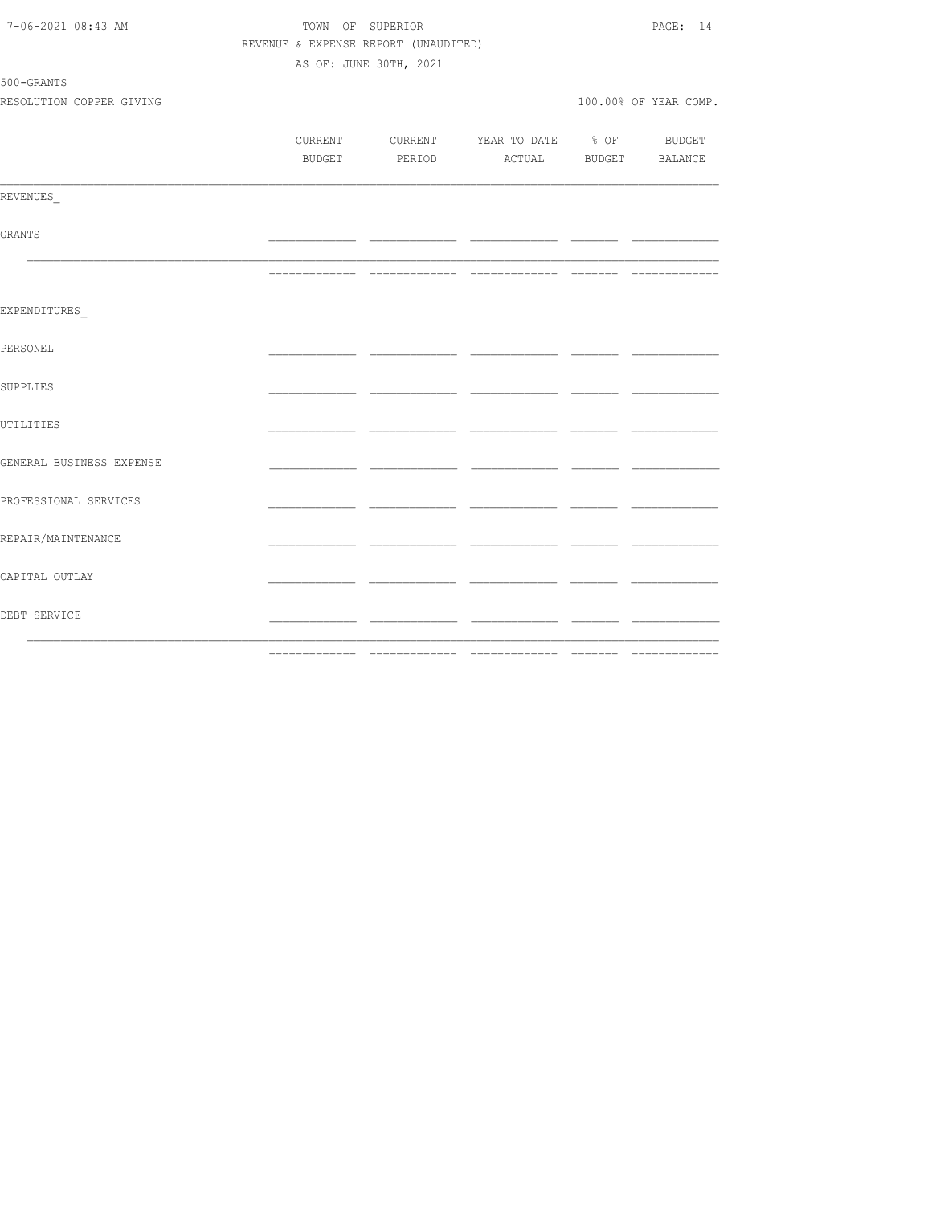TOWN OF SUPERIOR
REVENUE & EXPENSE REPORT (UNAUDITED)
AS OF: JUNE 30TH, 2021

500-GRANTS
RESOLUTION COPPER GIVING

100.00% OF YEAR COMP.

| | CURRENT BUDGET | CURRENT PERIOD | YEAR TO DATE ACTUAL | % OF BUDGET | BUDGET BALANCE |
|---|---|---|---|---|---|
| REVENUES_ | | | | | |
| GRANTS | | | | | |
| | | | | | |
| EXPENDITURES_ | | | | | |
| PERSONEL | | | | | |
| SUPPLIES | | | | | |
| UTILITIES | | | | | |
| GENERAL BUSINESS EXPENSE | | | | | |
| PROFESSIONAL SERVICES | | | | | |
| REPAIR/MAINTENANCE | | | | | |
| CAPITAL OUTLAY | | | | | |
| DEBT SERVICE | | | | | |
| | | | | | |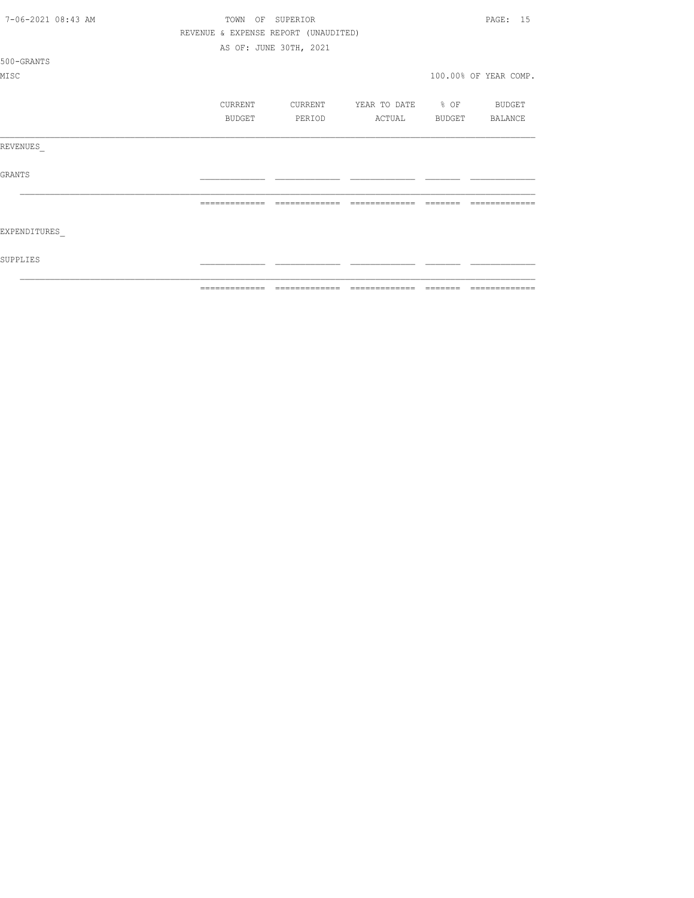TOWN OF SUPERIOR

REVENUE & EXPENSE REPORT (UNAUDITED)

AS OF: JUNE 30TH, 2021

500-GRANTS

MISC

100.00% OF YEAR COMP.

| | CURRENT BUDGET | CURRENT PERIOD | YEAR TO DATE ACTUAL | % OF BUDGET | BUDGET BALANCE |
|---|---|---|---|---|---|
| REVENUES_ | | | | | |
| GRANTS | | | | | |
| | | | | | |
| EXPENDITURES_ | | | | | |
| SUPPLIES | | | | | |
| | | | | | |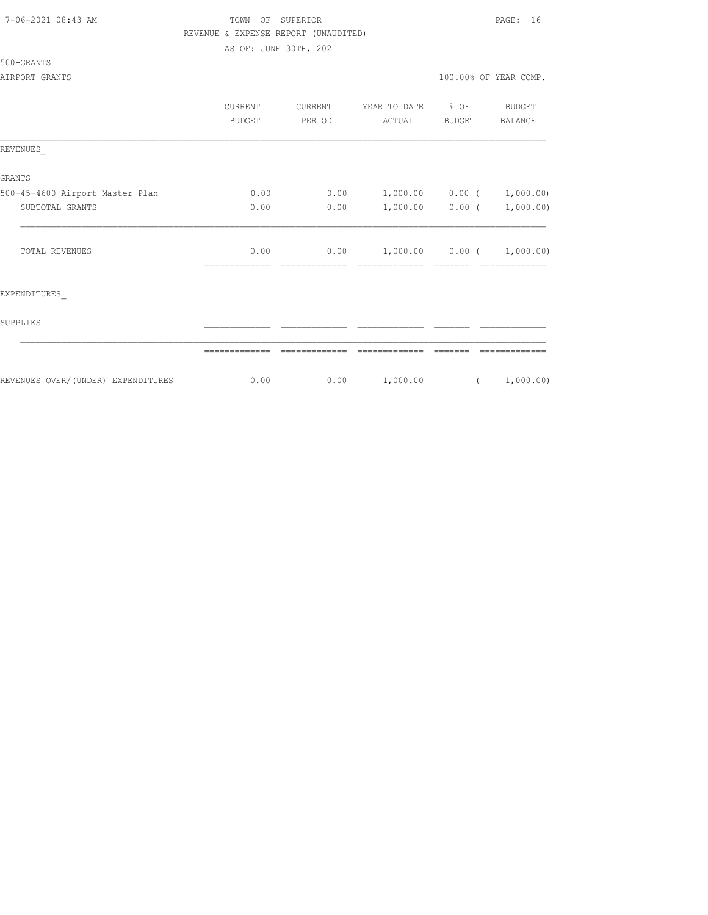TOWN OF SUPERIOR

REVENUE & EXPENSE REPORT (UNAUDITED)

AS OF: JUNE 30TH, 2021

500-GRANTS

AIRPORT GRANTS — 100.00% OF YEAR COMP.

| | CURRENT BUDGET | CURRENT PERIOD | YEAR TO DATE ACTUAL | % OF BUDGET | BUDGET BALANCE |
|---|---|---|---|---|---|
| REVENUES_ | | | | | |
| GRANTS | | | | | |
| 500-45-4600 Airport Master Plan | 0.00 | 0.00 | 1,000.00 | 0.00 | ( 1,000.00) |
| SUBTOTAL GRANTS | 0.00 | 0.00 | 1,000.00 | 0.00 | ( 1,000.00) |
| TOTAL REVENUES | 0.00 | 0.00 | 1,000.00 | 0.00 | ( 1,000.00) |
| EXPENDITURES_ | | | | | |
| SUPPLIES | | | | | |
| REVENUES OVER/(UNDER) EXPENDITURES | 0.00 | 0.00 | 1,000.00 | | ( 1,000.00) |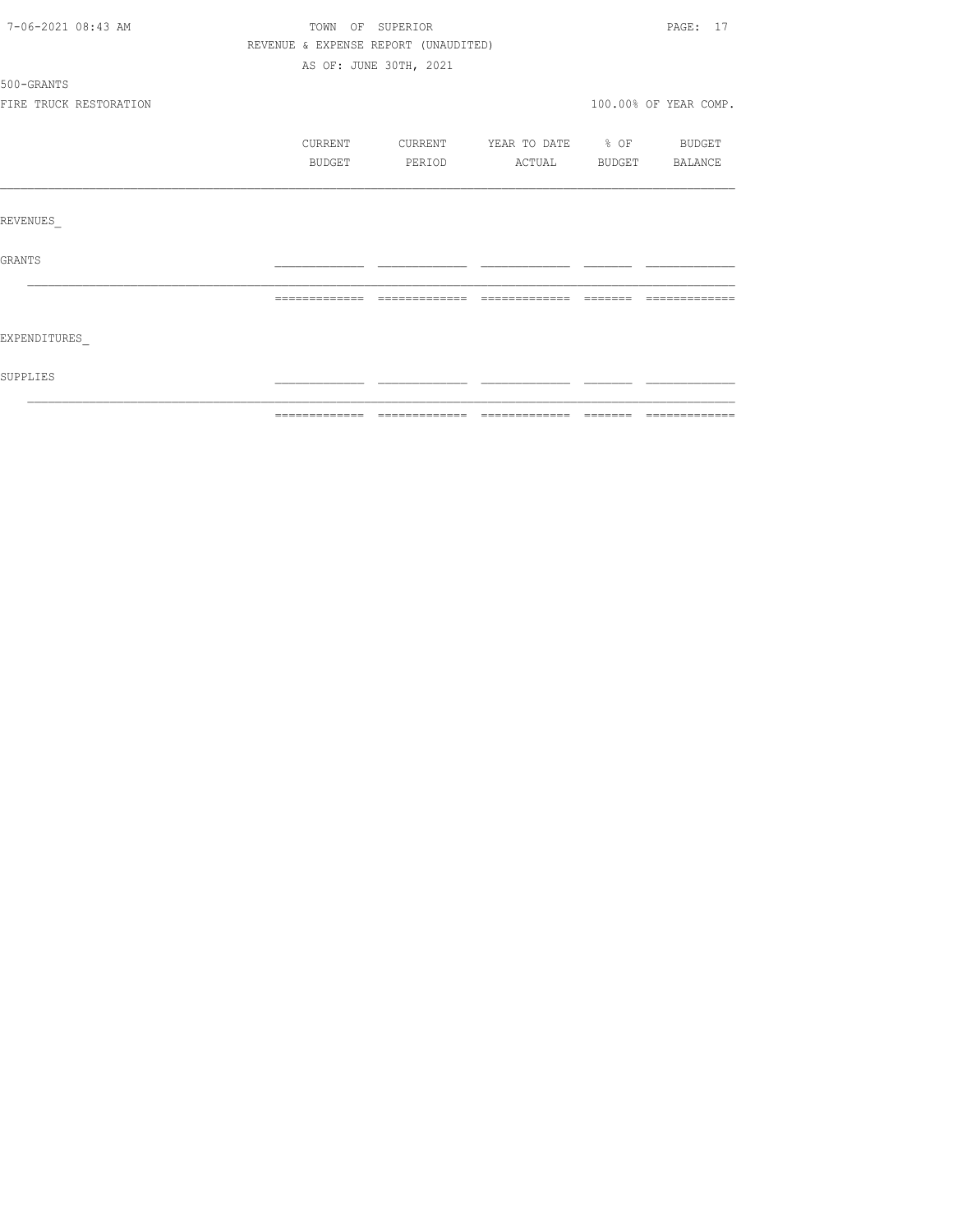TOWN OF SUPERIOR
REVENUE & EXPENSE REPORT (UNAUDITED)
AS OF: JUNE 30TH, 2021

500-GRANTS
FIRE TRUCK RESTORATION

100.00% OF YEAR COMP.

| | CURRENT BUDGET | CURRENT PERIOD | YEAR TO DATE ACTUAL | % OF BUDGET | BUDGET BALANCE |
|---|---|---|---|---|---|
| REVENUES_ | | | | | |
| GRANTS | | | | | |
| | | | | | |
| EXPENDITURES_ | | | | | |
| SUPPLIES | | | | | |
| | | | | | |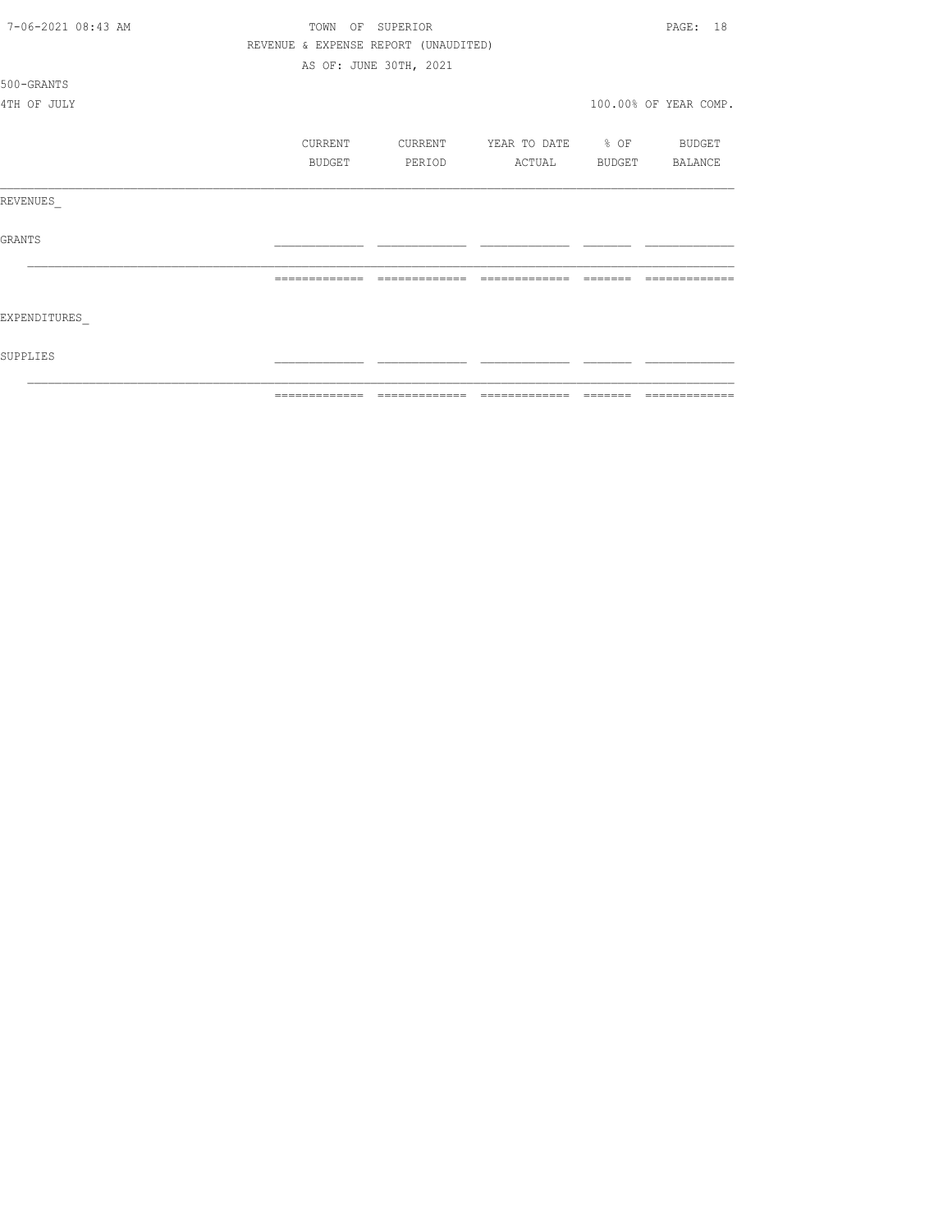TOWN OF SUPERIOR

REVENUE & EXPENSE REPORT (UNAUDITED)

AS OF: JUNE 30TH, 2021

500-GRANTS

4TH OF JULY

100.00% OF YEAR COMP.

| | CURRENT BUDGET | CURRENT PERIOD | YEAR TO DATE ACTUAL | % OF BUDGET | BUDGET BALANCE |
|---|---|---|---|---|---|
| REVENUES_ | | | | | |
| GRANTS | | | | | |
| EXPENDITURES_ | | | | | |
| SUPPLIES | | | | | |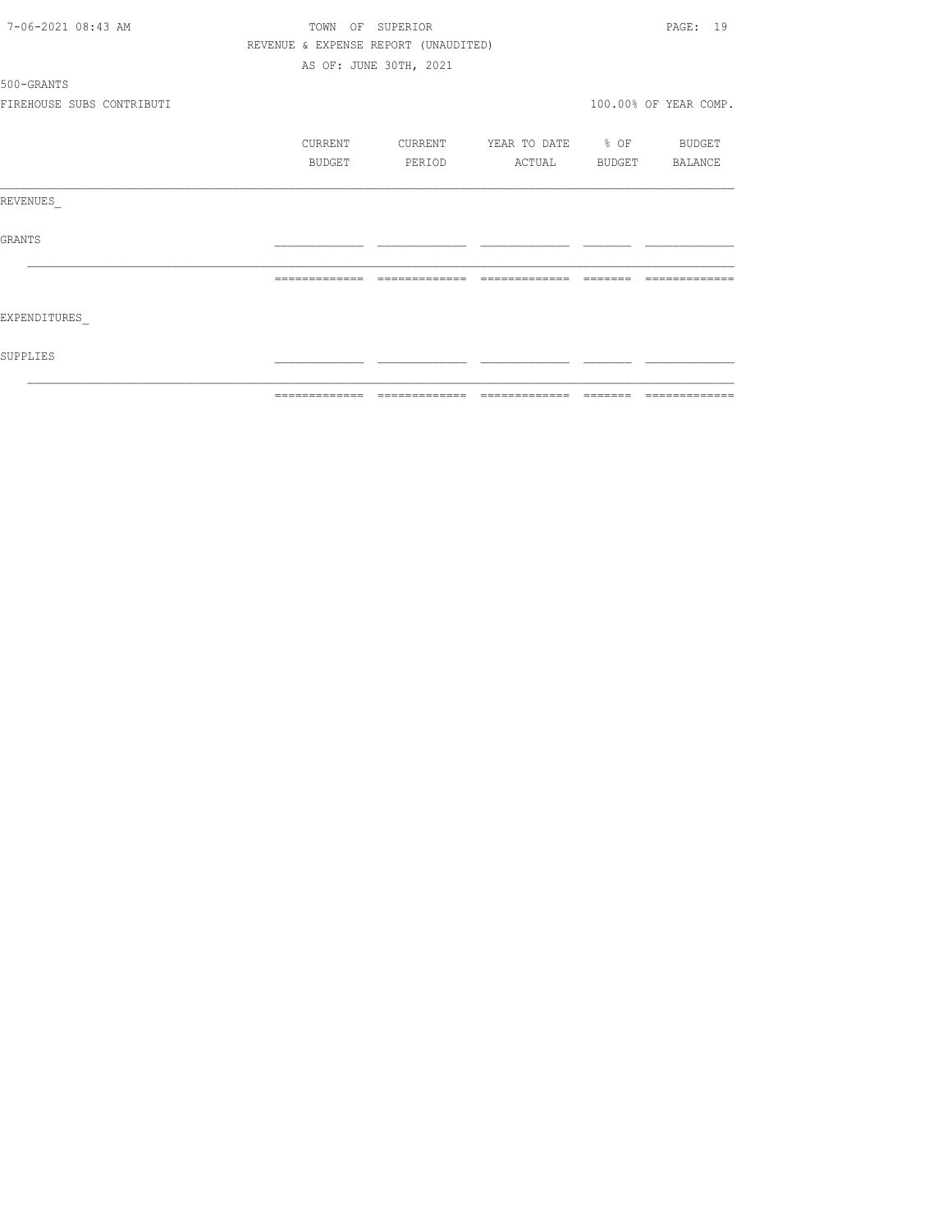TOWN OF SUPERIOR

REVENUE & EXPENSE REPORT (UNAUDITED)

AS OF: JUNE 30TH, 2021

500-GRANTS

FIREHOUSE SUBS CONTRIBUTI

100.00% OF YEAR COMP.

| | CURRENT BUDGET | CURRENT PERIOD | YEAR TO DATE ACTUAL | % OF BUDGET | BUDGET BALANCE |
|---|---|---|---|---|---|
| REVENUES_ | | | | | |
| GRANTS | | | | | |
| EXPENDITURES_ | | | | | |
| SUPPLIES | | | | | |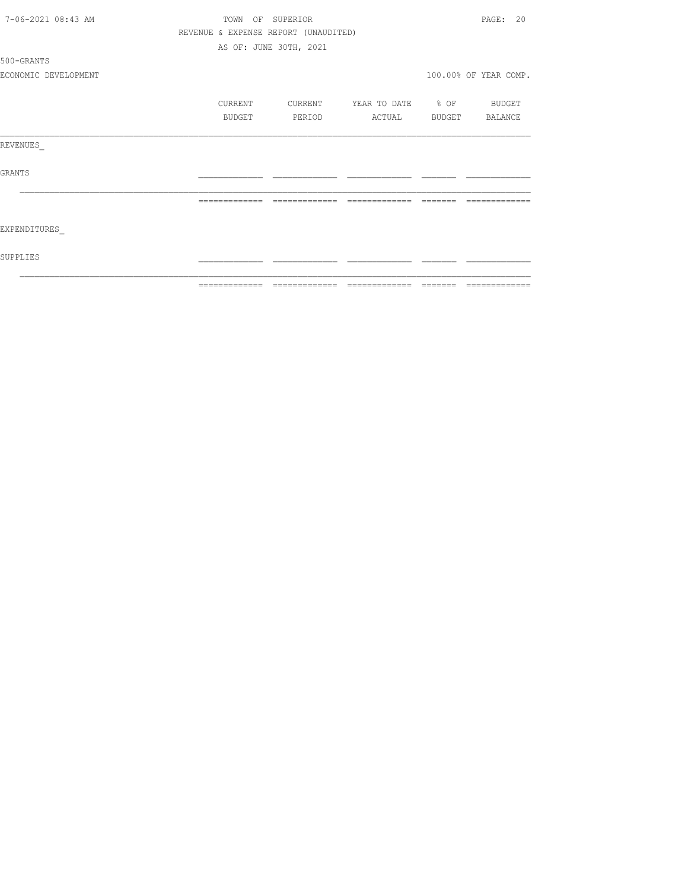TOWN OF SUPERIOR

REVENUE & EXPENSE REPORT (UNAUDITED)

AS OF: JUNE 30TH, 2021

500-GRANTS

ECONOMIC DEVELOPMENT — 100.00% OF YEAR COMP.

| | CURRENT BUDGET | CURRENT PERIOD | YEAR TO DATE ACTUAL | % OF BUDGET | BUDGET BALANCE |
|---|---|---|---|---|---|
| REVENUES_ | | | | | |
| GRANTS | | | | | |
| EXPENDITURES_ | | | | | |
| SUPPLIES | | | | | |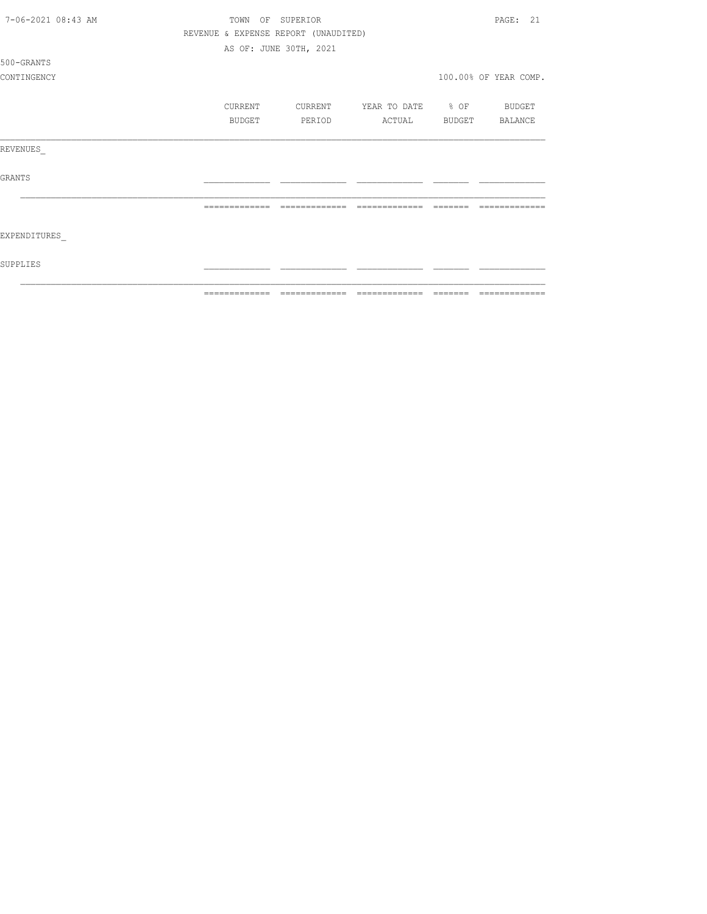TOWN OF SUPERIOR
REVENUE & EXPENSE REPORT (UNAUDITED)
AS OF: JUNE 30TH, 2021

500-GRANTS
CONTINGENCY

100.00% OF YEAR COMP.

| | CURRENT BUDGET | CURRENT PERIOD | YEAR TO DATE ACTUAL | % OF BUDGET | BUDGET BALANCE |
|---|---|---|---|---|---|
| REVENUES_ | | | | | |
| GRANTS | | | | | |
| | | | | | |
| EXPENDITURES_ | | | | | |
| SUPPLIES | | | | | |
| | | | | | |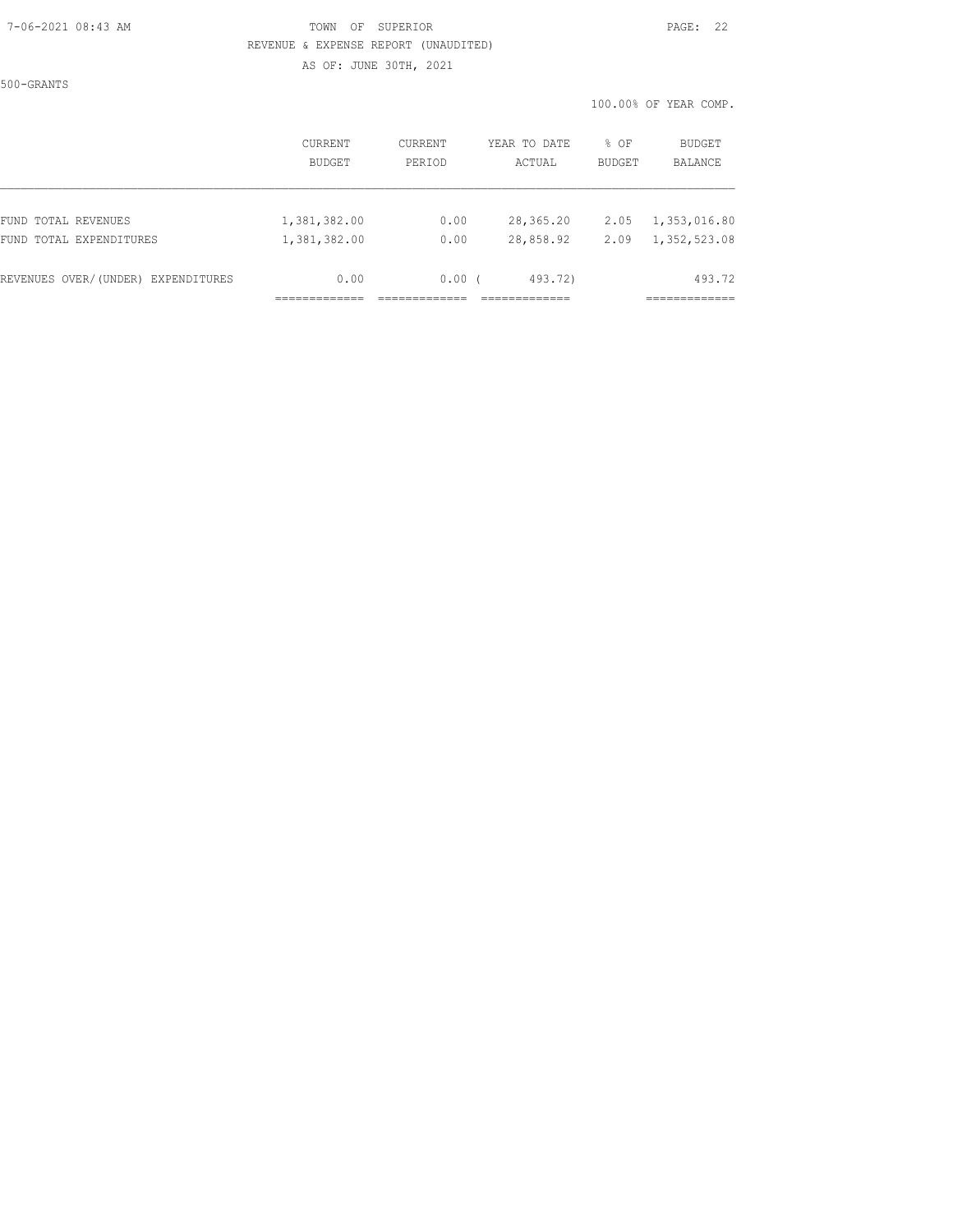TOWN OF SUPERIOR
REVENUE & EXPENSE REPORT (UNAUDITED)
AS OF: JUNE 30TH, 2021

500-GRANTS

100.00% OF YEAR COMP.

| | CURRENT BUDGET | CURRENT PERIOD | YEAR TO DATE ACTUAL | % OF BUDGET | BUDGET BALANCE |
|---|---|---|---|---|---|
| FUND TOTAL REVENUES | 1,381,382.00 | 0.00 | 28,365.20 | 2.05 | 1,353,016.80 |
| FUND TOTAL EXPENDITURES | 1,381,382.00 | 0.00 | 28,858.92 | 2.09 | 1,352,523.08 |
| REVENUES OVER/(UNDER) EXPENDITURES | 0.00 | 0.00 | ( 493.72) | | 493.72 |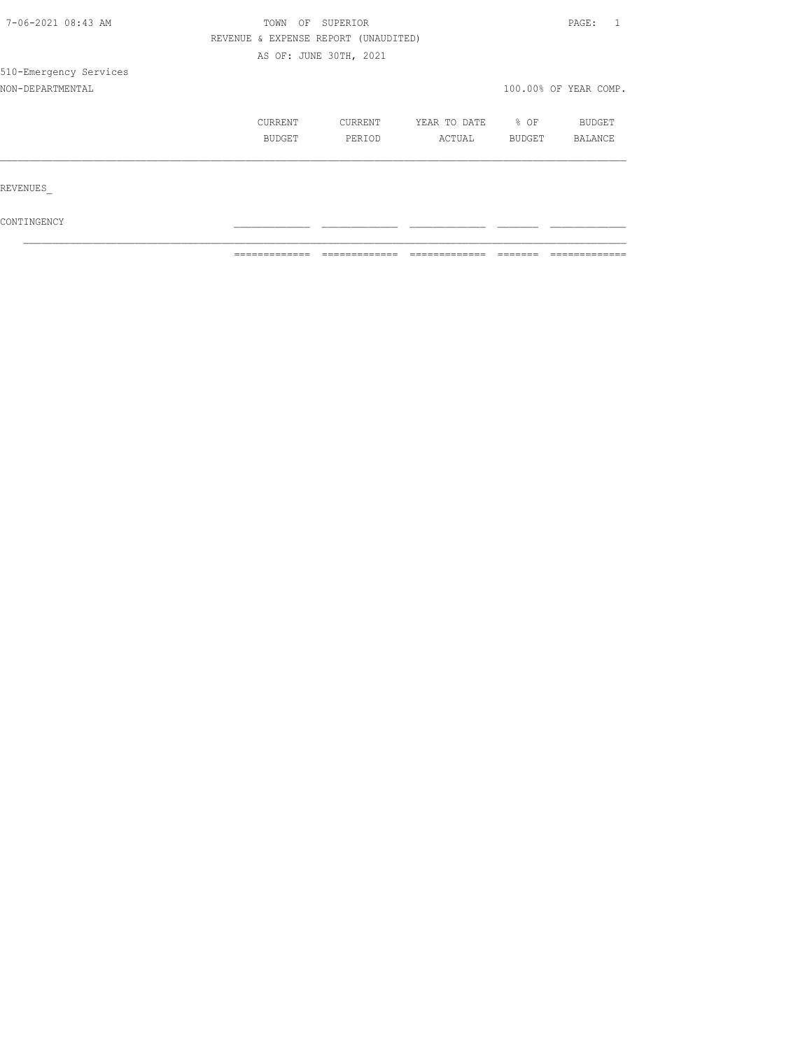TOWN OF SUPERIOR

REVENUE & EXPENSE REPORT (UNAUDITED)

AS OF: JUNE 30TH, 2021

510-Emergency Services

NON-DEPARTMENTAL

100.00% OF YEAR COMP.

| | CURRENT BUDGET | CURRENT PERIOD | YEAR TO DATE ACTUAL | % OF BUDGET | BUDGET BALANCE |
|---|---|---|---|---|---|
| REVENUES_ | | | | | |
| CONTINGENCY | | | | | |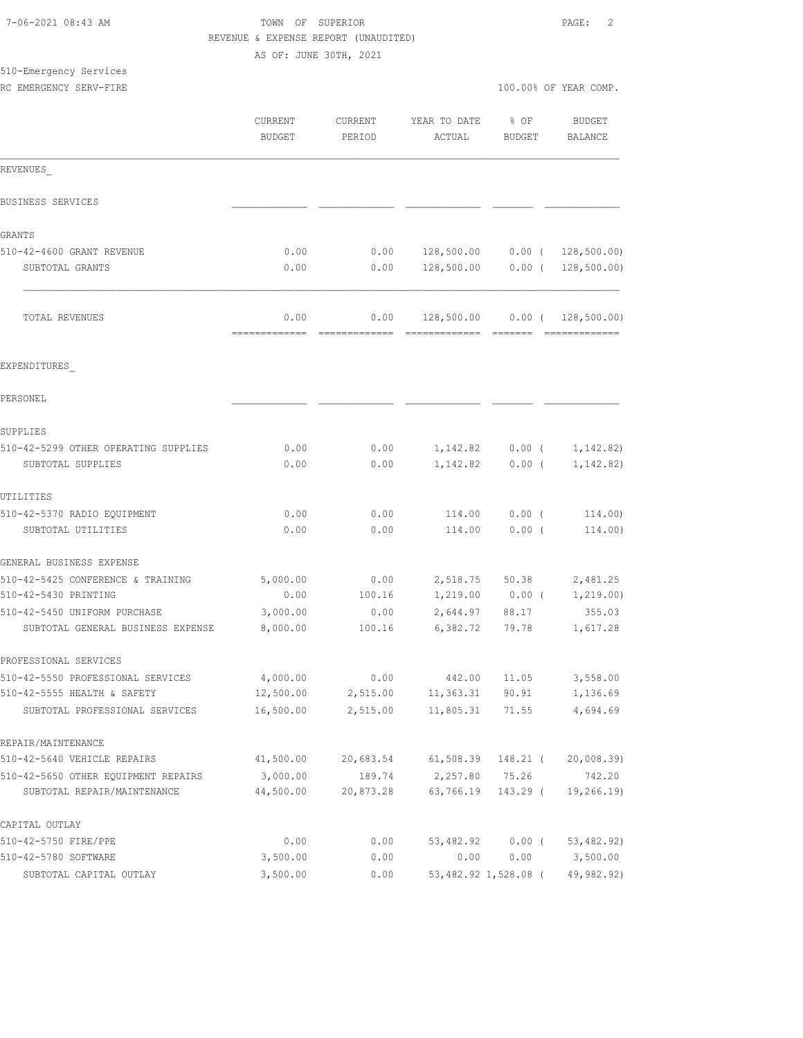TOWN OF SUPERIOR
REVENUE & EXPENSE REPORT (UNAUDITED)
AS OF: JUNE 30TH, 2021

510-Emergency Services
RC EMERGENCY SERV-FIRE

100.00% OF YEAR COMP.

| | CURRENT BUDGET | CURRENT PERIOD | YEAR TO DATE ACTUAL | % OF BUDGET | BUDGET BALANCE |
|---|---|---|---|---|---|
| **REVENUES** | | | | | |
| BUSINESS SERVICES | | | | | |
| GRANTS | | | | | |
| 510-42-4600 GRANT REVENUE | 0.00 | 0.00 | 128,500.00 | 0.00 | ( 128,500.00) |
| SUBTOTAL GRANTS | 0.00 | 0.00 | 128,500.00 | 0.00 | ( 128,500.00) |
| TOTAL REVENUES | 0.00 | 0.00 | 128,500.00 | 0.00 | ( 128,500.00) |
| **EXPENDITURES** | | | | | |
| PERSONEL | | | | | |
| SUPPLIES | | | | | |
| 510-42-5299 OTHER OPERATING SUPPLIES | 0.00 | 0.00 | 1,142.82 | 0.00 | ( 1,142.82) |
| SUBTOTAL SUPPLIES | 0.00 | 0.00 | 1,142.82 | 0.00 | ( 1,142.82) |
| UTILITIES | | | | | |
| 510-42-5370 RADIO EQUIPMENT | 0.00 | 0.00 | 114.00 | 0.00 | ( 114.00) |
| SUBTOTAL UTILITIES | 0.00 | 0.00 | 114.00 | 0.00 | ( 114.00) |
| GENERAL BUSINESS EXPENSE | | | | | |
| 510-42-5425 CONFERENCE & TRAINING | 5,000.00 | 0.00 | 2,518.75 | 50.38 | 2,481.25 |
| 510-42-5430 PRINTING | 0.00 | 100.16 | 1,219.00 | 0.00 | ( 1,219.00) |
| 510-42-5450 UNIFORM PURCHASE | 3,000.00 | 0.00 | 2,644.97 | 88.17 | 355.03 |
| SUBTOTAL GENERAL BUSINESS EXPENSE | 8,000.00 | 100.16 | 6,382.72 | 79.78 | 1,617.28 |
| PROFESSIONAL SERVICES | | | | | |
| 510-42-5550 PROFESSIONAL SERVICES | 4,000.00 | 0.00 | 442.00 | 11.05 | 3,558.00 |
| 510-42-5555 HEALTH & SAFETY | 12,500.00 | 2,515.00 | 11,363.31 | 90.91 | 1,136.69 |
| SUBTOTAL PROFESSIONAL SERVICES | 16,500.00 | 2,515.00 | 11,805.31 | 71.55 | 4,694.69 |
| REPAIR/MAINTENANCE | | | | | |
| 510-42-5640 VEHICLE REPAIRS | 41,500.00 | 20,683.54 | 61,508.39 | 148.21 | ( 20,008.39) |
| 510-42-5650 OTHER EQUIPMENT REPAIRS | 3,000.00 | 189.74 | 2,257.80 | 75.26 | 742.20 |
| SUBTOTAL REPAIR/MAINTENANCE | 44,500.00 | 20,873.28 | 63,766.19 | 143.29 | ( 19,266.19) |
| CAPITAL OUTLAY | | | | | |
| 510-42-5750 FIRE/PPE | 0.00 | 0.00 | 53,482.92 | 0.00 | ( 53,482.92) |
| 510-42-5780 SOFTWARE | 3,500.00 | 0.00 | 0.00 | 0.00 | 3,500.00 |
| SUBTOTAL CAPITAL OUTLAY | 3,500.00 | 0.00 | 53,482.92 | 1,528.08 | ( 49,982.92) |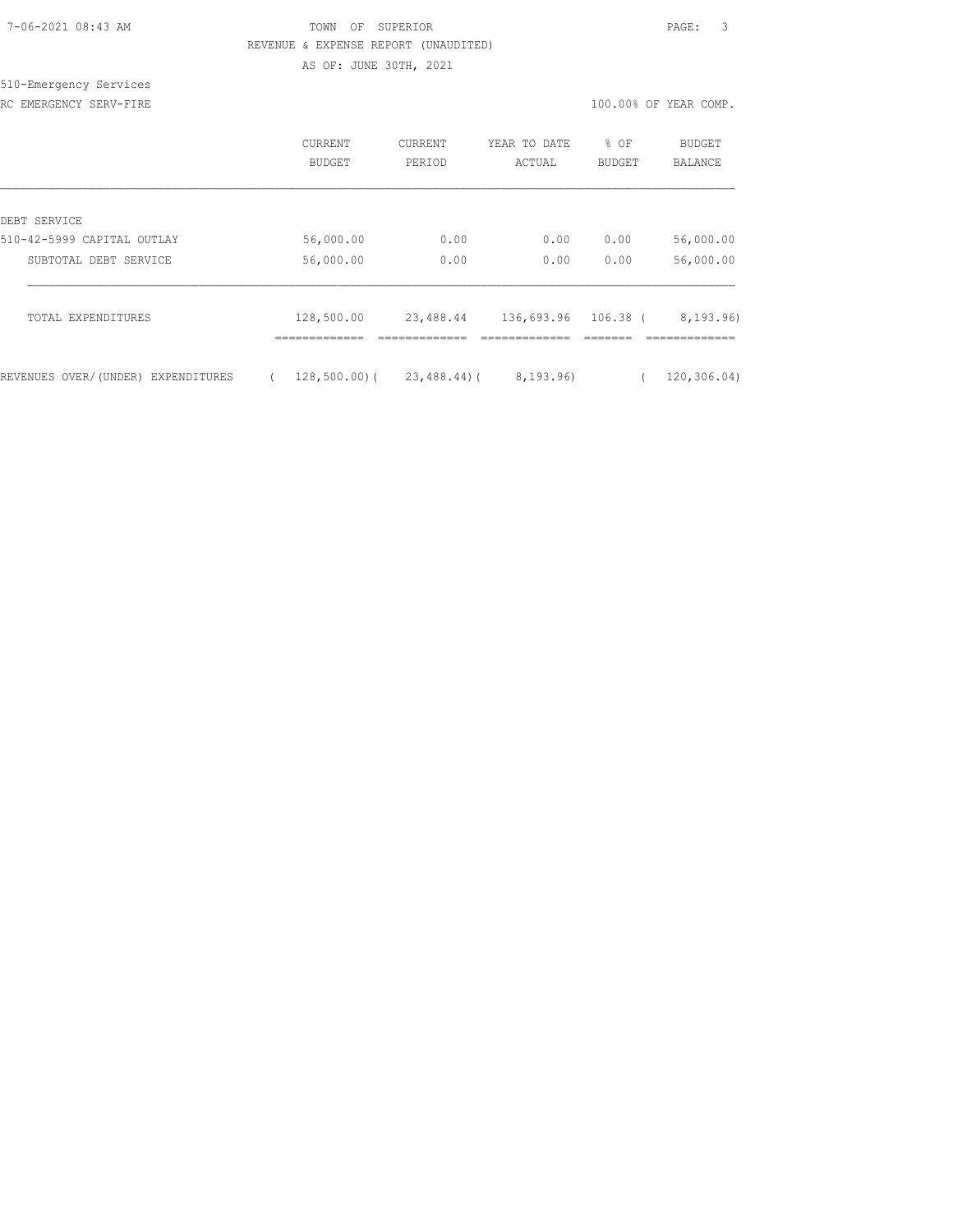TOWN OF SUPERIOR
REVENUE & EXPENSE REPORT (UNAUDITED)
AS OF: JUNE 30TH, 2021

510-Emergency Services
RC EMERGENCY SERV-FIRE

100.00% OF YEAR COMP.

| | CURRENT BUDGET | CURRENT PERIOD | YEAR TO DATE ACTUAL | % OF BUDGET | BUDGET BALANCE |
|---|---|---|---|---|---|
| DEBT SERVICE | | | | | |
| 510-42-5999 CAPITAL OUTLAY | 56,000.00 | 0.00 | 0.00 | 0.00 | 56,000.00 |
| SUBTOTAL DEBT SERVICE | 56,000.00 | 0.00 | 0.00 | 0.00 | 56,000.00 |
| TOTAL EXPENDITURES | 128,500.00 | 23,488.44 | 136,693.96 | 106.38 | ( 8,193.96) |
| REVENUES OVER/(UNDER) EXPENDITURES | ( 128,500.00) | ( 23,488.44) | ( 8,193.96) | | ( 120,306.04) |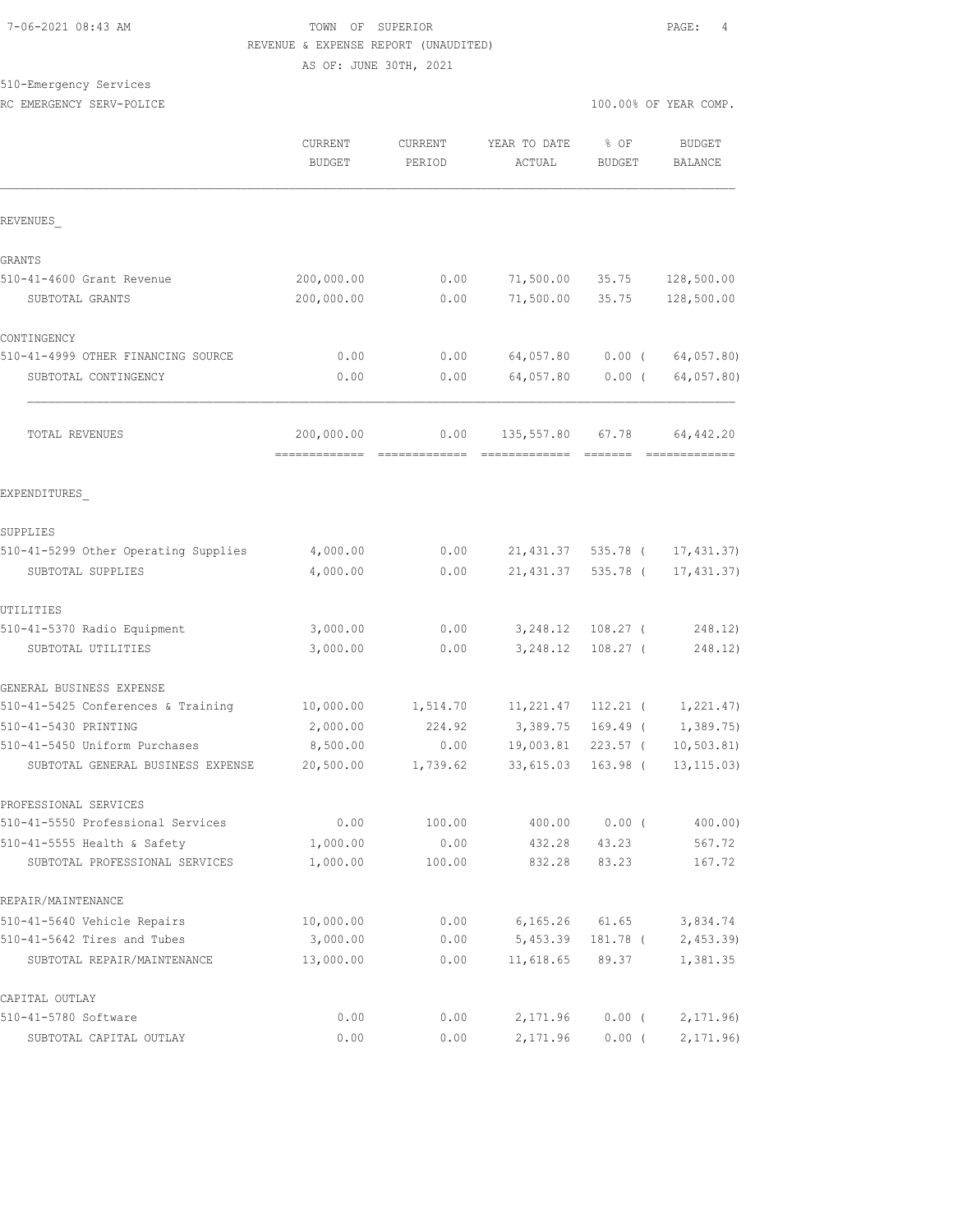TOWN OF SUPERIOR
REVENUE & EXPENSE REPORT (UNAUDITED)
AS OF: JUNE 30TH, 2021

510-Emergency Services
RC EMERGENCY SERV-POLICE

100.00% OF YEAR COMP.

| | CURRENT BUDGET | CURRENT PERIOD | YEAR TO DATE ACTUAL | % OF BUDGET | BUDGET BALANCE |
|---|---|---|---|---|---|
| **REVENUES** | | | | | |
| GRANTS | | | | | |
| 510-41-4600 Grant Revenue | 200,000.00 | 0.00 | 71,500.00 | 35.75 | 128,500.00 |
| SUBTOTAL GRANTS | 200,000.00 | 0.00 | 71,500.00 | 35.75 | 128,500.00 |
| CONTINGENCY | | | | | |
| 510-41-4999 OTHER FINANCING SOURCE | 0.00 | 0.00 | 64,057.80 | 0.00 ( | 64,057.80) |
| SUBTOTAL CONTINGENCY | 0.00 | 0.00 | 64,057.80 | 0.00 ( | 64,057.80) |
| TOTAL REVENUES | 200,000.00 | 0.00 | 135,557.80 | 67.78 | 64,442.20 |
| **EXPENDITURES** | | | | | |
| SUPPLIES | | | | | |
| 510-41-5299 Other Operating Supplies | 4,000.00 | 0.00 | 21,431.37 | 535.78 ( | 17,431.37) |
| SUBTOTAL SUPPLIES | 4,000.00 | 0.00 | 21,431.37 | 535.78 ( | 17,431.37) |
| UTILITIES | | | | | |
| 510-41-5370 Radio Equipment | 3,000.00 | 0.00 | 3,248.12 | 108.27 ( | 248.12) |
| SUBTOTAL UTILITIES | 3,000.00 | 0.00 | 3,248.12 | 108.27 ( | 248.12) |
| GENERAL BUSINESS EXPENSE | | | | | |
| 510-41-5425 Conferences & Training | 10,000.00 | 1,514.70 | 11,221.47 | 112.21 ( | 1,221.47) |
| 510-41-5430 PRINTING | 2,000.00 | 224.92 | 3,389.75 | 169.49 ( | 1,389.75) |
| 510-41-5450 Uniform Purchases | 8,500.00 | 0.00 | 19,003.81 | 223.57 ( | 10,503.81) |
| SUBTOTAL GENERAL BUSINESS EXPENSE | 20,500.00 | 1,739.62 | 33,615.03 | 163.98 ( | 13,115.03) |
| PROFESSIONAL SERVICES | | | | | |
| 510-41-5550 Professional Services | 0.00 | 100.00 | 400.00 | 0.00 ( | 400.00) |
| 510-41-5555 Health & Safety | 1,000.00 | 0.00 | 432.28 | 43.23 | 567.72 |
| SUBTOTAL PROFESSIONAL SERVICES | 1,000.00 | 100.00 | 832.28 | 83.23 | 167.72 |
| REPAIR/MAINTENANCE | | | | | |
| 510-41-5640 Vehicle Repairs | 10,000.00 | 0.00 | 6,165.26 | 61.65 | 3,834.74 |
| 510-41-5642 Tires and Tubes | 3,000.00 | 0.00 | 5,453.39 | 181.78 ( | 2,453.39) |
| SUBTOTAL REPAIR/MAINTENANCE | 13,000.00 | 0.00 | 11,618.65 | 89.37 | 1,381.35 |
| CAPITAL OUTLAY | | | | | |
| 510-41-5780 Software | 0.00 | 0.00 | 2,171.96 | 0.00 ( | 2,171.96) |
| SUBTOTAL CAPITAL OUTLAY | 0.00 | 0.00 | 2,171.96 | 0.00 ( | 2,171.96) |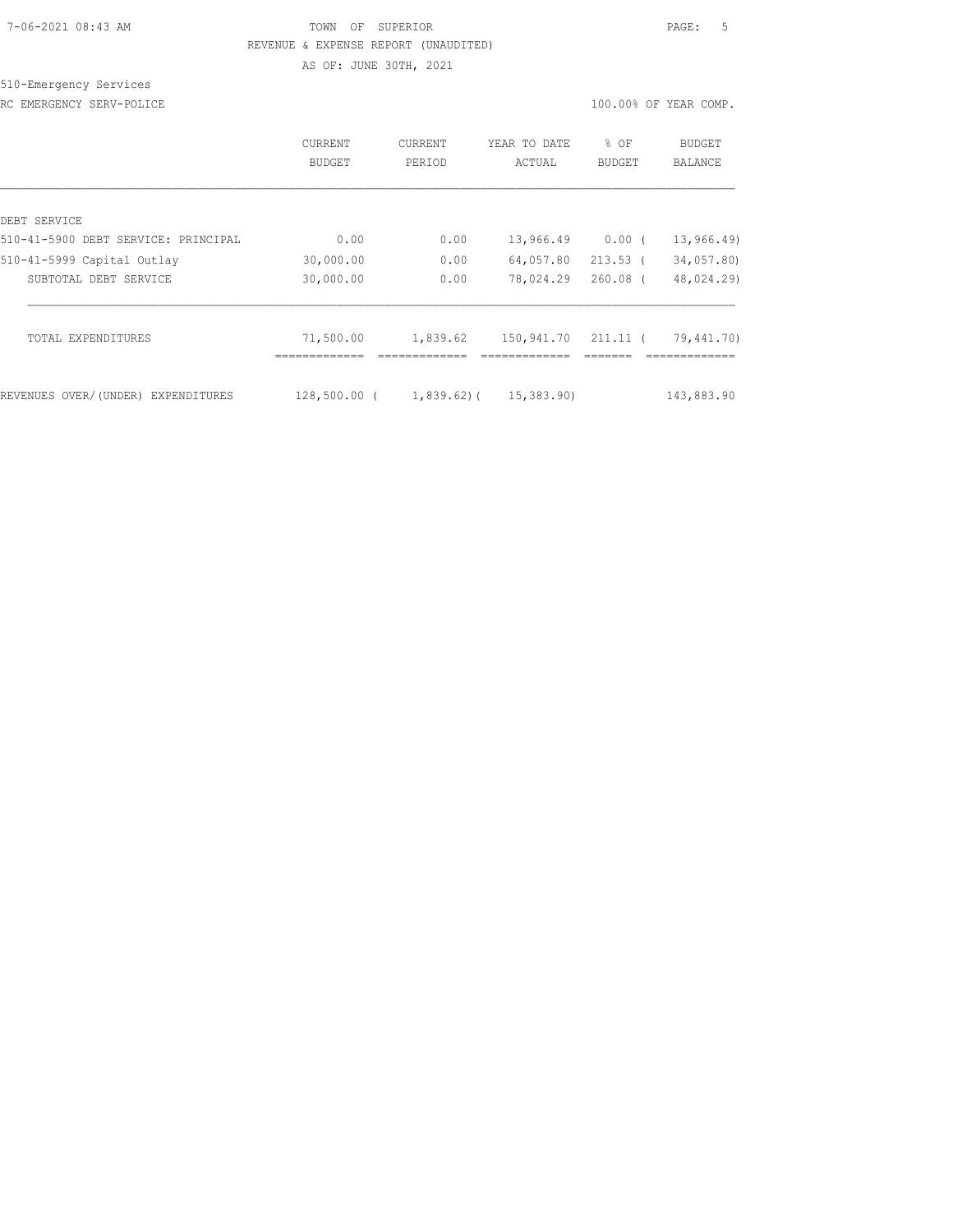TOWN OF SUPERIOR

REVENUE & EXPENSE REPORT (UNAUDITED)

AS OF: JUNE 30TH, 2021

510-Emergency Services

RC EMERGENCY SERV-POLICE

100.00% OF YEAR COMP.

| | CURRENT BUDGET | CURRENT PERIOD | YEAR TO DATE ACTUAL | % OF BUDGET | BUDGET BALANCE |
|---|---|---|---|---|---|
| DEBT SERVICE | | | | | |
| 510-41-5900 DEBT SERVICE: PRINCIPAL | 0.00 | 0.00 | 13,966.49 | 0.00 ( | 13,966.49) |
| 510-41-5999 Capital Outlay | 30,000.00 | 0.00 | 64,057.80 | 213.53 ( | 34,057.80) |
| SUBTOTAL DEBT SERVICE | 30,000.00 | 0.00 | 78,024.29 | 260.08 ( | 48,024.29) |
| TOTAL EXPENDITURES | 71,500.00 | 1,839.62 | 150,941.70 | 211.11 ( | 79,441.70) |
| REVENUES OVER/(UNDER) EXPENDITURES | 128,500.00 ( | 1,839.62)( | 15,383.90) | | 143,883.90 |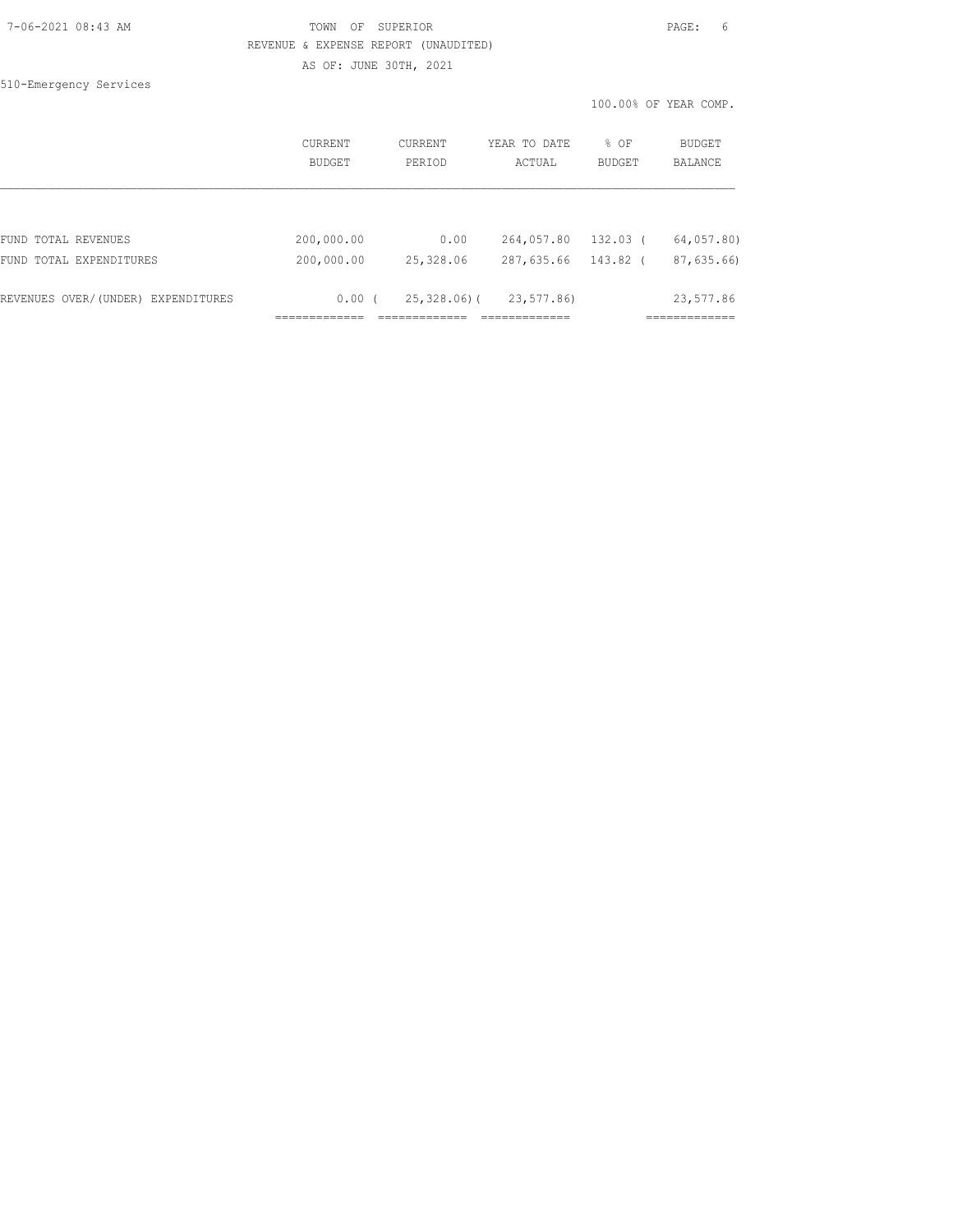TOWN OF SUPERIOR

REVENUE & EXPENSE REPORT (UNAUDITED)

AS OF: JUNE 30TH, 2021

510-Emergency Services

100.00% OF YEAR COMP.

| | CURRENT BUDGET | CURRENT PERIOD | YEAR TO DATE ACTUAL | % OF BUDGET | BUDGET BALANCE |
|---|---|---|---|---|---|
| FUND TOTAL REVENUES | 200,000.00 | 0.00 | 264,057.80 | 132.03 | ( 64,057.80) |
| FUND TOTAL EXPENDITURES | 200,000.00 | 25,328.06 | 287,635.66 | 143.82 | ( 87,635.66) |
| REVENUES OVER/(UNDER) EXPENDITURES | 0.00 | ( 25,328.06) | ( 23,577.86) | | 23,577.86 |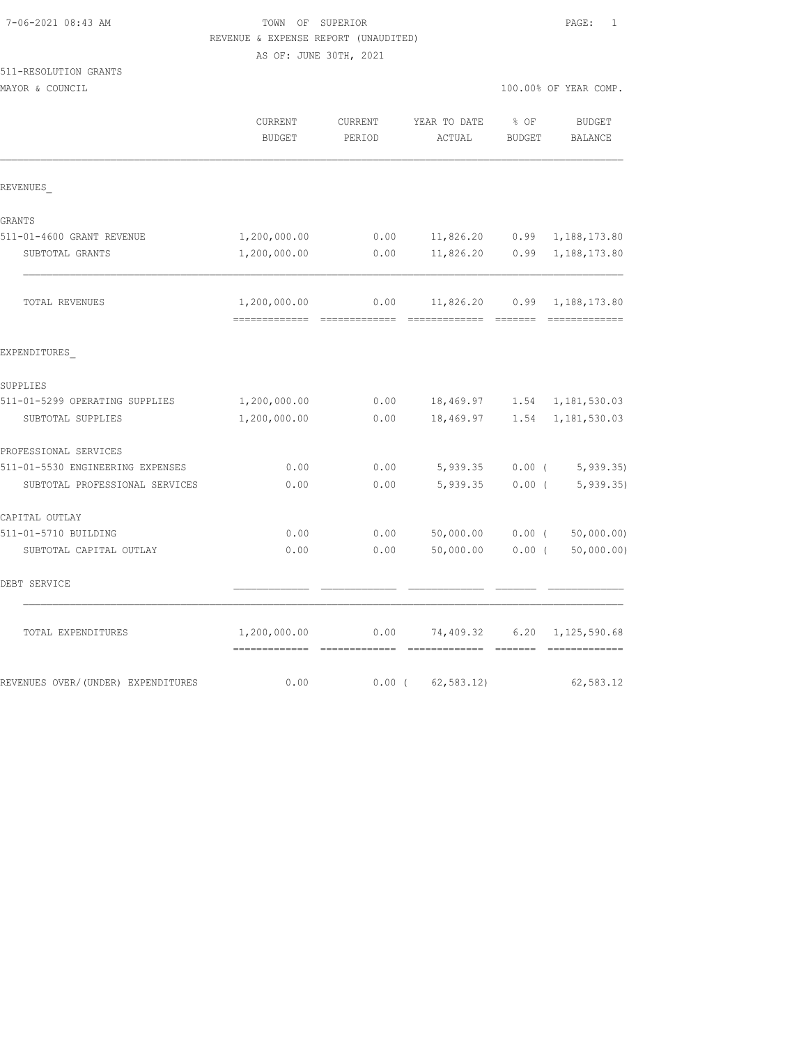TOWN OF SUPERIOR
REVENUE & EXPENSE REPORT (UNAUDITED)
AS OF: JUNE 30TH, 2021

511-RESOLUTION GRANTS
MAYOR & COUNCIL — 100.00% OF YEAR COMP.

| | CURRENT BUDGET | CURRENT PERIOD | YEAR TO DATE ACTUAL | % OF BUDGET | BUDGET BALANCE |
|---|---|---|---|---|---|
| **REVENUES** | | | | | |
| GRANTS | | | | | |
| 511-01-4600 GRANT REVENUE | 1,200,000.00 | 0.00 | 11,826.20 | 0.99 | 1,188,173.80 |
| SUBTOTAL GRANTS | 1,200,000.00 | 0.00 | 11,826.20 | 0.99 | 1,188,173.80 |
| TOTAL REVENUES | 1,200,000.00 | 0.00 | 11,826.20 | 0.99 | 1,188,173.80 |
| **EXPENDITURES** | | | | | |
| SUPPLIES | | | | | |
| 511-01-5299 OPERATING SUPPLIES | 1,200,000.00 | 0.00 | 18,469.97 | 1.54 | 1,181,530.03 |
| SUBTOTAL SUPPLIES | 1,200,000.00 | 0.00 | 18,469.97 | 1.54 | 1,181,530.03 |
| PROFESSIONAL SERVICES | | | | | |
| 511-01-5530 ENGINEERING EXPENSES | 0.00 | 0.00 | 5,939.35 | 0.00 | (5,939.35) |
| SUBTOTAL PROFESSIONAL SERVICES | 0.00 | 0.00 | 5,939.35 | 0.00 | (5,939.35) |
| CAPITAL OUTLAY | | | | | |
| 511-01-5710 BUILDING | 0.00 | 0.00 | 50,000.00 | 0.00 | (50,000.00) |
| SUBTOTAL CAPITAL OUTLAY | 0.00 | 0.00 | 50,000.00 | 0.00 | (50,000.00) |
| DEBT SERVICE | | | | | |
| TOTAL EXPENDITURES | 1,200,000.00 | 0.00 | 74,409.32 | 6.20 | 1,125,590.68 |
| REVENUES OVER/(UNDER) EXPENDITURES | 0.00 | 0.00 | (62,583.12) | | 62,583.12 |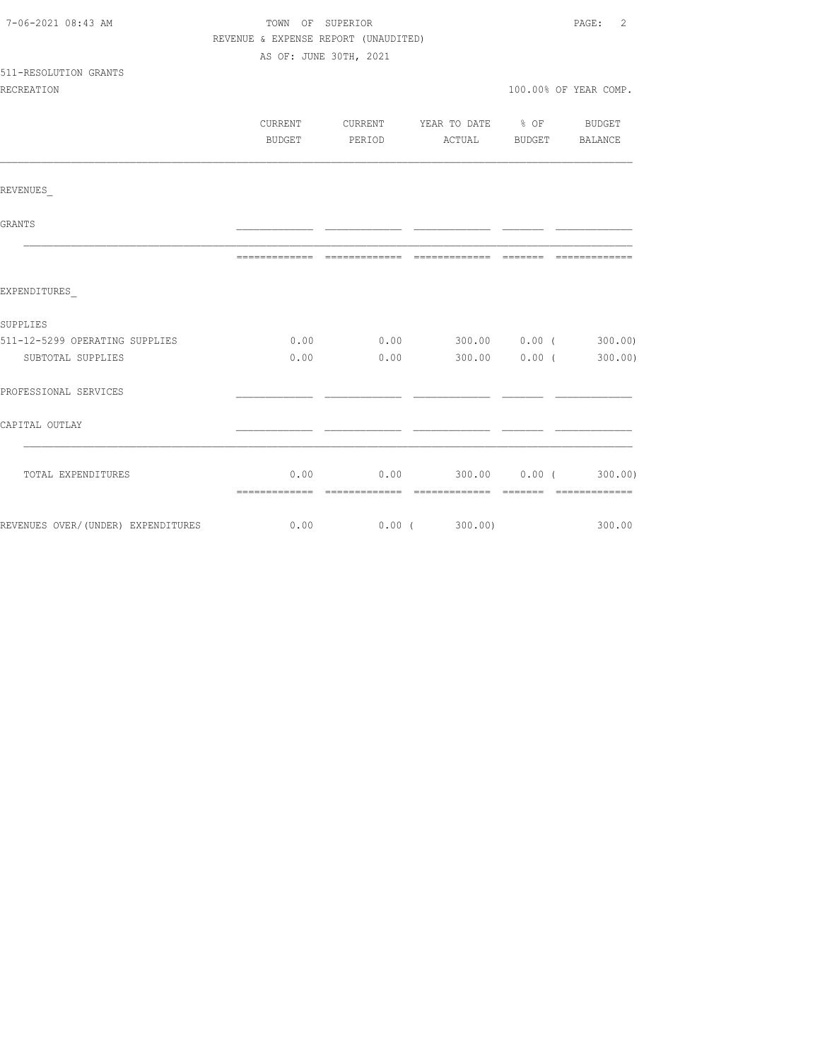TOWN OF SUPERIOR
REVENUE & EXPENSE REPORT (UNAUDITED)
AS OF: JUNE 30TH, 2021

511-RESOLUTION GRANTS
RECREATION

100.00% OF YEAR COMP.

| | CURRENT BUDGET | CURRENT PERIOD | YEAR TO DATE ACTUAL | % OF BUDGET | BUDGET BALANCE |
|---|---|---|---|---|---|
| REVENUES_ | | | | | |
| GRANTS | | | | | |
| EXPENDITURES_ | | | | | |
| SUPPLIES | | | | | |
| 511-12-5299 OPERATING SUPPLIES | 0.00 | 0.00 | 300.00 | 0.00 | ( 300.00) |
| SUBTOTAL SUPPLIES | 0.00 | 0.00 | 300.00 | 0.00 | ( 300.00) |
| PROFESSIONAL SERVICES | | | | | |
| CAPITAL OUTLAY | | | | | |
| TOTAL EXPENDITURES | 0.00 | 0.00 | 300.00 | 0.00 | ( 300.00) |
| REVENUES OVER/(UNDER) EXPENDITURES | 0.00 | 0.00 | ( 300.00) | | 300.00 |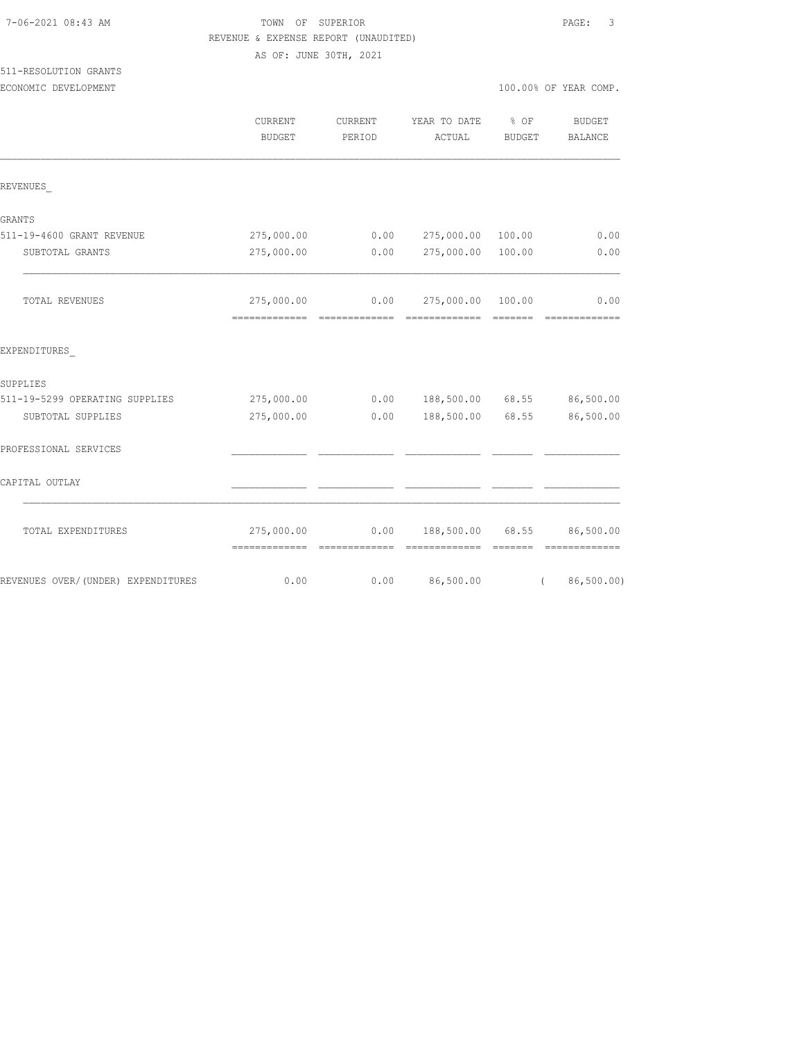TOWN OF SUPERIOR
REVENUE & EXPENSE REPORT (UNAUDITED)
AS OF: JUNE 30TH, 2021

511-RESOLUTION GRANTS
ECONOMIC DEVELOPMENT — 100.00% OF YEAR COMP.

| | CURRENT BUDGET | CURRENT PERIOD | YEAR TO DATE ACTUAL | % OF BUDGET | BUDGET BALANCE |
|---|---|---|---|---|---|
| REVENUES_ | | | | | |
| GRANTS | | | | | |
| 511-19-4600 GRANT REVENUE | 275,000.00 | 0.00 | 275,000.00 | 100.00 | 0.00 |
| SUBTOTAL GRANTS | 275,000.00 | 0.00 | 275,000.00 | 100.00 | 0.00 |
| TOTAL REVENUES | 275,000.00 | 0.00 | 275,000.00 | 100.00 | 0.00 |
| EXPENDITURES_ | | | | | |
| SUPPLIES | | | | | |
| 511-19-5299 OPERATING SUPPLIES | 275,000.00 | 0.00 | 188,500.00 | 68.55 | 86,500.00 |
| SUBTOTAL SUPPLIES | 275,000.00 | 0.00 | 188,500.00 | 68.55 | 86,500.00 |
| PROFESSIONAL SERVICES | | | | | |
| CAPITAL OUTLAY | | | | | |
| TOTAL EXPENDITURES | 275,000.00 | 0.00 | 188,500.00 | 68.55 | 86,500.00 |
| REVENUES OVER/(UNDER) EXPENDITURES | 0.00 | 0.00 | 86,500.00 | | ( 86,500.00) |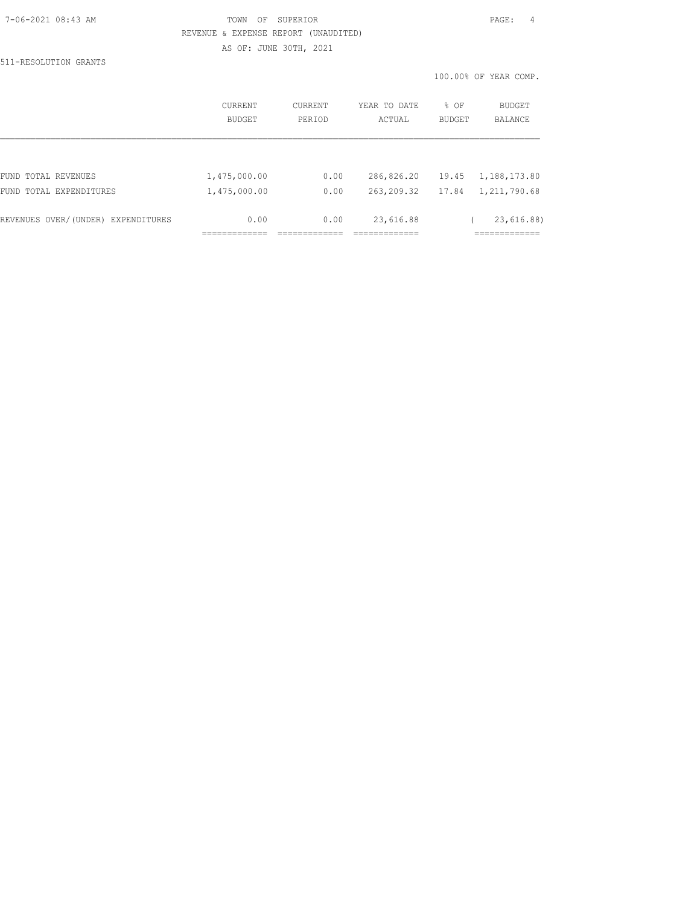TOWN OF SUPERIOR
REVENUE & EXPENSE REPORT (UNAUDITED)
AS OF: JUNE 30TH, 2021

511-RESOLUTION GRANTS

100.00% OF YEAR COMP.

| | CURRENT BUDGET | CURRENT PERIOD | YEAR TO DATE ACTUAL | % OF BUDGET | BUDGET BALANCE |
|---|---|---|---|---|---|
| FUND TOTAL REVENUES | 1,475,000.00 | 0.00 | 286,826.20 | 19.45 | 1,188,173.80 |
| FUND TOTAL EXPENDITURES | 1,475,000.00 | 0.00 | 263,209.32 | 17.84 | 1,211,790.68 |
| REVENUES OVER/(UNDER) EXPENDITURES | 0.00 | 0.00 | 23,616.88 | | ( 23,616.88) |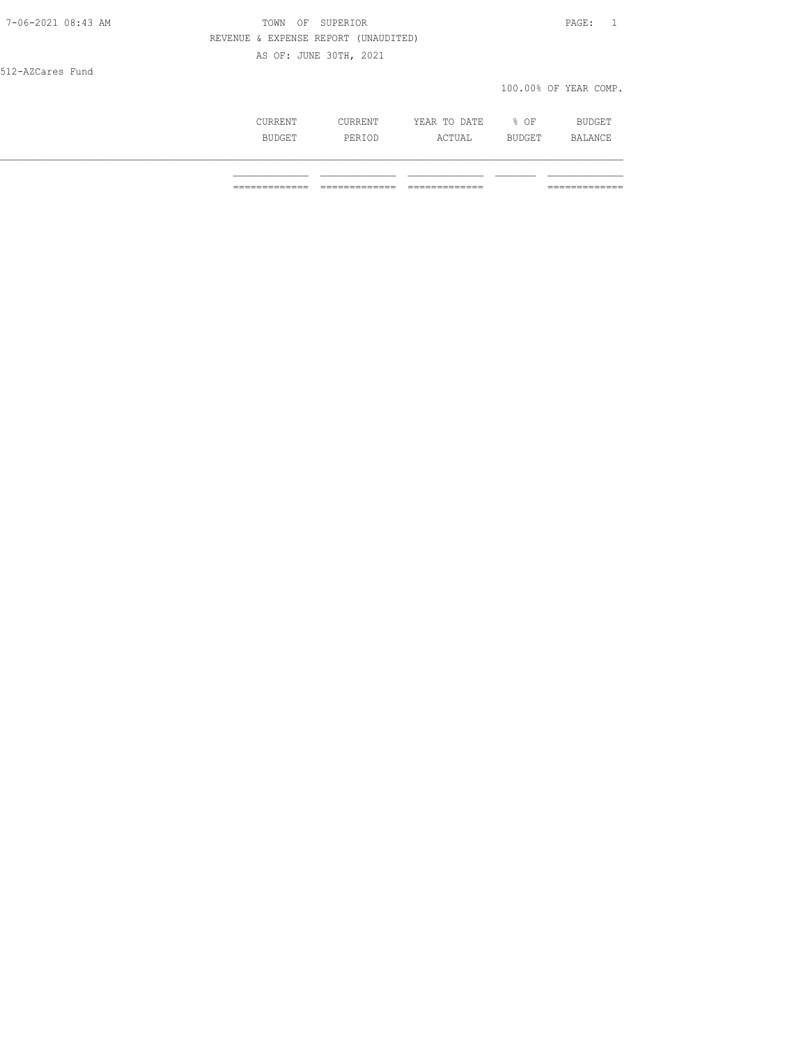TOWN OF SUPERIOR

REVENUE & EXPENSE REPORT (UNAUDITED)

AS OF: JUNE 30TH, 2021

512-AZCares Fund

100.00% OF YEAR COMP.

| | CURRENT BUDGET | CURRENT PERIOD | YEAR TO DATE ACTUAL | % OF BUDGET | BUDGET BALANCE |
|---|---|---|---|---|---|
| | | | | | |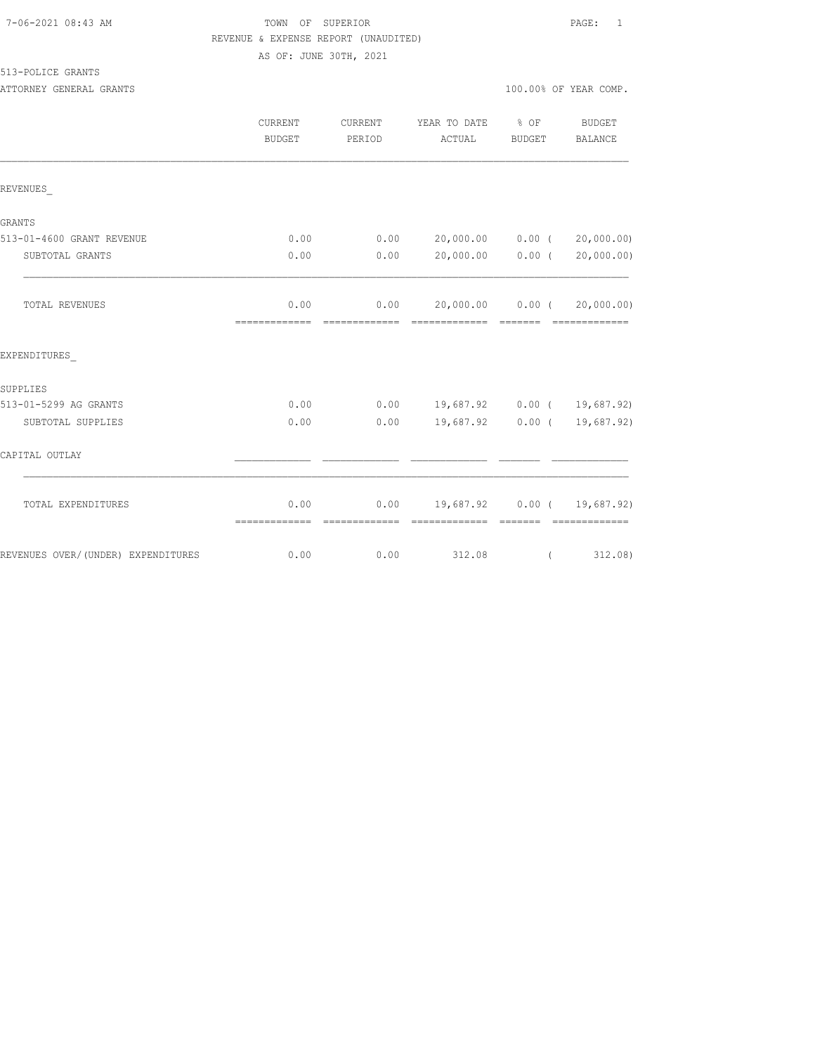7-06-2021 08:43 AM

TOWN OF SUPERIOR

REVENUE & EXPENSE REPORT (UNAUDITED)

AS OF: JUNE 30TH, 2021

513-POLICE GRANTS

ATTORNEY GENERAL GRANTS

100.00% OF YEAR COMP.

| | CURRENT BUDGET | CURRENT PERIOD | YEAR TO DATE ACTUAL | % OF BUDGET | BUDGET BALANCE |
|---|---|---|---|---|---|
| REVENUES_ | | | | | |
| GRANTS | | | | | |
| 513-01-4600 GRANT REVENUE | 0.00 | 0.00 | 20,000.00 | 0.00 | ( 20,000.00) |
| SUBTOTAL GRANTS | 0.00 | 0.00 | 20,000.00 | 0.00 | ( 20,000.00) |
| TOTAL REVENUES | 0.00 | 0.00 | 20,000.00 | 0.00 | ( 20,000.00) |
| EXPENDITURES_ | | | | | |
| SUPPLIES | | | | | |
| 513-01-5299 AG GRANTS | 0.00 | 0.00 | 19,687.92 | 0.00 | ( 19,687.92) |
| SUBTOTAL SUPPLIES | 0.00 | 0.00 | 19,687.92 | 0.00 | ( 19,687.92) |
| CAPITAL OUTLAY | | | | | |
| TOTAL EXPENDITURES | 0.00 | 0.00 | 19,687.92 | 0.00 | ( 19,687.92) |
| REVENUES OVER/(UNDER) EXPENDITURES | 0.00 | 0.00 | 312.08 | | ( 312.08) |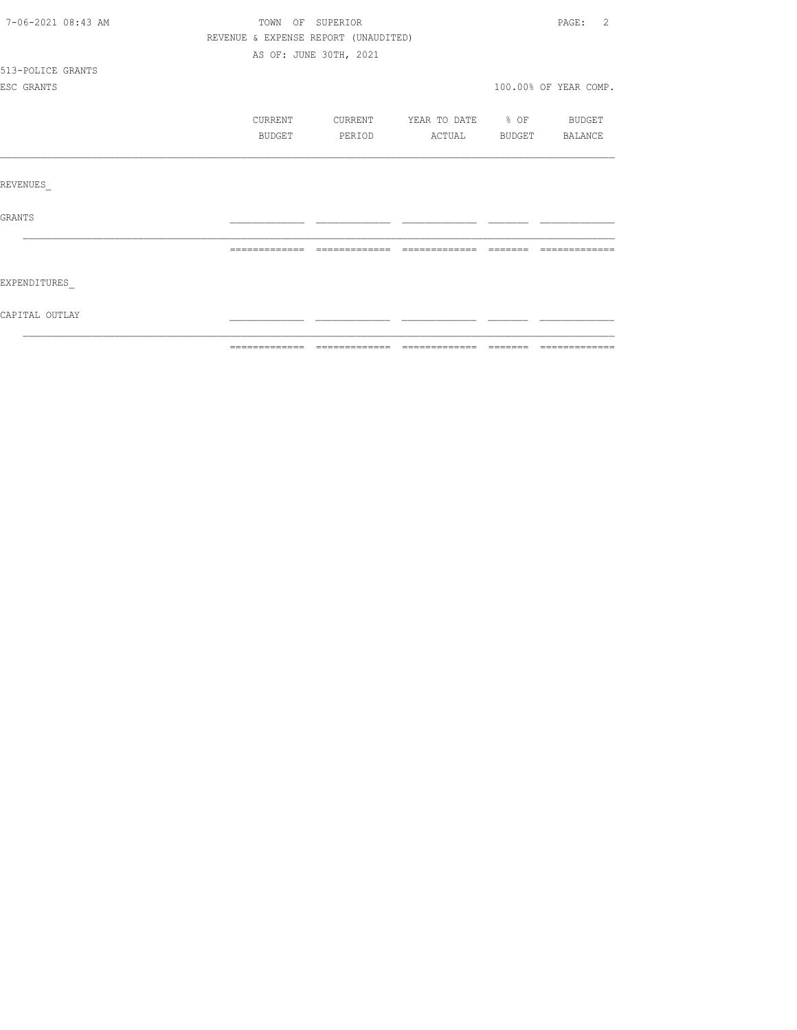TOWN OF SUPERIOR

REVENUE & EXPENSE REPORT (UNAUDITED)

AS OF: JUNE 30TH, 2021

513-POLICE GRANTS

ESC GRANTS

100.00% OF YEAR COMP.

| | CURRENT BUDGET | CURRENT PERIOD | YEAR TO DATE ACTUAL | % OF BUDGET | BUDGET BALANCE |
|---|---|---|---|---|---|
| REVENUES_ | | | | | |
| GRANTS | | | | | |
| EXPENDITURES_ | | | | | |
| CAPITAL OUTLAY | | | | | |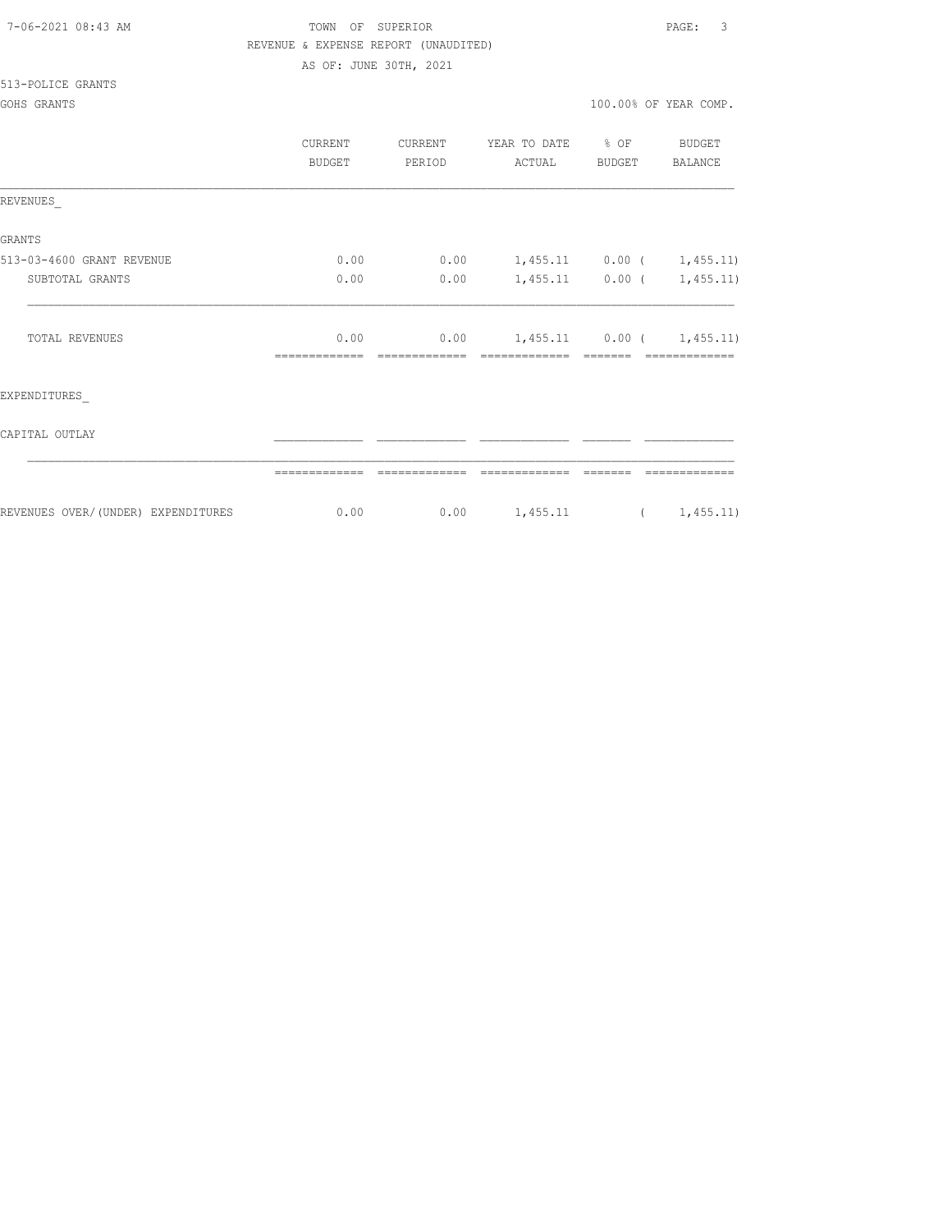TOWN OF SUPERIOR

REVENUE & EXPENSE REPORT (UNAUDITED)

AS OF: JUNE 30TH, 2021

513-POLICE GRANTS

GOHS GRANTS

100.00% OF YEAR COMP.

| | CURRENT BUDGET | CURRENT PERIOD | YEAR TO DATE ACTUAL | % OF BUDGET | BUDGET BALANCE |
|---|---|---|---|---|---|
| REVENUES_ | | | | | |
| GRANTS | | | | | |
| 513-03-4600 GRANT REVENUE | 0.00 | 0.00 | 1,455.11 | 0.00 | ( 1,455.11) |
| SUBTOTAL GRANTS | 0.00 | 0.00 | 1,455.11 | 0.00 | ( 1,455.11) |
| TOTAL REVENUES | 0.00 | 0.00 | 1,455.11 | 0.00 | ( 1,455.11) |
| EXPENDITURES_ | | | | | |
| CAPITAL OUTLAY | | | | | |
| REVENUES OVER/(UNDER) EXPENDITURES | 0.00 | 0.00 | 1,455.11 | | ( 1,455.11) |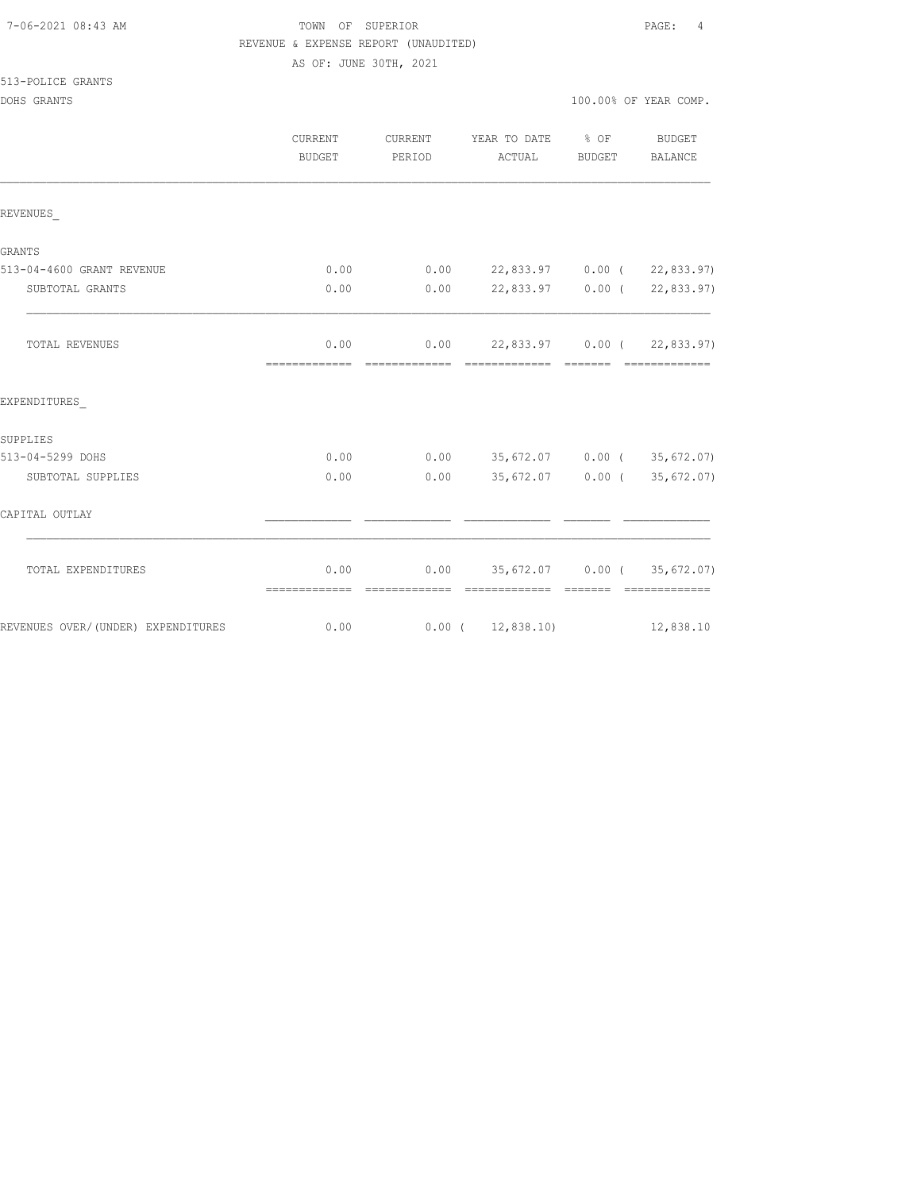7-06-2021 08:43 AM

TOWN OF SUPERIOR

REVENUE & EXPENSE REPORT (UNAUDITED)

AS OF: JUNE 30TH, 2021

513-POLICE GRANTS

DOHS GRANTS

100.00% OF YEAR COMP.

| | CURRENT BUDGET | CURRENT PERIOD | YEAR TO DATE ACTUAL | % OF BUDGET | BUDGET BALANCE |
|---|---|---|---|---|---|
| REVENUES_ | | | | | |
| GRANTS | | | | | |
| 513-04-4600 GRANT REVENUE | 0.00 | 0.00 | 22,833.97 | 0.00 | ( 22,833.97) |
| SUBTOTAL GRANTS | 0.00 | 0.00 | 22,833.97 | 0.00 | ( 22,833.97) |
| TOTAL REVENUES | 0.00 | 0.00 | 22,833.97 | 0.00 | ( 22,833.97) |
| EXPENDITURES_ | | | | | |
| SUPPLIES | | | | | |
| 513-04-5299 DOHS | 0.00 | 0.00 | 35,672.07 | 0.00 | ( 35,672.07) |
| SUBTOTAL SUPPLIES | 0.00 | 0.00 | 35,672.07 | 0.00 | ( 35,672.07) |
| CAPITAL OUTLAY | | | | | |
| TOTAL EXPENDITURES | 0.00 | 0.00 | 35,672.07 | 0.00 | ( 35,672.07) |
| REVENUES OVER/(UNDER) EXPENDITURES | 0.00 | 0.00 | ( 12,838.10) | | 12,838.10 |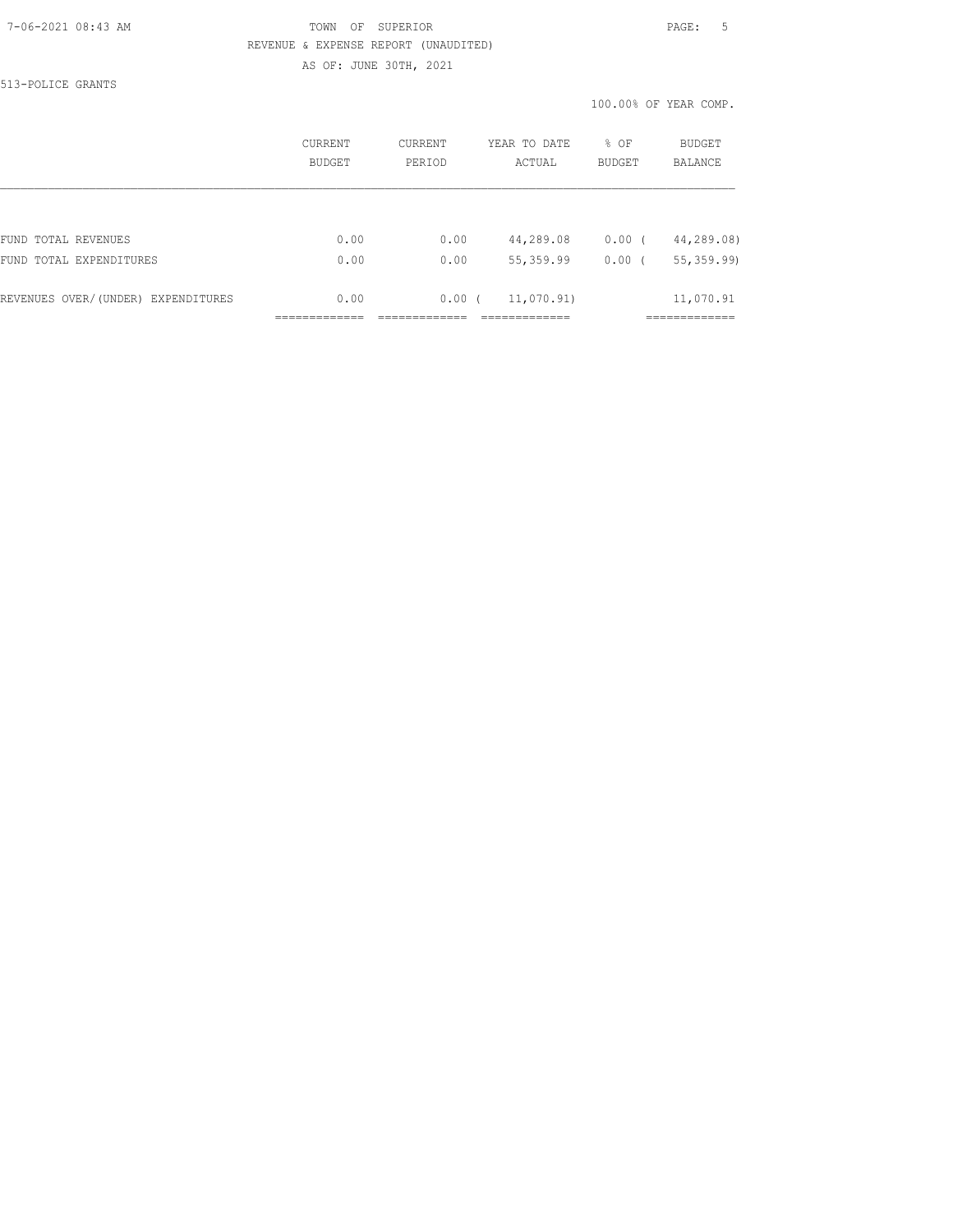TOWN OF SUPERIOR
REVENUE & EXPENSE REPORT (UNAUDITED)
AS OF: JUNE 30TH, 2021

513-POLICE GRANTS

100.00% OF YEAR COMP.

| | CURRENT BUDGET | CURRENT PERIOD | YEAR TO DATE ACTUAL | % OF BUDGET | BUDGET BALANCE |
|---|---|---|---|---|---|
| FUND TOTAL REVENUES | 0.00 | 0.00 | 44,289.08 | 0.00 | ( 44,289.08) |
| FUND TOTAL EXPENDITURES | 0.00 | 0.00 | 55,359.99 | 0.00 | ( 55,359.99) |
| REVENUES OVER/(UNDER) EXPENDITURES | 0.00 | 0.00 | ( 11,070.91) | | 11,070.91 |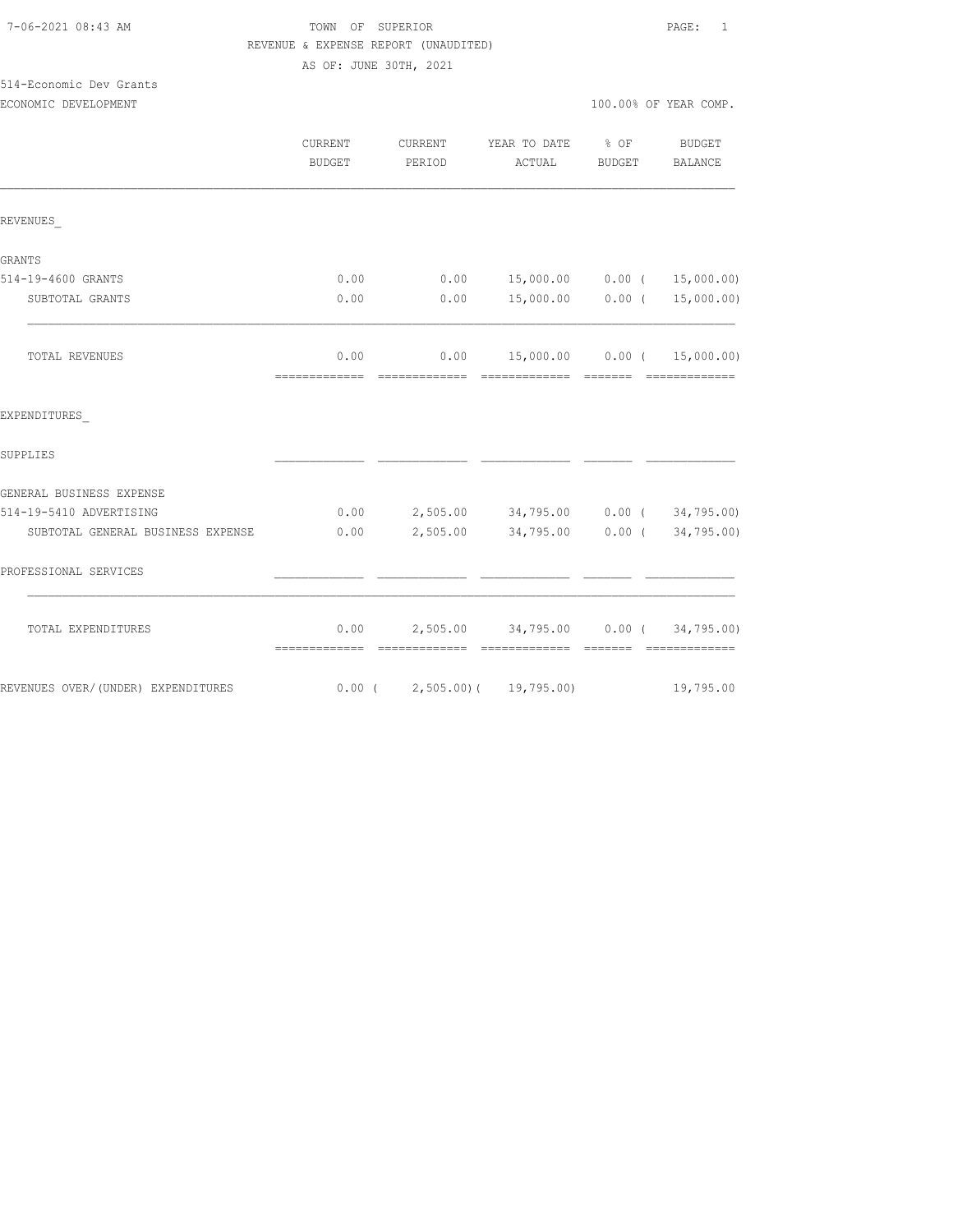TOWN OF SUPERIOR
REVENUE & EXPENSE REPORT (UNAUDITED)
AS OF: JUNE 30TH, 2021

7-06-2021 08:43 AM

514-Economic Dev Grants
ECONOMIC DEVELOPMENT

100.00% OF YEAR COMP.

| | CURRENT BUDGET | CURRENT PERIOD | YEAR TO DATE ACTUAL | % OF BUDGET | BUDGET BALANCE |
|---|---|---|---|---|---|
| **REVENUES** | | | | | |
| GRANTS | | | | | |
| 514-19-4600 GRANTS | 0.00 | 0.00 | 15,000.00 | 0.00 | ( 15,000.00) |
| SUBTOTAL GRANTS | 0.00 | 0.00 | 15,000.00 | 0.00 | ( 15,000.00) |
| TOTAL REVENUES | 0.00 | 0.00 | 15,000.00 | 0.00 | ( 15,000.00) |
| **EXPENDITURES** | | | | | |
| SUPPLIES | | | | | |
| GENERAL BUSINESS EXPENSE | | | | | |
| 514-19-5410 ADVERTISING | 0.00 | 2,505.00 | 34,795.00 | 0.00 | ( 34,795.00) |
| SUBTOTAL GENERAL BUSINESS EXPENSE | 0.00 | 2,505.00 | 34,795.00 | 0.00 | ( 34,795.00) |
| PROFESSIONAL SERVICES | | | | | |
| TOTAL EXPENDITURES | 0.00 | 2,505.00 | 34,795.00 | 0.00 | ( 34,795.00) |
| REVENUES OVER/(UNDER) EXPENDITURES | 0.00 | ( 2,505.00) | ( 19,795.00) | | 19,795.00 |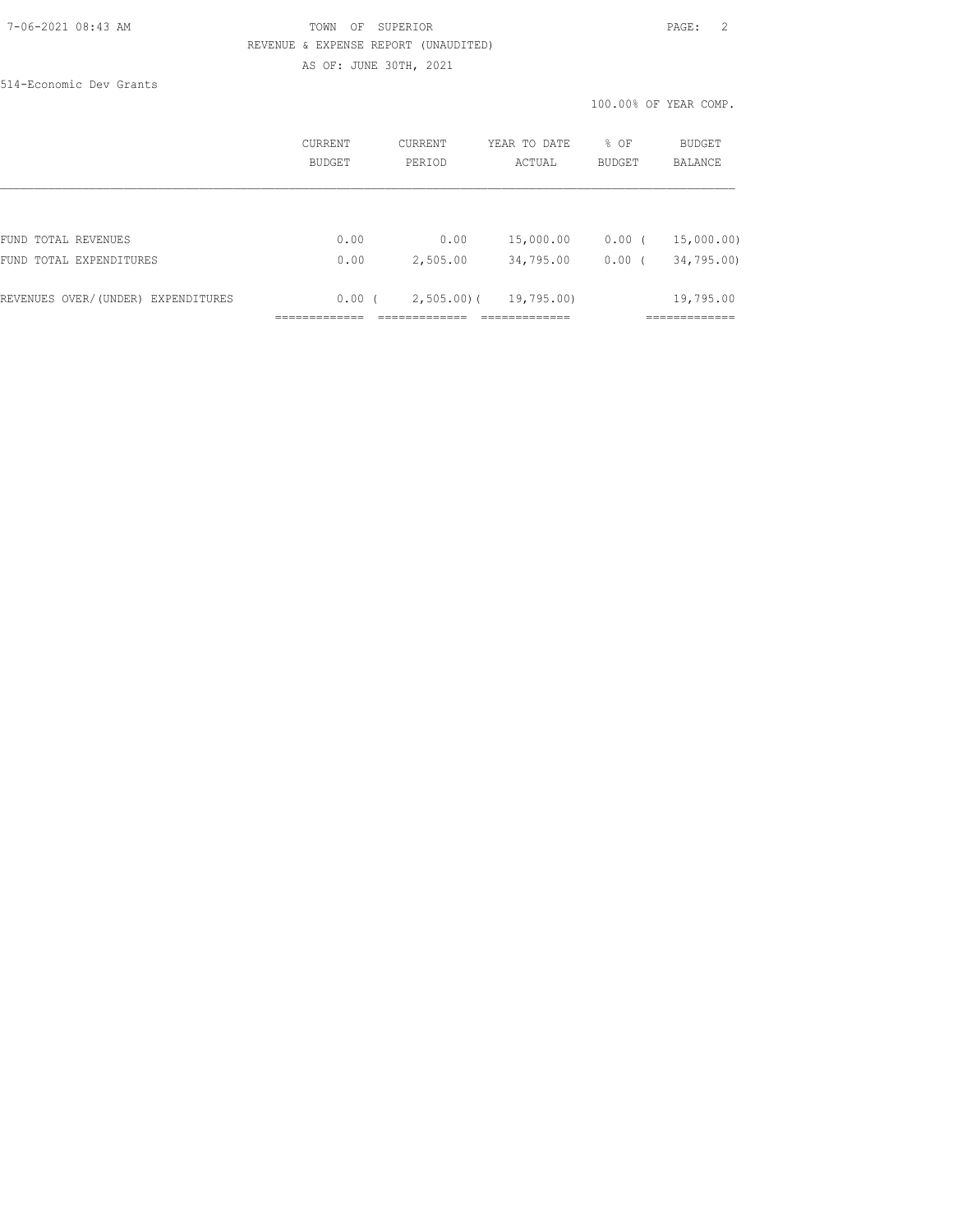TOWN OF SUPERIOR

REVENUE & EXPENSE REPORT (UNAUDITED)

AS OF: JUNE 30TH, 2021

514-Economic Dev Grants

100.00% OF YEAR COMP.

| | CURRENT BUDGET | CURRENT PERIOD | YEAR TO DATE ACTUAL | % OF BUDGET | BUDGET BALANCE |
|---|---|---|---|---|---|
| FUND TOTAL REVENUES | 0.00 | 0.00 | 15,000.00 | 0.00 ( | 15,000.00) |
| FUND TOTAL EXPENDITURES | 0.00 | 2,505.00 | 34,795.00 | 0.00 ( | 34,795.00) |
| REVENUES OVER/(UNDER) EXPENDITURES | 0.00 ( | 2,505.00)( | 19,795.00) | | 19,795.00 |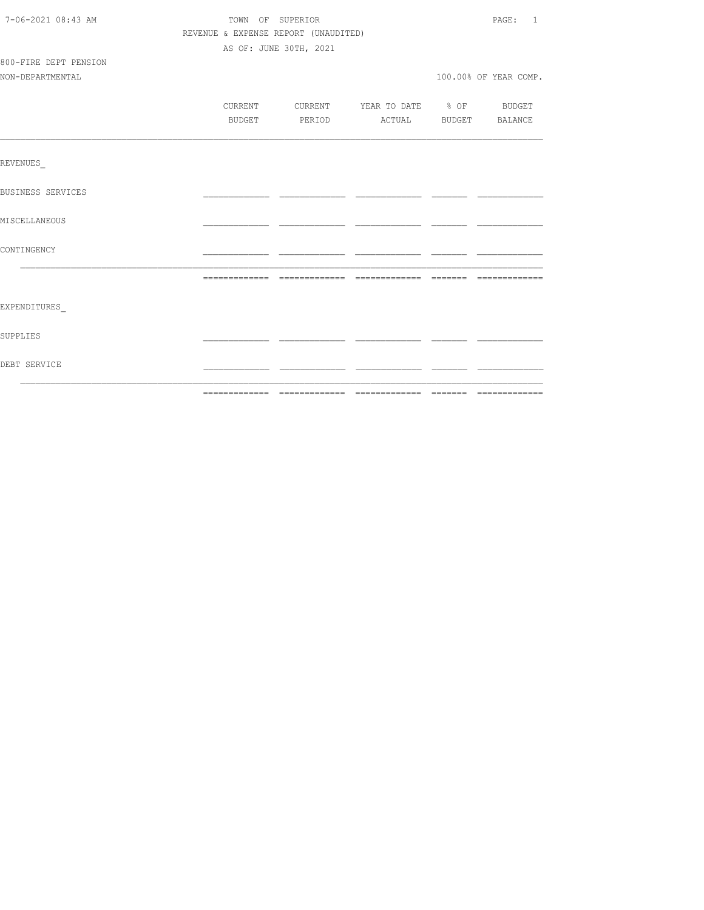TOWN OF SUPERIOR

REVENUE & EXPENSE REPORT (UNAUDITED)

AS OF: JUNE 30TH, 2021

800-FIRE DEPT PENSION

NON-DEPARTMENTAL

100.00% OF YEAR COMP.

| | CURRENT BUDGET | CURRENT PERIOD | YEAR TO DATE ACTUAL | % OF BUDGET | BUDGET BALANCE |
|---|---|---|---|---|---|
| REVENUES_ | | | | | |
| BUSINESS SERVICES | | | | | |
| MISCELLANEOUS | | | | | |
| CONTINGENCY | | | | | |
| | | | | | |
| EXPENDITURES_ | | | | | |
| SUPPLIES | | | | | |
| DEBT SERVICE | | | | | |
| | | | | | |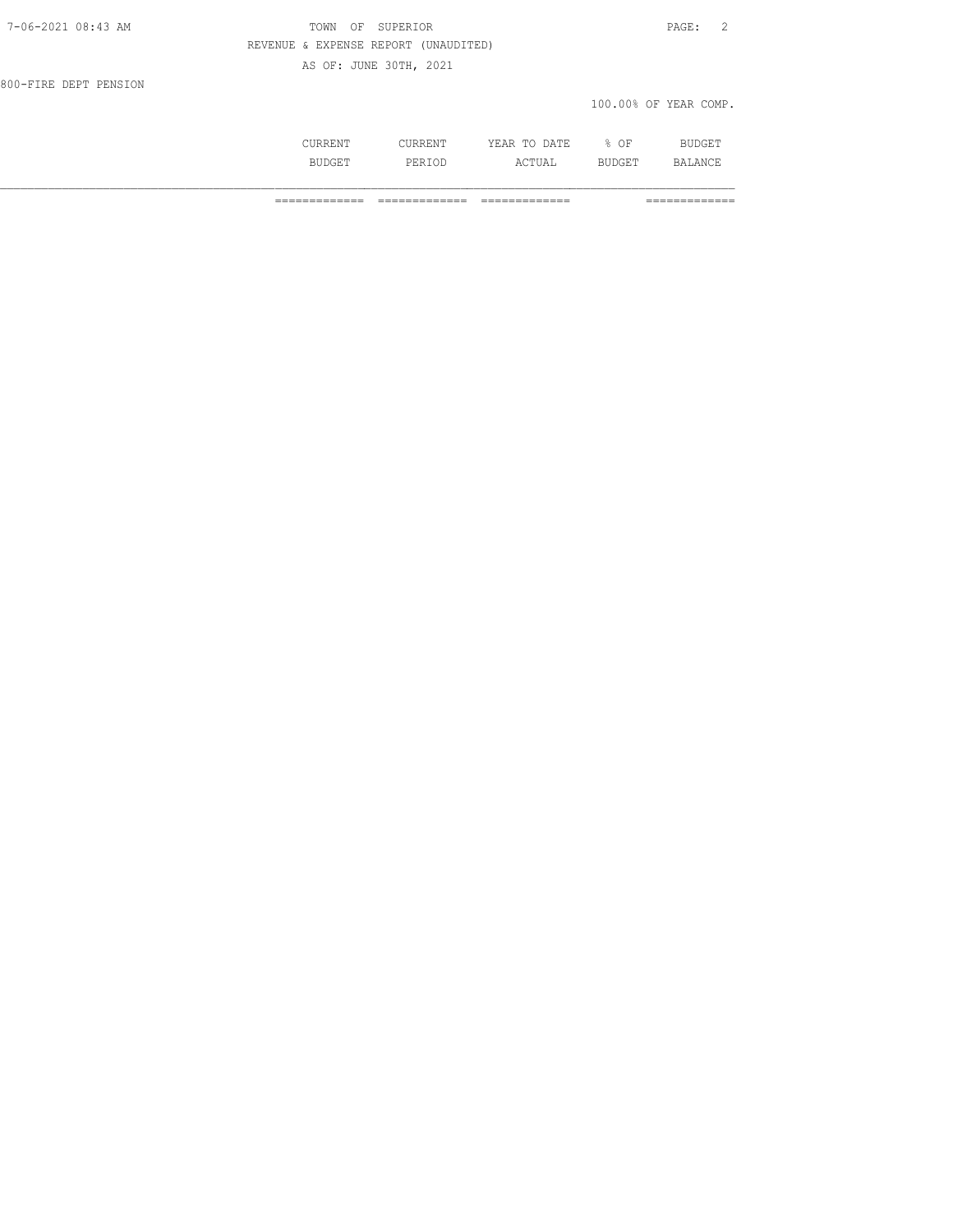REVENUE & EXPENSE REPORT (UNAUDITED)

AS OF: JUNE 30TH, 2021

800-FIRE DEPT PENSION

100.00% OF YEAR COMP.

| | CURRENT BUDGET | CURRENT PERIOD | YEAR TO DATE ACTUAL | % OF BUDGET | BUDGET BALANCE |
|---|---|---|---|---|---|
| | ============= | ============= | ============= | | ============= |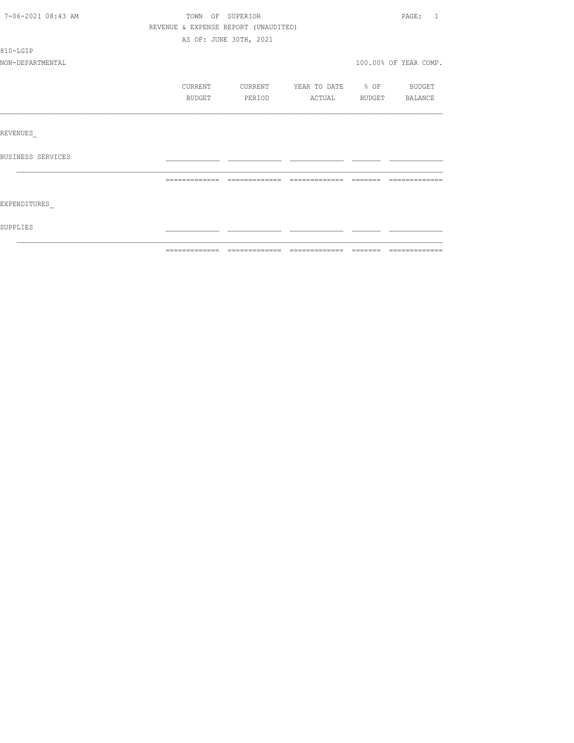TOWN OF SUPERIOR

REVENUE & EXPENSE REPORT (UNAUDITED)

AS OF: JUNE 30TH, 2021

7-06-2021 08:43 AM

810-LGIP

NON-DEPARTMENTAL

100.00% OF YEAR COMP.

| | CURRENT BUDGET | CURRENT PERIOD | YEAR TO DATE ACTUAL | % OF BUDGET | BUDGET BALANCE |
|---|---|---|---|---|---|
| REVENUES_ | | | | | |
| BUSINESS SERVICES | | | | | |
| | | | | | |
| EXPENDITURES_ | | | | | |
| SUPPLIES | | | | | |
| | | | | | |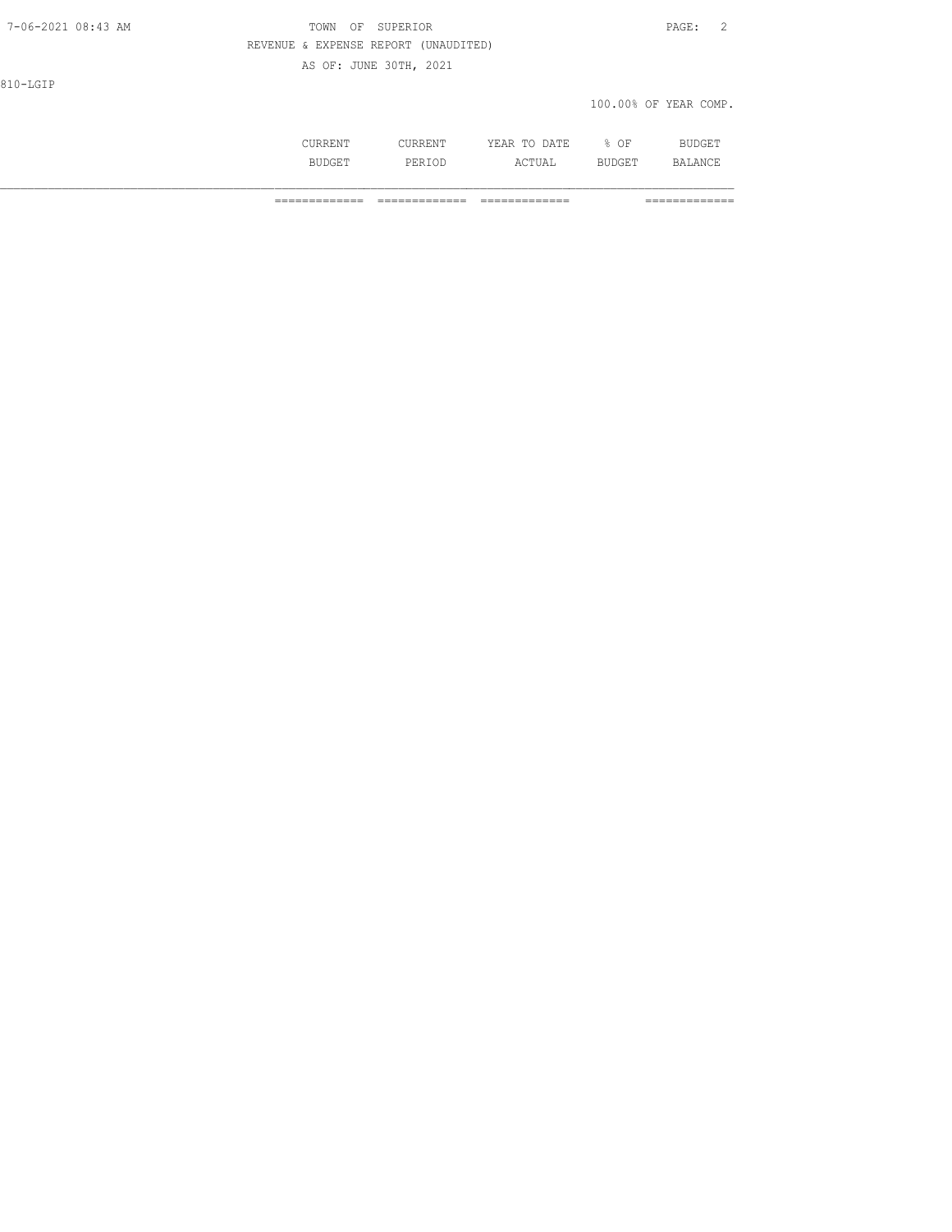810-LGIP

100.00% OF YEAR COMP.

| | CURRENT BUDGET | CURRENT PERIOD | YEAR TO DATE ACTUAL | % OF BUDGET | BUDGET BALANCE |
|---|---|---|---|---|---|
| | ============= | ============= | ============= | | ============= |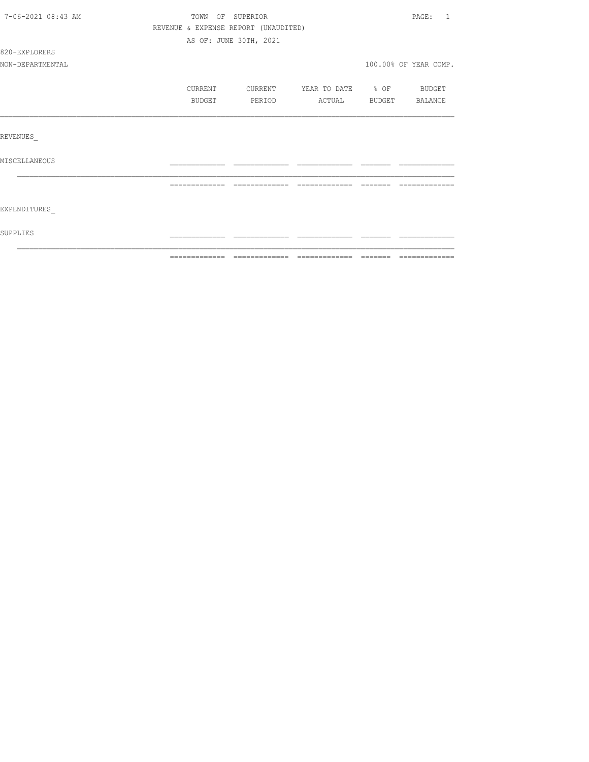TOWN OF SUPERIOR

REVENUE & EXPENSE REPORT (UNAUDITED)

AS OF: JUNE 30TH, 2021

820-EXPLORERS

NON-DEPARTMENTAL

100.00% OF YEAR COMP.

| | CURRENT BUDGET | CURRENT PERIOD | YEAR TO DATE ACTUAL | % OF BUDGET | BUDGET BALANCE |
|---|---|---|---|---|---|
| REVENUES_ | | | | | |
| MISCELLANEOUS | | | | | |
| | | | | | |
| EXPENDITURES_ | | | | | |
| SUPPLIES | | | | | |
| | | | | | |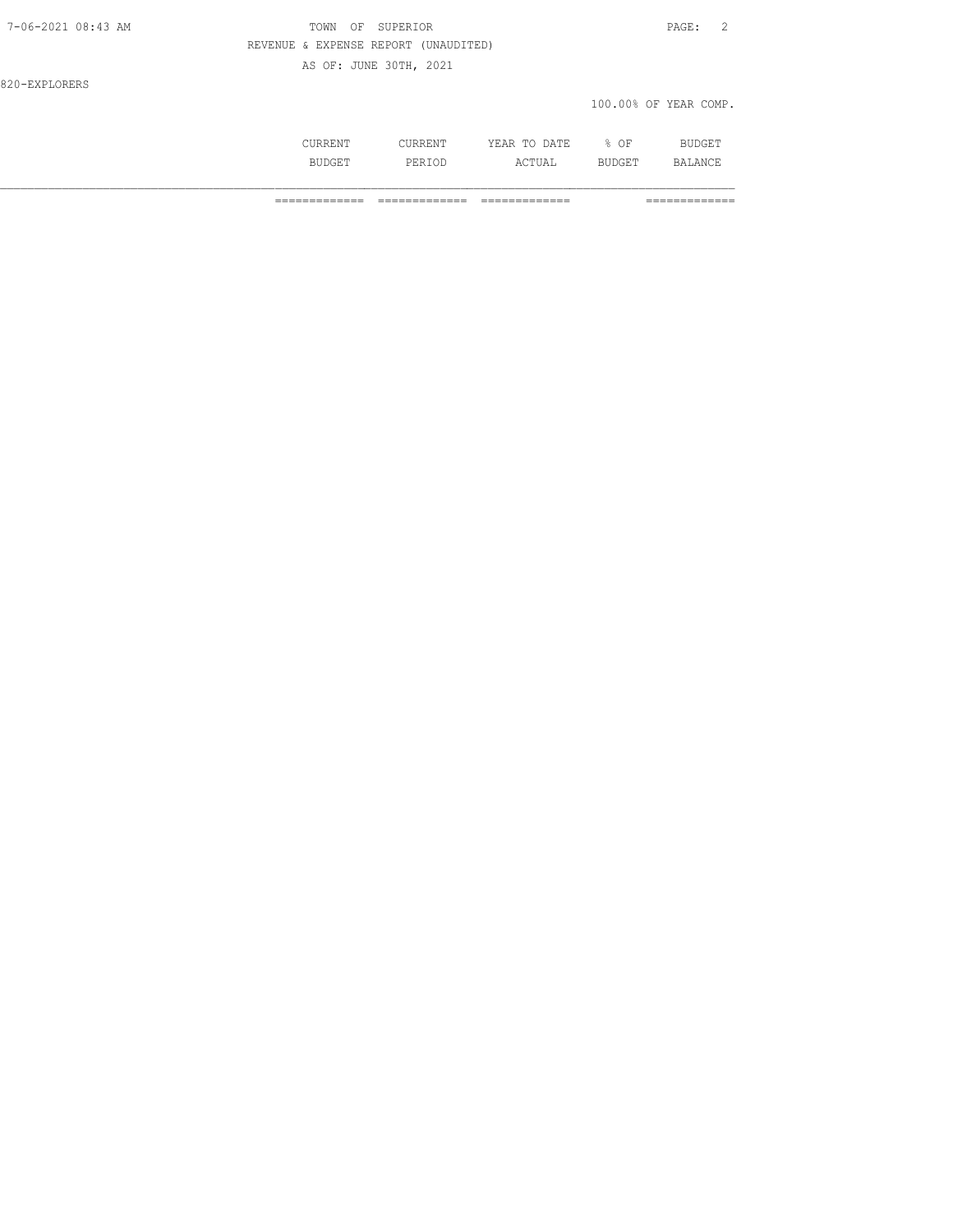7-06-2021 08:43 AM

TOWN OF SUPERIOR

REVENUE & EXPENSE REPORT (UNAUDITED)

AS OF: JUNE 30TH, 2021

820-EXPLORERS

100.00% OF YEAR COMP.

| | CURRENT BUDGET | CURRENT PERIOD | YEAR TO DATE ACTUAL | % OF BUDGET | BUDGET BALANCE |
|---|---|---|---|---|---|
| | ============= | ============= | ============= | | ============= |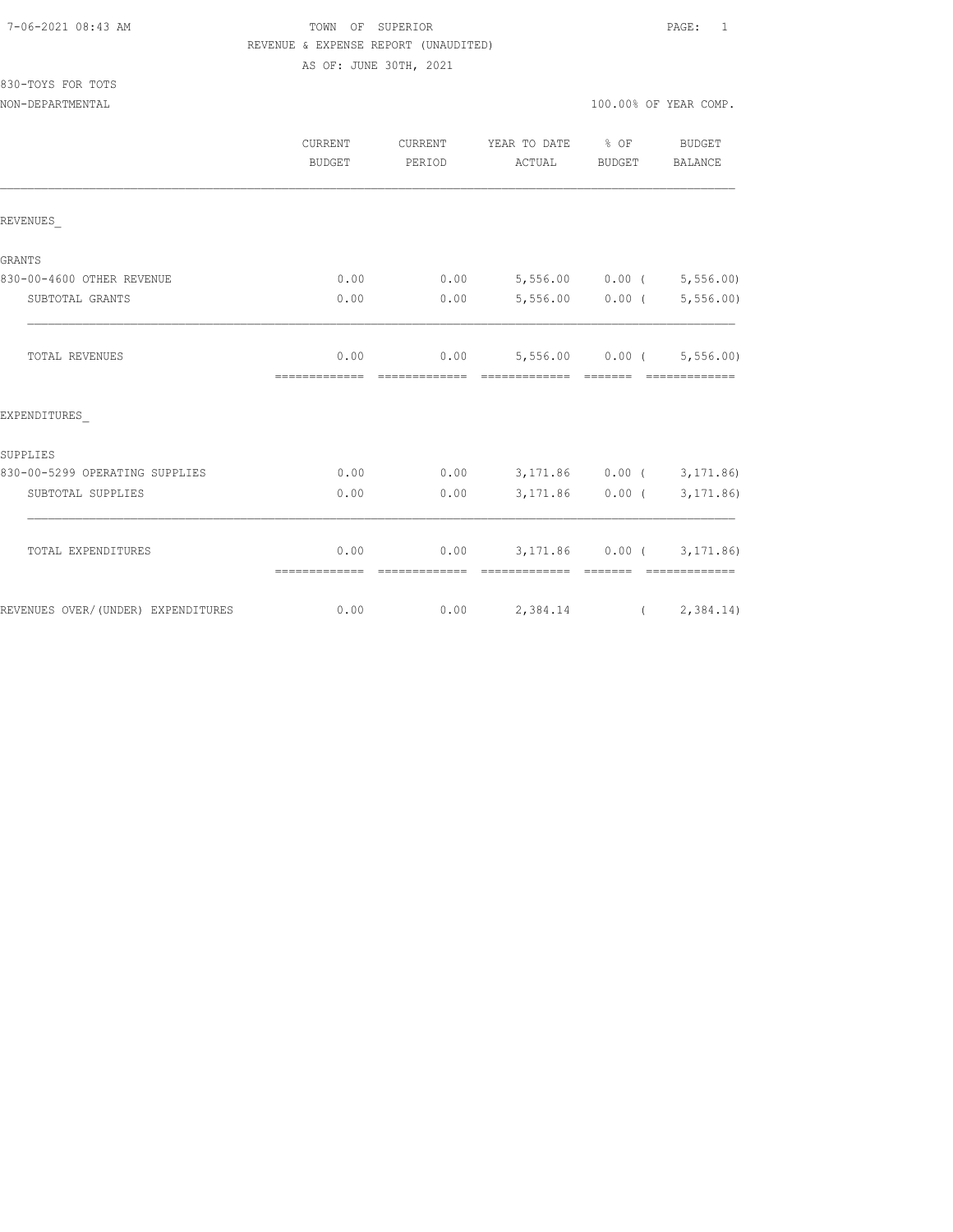7-06-2021 08:43 AM

TOWN OF SUPERIOR

REVENUE & EXPENSE REPORT (UNAUDITED)

AS OF: JUNE 30TH, 2021

830-TOYS FOR TOTS

NON-DEPARTMENTAL

100.00% OF YEAR COMP.

| | CURRENT BUDGET | CURRENT PERIOD | YEAR TO DATE ACTUAL | % OF BUDGET | BUDGET BALANCE |
|---|---|---|---|---|---|
| REVENUES_ | | | | | |
| GRANTS | | | | | |
| 830-00-4600 OTHER REVENUE | 0.00 | 0.00 | 5,556.00 | 0.00 | ( 5,556.00) |
| SUBTOTAL GRANTS | 0.00 | 0.00 | 5,556.00 | 0.00 | ( 5,556.00) |
| TOTAL REVENUES | 0.00 | 0.00 | 5,556.00 | 0.00 | ( 5,556.00) |
| EXPENDITURES_ | | | | | |
| SUPPLIES | | | | | |
| 830-00-5299 OPERATING SUPPLIES | 0.00 | 0.00 | 3,171.86 | 0.00 | ( 3,171.86) |
| SUBTOTAL SUPPLIES | 0.00 | 0.00 | 3,171.86 | 0.00 | ( 3,171.86) |
| TOTAL EXPENDITURES | 0.00 | 0.00 | 3,171.86 | 0.00 | ( 3,171.86) |
| REVENUES OVER/(UNDER) EXPENDITURES | 0.00 | 0.00 | 2,384.14 | | ( 2,384.14) |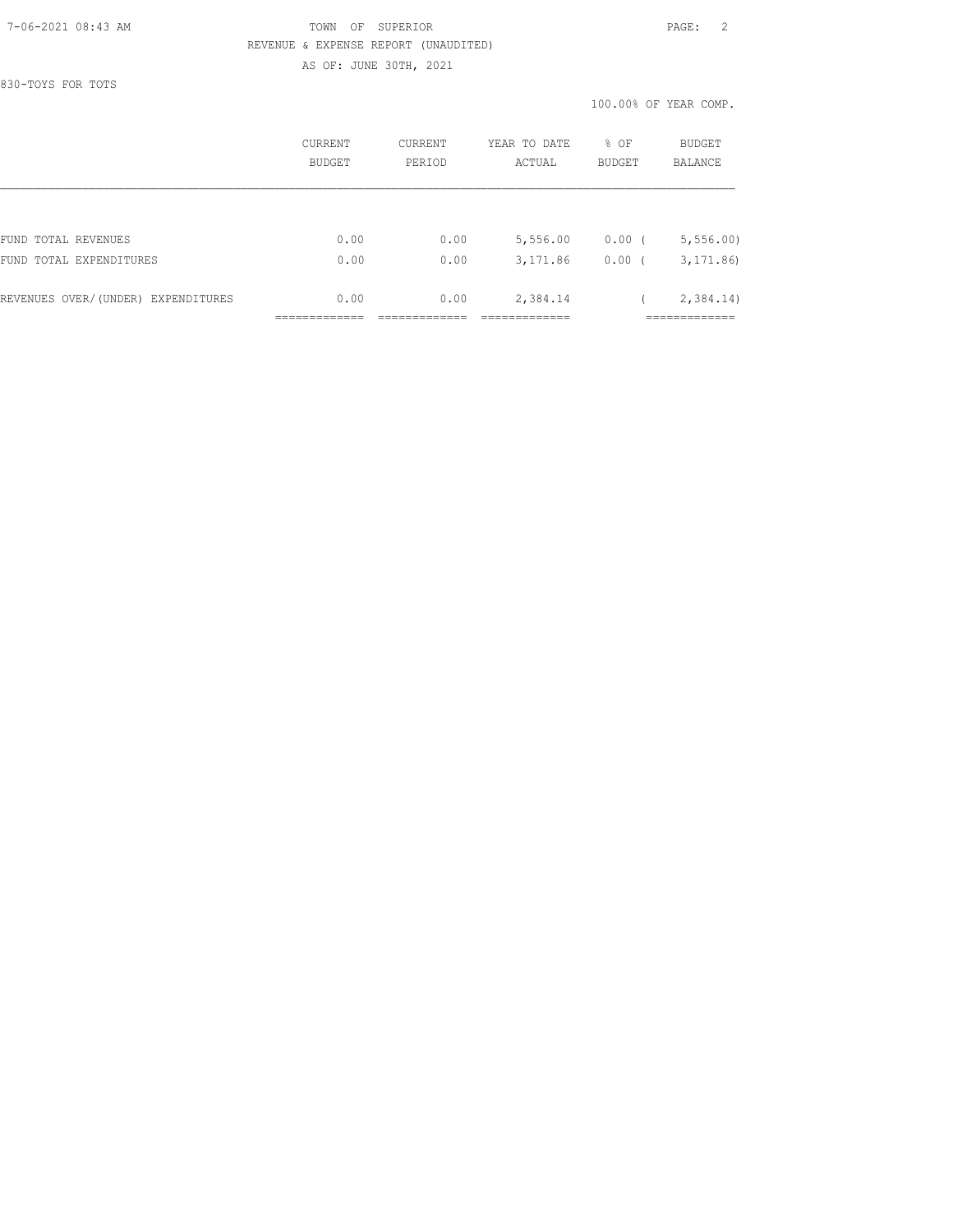TOWN OF SUPERIOR

REVENUE & EXPENSE REPORT (UNAUDITED)

AS OF: JUNE 30TH, 2021

830-TOYS FOR TOTS

100.00% OF YEAR COMP.

| | CURRENT BUDGET | CURRENT PERIOD | YEAR TO DATE ACTUAL | % OF BUDGET | BUDGET BALANCE |
|---|---|---|---|---|---|
| FUND TOTAL REVENUES | 0.00 | 0.00 | 5,556.00 | 0.00 | ( 5,556.00) |
| FUND TOTAL EXPENDITURES | 0.00 | 0.00 | 3,171.86 | 0.00 | ( 3,171.86) |
| REVENUES OVER/(UNDER) EXPENDITURES | 0.00 | 0.00 | 2,384.14 | | ( 2,384.14) |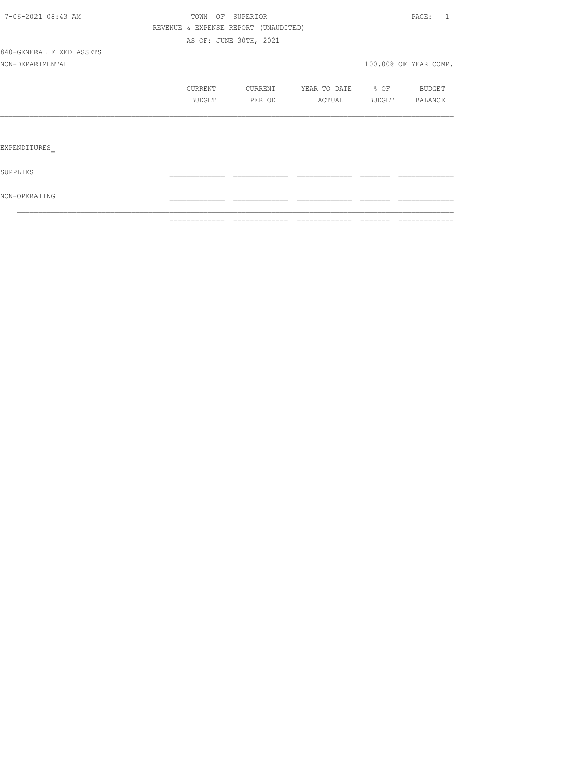TOWN OF SUPERIOR

REVENUE & EXPENSE REPORT (UNAUDITED)

AS OF: JUNE 30TH, 2021

840-GENERAL FIXED ASSETS

NON-DEPARTMENTAL

100.00% OF YEAR COMP.

| | CURRENT BUDGET | CURRENT PERIOD | YEAR TO DATE ACTUAL | % OF BUDGET | BUDGET BALANCE |
|---|---|---|---|---|---|
| EXPENDITURES_ | | | | | |
| SUPPLIES | | | | | |
| NON-OPERATING | | | | | |
| | | | | | |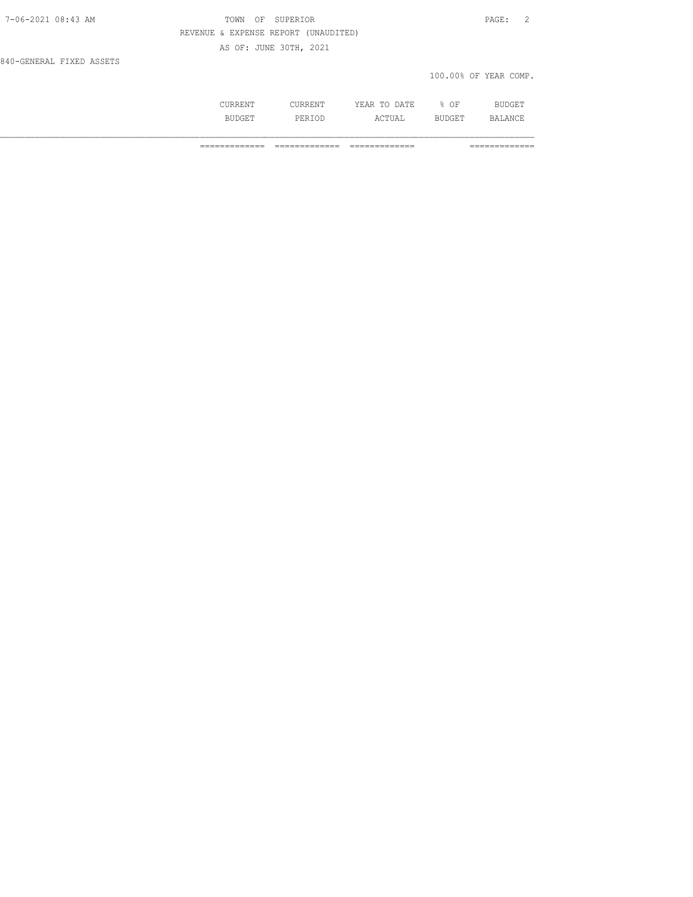REVENUE & EXPENSE REPORT (UNAUDITED)

AS OF: JUNE 30TH, 2021

840-GENERAL FIXED ASSETS

100.00% OF YEAR COMP.

| | CURRENT BUDGET | CURRENT PERIOD | YEAR TO DATE ACTUAL | % OF BUDGET | BUDGET BALANCE |
|---|---|---|---|---|---|
| | ============= | ============= | ============= | | ============= |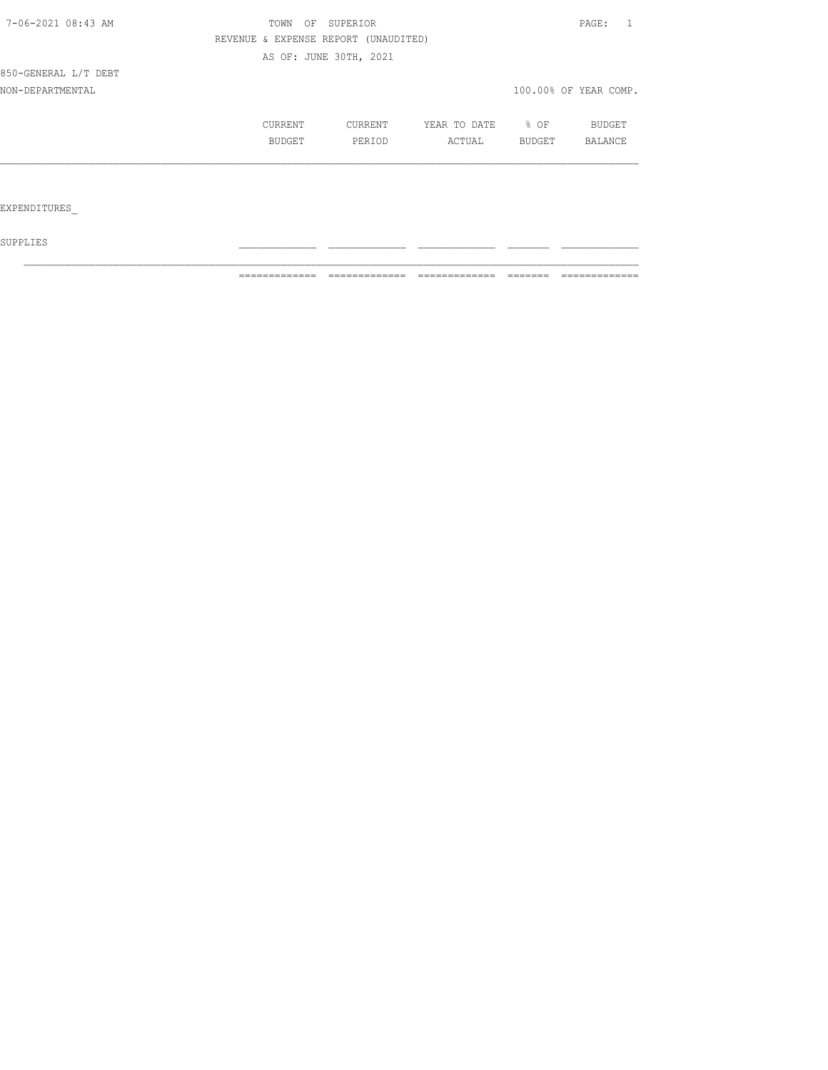TOWN OF SUPERIOR

REVENUE & EXPENSE REPORT (UNAUDITED)

AS OF: JUNE 30TH, 2021

850-GENERAL L/T DEBT

NON-DEPARTMENTAL

100.00% OF YEAR COMP.

| | CURRENT BUDGET | CURRENT PERIOD | YEAR TO DATE ACTUAL | % OF BUDGET | BUDGET BALANCE |
|---|---|---|---|---|---|
| EXPENDITURES_ | | | | | |
| SUPPLIES | | | | | |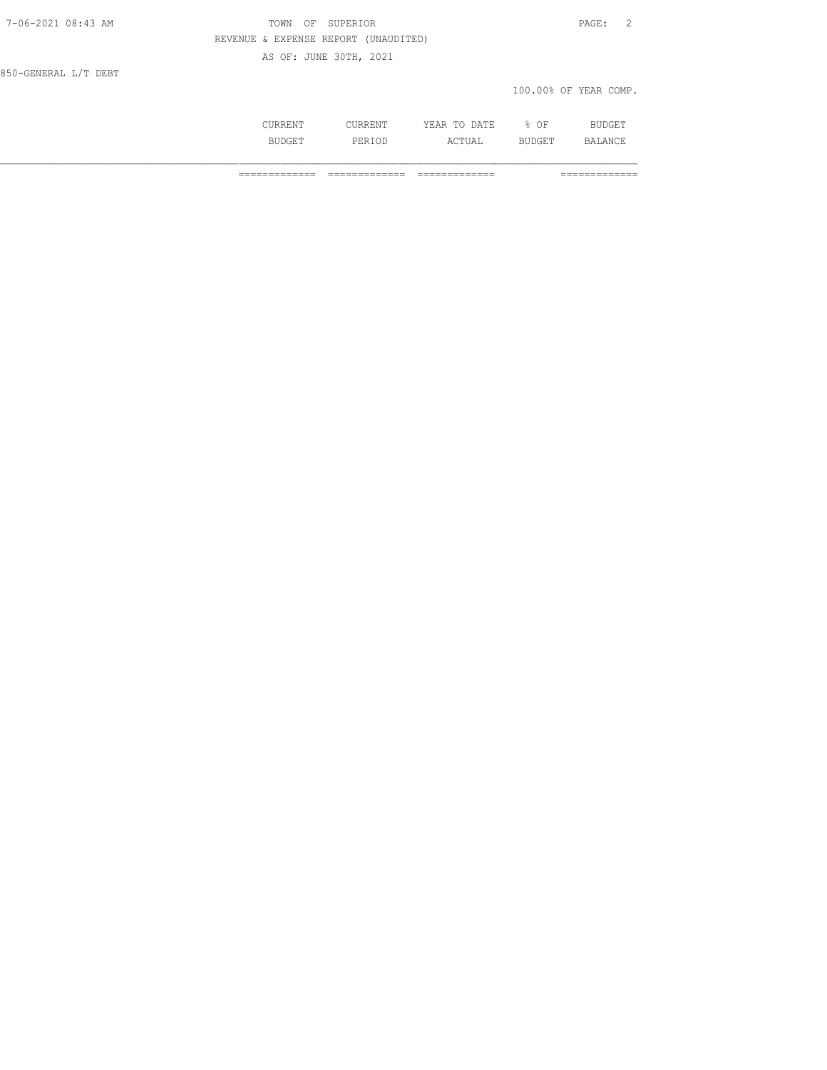REVENUE & EXPENSE REPORT (UNAUDITED)

AS OF: JUNE 30TH, 2021

850-GENERAL L/T DEBT

100.00% OF YEAR COMP.

| | CURRENT BUDGET | CURRENT PERIOD | YEAR TO DATE ACTUAL | % OF BUDGET | BUDGET BALANCE |
|---|---|---|---|---|---|
| | ============= | ============= | ============= | | ============= |